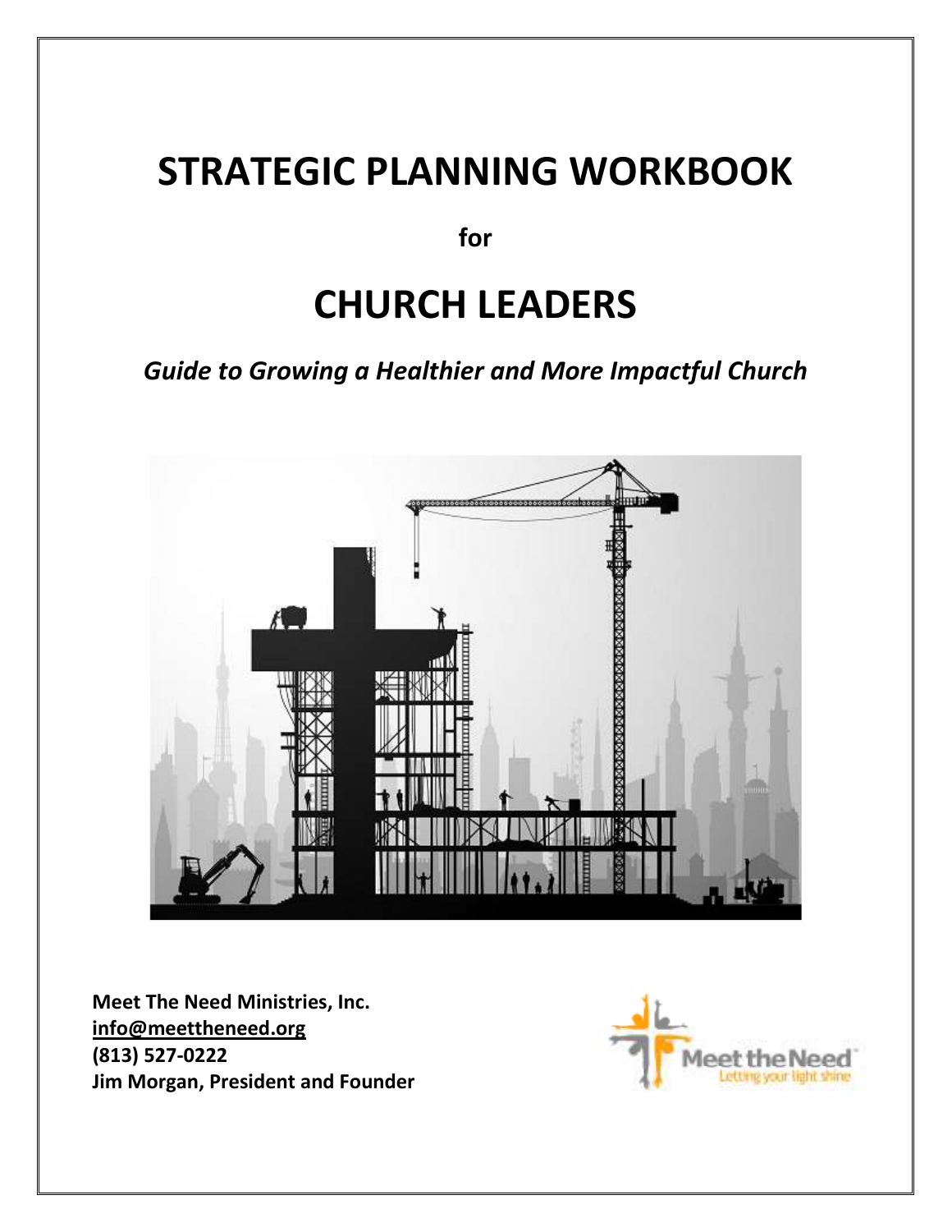# STRATEGIC PLANNING WORKBOOK

**for**

# CHURCH LEADERS

***Guide to Growing a Healthier and More Impactful Church***

**Meet The Need Ministries, Inc.**
**info@meettheneed.org**
**(813) 527-0222**
**Jim Morgan, President and Founder**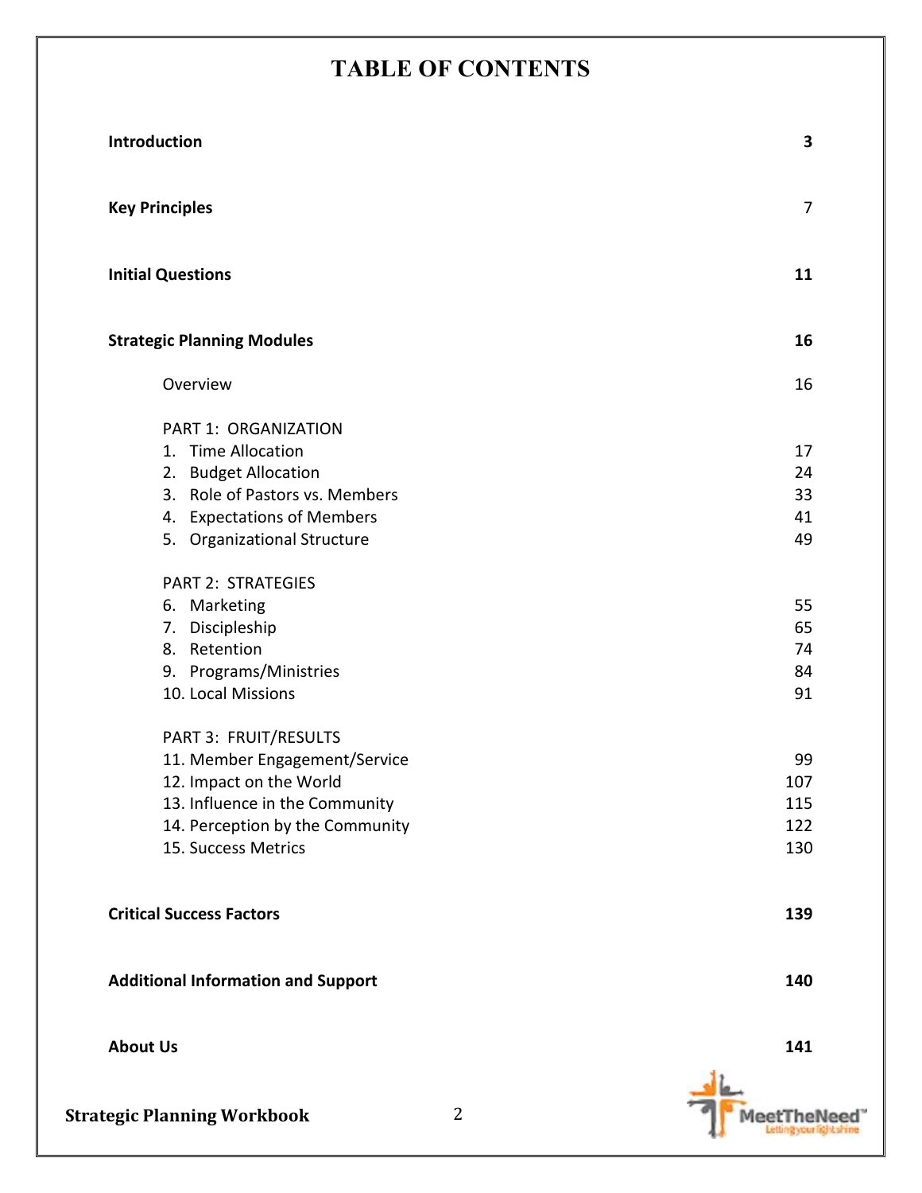# TABLE OF CONTENTS

| | |
|---|---|
| **Introduction** | **3** |
| **Key Principles** | 7 |
| **Initial Questions** | **11** |
| **Strategic Planning Modules** | **16** |
| Overview | 16 |
| PART 1: ORGANIZATION | |
| 1. Time Allocation | 17 |
| 2. Budget Allocation | 24 |
| 3. Role of Pastors vs. Members | 33 |
| 4. Expectations of Members | 41 |
| 5. Organizational Structure | 49 |
| PART 2: STRATEGIES | |
| 6. Marketing | 55 |
| 7. Discipleship | 65 |
| 8. Retention | 74 |
| 9. Programs/Ministries | 84 |
| 10. Local Missions | 91 |
| PART 3: FRUIT/RESULTS | |
| 11. Member Engagement/Service | 99 |
| 12. Impact on the World | 107 |
| 13. Influence in the Community | 115 |
| 14. Perception by the Community | 122 |
| 15. Success Metrics | 130 |
| **Critical Success Factors** | **139** |
| **Additional Information and Support** | **140** |
| **About Us** | **141** |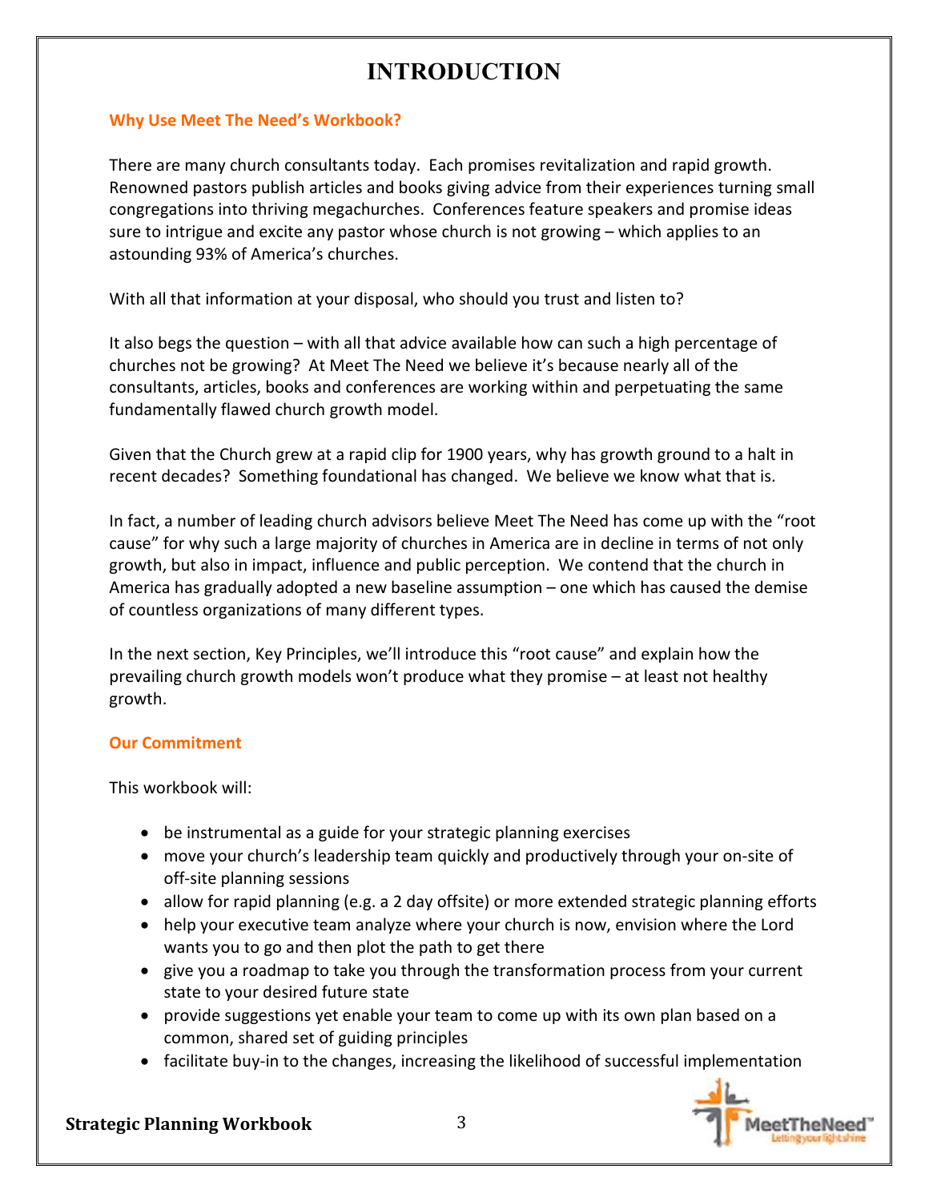# INTRODUCTION

## Why Use Meet The Need's Workbook?

There are many church consultants today. Each promises revitalization and rapid growth. Renowned pastors publish articles and books giving advice from their experiences turning small congregations into thriving megachurches. Conferences feature speakers and promise ideas sure to intrigue and excite any pastor whose church is not growing – which applies to an astounding 93% of America's churches.

With all that information at your disposal, who should you trust and listen to?

It also begs the question – with all that advice available how can such a high percentage of churches not be growing? At Meet The Need we believe it's because nearly all of the consultants, articles, books and conferences are working within and perpetuating the same fundamentally flawed church growth model.

Given that the Church grew at a rapid clip for 1900 years, why has growth ground to a halt in recent decades? Something foundational has changed. We believe we know what that is.

In fact, a number of leading church advisors believe Meet The Need has come up with the "root cause" for why such a large majority of churches in America are in decline in terms of not only growth, but also in impact, influence and public perception. We contend that the church in America has gradually adopted a new baseline assumption – one which has caused the demise of countless organizations of many different types.

In the next section, Key Principles, we'll introduce this "root cause" and explain how the prevailing church growth models won't produce what they promise – at least not healthy growth.

## Our Commitment

This workbook will:

- be instrumental as a guide for your strategic planning exercises
- move your church's leadership team quickly and productively through your on-site of off-site planning sessions
- allow for rapid planning (e.g. a 2 day offsite) or more extended strategic planning efforts
- help your executive team analyze where your church is now, envision where the Lord wants you to go and then plot the path to get there
- give you a roadmap to take you through the transformation process from your current state to your desired future state
- provide suggestions yet enable your team to come up with its own plan based on a common, shared set of guiding principles
- facilitate buy-in to the changes, increasing the likelihood of successful implementation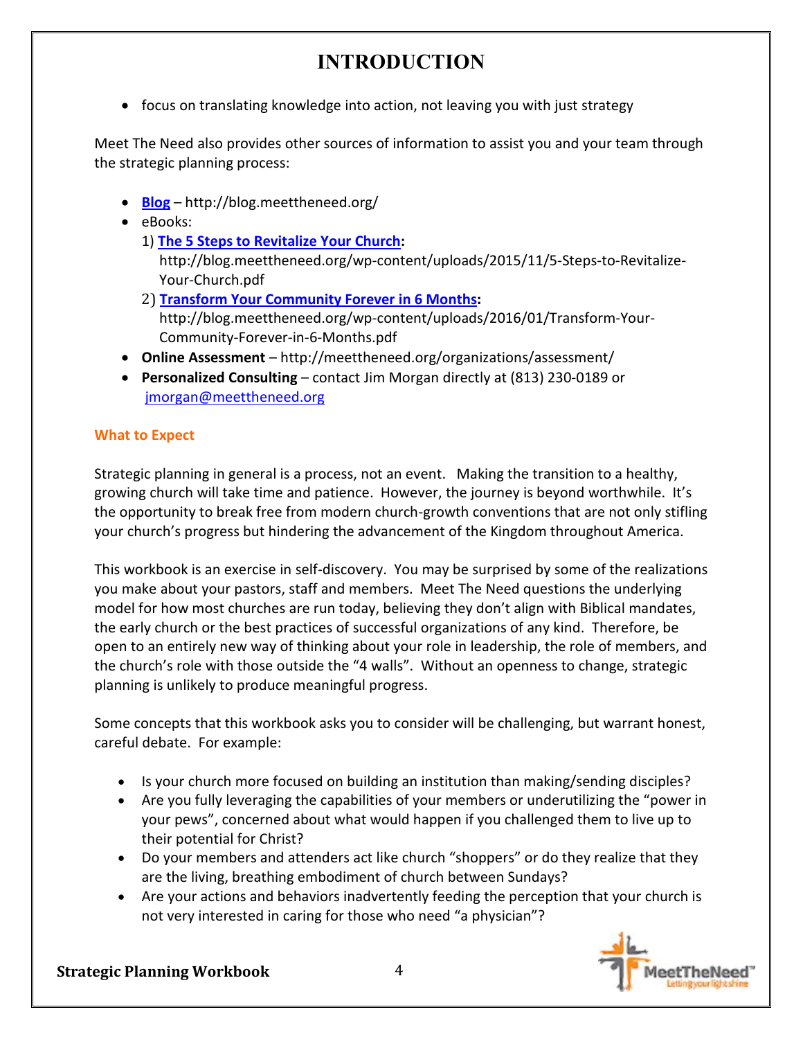// INTRODUCTION

- focus on translating knowledge into action, not leaving you with just strategy

Meet The Need also provides other sources of information to assist you and your team through the strategic planning process:

- **Blog** – http://blog.meettheneed.org/
- eBooks:
  1) **The 5 Steps to Revitalize Your Church:** http://blog.meettheneed.org/wp-content/uploads/2015/11/5-Steps-to-Revitalize-Your-Church.pdf
  2) **Transform Your Community Forever in 6 Months:** http://blog.meettheneed.org/wp-content/uploads/2016/01/Transform-Your-Community-Forever-in-6-Months.pdf
- **Online Assessment** – http://meettheneed.org/organizations/assessment/
- **Personalized Consulting** – contact Jim Morgan directly at (813) 230-0189 or jmorgan@meettheneed.org

**What to Expect**

Strategic planning in general is a process, not an event. Making the transition to a healthy, growing church will take time and patience. However, the journey is beyond worthwhile. It's the opportunity to break free from modern church-growth conventions that are not only stifling your church's progress but hindering the advancement of the Kingdom throughout America.

This workbook is an exercise in self-discovery. You may be surprised by some of the realizations you make about your pastors, staff and members. Meet The Need questions the underlying model for how most churches are run today, believing they don't align with Biblical mandates, the early church or the best practices of successful organizations of any kind. Therefore, be open to an entirely new way of thinking about your role in leadership, the role of members, and the church's role with those outside the "4 walls". Without an openness to change, strategic planning is unlikely to produce meaningful progress.

Some concepts that this workbook asks you to consider will be challenging, but warrant honest, careful debate. For example:

- Is your church more focused on building an institution than making/sending disciples?
- Are you fully leveraging the capabilities of your members or underutilizing the "power in your pews", concerned about what would happen if you challenged them to live up to their potential for Christ?
- Do your members and attenders act like church "shoppers" or do they realize that they are the living, breathing embodiment of church between Sundays?
- Are your actions and behaviors inadvertently feeding the perception that your church is not very interested in caring for those who need "a physician"?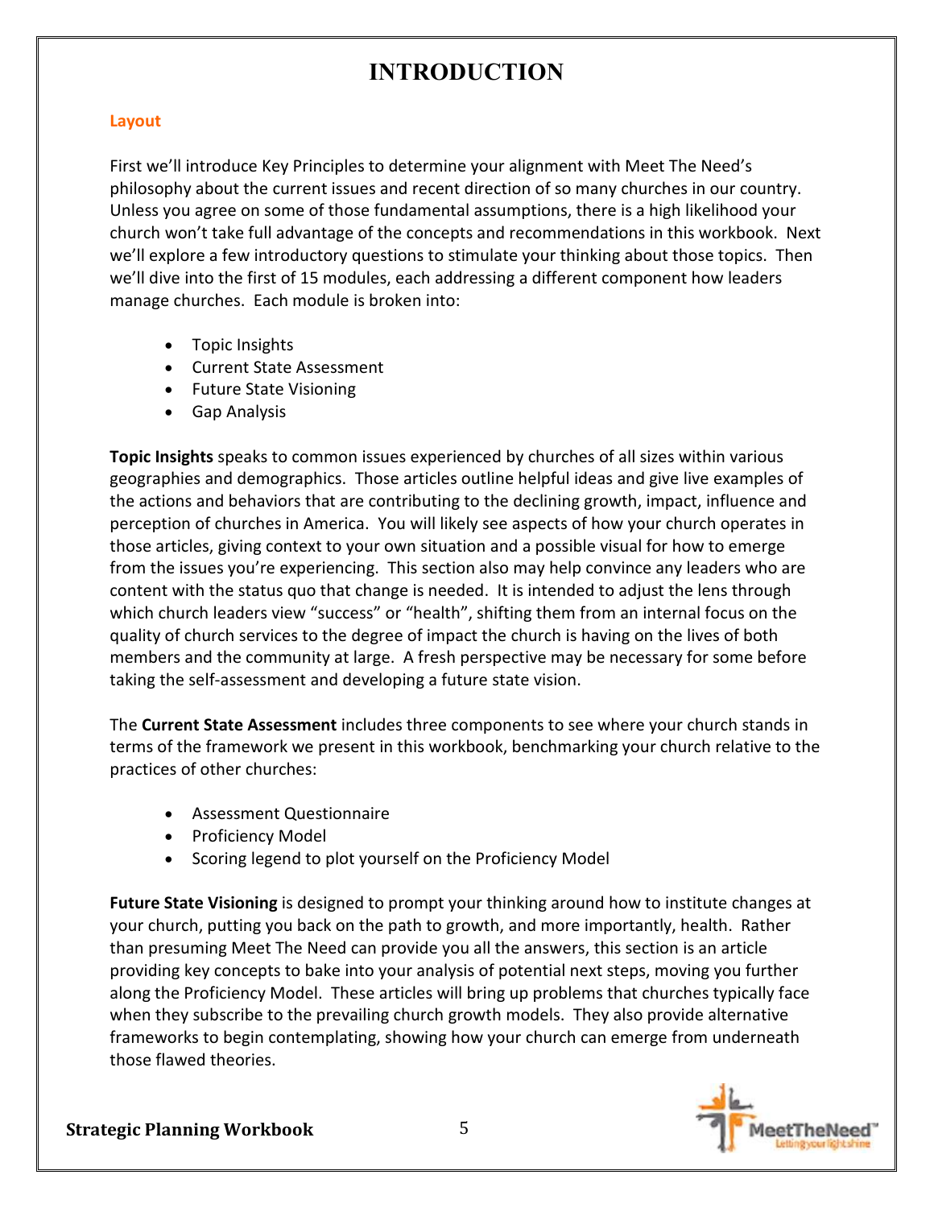# INTRODUCTION

## Layout

First we'll introduce Key Principles to determine your alignment with Meet The Need's philosophy about the current issues and recent direction of so many churches in our country. Unless you agree on some of those fundamental assumptions, there is a high likelihood your church won't take full advantage of the concepts and recommendations in this workbook. Next we'll explore a few introductory questions to stimulate your thinking about those topics. Then we'll dive into the first of 15 modules, each addressing a different component how leaders manage churches. Each module is broken into:

- Topic Insights
- Current State Assessment
- Future State Visioning
- Gap Analysis

**Topic Insights** speaks to common issues experienced by churches of all sizes within various geographies and demographics. Those articles outline helpful ideas and give live examples of the actions and behaviors that are contributing to the declining growth, impact, influence and perception of churches in America. You will likely see aspects of how your church operates in those articles, giving context to your own situation and a possible visual for how to emerge from the issues you're experiencing. This section also may help convince any leaders who are content with the status quo that change is needed. It is intended to adjust the lens through which church leaders view "success" or "health", shifting them from an internal focus on the quality of church services to the degree of impact the church is having on the lives of both members and the community at large. A fresh perspective may be necessary for some before taking the self-assessment and developing a future state vision.

The **Current State Assessment** includes three components to see where your church stands in terms of the framework we present in this workbook, benchmarking your church relative to the practices of other churches:

- Assessment Questionnaire
- Proficiency Model
- Scoring legend to plot yourself on the Proficiency Model

**Future State Visioning** is designed to prompt your thinking around how to institute changes at your church, putting you back on the path to growth, and more importantly, health. Rather than presuming Meet The Need can provide you all the answers, this section is an article providing key concepts to bake into your analysis of potential next steps, moving you further along the Proficiency Model. These articles will bring up problems that churches typically face when they subscribe to the prevailing church growth models. They also provide alternative frameworks to begin contemplating, showing how your church can emerge from underneath those flawed theories.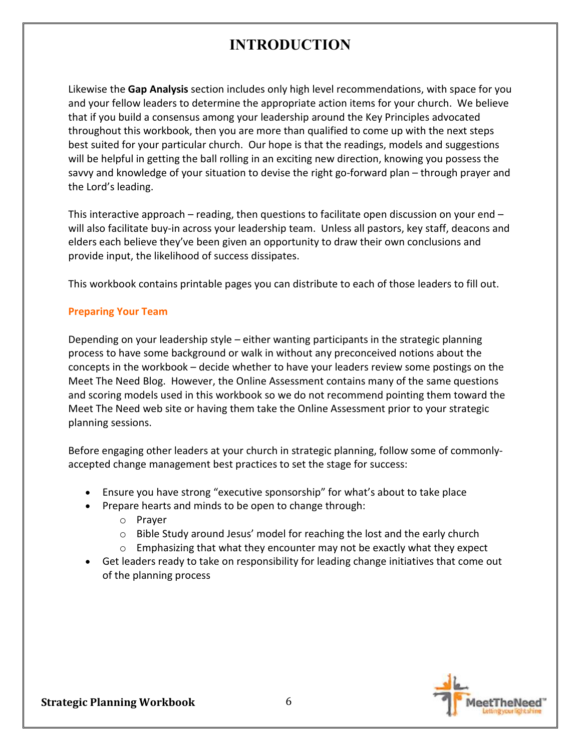# INTRODUCTION

Likewise the **Gap Analysis** section includes only high level recommendations, with space for you and your fellow leaders to determine the appropriate action items for your church. We believe that if you build a consensus among your leadership around the Key Principles advocated throughout this workbook, then you are more than qualified to come up with the next steps best suited for your particular church. Our hope is that the readings, models and suggestions will be helpful in getting the ball rolling in an exciting new direction, knowing you possess the savvy and knowledge of your situation to devise the right go-forward plan – through prayer and the Lord's leading.

This interactive approach – reading, then questions to facilitate open discussion on your end – will also facilitate buy-in across your leadership team. Unless all pastors, key staff, deacons and elders each believe they've been given an opportunity to draw their own conclusions and provide input, the likelihood of success dissipates.

This workbook contains printable pages you can distribute to each of those leaders to fill out.

## Preparing Your Team

Depending on your leadership style – either wanting participants in the strategic planning process to have some background or walk in without any preconceived notions about the concepts in the workbook – decide whether to have your leaders review some postings on the Meet The Need Blog. However, the Online Assessment contains many of the same questions and scoring models used in this workbook so we do not recommend pointing them toward the Meet The Need web site or having them take the Online Assessment prior to your strategic planning sessions.

Before engaging other leaders at your church in strategic planning, follow some of commonly-accepted change management best practices to set the stage for success:

- Ensure you have strong "executive sponsorship" for what's about to take place
- Prepare hearts and minds to be open to change through:
  - Prayer
  - Bible Study around Jesus' model for reaching the lost and the early church
  - Emphasizing that what they encounter may not be exactly what they expect
- Get leaders ready to take on responsibility for leading change initiatives that come out of the planning process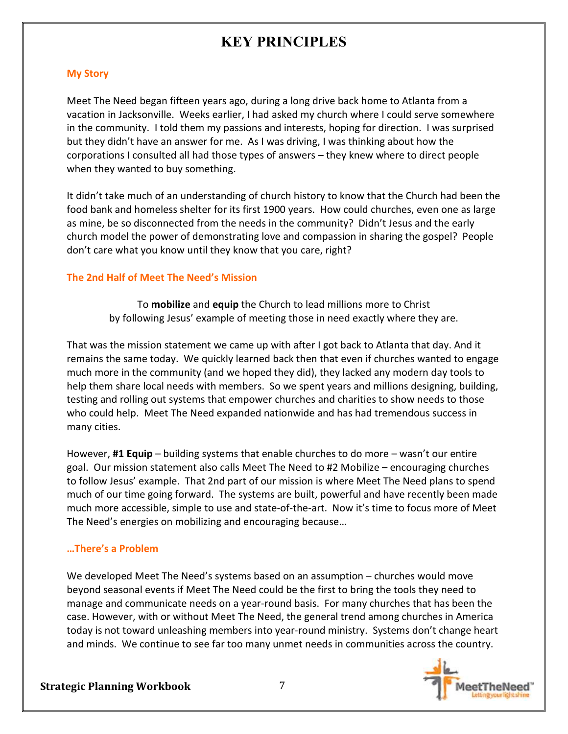# KEY PRINCIPLES

### My Story

Meet The Need began fifteen years ago, during a long drive back home to Atlanta from a vacation in Jacksonville. Weeks earlier, I had asked my church where I could serve somewhere in the community. I told them my passions and interests, hoping for direction. I was surprised but they didn't have an answer for me. As I was driving, I was thinking about how the corporations I consulted all had those types of answers – they knew where to direct people when they wanted to buy something.

It didn't take much of an understanding of church history to know that the Church had been the food bank and homeless shelter for its first 1900 years. How could churches, even one as large as mine, be so disconnected from the needs in the community? Didn't Jesus and the early church model the power of demonstrating love and compassion in sharing the gospel? People don't care what you know until they know that you care, right?

### The 2nd Half of Meet The Need's Mission

To **mobilize** and **equip** the Church to lead millions more to Christ by following Jesus' example of meeting those in need exactly where they are.

That was the mission statement we came up with after I got back to Atlanta that day. And it remains the same today. We quickly learned back then that even if churches wanted to engage much more in the community (and we hoped they did), they lacked any modern day tools to help them share local needs with members. So we spent years and millions designing, building, testing and rolling out systems that empower churches and charities to show needs to those who could help. Meet The Need expanded nationwide and has had tremendous success in many cities.

However, **#1 Equip** – building systems that enable churches to do more – wasn't our entire goal. Our mission statement also calls Meet The Need to #2 Mobilize – encouraging churches to follow Jesus' example. That 2nd part of our mission is where Meet The Need plans to spend much of our time going forward. The systems are built, powerful and have recently been made much more accessible, simple to use and state-of-the-art. Now it's time to focus more of Meet The Need's energies on mobilizing and encouraging because…

### …There's a Problem

We developed Meet The Need's systems based on an assumption – churches would move beyond seasonal events if Meet The Need could be the first to bring the tools they need to manage and communicate needs on a year-round basis. For many churches that has been the case. However, with or without Meet The Need, the general trend among churches in America today is not toward unleashing members into year-round ministry. Systems don't change heart and minds. We continue to see far too many unmet needs in communities across the country.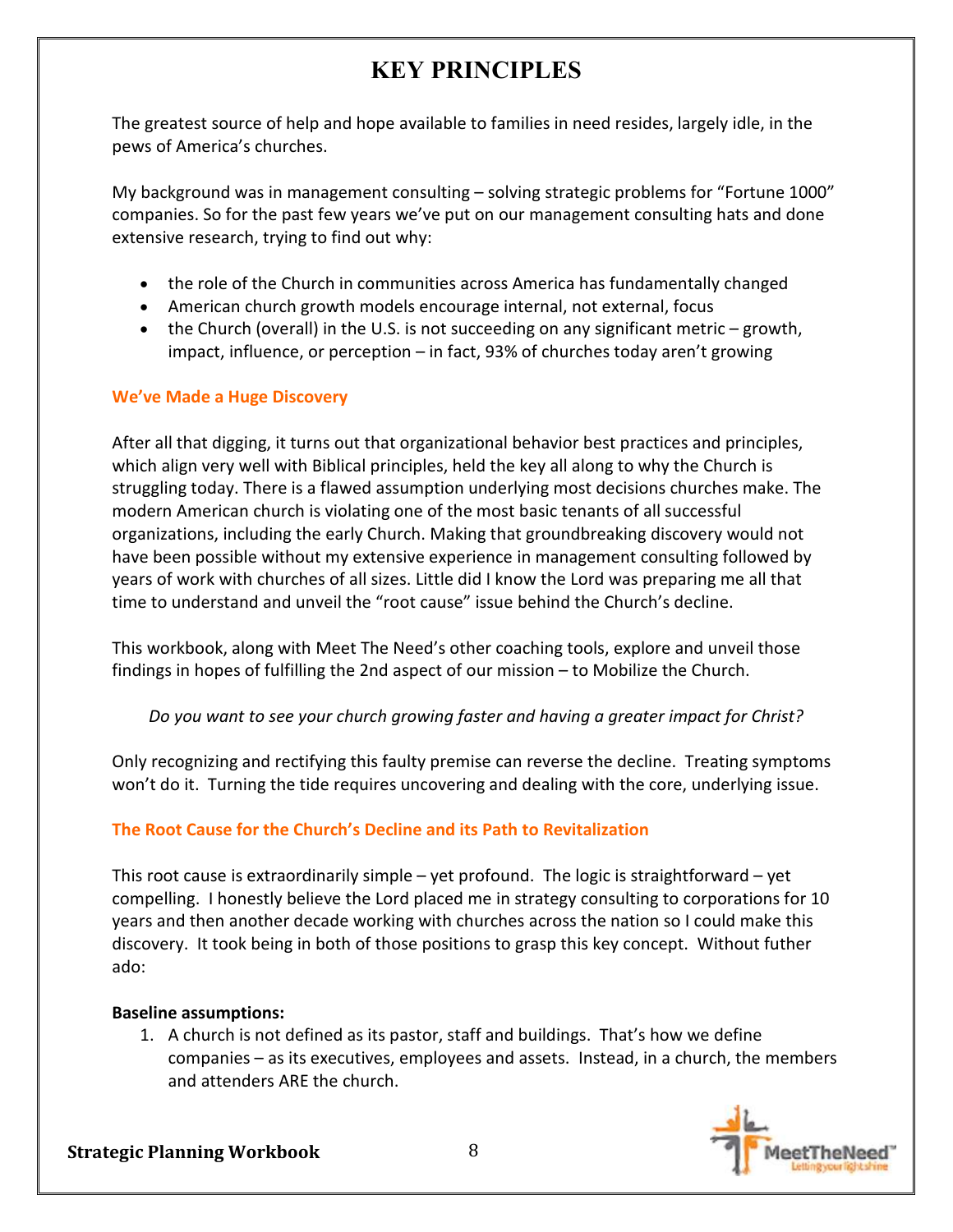# KEY PRINCIPLES

The greatest source of help and hope available to families in need resides, largely idle, in the pews of America's churches.

My background was in management consulting – solving strategic problems for "Fortune 1000" companies. So for the past few years we've put on our management consulting hats and done extensive research, trying to find out why:

- the role of the Church in communities across America has fundamentally changed
- American church growth models encourage internal, not external, focus
- the Church (overall) in the U.S. is not succeeding on any significant metric – growth, impact, influence, or perception – in fact, 93% of churches today aren't growing

### We've Made a Huge Discovery

After all that digging, it turns out that organizational behavior best practices and principles, which align very well with Biblical principles, held the key all along to why the Church is struggling today. There is a flawed assumption underlying most decisions churches make. The modern American church is violating one of the most basic tenants of all successful organizations, including the early Church. Making that groundbreaking discovery would not have been possible without my extensive experience in management consulting followed by years of work with churches of all sizes. Little did I know the Lord was preparing me all that time to understand and unveil the "root cause" issue behind the Church's decline.

This workbook, along with Meet The Need's other coaching tools, explore and unveil those findings in hopes of fulfilling the 2nd aspect of our mission – to Mobilize the Church.

*Do you want to see your church growing faster and having a greater impact for Christ?*

Only recognizing and rectifying this faulty premise can reverse the decline. Treating symptoms won't do it. Turning the tide requires uncovering and dealing with the core, underlying issue.

### The Root Cause for the Church's Decline and its Path to Revitalization

This root cause is extraordinarily simple – yet profound. The logic is straightforward – yet compelling. I honestly believe the Lord placed me in strategy consulting to corporations for 10 years and then another decade working with churches across the nation so I could make this discovery. It took being in both of those positions to grasp this key concept. Without futher ado:

**Baseline assumptions:**

1. A church is not defined as its pastor, staff and buildings. That's how we define companies – as its executives, employees and assets. Instead, in a church, the members and attenders ARE the church.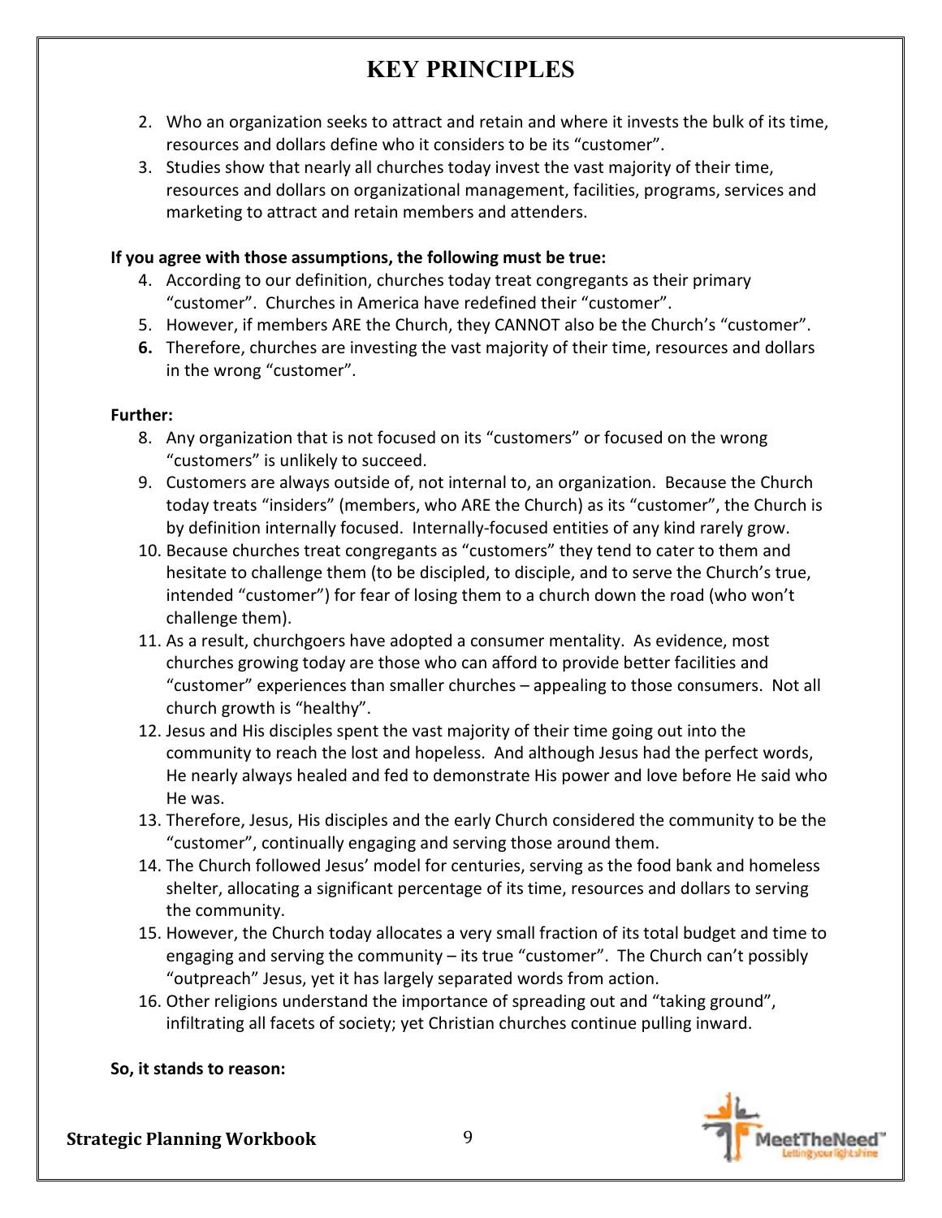# KEY PRINCIPLES

2. Who an organization seeks to attract and retain and where it invests the bulk of its time, resources and dollars define who it considers to be its "customer".
3. Studies show that nearly all churches today invest the vast majority of their time, resources and dollars on organizational management, facilities, programs, services and marketing to attract and retain members and attenders.

**If you agree with those assumptions, the following must be true:**

4. According to our definition, churches today treat congregants as their primary "customer". Churches in America have redefined their "customer".
5. However, if members ARE the Church, they CANNOT also be the Church's "customer".
6. Therefore, churches are investing the vast majority of their time, resources and dollars in the wrong "customer".

**Further:**

8. Any organization that is not focused on its "customers" or focused on the wrong "customers" is unlikely to succeed.
9. Customers are always outside of, not internal to, an organization. Because the Church today treats "insiders" (members, who ARE the Church) as its "customer", the Church is by definition internally focused. Internally-focused entities of any kind rarely grow.
10. Because churches treat congregants as "customers" they tend to cater to them and hesitate to challenge them (to be discipled, to disciple, and to serve the Church's true, intended "customer") for fear of losing them to a church down the road (who won't challenge them).
11. As a result, churchgoers have adopted a consumer mentality. As evidence, most churches growing today are those who can afford to provide better facilities and "customer" experiences than smaller churches – appealing to those consumers. Not all church growth is "healthy".
12. Jesus and His disciples spent the vast majority of their time going out into the community to reach the lost and hopeless. And although Jesus had the perfect words, He nearly always healed and fed to demonstrate His power and love before He said who He was.
13. Therefore, Jesus, His disciples and the early Church considered the community to be the "customer", continually engaging and serving those around them.
14. The Church followed Jesus' model for centuries, serving as the food bank and homeless shelter, allocating a significant percentage of its time, resources and dollars to serving the community.
15. However, the Church today allocates a very small fraction of its total budget and time to engaging and serving the community – its true "customer". The Church can't possibly "outpreach" Jesus, yet it has largely separated words from action.
16. Other religions understand the importance of spreading out and "taking ground", infiltrating all facets of society; yet Christian churches continue pulling inward.

**So, it stands to reason:**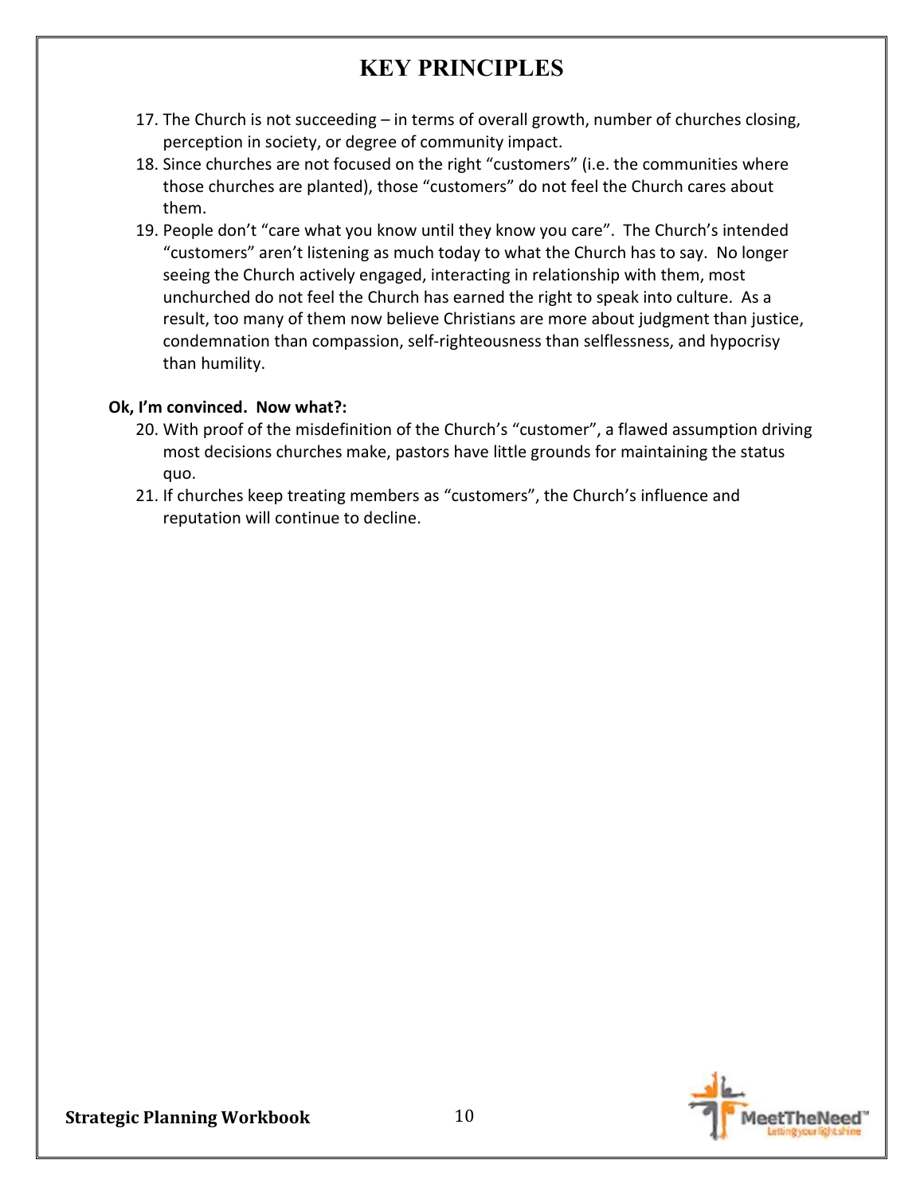# KEY PRINCIPLES

17. The Church is not succeeding – in terms of overall growth, number of churches closing, perception in society, or degree of community impact.
18. Since churches are not focused on the right "customers" (i.e. the communities where those churches are planted), those "customers" do not feel the Church cares about them.
19. People don't "care what you know until they know you care". The Church's intended "customers" aren't listening as much today to what the Church has to say. No longer seeing the Church actively engaged, interacting in relationship with them, most unchurched do not feel the Church has earned the right to speak into culture. As a result, too many of them now believe Christians are more about judgment than justice, condemnation than compassion, self-righteousness than selflessness, and hypocrisy than humility.

**Ok, I'm convinced. Now what?:**

20. With proof of the misdefinition of the Church's "customer", a flawed assumption driving most decisions churches make, pastors have little grounds for maintaining the status quo.
21. If churches keep treating members as "customers", the Church's influence and reputation will continue to decline.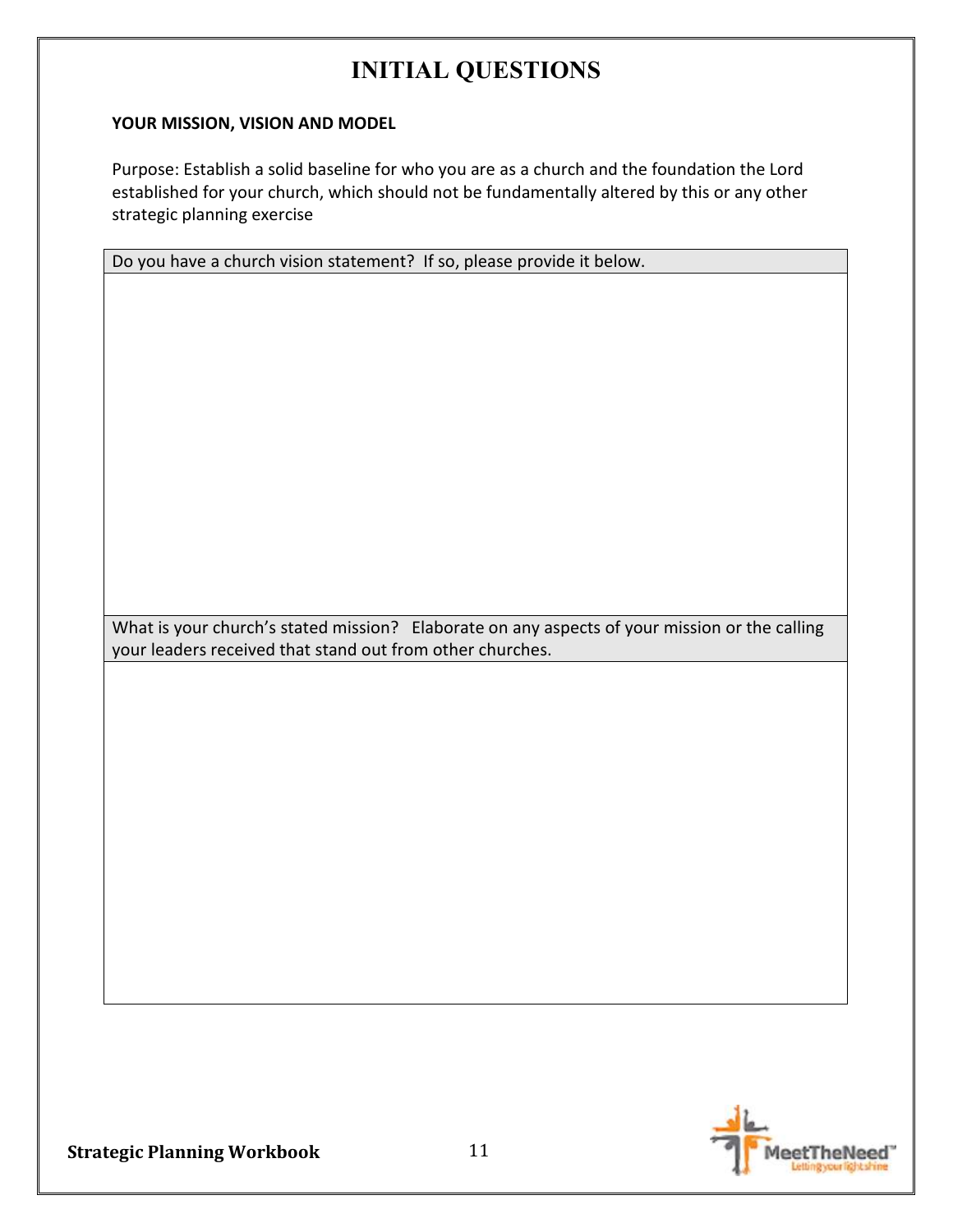# INITIAL QUESTIONS

**YOUR MISSION, VISION AND MODEL**

Purpose: Establish a solid baseline for who you are as a church and the foundation the Lord established for your church, which should not be fundamentally altered by this or any other strategic planning exercise

| Do you have a church vision statement? If so, please provide it below. |
| --- |
| |

| What is your church's stated mission? Elaborate on any aspects of your mission or the calling your leaders received that stand out from other churches. |
| --- |
| |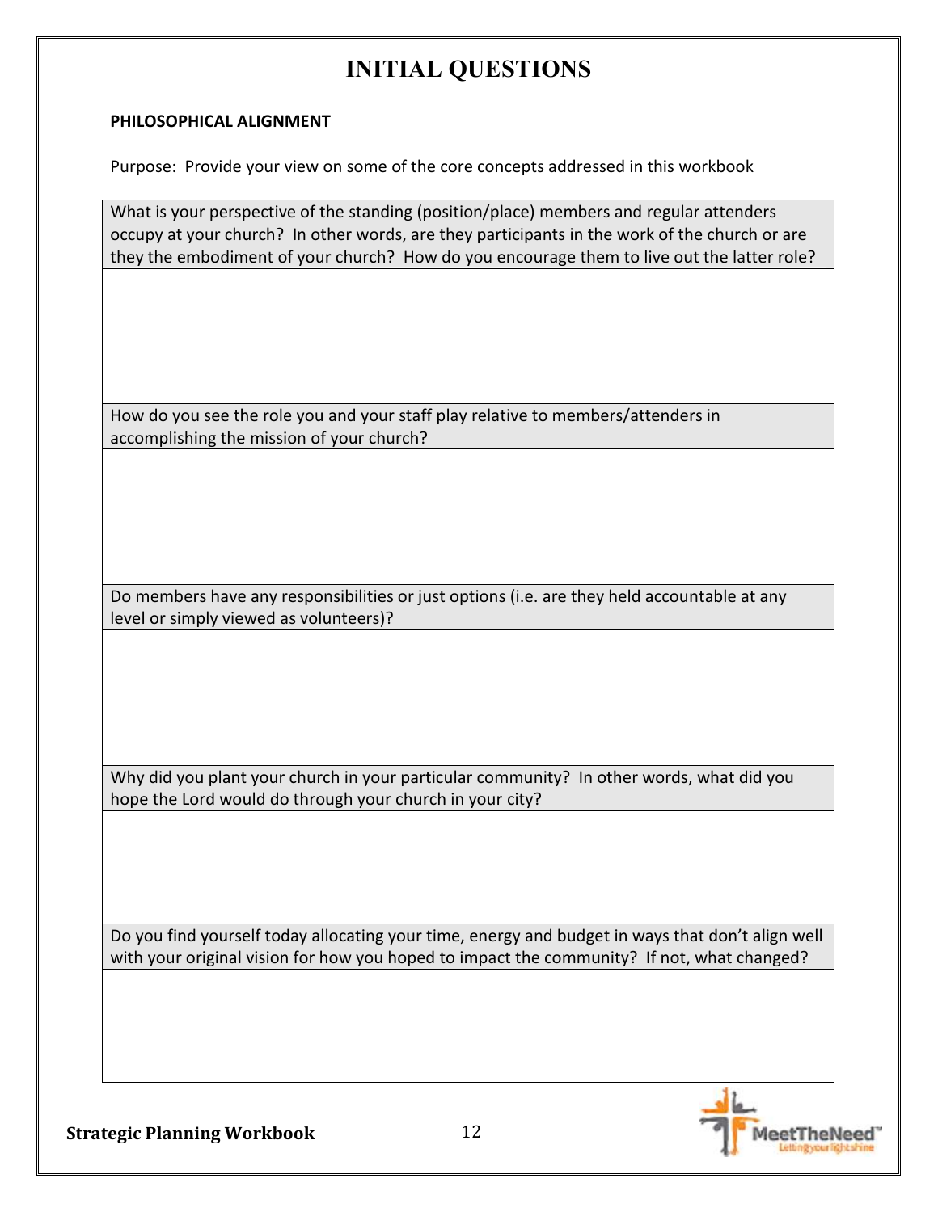# INITIAL QUESTIONS

**PHILOSOPHICAL ALIGNMENT**

Purpose: Provide your view on some of the core concepts addressed in this workbook

| What is your perspective of the standing (position/place) members and regular attenders occupy at your church? In other words, are they participants in the work of the church or are they the embodiment of your church? How do you encourage them to live out the latter role? |
|---|
| |
| How do you see the role you and your staff play relative to members/attenders in accomplishing the mission of your church? |
| |
| Do members have any responsibilities or just options (i.e. are they held accountable at any level or simply viewed as volunteers)? |
| |
| Why did you plant your church in your particular community? In other words, what did you hope the Lord would do through your church in your city? |
| |
| Do you find yourself today allocating your time, energy and budget in ways that don't align well with your original vision for how you hoped to impact the community? If not, what changed? |
| |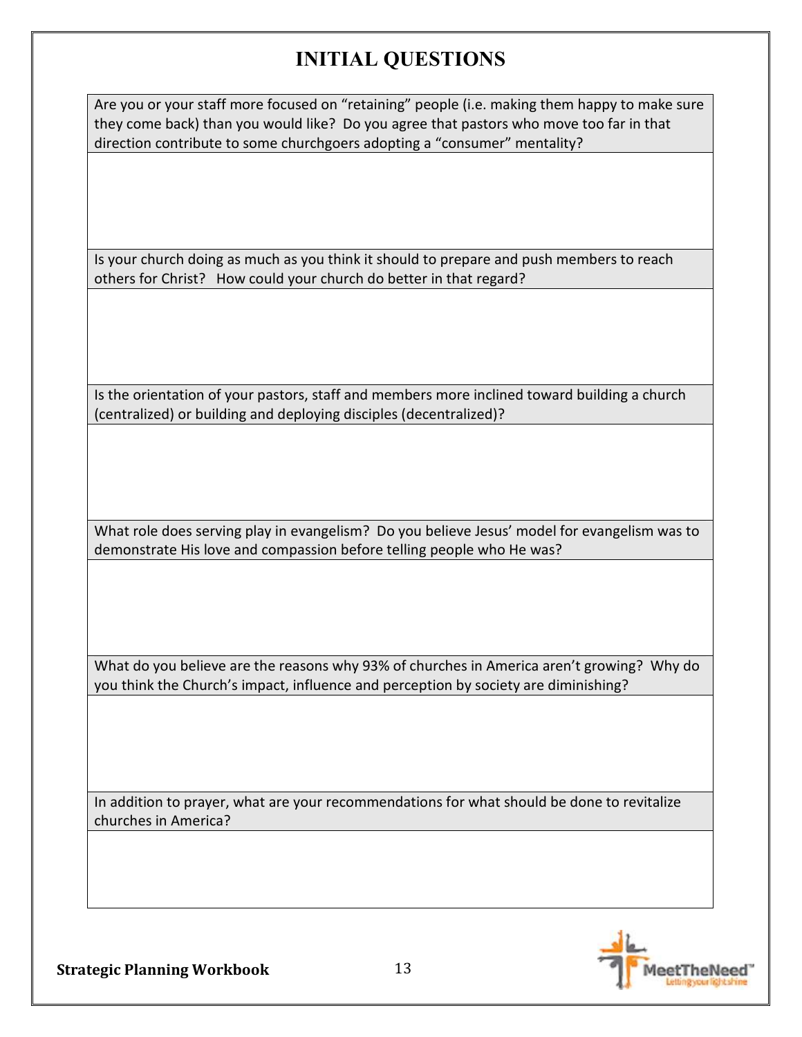# INITIAL QUESTIONS

| Are you or your staff more focused on "retaining" people (i.e. making them happy to make sure they come back) than you would like? Do you agree that pastors who move too far in that direction contribute to some churchgoers adopting a "consumer" mentality? |
| --- |
| |
| Is your church doing as much as you think it should to prepare and push members to reach others for Christ? How could your church do better in that regard? |
| |
| Is the orientation of your pastors, staff and members more inclined toward building a church (centralized) or building and deploying disciples (decentralized)? |
| |
| What role does serving play in evangelism? Do you believe Jesus' model for evangelism was to demonstrate His love and compassion before telling people who He was? |
| |
| What do you believe are the reasons why 93% of churches in America aren't growing? Why do you think the Church's impact, influence and perception by society are diminishing? |
| |
| In addition to prayer, what are your recommendations for what should be done to revitalize churches in America? |
| |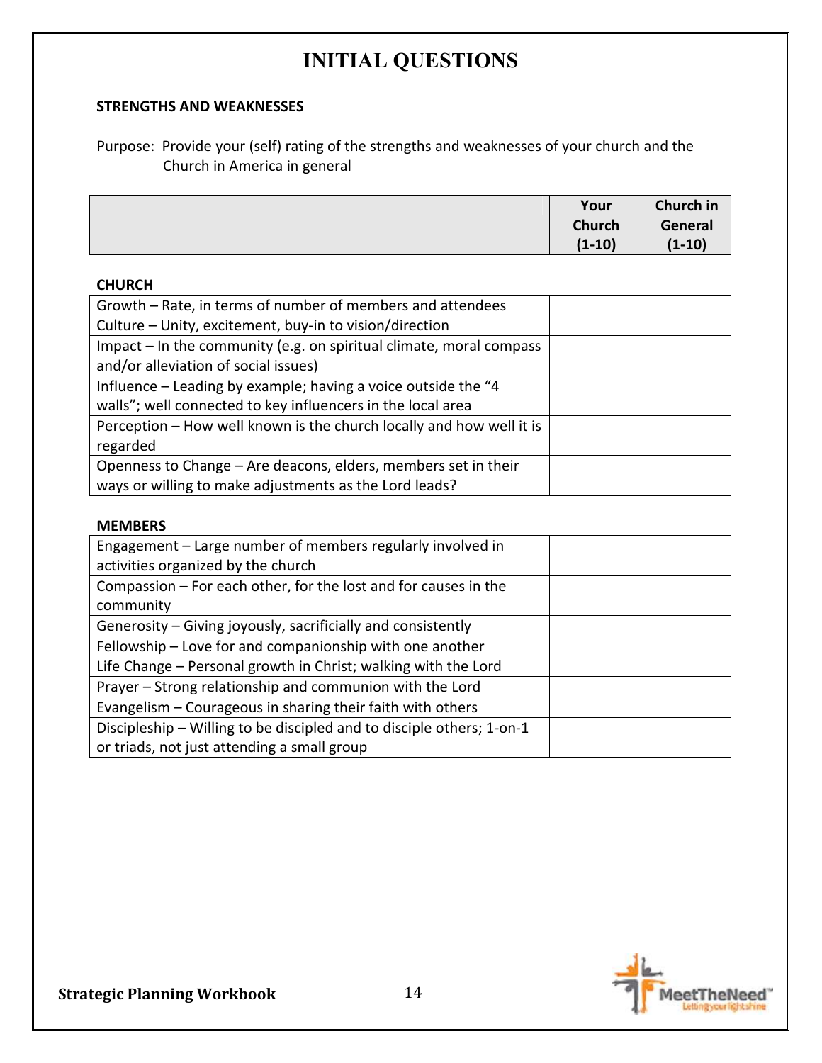# INITIAL QUESTIONS

**STRENGTHS AND WEAKNESSES**

Purpose: Provide your (self) rating of the strengths and weaknesses of your church and the Church in America in general

| | Your Church (1-10) | Church in General (1-10) |
|---|---|---|
| **CHURCH** | | |
| Growth – Rate, in terms of number of members and attendees | | |
| Culture – Unity, excitement, buy-in to vision/direction | | |
| Impact – In the community (e.g. on spiritual climate, moral compass and/or alleviation of social issues) | | |
| Influence – Leading by example; having a voice outside the "4 walls"; well connected to key influencers in the local area | | |
| Perception – How well known is the church locally and how well it is regarded | | |
| Openness to Change – Are deacons, elders, members set in their ways or willing to make adjustments as the Lord leads? | | |
| **MEMBERS** | | |
| Engagement – Large number of members regularly involved in activities organized by the church | | |
| Compassion – For each other, for the lost and for causes in the community | | |
| Generosity – Giving joyously, sacrificially and consistently | | |
| Fellowship – Love for and companionship with one another | | |
| Life Change – Personal growth in Christ; walking with the Lord | | |
| Prayer – Strong relationship and communion with the Lord | | |
| Evangelism – Courageous in sharing their faith with others | | |
| Discipleship – Willing to be discipled and to disciple others; 1-on-1 or triads, not just attending a small group | | |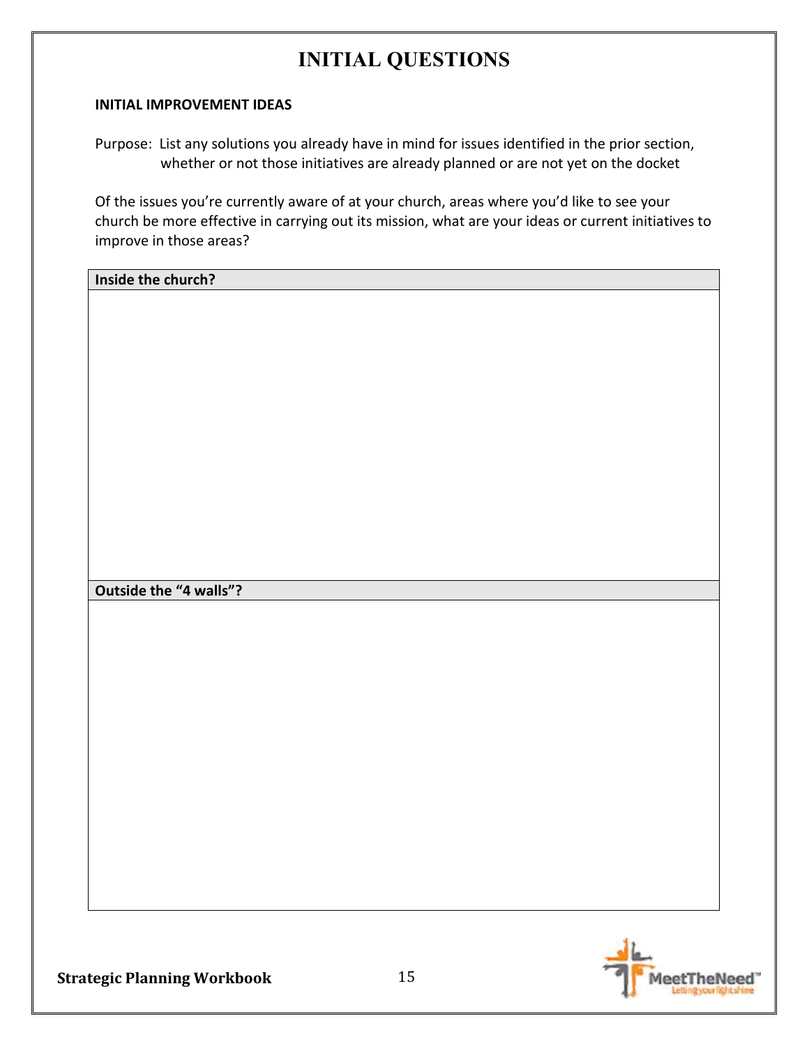# INITIAL QUESTIONS

**INITIAL IMPROVEMENT IDEAS**

Purpose: List any solutions you already have in mind for issues identified in the prior section, whether or not those initiatives are already planned or are not yet on the docket

Of the issues you're currently aware of at your church, areas where you'd like to see your church be more effective in carrying out its mission, what are your ideas or current initiatives to improve in those areas?

| Inside the church? |
| --- |
| |

| Outside the "4 walls"? |
| --- |
| |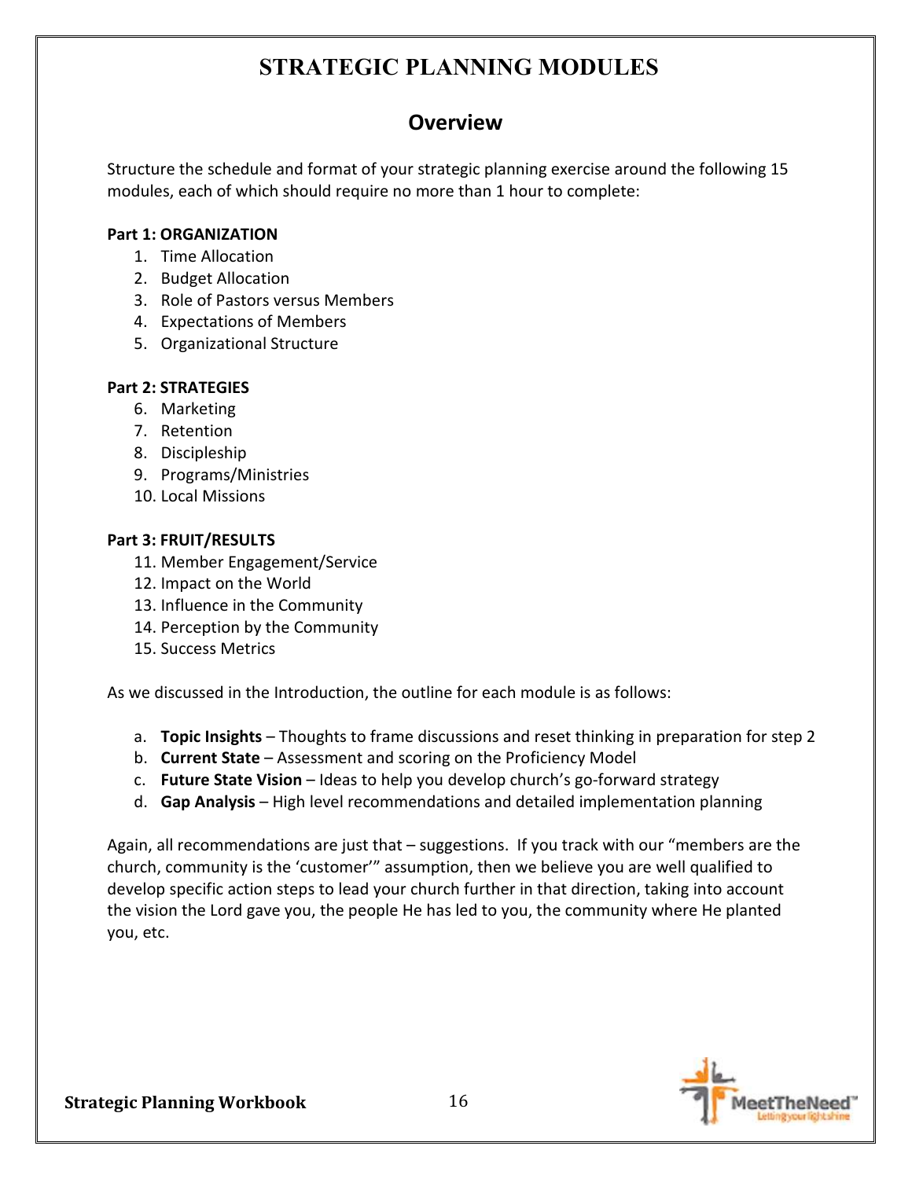# STRATEGIC PLANNING MODULES

## Overview

Structure the schedule and format of your strategic planning exercise around the following 15 modules, each of which should require no more than 1 hour to complete:

**Part 1: ORGANIZATION**

1. Time Allocation
2. Budget Allocation
3. Role of Pastors versus Members
4. Expectations of Members
5. Organizational Structure

**Part 2: STRATEGIES**

6. Marketing
7. Retention
8. Discipleship
9. Programs/Ministries
10. Local Missions

**Part 3: FRUIT/RESULTS**

11. Member Engagement/Service
12. Impact on the World
13. Influence in the Community
14. Perception by the Community
15. Success Metrics

As we discussed in the Introduction, the outline for each module is as follows:

a. **Topic Insights** – Thoughts to frame discussions and reset thinking in preparation for step 2
b. **Current State** – Assessment and scoring on the Proficiency Model
c. **Future State Vision** – Ideas to help you develop church's go-forward strategy
d. **Gap Analysis** – High level recommendations and detailed implementation planning

Again, all recommendations are just that – suggestions. If you track with our "members are the church, community is the 'customer'" assumption, then we believe you are well qualified to develop specific action steps to lead your church further in that direction, taking into account the vision the Lord gave you, the people He has led to you, the community where He planted you, etc.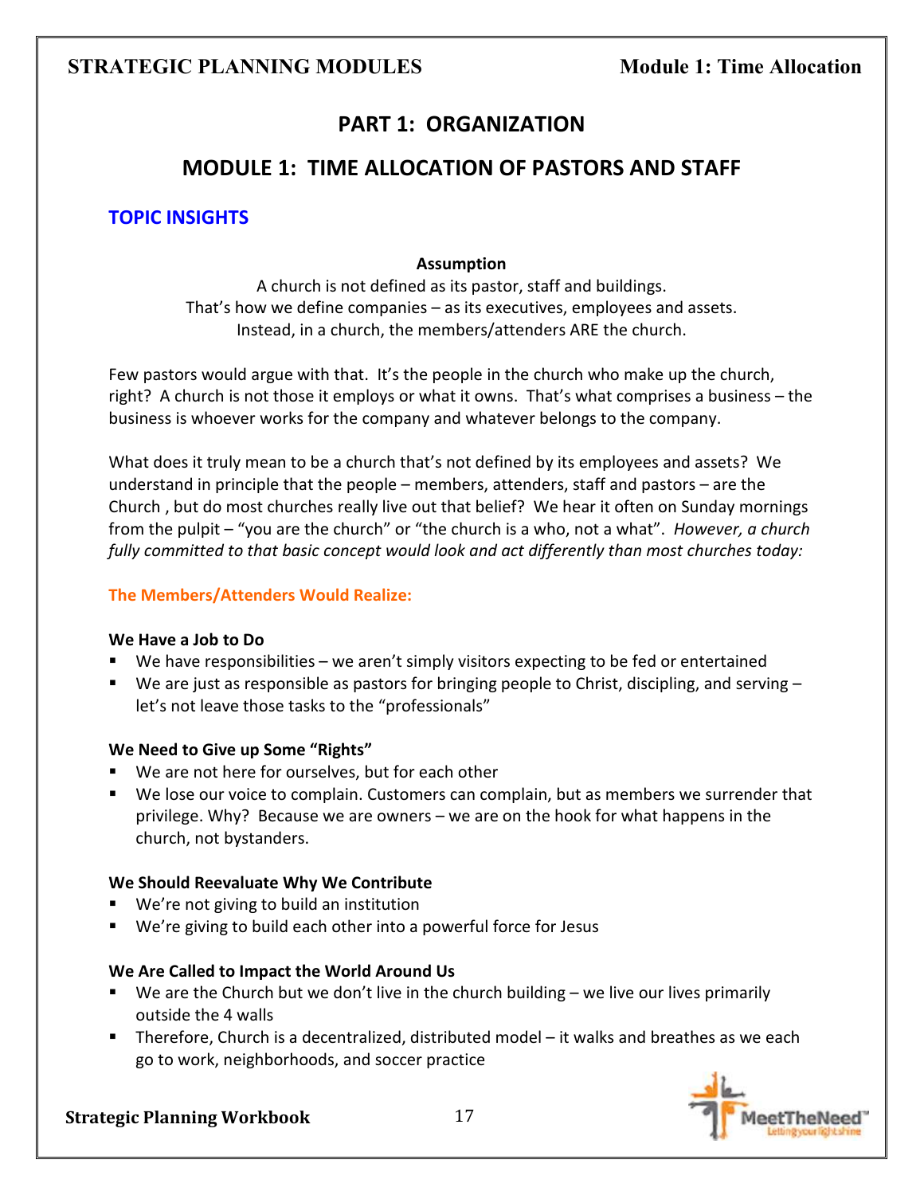# PART 1: ORGANIZATION

## MODULE 1: TIME ALLOCATION OF PASTORS AND STAFF

### TOPIC INSIGHTS

**Assumption**

A church is not defined as its pastor, staff and buildings.
That's how we define companies – as its executives, employees and assets.
Instead, in a church, the members/attenders ARE the church.

Few pastors would argue with that. It's the people in the church who make up the church, right? A church is not those it employs or what it owns. That's what comprises a business – the business is whoever works for the company and whatever belongs to the company.

What does it truly mean to be a church that's not defined by its employees and assets? We understand in principle that the people – members, attenders, staff and pastors – are the Church , but do most churches really live out that belief? We hear it often on Sunday mornings from the pulpit – "you are the church" or "the church is a who, not a what". *However, a church fully committed to that basic concept would look and act differently than most churches today:*

#### The Members/Attenders Would Realize:

**We Have a Job to Do**

- We have responsibilities – we aren't simply visitors expecting to be fed or entertained
- We are just as responsible as pastors for bringing people to Christ, discipling, and serving – let's not leave those tasks to the "professionals"

**We Need to Give up Some "Rights"**

- We are not here for ourselves, but for each other
- We lose our voice to complain. Customers can complain, but as members we surrender that privilege. Why? Because we are owners – we are on the hook for what happens in the church, not bystanders.

**We Should Reevaluate Why We Contribute**

- We're not giving to build an institution
- We're giving to build each other into a powerful force for Jesus

**We Are Called to Impact the World Around Us**

- We are the Church but we don't live in the church building – we live our lives primarily outside the 4 walls
- Therefore, Church is a decentralized, distributed model – it walks and breathes as we each go to work, neighborhoods, and soccer practice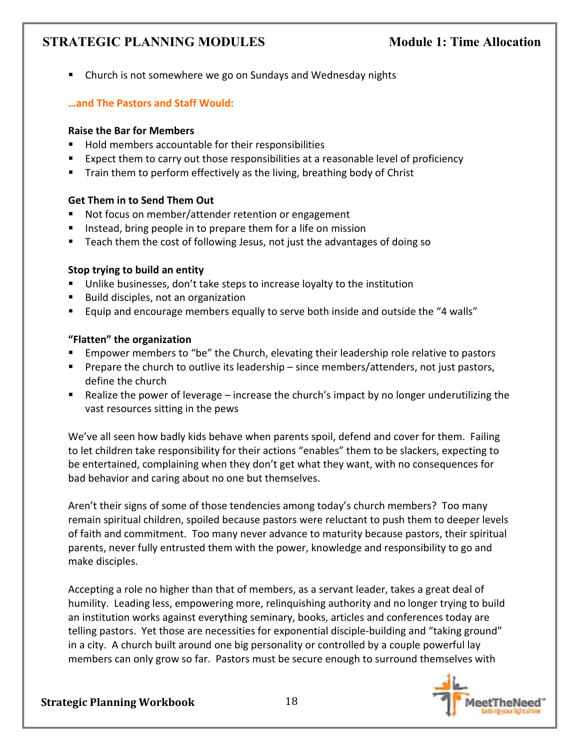- Church is not somewhere we go on Sundays and Wednesday nights

**…and The Pastors and Staff Would:**

**Raise the Bar for Members**

- Hold members accountable for their responsibilities
- Expect them to carry out those responsibilities at a reasonable level of proficiency
- Train them to perform effectively as the living, breathing body of Christ

**Get Them in to Send Them Out**

- Not focus on member/attender retention or engagement
- Instead, bring people in to prepare them for a life on mission
- Teach them the cost of following Jesus, not just the advantages of doing so

**Stop trying to build an entity**

- Unlike businesses, don't take steps to increase loyalty to the institution
- Build disciples, not an organization
- Equip and encourage members equally to serve both inside and outside the "4 walls"

**"Flatten" the organization**

- Empower members to "be" the Church, elevating their leadership role relative to pastors
- Prepare the church to outlive its leadership – since members/attenders, not just pastors, define the church
- Realize the power of leverage – increase the church's impact by no longer underutilizing the vast resources sitting in the pews

We've all seen how badly kids behave when parents spoil, defend and cover for them. Failing to let children take responsibility for their actions "enables" them to be slackers, expecting to be entertained, complaining when they don't get what they want, with no consequences for bad behavior and caring about no one but themselves.

Aren't their signs of some of those tendencies among today's church members? Too many remain spiritual children, spoiled because pastors were reluctant to push them to deeper levels of faith and commitment. Too many never advance to maturity because pastors, their spiritual parents, never fully entrusted them with the power, knowledge and responsibility to go and make disciples.

Accepting a role no higher than that of members, as a servant leader, takes a great deal of humility. Leading less, empowering more, relinquishing authority and no longer trying to build an institution works against everything seminary, books, articles and conferences today are telling pastors. Yet those are necessities for exponential disciple-building and "taking ground" in a city. A church built around one big personality or controlled by a couple powerful lay members can only grow so far. Pastors must be secure enough to surround themselves with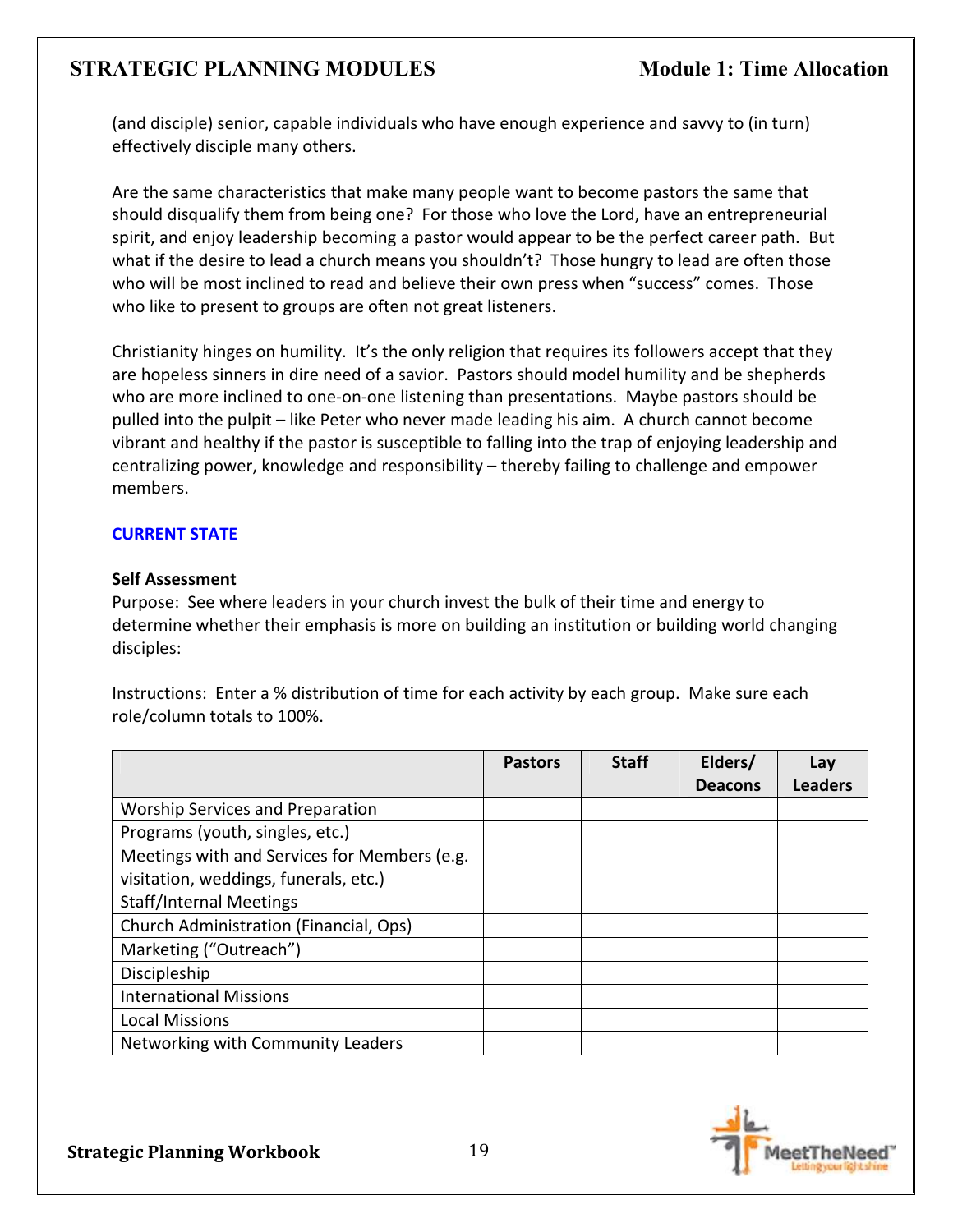(and disciple) senior, capable individuals who have enough experience and savvy to (in turn) effectively disciple many others.

Are the same characteristics that make many people want to become pastors the same that should disqualify them from being one? For those who love the Lord, have an entrepreneurial spirit, and enjoy leadership becoming a pastor would appear to be the perfect career path. But what if the desire to lead a church means you shouldn't? Those hungry to lead are often those who will be most inclined to read and believe their own press when "success" comes. Those who like to present to groups are often not great listeners.

Christianity hinges on humility. It's the only religion that requires its followers accept that they are hopeless sinners in dire need of a savior. Pastors should model humility and be shepherds who are more inclined to one-on-one listening than presentations. Maybe pastors should be pulled into the pulpit – like Peter who never made leading his aim. A church cannot become vibrant and healthy if the pastor is susceptible to falling into the trap of enjoying leadership and centralizing power, knowledge and responsibility – thereby failing to challenge and empower members.

## CURRENT STATE

**Self Assessment**

Purpose: See where leaders in your church invest the bulk of their time and energy to determine whether their emphasis is more on building an institution or building world changing disciples:

Instructions: Enter a % distribution of time for each activity by each group. Make sure each role/column totals to 100%.

| | Pastors | Staff | Elders/ Deacons | Lay Leaders |
|---|---|---|---|---|
| Worship Services and Preparation | | | | |
| Programs (youth, singles, etc.) | | | | |
| Meetings with and Services for Members (e.g. visitation, weddings, funerals, etc.) | | | | |
| Staff/Internal Meetings | | | | |
| Church Administration (Financial, Ops) | | | | |
| Marketing ("Outreach") | | | | |
| Discipleship | | | | |
| International Missions | | | | |
| Local Missions | | | | |
| Networking with Community Leaders | | | | |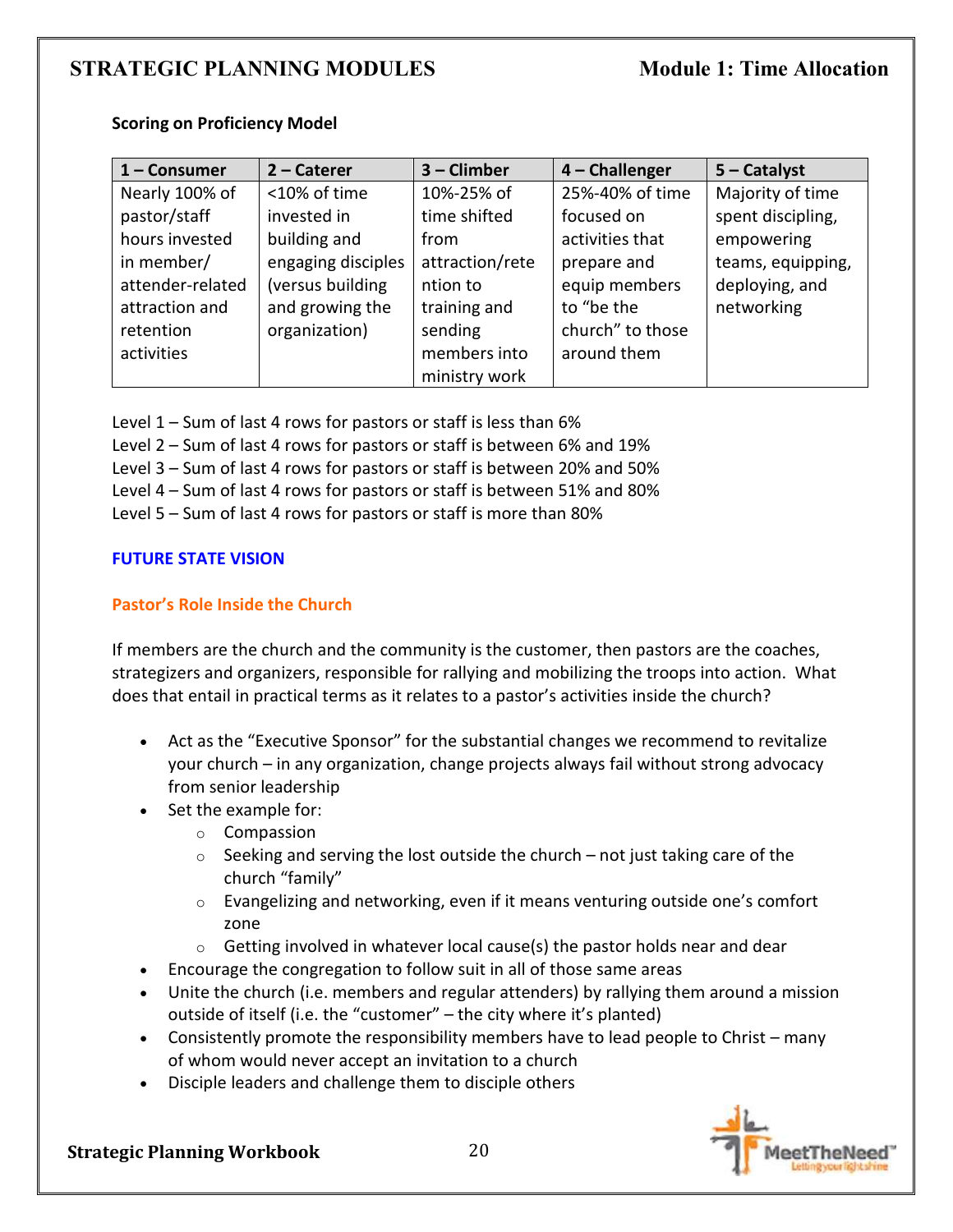**Scoring on Proficiency Model**

| 1 – Consumer | 2 – Caterer | 3 – Climber | 4 – Challenger | 5 – Catalyst |
|---|---|---|---|---|
| Nearly 100% of pastor/staff hours invested in member/ attender-related attraction and retention activities | <10% of time invested in building and engaging disciples (versus building and growing the organization) | 10%-25% of time shifted from attraction/retention to training and sending members into ministry work | 25%-40% of time focused on activities that prepare and equip members to "be the church" to those around them | Majority of time spent discipling, empowering teams, equipping, deploying, and networking |

Level 1 – Sum of last 4 rows for pastors or staff is less than 6%
Level 2 – Sum of last 4 rows for pastors or staff is between 6% and 19%
Level 3 – Sum of last 4 rows for pastors or staff is between 20% and 50%
Level 4 – Sum of last 4 rows for pastors or staff is between 51% and 80%
Level 5 – Sum of last 4 rows for pastors or staff is more than 80%

## FUTURE STATE VISION

### Pastor's Role Inside the Church

If members are the church and the community is the customer, then pastors are the coaches, strategizers and organizers, responsible for rallying and mobilizing the troops into action. What does that entail in practical terms as it relates to a pastor's activities inside the church?

- Act as the "Executive Sponsor" for the substantial changes we recommend to revitalize your church – in any organization, change projects always fail without strong advocacy from senior leadership
- Set the example for:
  - Compassion
  - Seeking and serving the lost outside the church – not just taking care of the church "family"
  - Evangelizing and networking, even if it means venturing outside one's comfort zone
  - Getting involved in whatever local cause(s) the pastor holds near and dear
- Encourage the congregation to follow suit in all of those same areas
- Unite the church (i.e. members and regular attenders) by rallying them around a mission outside of itself (i.e. the "customer" – the city where it's planted)
- Consistently promote the responsibility members have to lead people to Christ – many of whom would never accept an invitation to a church
- Disciple leaders and challenge them to disciple others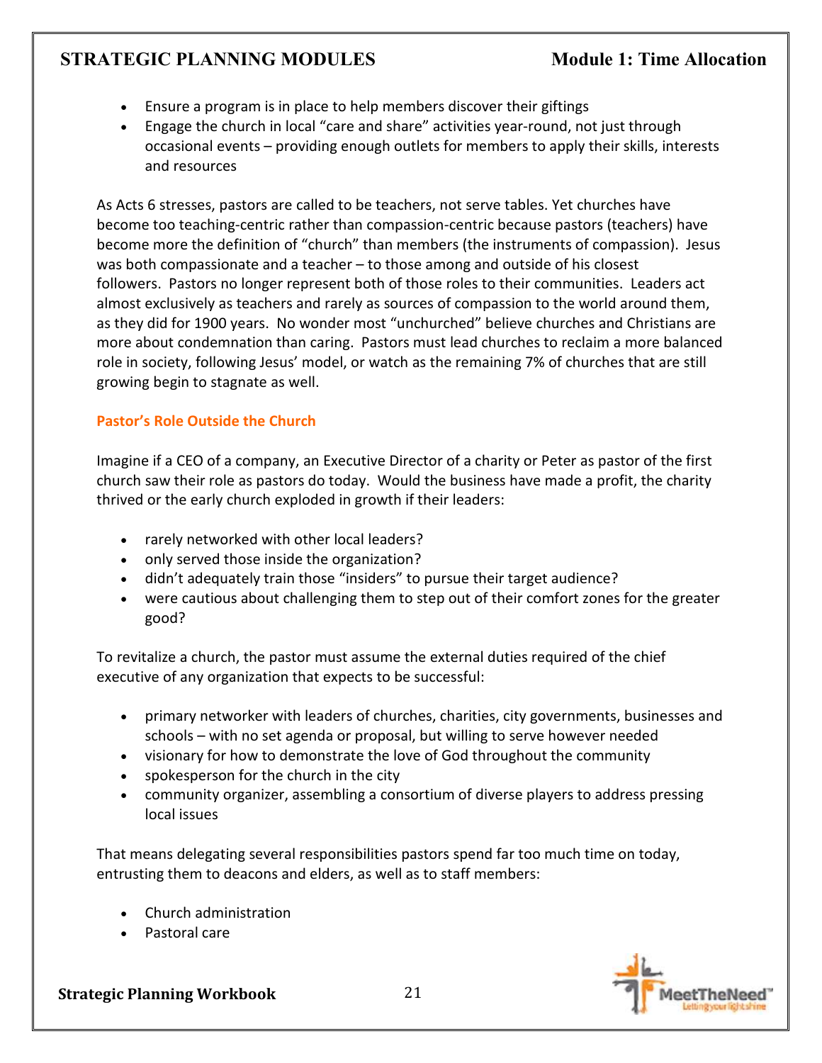- Ensure a program is in place to help members discover their giftings
- Engage the church in local "care and share" activities year-round, not just through occasional events – providing enough outlets for members to apply their skills, interests and resources

As Acts 6 stresses, pastors are called to be teachers, not serve tables. Yet churches have become too teaching-centric rather than compassion-centric because pastors (teachers) have become more the definition of "church" than members (the instruments of compassion). Jesus was both compassionate and a teacher – to those among and outside of his closest followers. Pastors no longer represent both of those roles to their communities. Leaders act almost exclusively as teachers and rarely as sources of compassion to the world around them, as they did for 1900 years. No wonder most "unchurched" believe churches and Christians are more about condemnation than caring. Pastors must lead churches to reclaim a more balanced role in society, following Jesus' model, or watch as the remaining 7% of churches that are still growing begin to stagnate as well.

### Pastor's Role Outside the Church

Imagine if a CEO of a company, an Executive Director of a charity or Peter as pastor of the first church saw their role as pastors do today. Would the business have made a profit, the charity thrived or the early church exploded in growth if their leaders:

- rarely networked with other local leaders?
- only served those inside the organization?
- didn't adequately train those "insiders" to pursue their target audience?
- were cautious about challenging them to step out of their comfort zones for the greater good?

To revitalize a church, the pastor must assume the external duties required of the chief executive of any organization that expects to be successful:

- primary networker with leaders of churches, charities, city governments, businesses and schools – with no set agenda or proposal, but willing to serve however needed
- visionary for how to demonstrate the love of God throughout the community
- spokesperson for the church in the city
- community organizer, assembling a consortium of diverse players to address pressing local issues

That means delegating several responsibilities pastors spend far too much time on today, entrusting them to deacons and elders, as well as to staff members:

- Church administration
- Pastoral care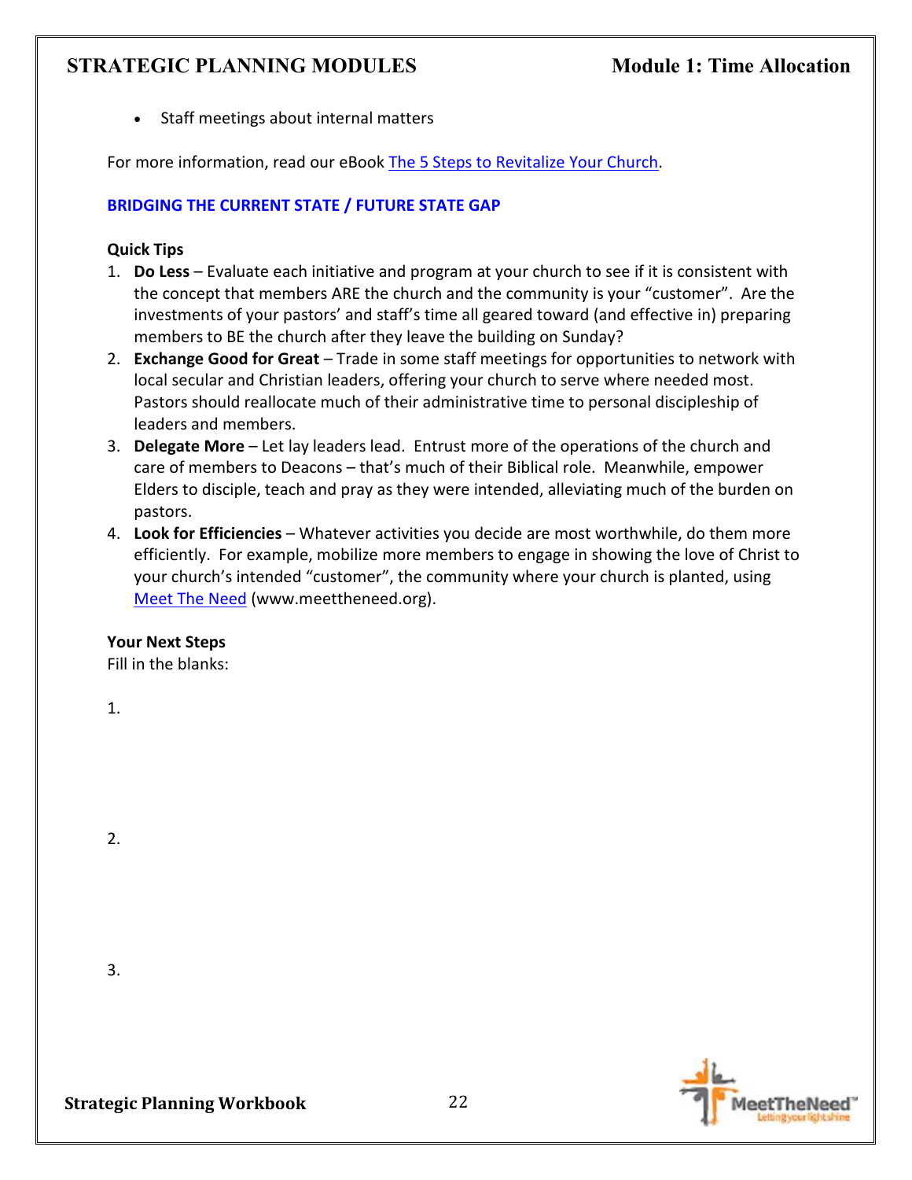- Staff meetings about internal matters

For more information, read our eBook [The 5 Steps to Revitalize Your Church](The 5 Steps to Revitalize Your Church).

### BRIDGING THE CURRENT STATE / FUTURE STATE GAP

**Quick Tips**

1. **Do Less** – Evaluate each initiative and program at your church to see if it is consistent with the concept that members ARE the church and the community is your "customer". Are the investments of your pastors' and staff's time all geared toward (and effective in) preparing members to BE the church after they leave the building on Sunday?
2. **Exchange Good for Great** – Trade in some staff meetings for opportunities to network with local secular and Christian leaders, offering your church to serve where needed most. Pastors should reallocate much of their administrative time to personal discipleship of leaders and members.
3. **Delegate More** – Let lay leaders lead. Entrust more of the operations of the church and care of members to Deacons – that's much of their Biblical role. Meanwhile, empower Elders to disciple, teach and pray as they were intended, alleviating much of the burden on pastors.
4. **Look for Efficiencies** – Whatever activities you decide are most worthwhile, do them more efficiently. For example, mobilize more members to engage in showing the love of Christ to your church's intended "customer", the community where your church is planted, using Meet The Need (www.meettheneed.org).

**Your Next Steps**

Fill in the blanks:

1.

2.

3.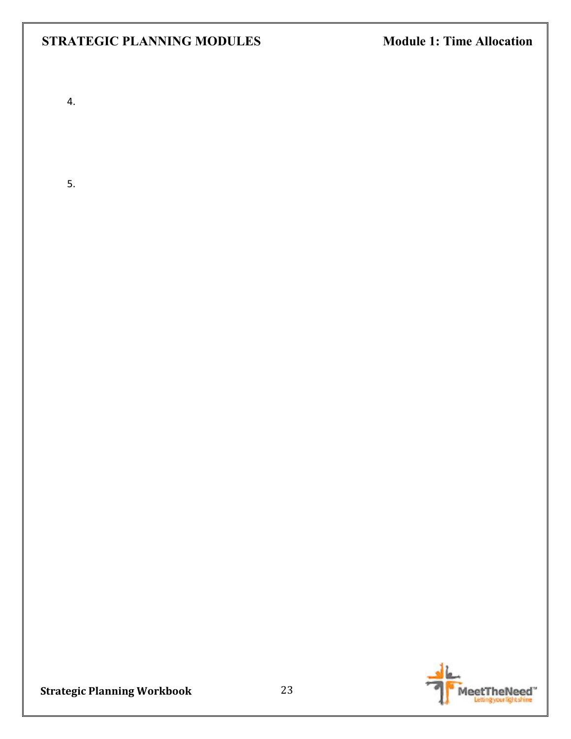4.

5.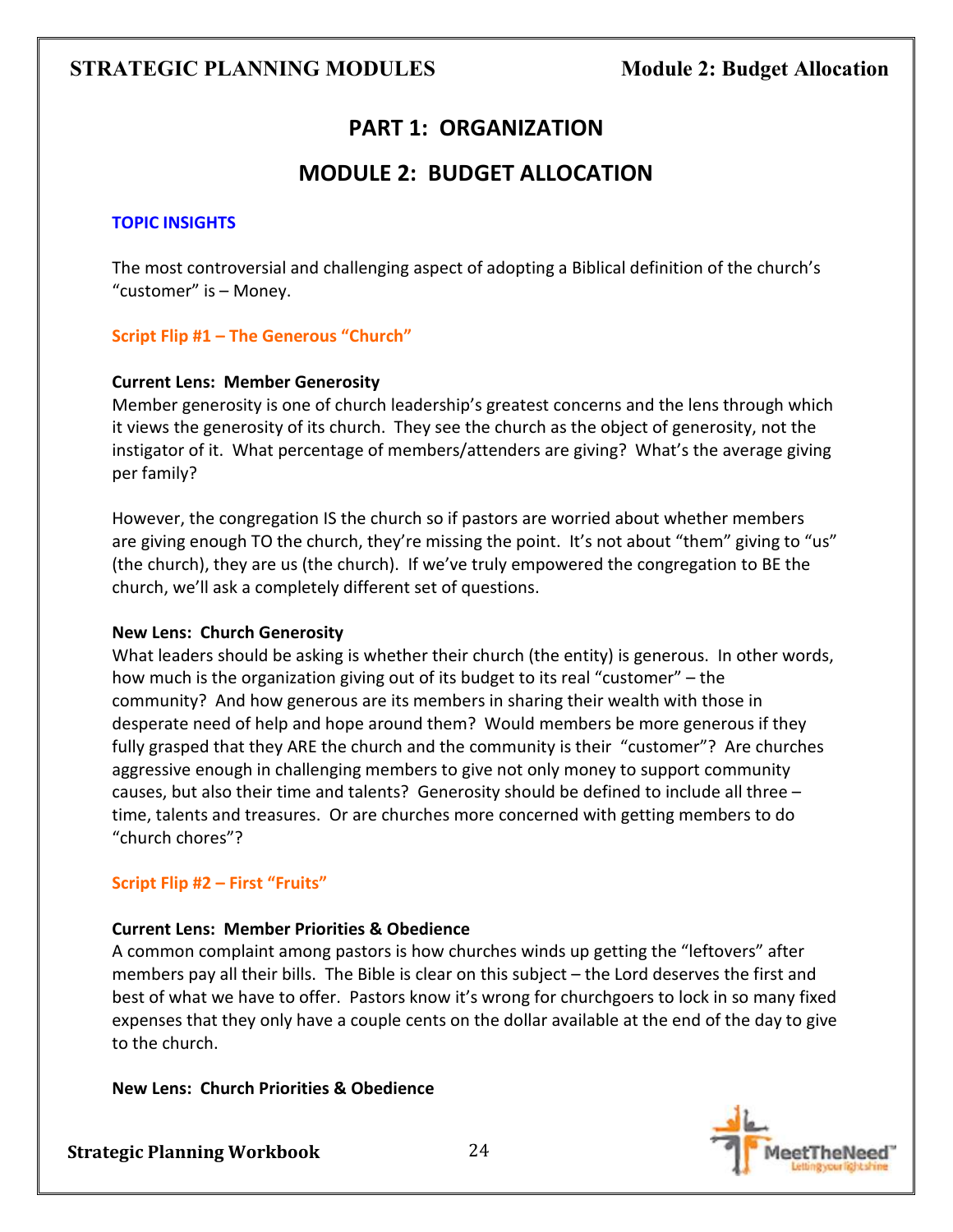# PART 1: ORGANIZATION

## MODULE 2: BUDGET ALLOCATION

### TOPIC INSIGHTS

The most controversial and challenging aspect of adopting a Biblical definition of the church's "customer" is – Money.

### Script Flip #1 – The Generous "Church"

**Current Lens: Member Generosity**
Member generosity is one of church leadership's greatest concerns and the lens through which it views the generosity of its church. They see the church as the object of generosity, not the instigator of it. What percentage of members/attenders are giving? What's the average giving per family?

However, the congregation IS the church so if pastors are worried about whether members are giving enough TO the church, they're missing the point. It's not about "them" giving to "us" (the church), they are us (the church). If we've truly empowered the congregation to BE the church, we'll ask a completely different set of questions.

**New Lens: Church Generosity**
What leaders should be asking is whether their church (the entity) is generous. In other words, how much is the organization giving out of its budget to its real "customer" – the community? And how generous are its members in sharing their wealth with those in desperate need of help and hope around them? Would members be more generous if they fully grasped that they ARE the church and the community is their "customer"? Are churches aggressive enough in challenging members to give not only money to support community causes, but also their time and talents? Generosity should be defined to include all three – time, talents and treasures. Or are churches more concerned with getting members to do "church chores"?

### Script Flip #2 – First "Fruits"

**Current Lens: Member Priorities & Obedience**
A common complaint among pastors is how churches winds up getting the "leftovers" after members pay all their bills. The Bible is clear on this subject – the Lord deserves the first and best of what we have to offer. Pastors know it's wrong for churchgoers to lock in so many fixed expenses that they only have a couple cents on the dollar available at the end of the day to give to the church.

**New Lens: Church Priorities & Obedience**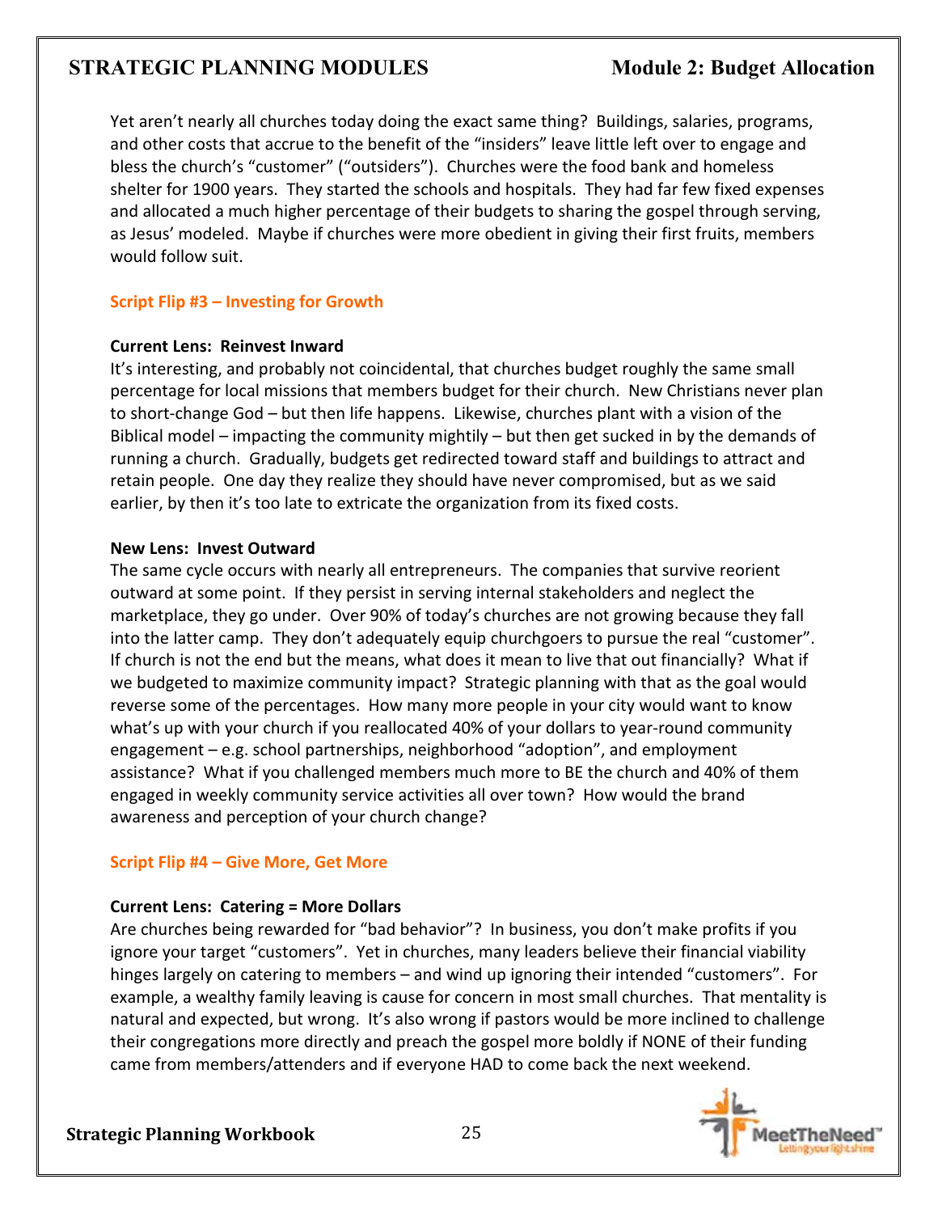Yet aren't nearly all churches today doing the exact same thing? Buildings, salaries, programs, and other costs that accrue to the benefit of the "insiders" leave little left over to engage and bless the church's "customer" ("outsiders"). Churches were the food bank and homeless shelter for 1900 years. They started the schools and hospitals. They had far few fixed expenses and allocated a much higher percentage of their budgets to sharing the gospel through serving, as Jesus' modeled. Maybe if churches were more obedient in giving their first fruits, members would follow suit.

### Script Flip #3 – Investing for Growth

**Current Lens: Reinvest Inward**

It's interesting, and probably not coincidental, that churches budget roughly the same small percentage for local missions that members budget for their church. New Christians never plan to short-change God – but then life happens. Likewise, churches plant with a vision of the Biblical model – impacting the community mightily – but then get sucked in by the demands of running a church. Gradually, budgets get redirected toward staff and buildings to attract and retain people. One day they realize they should have never compromised, but as we said earlier, by then it's too late to extricate the organization from its fixed costs.

**New Lens: Invest Outward**

The same cycle occurs with nearly all entrepreneurs. The companies that survive reorient outward at some point. If they persist in serving internal stakeholders and neglect the marketplace, they go under. Over 90% of today's churches are not growing because they fall into the latter camp. They don't adequately equip churchgoers to pursue the real "customer". If church is not the end but the means, what does it mean to live that out financially? What if we budgeted to maximize community impact? Strategic planning with that as the goal would reverse some of the percentages. How many more people in your city would want to know what's up with your church if you reallocated 40% of your dollars to year-round community engagement – e.g. school partnerships, neighborhood "adoption", and employment assistance? What if you challenged members much more to BE the church and 40% of them engaged in weekly community service activities all over town? How would the brand awareness and perception of your church change?

### Script Flip #4 – Give More, Get More

**Current Lens: Catering = More Dollars**

Are churches being rewarded for "bad behavior"? In business, you don't make profits if you ignore your target "customers". Yet in churches, many leaders believe their financial viability hinges largely on catering to members – and wind up ignoring their intended "customers". For example, a wealthy family leaving is cause for concern in most small churches. That mentality is natural and expected, but wrong. It's also wrong if pastors would be more inclined to challenge their congregations more directly and preach the gospel more boldly if NONE of their funding came from members/attenders and if everyone HAD to come back the next weekend.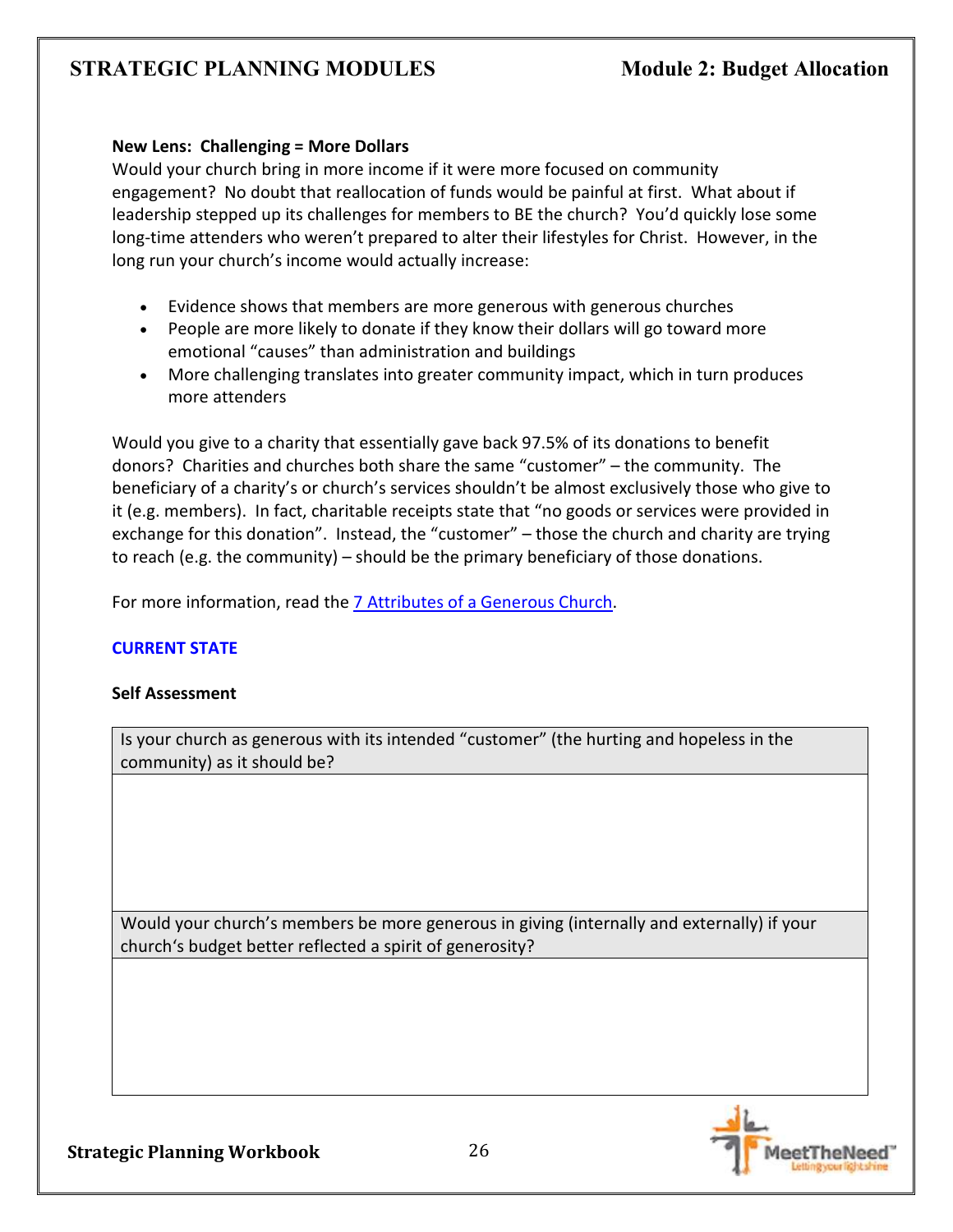**New Lens: Challenging = More Dollars**

Would your church bring in more income if it were more focused on community engagement? No doubt that reallocation of funds would be painful at first. What about if leadership stepped up its challenges for members to BE the church? You'd quickly lose some long-time attenders who weren't prepared to alter their lifestyles for Christ. However, in the long run your church's income would actually increase:

- Evidence shows that members are more generous with generous churches
- People are more likely to donate if they know their dollars will go toward more emotional "causes" than administration and buildings
- More challenging translates into greater community impact, which in turn produces more attenders

Would you give to a charity that essentially gave back 97.5% of its donations to benefit donors? Charities and churches both share the same "customer" – the community. The beneficiary of a charity's or church's services shouldn't be almost exclusively those who give to it (e.g. members). In fact, charitable receipts state that "no goods or services were provided in exchange for this donation". Instead, the "customer" – those the church and charity are trying to reach (e.g. the community) – should be the primary beneficiary of those donations.

For more information, read the [7 Attributes of a Generous Church](7 Attributes of a Generous Church).

## CURRENT STATE

**Self Assessment**

| Is your church as generous with its intended "customer" (the hurting and hopeless in the community) as it should be? |
| --- |
| |
| Would your church's members be more generous in giving (internally and externally) if your church's budget better reflected a spirit of generosity? |
| |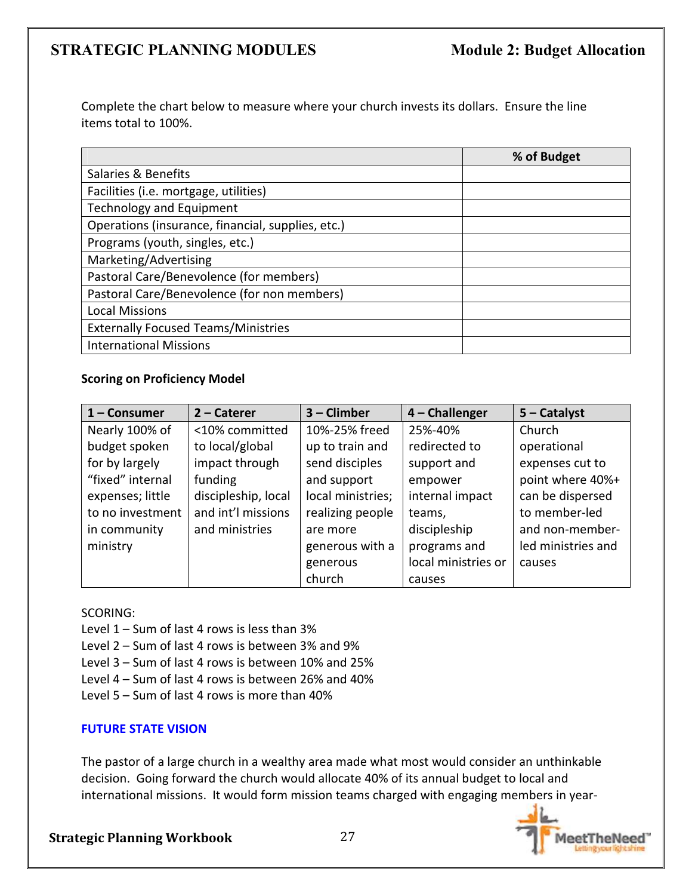Complete the chart below to measure where your church invests its dollars. Ensure the line items total to 100%.

| | % of Budget |
|---|---|
| Salaries & Benefits | |
| Facilities (i.e. mortgage, utilities) | |
| Technology and Equipment | |
| Operations (insurance, financial, supplies, etc.) | |
| Programs (youth, singles, etc.) | |
| Marketing/Advertising | |
| Pastoral Care/Benevolence (for members) | |
| Pastoral Care/Benevolence (for non members) | |
| Local Missions | |
| Externally Focused Teams/Ministries | |
| International Missions | |

**Scoring on Proficiency Model**

| 1 – Consumer | 2 – Caterer | 3 – Climber | 4 – Challenger | 5 – Catalyst |
|---|---|---|---|---|
| Nearly 100% of budget spoken for by largely "fixed" internal expenses; little to no investment in community ministry | <10% committed to local/global impact through funding discipleship, local and int'l missions and ministries | 10%-25% freed up to train and send disciples and support local ministries; realizing people are more generous with a generous church | 25%-40% redirected to support and empower internal impact teams, discipleship programs and local ministries or causes | Church operational expenses cut to point where 40%+ can be dispersed to member-led and non-member-led ministries and causes |

SCORING:
Level 1 – Sum of last 4 rows is less than 3%
Level 2 – Sum of last 4 rows is between 3% and 9%
Level 3 – Sum of last 4 rows is between 10% and 25%
Level 4 – Sum of last 4 rows is between 26% and 40%
Level 5 – Sum of last 4 rows is more than 40%

**FUTURE STATE VISION**

The pastor of a large church in a wealthy area made what most would consider an unthinkable decision. Going forward the church would allocate 40% of its annual budget to local and international missions. It would form mission teams charged with engaging members in year-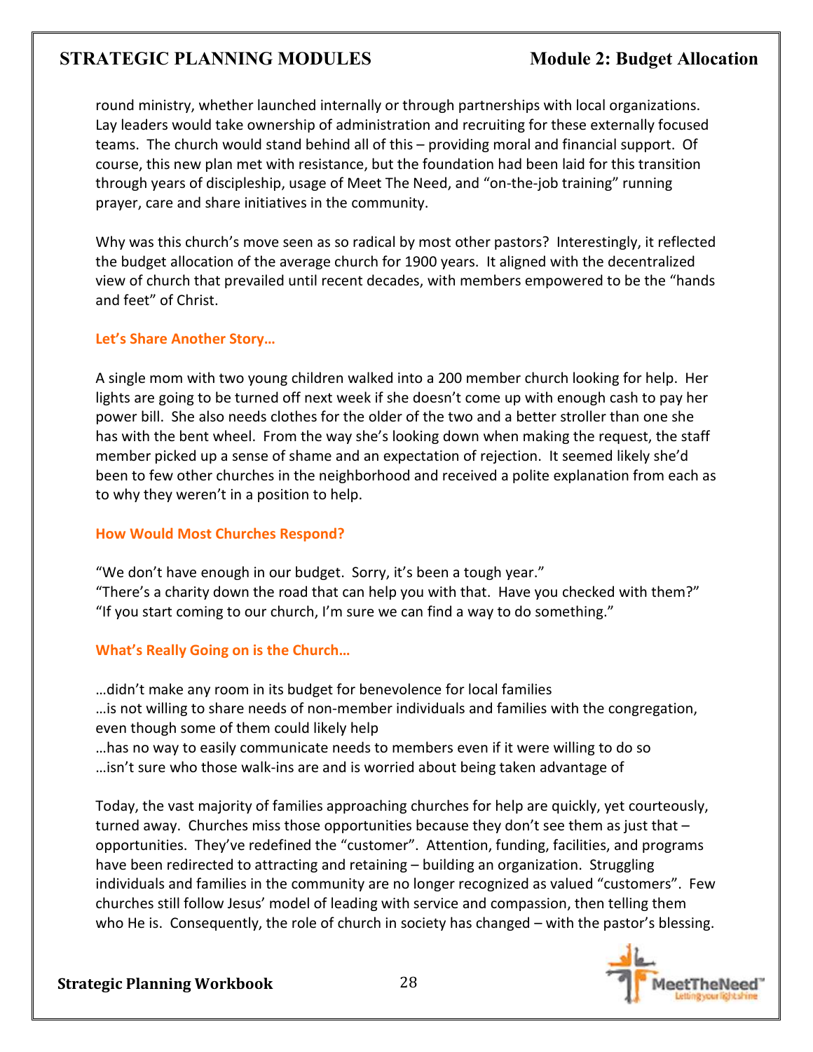round ministry, whether launched internally or through partnerships with local organizations. Lay leaders would take ownership of administration and recruiting for these externally focused teams. The church would stand behind all of this – providing moral and financial support. Of course, this new plan met with resistance, but the foundation had been laid for this transition through years of discipleship, usage of Meet The Need, and "on-the-job training" running prayer, care and share initiatives in the community.

Why was this church's move seen as so radical by most other pastors? Interestingly, it reflected the budget allocation of the average church for 1900 years. It aligned with the decentralized view of church that prevailed until recent decades, with members empowered to be the "hands and feet" of Christ.

**Let's Share Another Story…**

A single mom with two young children walked into a 200 member church looking for help. Her lights are going to be turned off next week if she doesn't come up with enough cash to pay her power bill. She also needs clothes for the older of the two and a better stroller than one she has with the bent wheel. From the way she's looking down when making the request, the staff member picked up a sense of shame and an expectation of rejection. It seemed likely she'd been to few other churches in the neighborhood and received a polite explanation from each as to why they weren't in a position to help.

**How Would Most Churches Respond?**

"We don't have enough in our budget. Sorry, it's been a tough year."
"There's a charity down the road that can help you with that. Have you checked with them?"
"If you start coming to our church, I'm sure we can find a way to do something."

**What's Really Going on is the Church…**

…didn't make any room in its budget for benevolence for local families
…is not willing to share needs of non-member individuals and families with the congregation, even though some of them could likely help
…has no way to easily communicate needs to members even if it were willing to do so
…isn't sure who those walk-ins are and is worried about being taken advantage of

Today, the vast majority of families approaching churches for help are quickly, yet courteously, turned away. Churches miss those opportunities because they don't see them as just that – opportunities. They've redefined the "customer". Attention, funding, facilities, and programs have been redirected to attracting and retaining – building an organization. Struggling individuals and families in the community are no longer recognized as valued "customers". Few churches still follow Jesus' model of leading with service and compassion, then telling them who He is. Consequently, the role of church in society has changed – with the pastor's blessing.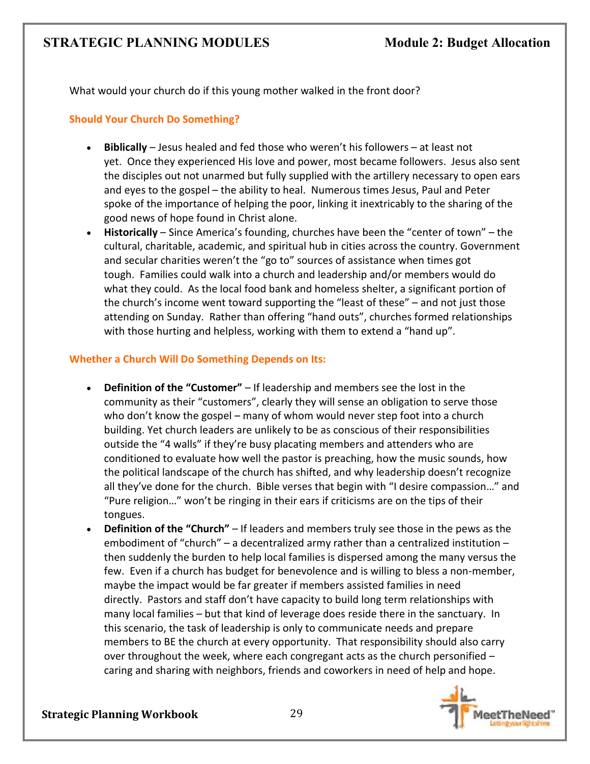What would your church do if this young mother walked in the front door?

## Should Your Church Do Something?

- **Biblically** – Jesus healed and fed those who weren't his followers – at least not yet. Once they experienced His love and power, most became followers. Jesus also sent the disciples out not unarmed but fully supplied with the artillery necessary to open ears and eyes to the gospel – the ability to heal. Numerous times Jesus, Paul and Peter spoke of the importance of helping the poor, linking it inextricably to the sharing of the good news of hope found in Christ alone.
- **Historically** – Since America's founding, churches have been the "center of town" – the cultural, charitable, academic, and spiritual hub in cities across the country. Government and secular charities weren't the "go to" sources of assistance when times got tough. Families could walk into a church and leadership and/or members would do what they could. As the local food bank and homeless shelter, a significant portion of the church's income went toward supporting the "least of these" – and not just those attending on Sunday. Rather than offering "hand outs", churches formed relationships with those hurting and helpless, working with them to extend a "hand up".

## Whether a Church Will Do Something Depends on Its:

- **Definition of the "Customer"** – If leadership and members see the lost in the community as their "customers", clearly they will sense an obligation to serve those who don't know the gospel – many of whom would never step foot into a church building. Yet church leaders are unlikely to be as conscious of their responsibilities outside the "4 walls" if they're busy placating members and attenders who are conditioned to evaluate how well the pastor is preaching, how the music sounds, how the political landscape of the church has shifted, and why leadership doesn't recognize all they've done for the church. Bible verses that begin with "I desire compassion…" and "Pure religion…" won't be ringing in their ears if criticisms are on the tips of their tongues.
- **Definition of the "Church"** – If leaders and members truly see those in the pews as the embodiment of "church" – a decentralized army rather than a centralized institution – then suddenly the burden to help local families is dispersed among the many versus the few. Even if a church has budget for benevolence and is willing to bless a non-member, maybe the impact would be far greater if members assisted families in need directly. Pastors and staff don't have capacity to build long term relationships with many local families – but that kind of leverage does reside there in the sanctuary. In this scenario, the task of leadership is only to communicate needs and prepare members to BE the church at every opportunity. That responsibility should also carry over throughout the week, where each congregant acts as the church personified – caring and sharing with neighbors, friends and coworkers in need of help and hope.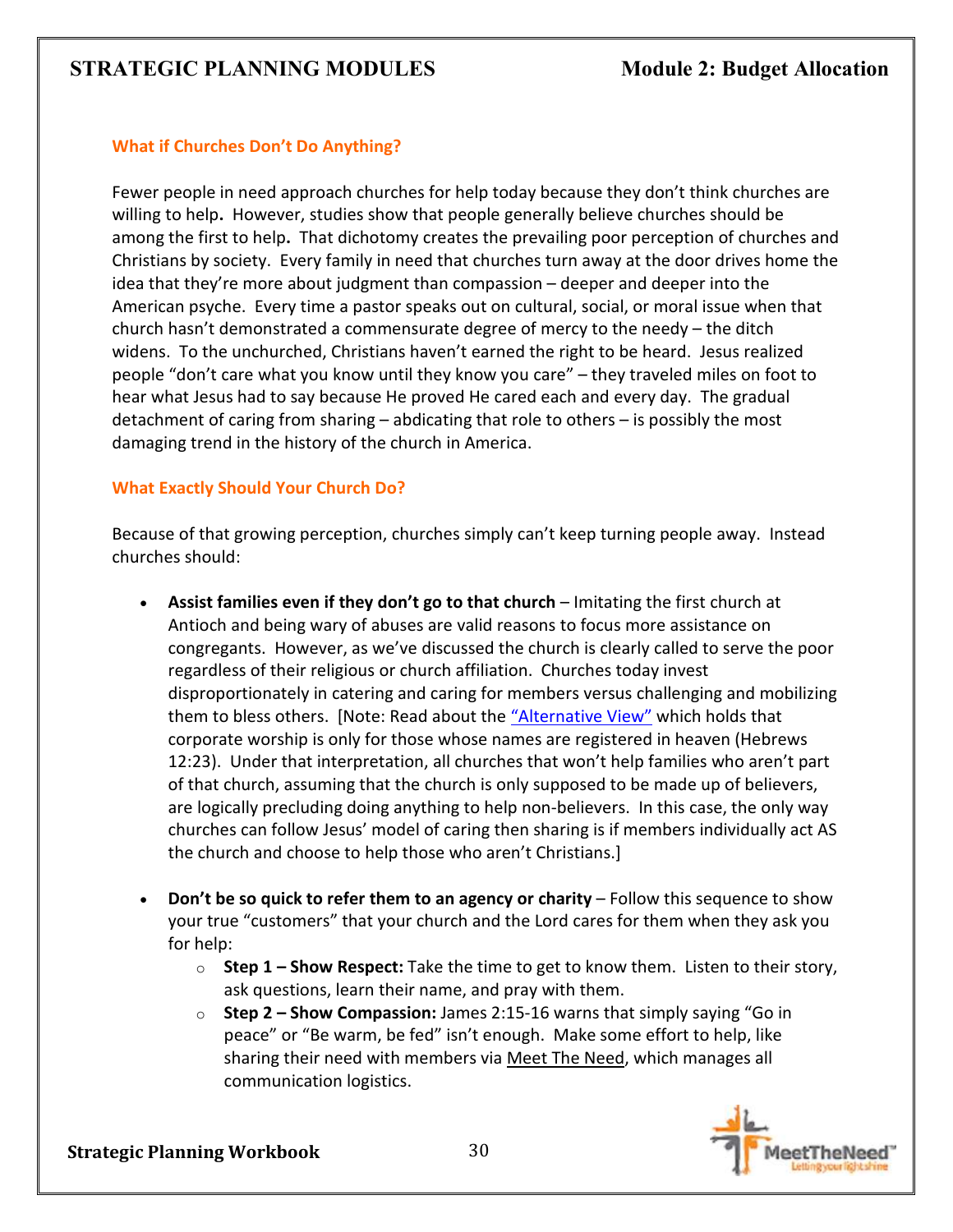### What if Churches Don't Do Anything?

Fewer people in need approach churches for help today because they don't think churches are willing to help. However, studies show that people generally believe churches should be among the first to help. That dichotomy creates the prevailing poor perception of churches and Christians by society. Every family in need that churches turn away at the door drives home the idea that they're more about judgment than compassion – deeper and deeper into the American psyche. Every time a pastor speaks out on cultural, social, or moral issue when that church hasn't demonstrated a commensurate degree of mercy to the needy – the ditch widens. To the unchurched, Christians haven't earned the right to be heard. Jesus realized people "don't care what you know until they know you care" – they traveled miles on foot to hear what Jesus had to say because He proved He cared each and every day. The gradual detachment of caring from sharing – abdicating that role to others – is possibly the most damaging trend in the history of the church in America.

### What Exactly Should Your Church Do?

Because of that growing perception, churches simply can't keep turning people away. Instead churches should:

- **Assist families even if they don't go to that church** – Imitating the first church at Antioch and being wary of abuses are valid reasons to focus more assistance on congregants. However, as we've discussed the church is clearly called to serve the poor regardless of their religious or church affiliation. Churches today invest disproportionately in catering and caring for members versus challenging and mobilizing them to bless others. [Note: Read about the "Alternative View" which holds that corporate worship is only for those whose names are registered in heaven (Hebrews 12:23). Under that interpretation, all churches that won't help families who aren't part of that church, assuming that the church is only supposed to be made up of believers, are logically precluding doing anything to help non-believers. In this case, the only way churches can follow Jesus' model of caring then sharing is if members individually act AS the church and choose to help those who aren't Christians.]

- **Don't be so quick to refer them to an agency or charity** – Follow this sequence to show your true "customers" that your church and the Lord cares for them when they ask you for help:
  - **Step 1 – Show Respect:** Take the time to get to know them. Listen to their story, ask questions, learn their name, and pray with them.
  - **Step 2 – Show Compassion:** James 2:15-16 warns that simply saying "Go in peace" or "Be warm, be fed" isn't enough. Make some effort to help, like sharing their need with members via Meet The Need, which manages all communication logistics.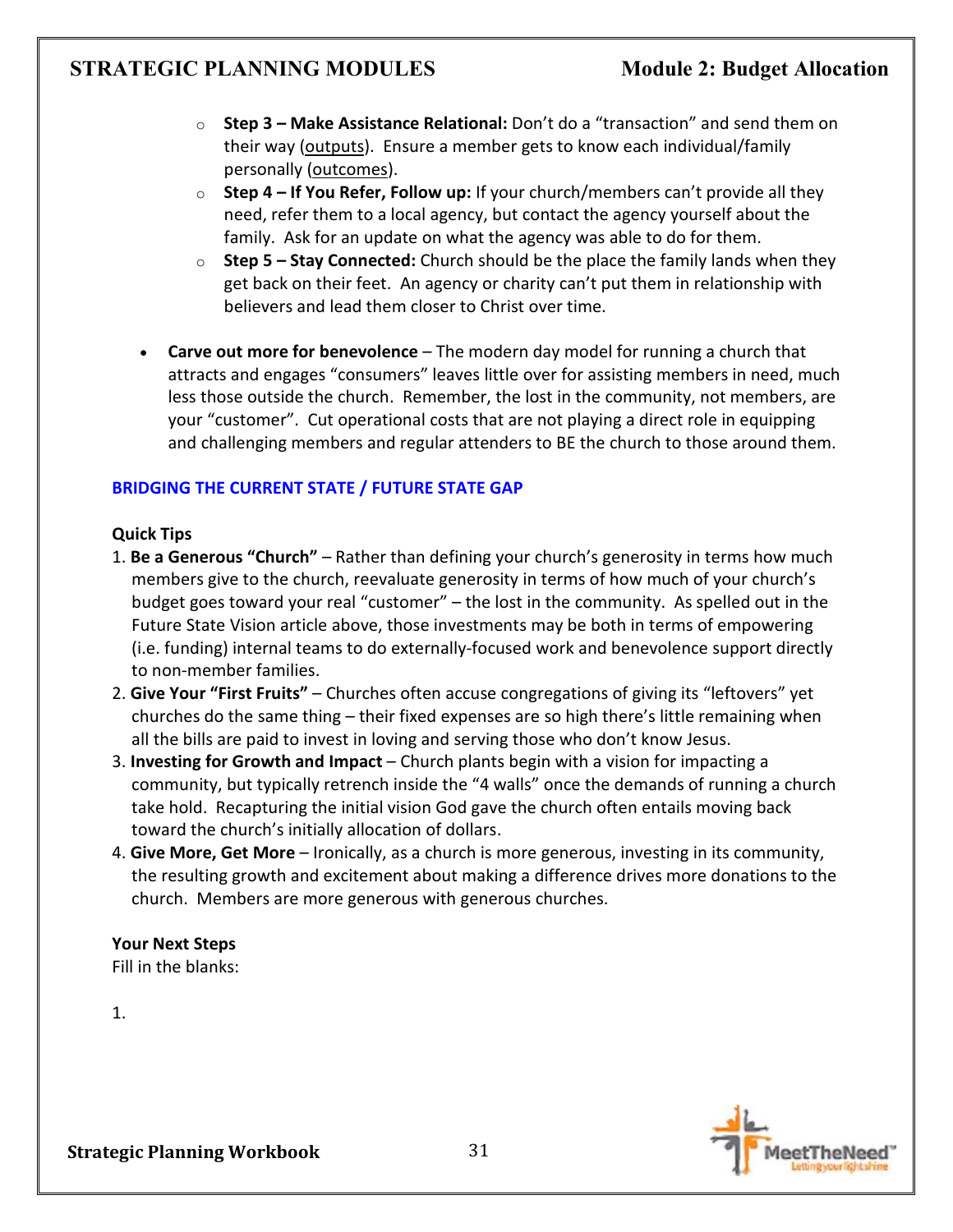- **Step 3 – Make Assistance Relational:** Don't do a "transaction" and send them on their way (outputs). Ensure a member gets to know each individual/family personally (outcomes).
   - **Step 4 – If You Refer, Follow up:** If your church/members can't provide all they need, refer them to a local agency, but contact the agency yourself about the family. Ask for an update on what the agency was able to do for them.
   - **Step 5 – Stay Connected:** Church should be the place the family lands when they get back on their feet. An agency or charity can't put them in relationship with believers and lead them closer to Christ over time.

- **Carve out more for benevolence** – The modern day model for running a church that attracts and engages "consumers" leaves little over for assisting members in need, much less those outside the church. Remember, the lost in the community, not members, are your "customer". Cut operational costs that are not playing a direct role in equipping and challenging members and regular attenders to BE the church to those around them.

## BRIDGING THE CURRENT STATE / FUTURE STATE GAP

**Quick Tips**

1. **Be a Generous "Church"** – Rather than defining your church's generosity in terms how much members give to the church, reevaluate generosity in terms of how much of your church's budget goes toward your real "customer" – the lost in the community. As spelled out in the Future State Vision article above, those investments may be both in terms of empowering (i.e. funding) internal teams to do externally-focused work and benevolence support directly to non-member families.
2. **Give Your "First Fruits"** – Churches often accuse congregations of giving its "leftovers" yet churches do the same thing – their fixed expenses are so high there's little remaining when all the bills are paid to invest in loving and serving those who don't know Jesus.
3. **Investing for Growth and Impact** – Church plants begin with a vision for impacting a community, but typically retrench inside the "4 walls" once the demands of running a church take hold. Recapturing the initial vision God gave the church often entails moving back toward the church's initially allocation of dollars.
4. **Give More, Get More** – Ironically, as a church is more generous, investing in its community, the resulting growth and excitement about making a difference drives more donations to the church. Members are more generous with generous churches.

**Your Next Steps**

Fill in the blanks:

1.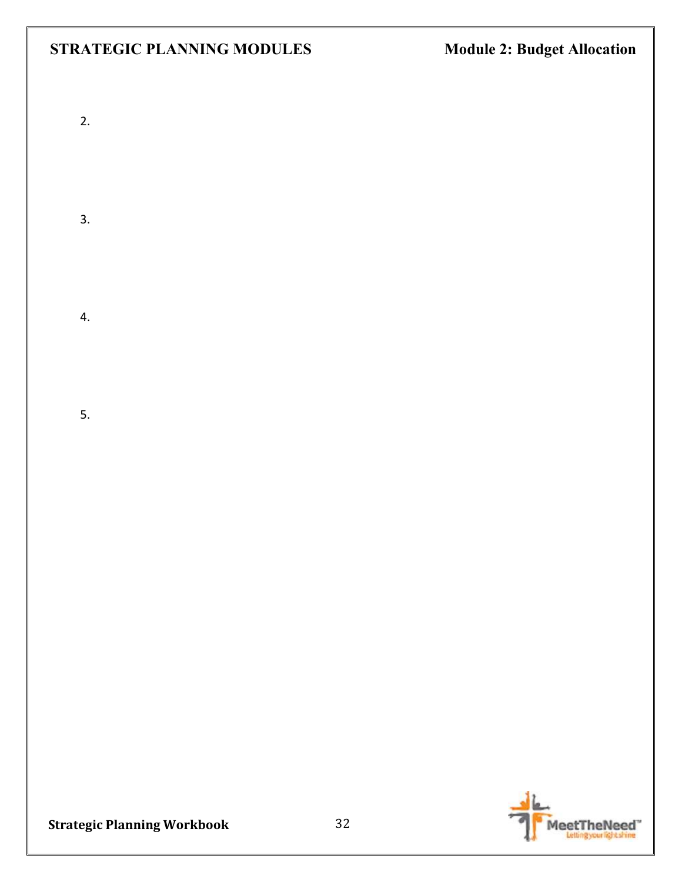2.

3.

4.

5.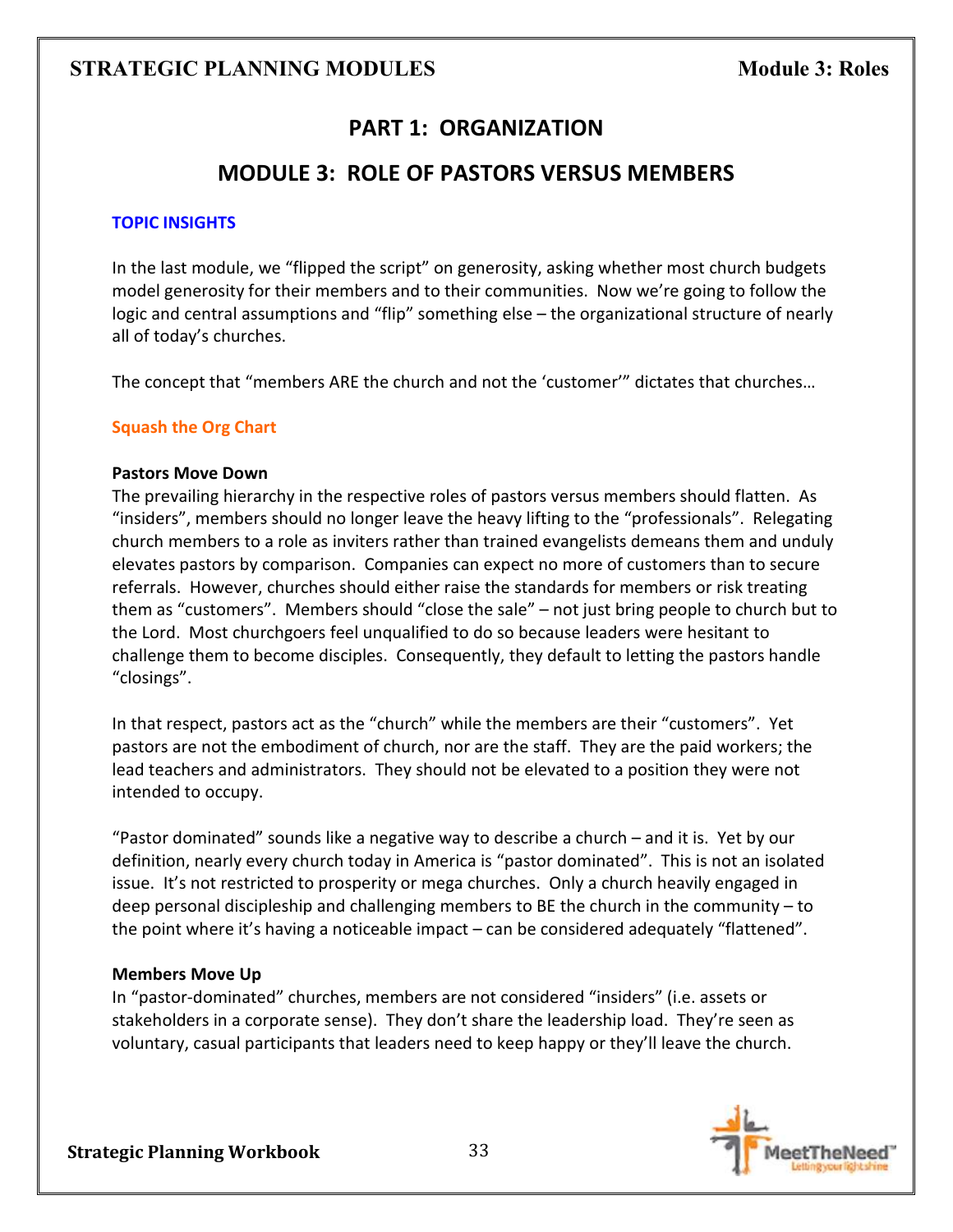# PART 1: ORGANIZATION

## MODULE 3: ROLE OF PASTORS VERSUS MEMBERS

### TOPIC INSIGHTS

In the last module, we "flipped the script" on generosity, asking whether most church budgets model generosity for their members and to their communities. Now we're going to follow the logic and central assumptions and "flip" something else – the organizational structure of nearly all of today's churches.

The concept that "members ARE the church and not the 'customer'" dictates that churches…

### Squash the Org Chart

**Pastors Move Down**

The prevailing hierarchy in the respective roles of pastors versus members should flatten. As "insiders", members should no longer leave the heavy lifting to the "professionals". Relegating church members to a role as inviters rather than trained evangelists demeans them and unduly elevates pastors by comparison. Companies can expect no more of customers than to secure referrals. However, churches should either raise the standards for members or risk treating them as "customers". Members should "close the sale" – not just bring people to church but to the Lord. Most churchgoers feel unqualified to do so because leaders were hesitant to challenge them to become disciples. Consequently, they default to letting the pastors handle "closings".

In that respect, pastors act as the "church" while the members are their "customers". Yet pastors are not the embodiment of church, nor are the staff. They are the paid workers; the lead teachers and administrators. They should not be elevated to a position they were not intended to occupy.

"Pastor dominated" sounds like a negative way to describe a church – and it is. Yet by our definition, nearly every church today in America is "pastor dominated". This is not an isolated issue. It's not restricted to prosperity or mega churches. Only a church heavily engaged in deep personal discipleship and challenging members to BE the church in the community – to the point where it's having a noticeable impact – can be considered adequately "flattened".

**Members Move Up**

In "pastor-dominated" churches, members are not considered "insiders" (i.e. assets or stakeholders in a corporate sense). They don't share the leadership load. They're seen as voluntary, casual participants that leaders need to keep happy or they'll leave the church.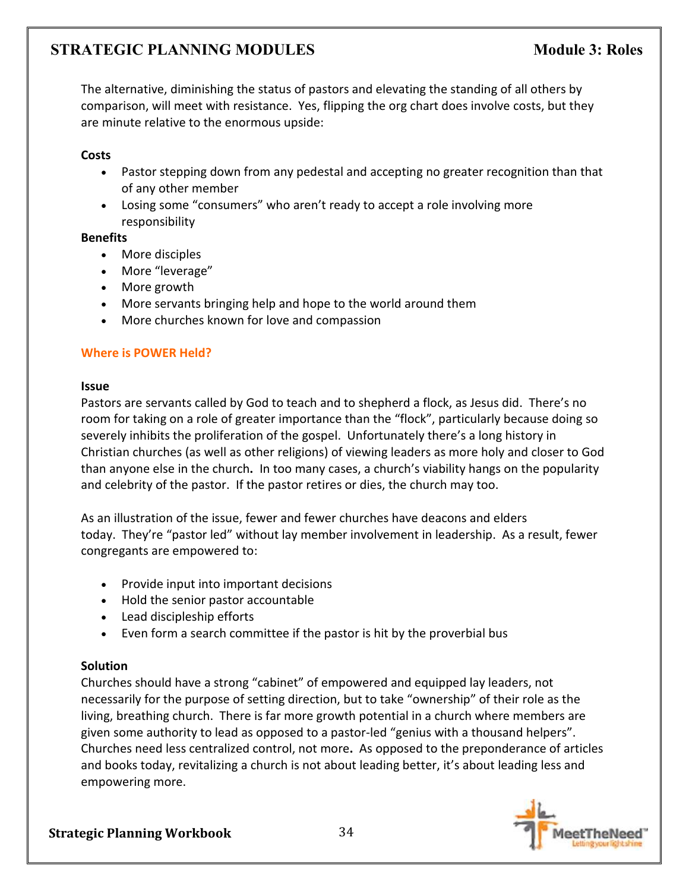The alternative, diminishing the status of pastors and elevating the standing of all others by comparison, will meet with resistance. Yes, flipping the org chart does involve costs, but they are minute relative to the enormous upside:

**Costs**

- Pastor stepping down from any pedestal and accepting no greater recognition than that of any other member
- Losing some "consumers" who aren't ready to accept a role involving more responsibility

**Benefits**

- More disciples
- More "leverage"
- More growth
- More servants bringing help and hope to the world around them
- More churches known for love and compassion

### Where is POWER Held?

**Issue**

Pastors are servants called by God to teach and to shepherd a flock, as Jesus did. There's no room for taking on a role of greater importance than the "flock", particularly because doing so severely inhibits the proliferation of the gospel. Unfortunately there's a long history in Christian churches (as well as other religions) of viewing leaders as more holy and closer to God than anyone else in the church**.** In too many cases, a church's viability hangs on the popularity and celebrity of the pastor. If the pastor retires or dies, the church may too.

As an illustration of the issue, fewer and fewer churches have deacons and elders today. They're "pastor led" without lay member involvement in leadership. As a result, fewer congregants are empowered to:

- Provide input into important decisions
- Hold the senior pastor accountable
- Lead discipleship efforts
- Even form a search committee if the pastor is hit by the proverbial bus

**Solution**

Churches should have a strong "cabinet" of empowered and equipped lay leaders, not necessarily for the purpose of setting direction, but to take "ownership" of their role as the living, breathing church. There is far more growth potential in a church where members are given some authority to lead as opposed to a pastor-led "genius with a thousand helpers". Churches need less centralized control, not more**.** As opposed to the preponderance of articles and books today, revitalizing a church is not about leading better, it's about leading less and empowering more.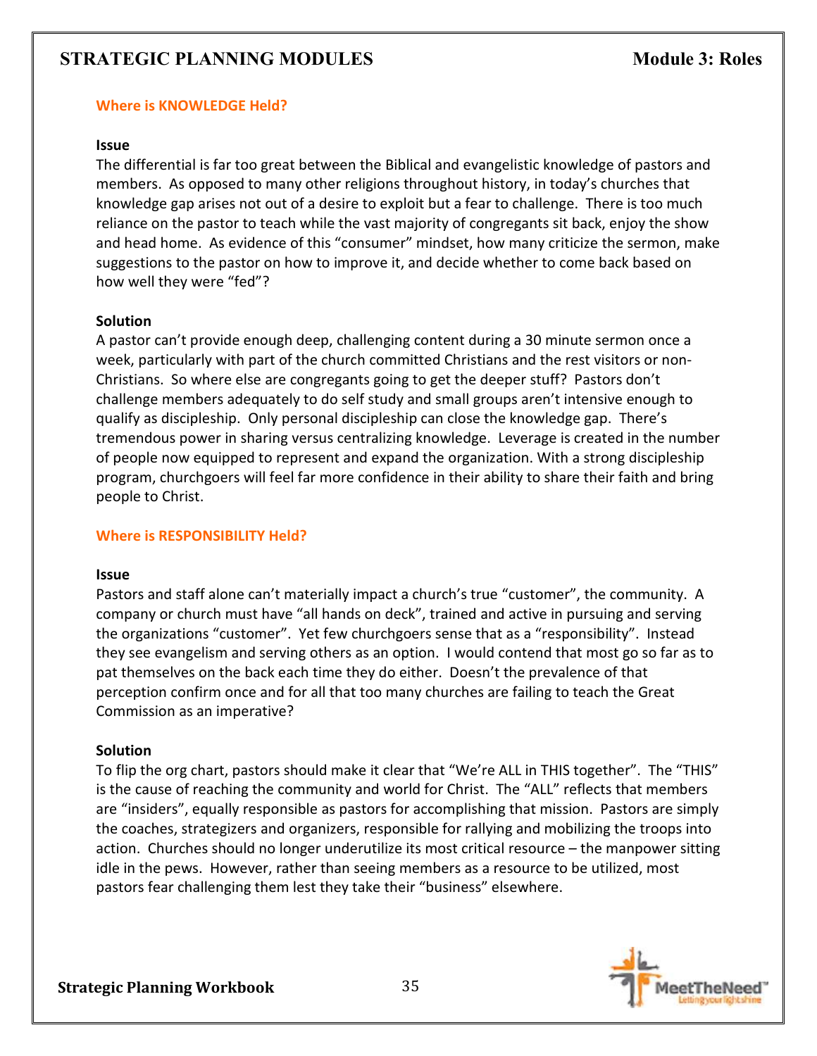## Where is KNOWLEDGE Held?

**Issue**

The differential is far too great between the Biblical and evangelistic knowledge of pastors and members. As opposed to many other religions throughout history, in today's churches that knowledge gap arises not out of a desire to exploit but a fear to challenge. There is too much reliance on the pastor to teach while the vast majority of congregants sit back, enjoy the show and head home. As evidence of this "consumer" mindset, how many criticize the sermon, make suggestions to the pastor on how to improve it, and decide whether to come back based on how well they were "fed"?

**Solution**

A pastor can't provide enough deep, challenging content during a 30 minute sermon once a week, particularly with part of the church committed Christians and the rest visitors or non-Christians. So where else are congregants going to get the deeper stuff? Pastors don't challenge members adequately to do self study and small groups aren't intensive enough to qualify as discipleship. Only personal discipleship can close the knowledge gap. There's tremendous power in sharing versus centralizing knowledge. Leverage is created in the number of people now equipped to represent and expand the organization. With a strong discipleship program, churchgoers will feel far more confidence in their ability to share their faith and bring people to Christ.

## Where is RESPONSIBILITY Held?

**Issue**

Pastors and staff alone can't materially impact a church's true "customer", the community. A company or church must have "all hands on deck", trained and active in pursuing and serving the organizations "customer". Yet few churchgoers sense that as a "responsibility". Instead they see evangelism and serving others as an option. I would contend that most go so far as to pat themselves on the back each time they do either. Doesn't the prevalence of that perception confirm once and for all that too many churches are failing to teach the Great Commission as an imperative?

**Solution**

To flip the org chart, pastors should make it clear that "We're ALL in THIS together". The "THIS" is the cause of reaching the community and world for Christ. The "ALL" reflects that members are "insiders", equally responsible as pastors for accomplishing that mission. Pastors are simply the coaches, strategizers and organizers, responsible for rallying and mobilizing the troops into action. Churches should no longer underutilize its most critical resource – the manpower sitting idle in the pews. However, rather than seeing members as a resource to be utilized, most pastors fear challenging them lest they take their "business" elsewhere.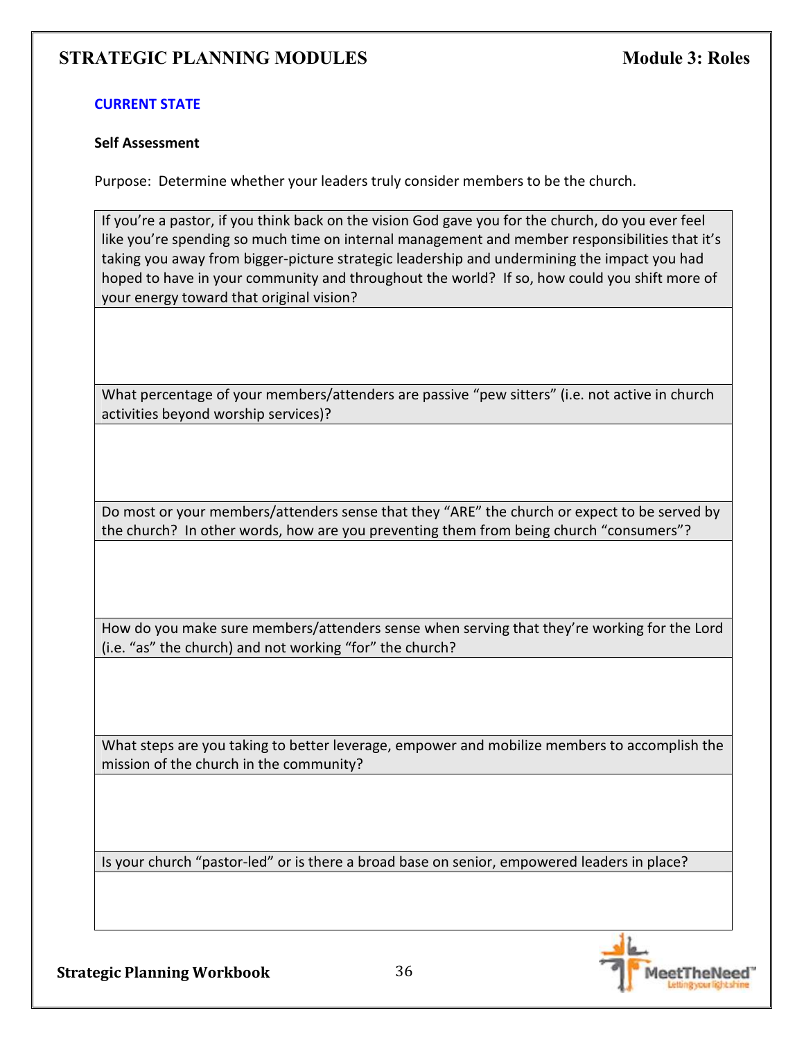## CURRENT STATE

**Self Assessment**

Purpose: Determine whether your leaders truly consider members to be the church.

| If you're a pastor, if you think back on the vision God gave you for the church, do you ever feel like you're spending so much time on internal management and member responsibilities that it's taking you away from bigger-picture strategic leadership and undermining the impact you had hoped to have in your community and throughout the world? If so, how could you shift more of your energy toward that original vision? |
|---|
| |
| What percentage of your members/attenders are passive "pew sitters" (i.e. not active in church activities beyond worship services)? |
| |
| Do most or your members/attenders sense that they "ARE" the church or expect to be served by the church? In other words, how are you preventing them from being church "consumers"? |
| |
| How do you make sure members/attenders sense when serving that they're working for the Lord (i.e. "as" the church) and not working "for" the church? |
| |
| What steps are you taking to better leverage, empower and mobilize members to accomplish the mission of the church in the community? |
| |
| Is your church "pastor-led" or is there a broad base on senior, empowered leaders in place? |
| |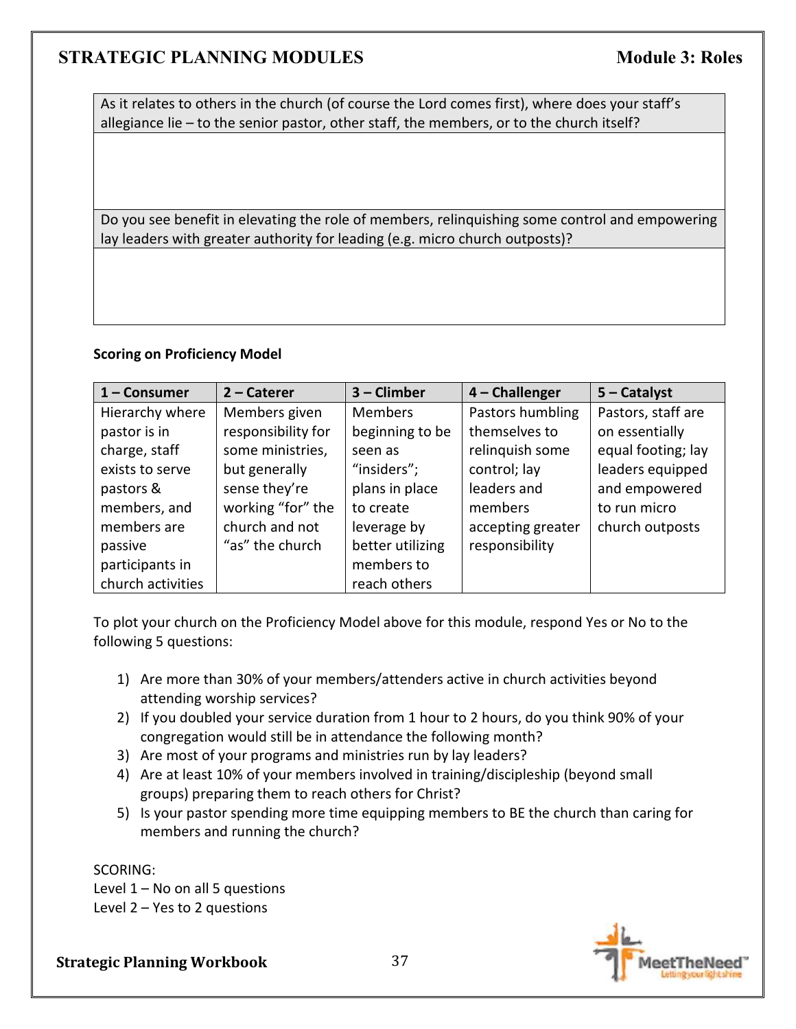| As it relates to others in the church (of course the Lord comes first), where does your staff's allegiance lie – to the senior pastor, other staff, the members, or to the church itself? |
|---|
| |
| Do you see benefit in elevating the role of members, relinquishing some control and empowering lay leaders with greater authority for leading (e.g. micro church outposts)? |
| |

**Scoring on Proficiency Model**

| 1 – Consumer | 2 – Caterer | 3 – Climber | 4 – Challenger | 5 – Catalyst |
|---|---|---|---|---|
| Hierarchy where pastor is in charge, staff exists to serve pastors & members, and members are passive participants in church activities | Members given responsibility for some ministries, but generally sense they're working "for" the church and not "as" the church | Members beginning to be seen as "insiders"; plans in place to create leverage by better utilizing members to reach others | Pastors humbling themselves to relinquish some control; lay leaders and members accepting greater responsibility | Pastors, staff are on essentially equal footing; lay leaders equipped and empowered to run micro church outposts |

To plot your church on the Proficiency Model above for this module, respond Yes or No to the following 5 questions:

1) Are more than 30% of your members/attenders active in church activities beyond attending worship services?
2) If you doubled your service duration from 1 hour to 2 hours, do you think 90% of your congregation would still be in attendance the following month?
3) Are most of your programs and ministries run by lay leaders?
4) Are at least 10% of your members involved in training/discipleship (beyond small groups) preparing them to reach others for Christ?
5) Is your pastor spending more time equipping members to BE the church than caring for members and running the church?

SCORING:
Level 1 – No on all 5 questions
Level 2 – Yes to 2 questions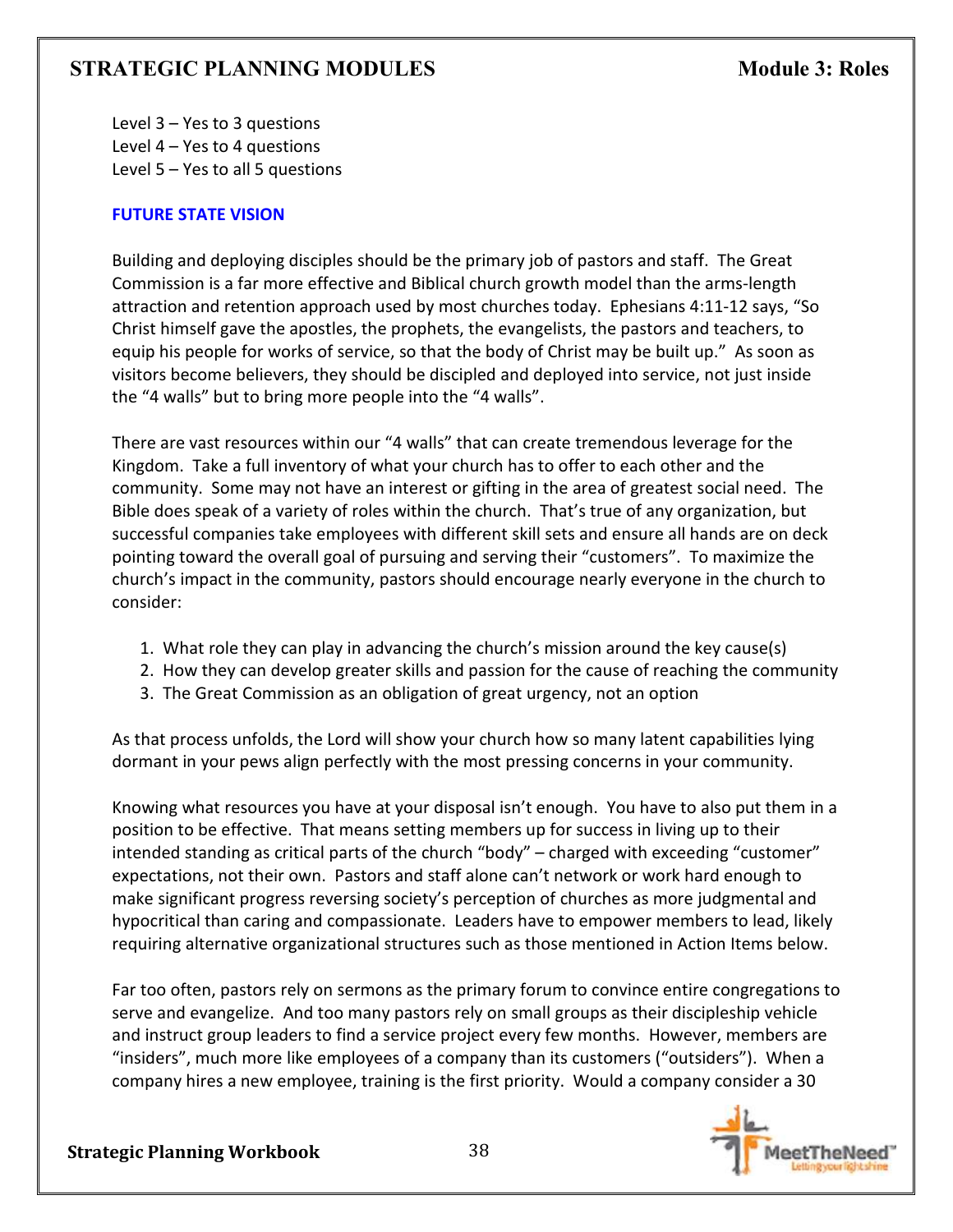Level 3 – Yes to 3 questions
Level 4 – Yes to 4 questions
Level 5 – Yes to all 5 questions

### FUTURE STATE VISION

Building and deploying disciples should be the primary job of pastors and staff. The Great Commission is a far more effective and Biblical church growth model than the arms-length attraction and retention approach used by most churches today. Ephesians 4:11-12 says, "So Christ himself gave the apostles, the prophets, the evangelists, the pastors and teachers, to equip his people for works of service, so that the body of Christ may be built up." As soon as visitors become believers, they should be discipled and deployed into service, not just inside the "4 walls" but to bring more people into the "4 walls".

There are vast resources within our "4 walls" that can create tremendous leverage for the Kingdom. Take a full inventory of what your church has to offer to each other and the community. Some may not have an interest or gifting in the area of greatest social need. The Bible does speak of a variety of roles within the church. That's true of any organization, but successful companies take employees with different skill sets and ensure all hands are on deck pointing toward the overall goal of pursuing and serving their "customers". To maximize the church's impact in the community, pastors should encourage nearly everyone in the church to consider:

1. What role they can play in advancing the church's mission around the key cause(s)
2. How they can develop greater skills and passion for the cause of reaching the community
3. The Great Commission as an obligation of great urgency, not an option

As that process unfolds, the Lord will show your church how so many latent capabilities lying dormant in your pews align perfectly with the most pressing concerns in your community.

Knowing what resources you have at your disposal isn't enough. You have to also put them in a position to be effective. That means setting members up for success in living up to their intended standing as critical parts of the church "body" – charged with exceeding "customer" expectations, not their own. Pastors and staff alone can't network or work hard enough to make significant progress reversing society's perception of churches as more judgmental and hypocritical than caring and compassionate. Leaders have to empower members to lead, likely requiring alternative organizational structures such as those mentioned in Action Items below.

Far too often, pastors rely on sermons as the primary forum to convince entire congregations to serve and evangelize. And too many pastors rely on small groups as their discipleship vehicle and instruct group leaders to find a service project every few months. However, members are "insiders", much more like employees of a company than its customers ("outsiders"). When a company hires a new employee, training is the first priority. Would a company consider a 30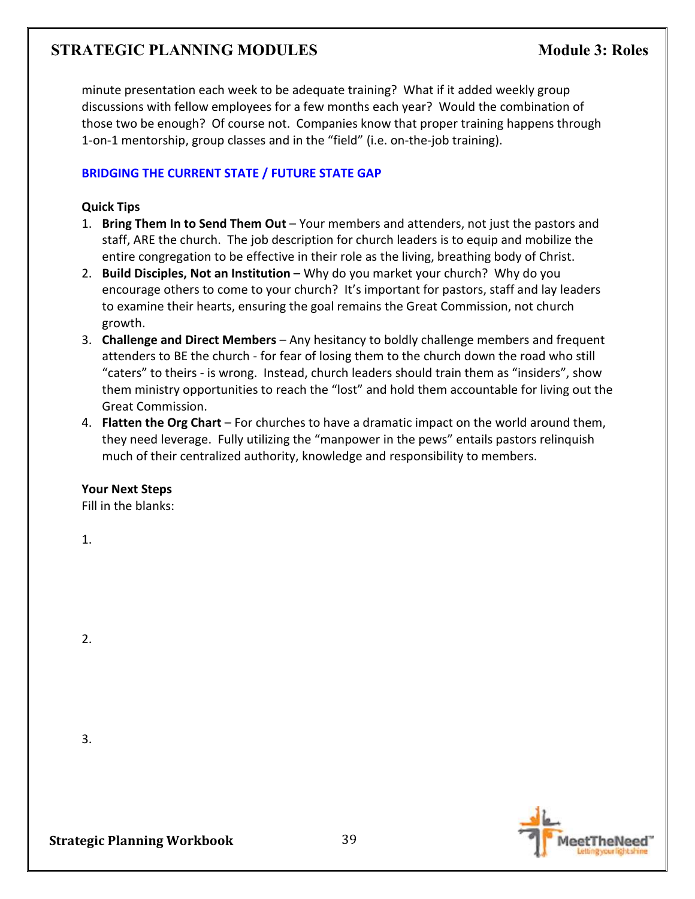minute presentation each week to be adequate training? What if it added weekly group discussions with fellow employees for a few months each year? Would the combination of those two be enough? Of course not. Companies know that proper training happens through 1-on-1 mentorship, group classes and in the "field" (i.e. on-the-job training).

### BRIDGING THE CURRENT STATE / FUTURE STATE GAP

**Quick Tips**

1. **Bring Them In to Send Them Out** – Your members and attenders, not just the pastors and staff, ARE the church. The job description for church leaders is to equip and mobilize the entire congregation to be effective in their role as the living, breathing body of Christ.
2. **Build Disciples, Not an Institution** – Why do you market your church? Why do you encourage others to come to your church? It's important for pastors, staff and lay leaders to examine their hearts, ensuring the goal remains the Great Commission, not church growth.
3. **Challenge and Direct Members** – Any hesitancy to boldly challenge members and frequent attenders to BE the church - for fear of losing them to the church down the road who still "caters" to theirs - is wrong. Instead, church leaders should train them as "insiders", show them ministry opportunities to reach the "lost" and hold them accountable for living out the Great Commission.
4. **Flatten the Org Chart** – For churches to have a dramatic impact on the world around them, they need leverage. Fully utilizing the "manpower in the pews" entails pastors relinquish much of their centralized authority, knowledge and responsibility to members.

**Your Next Steps**

Fill in the blanks:

1.

2.

3.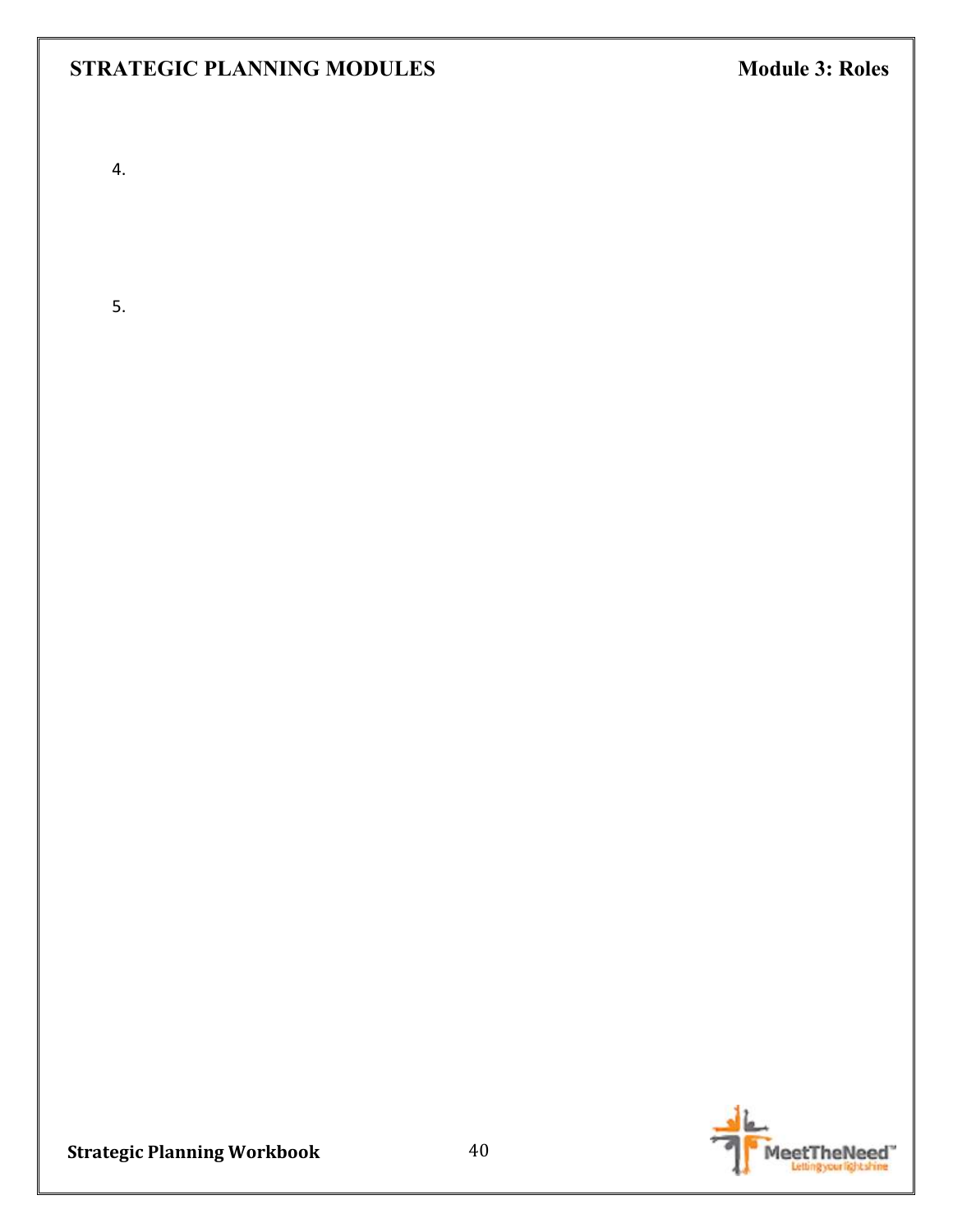4.

5.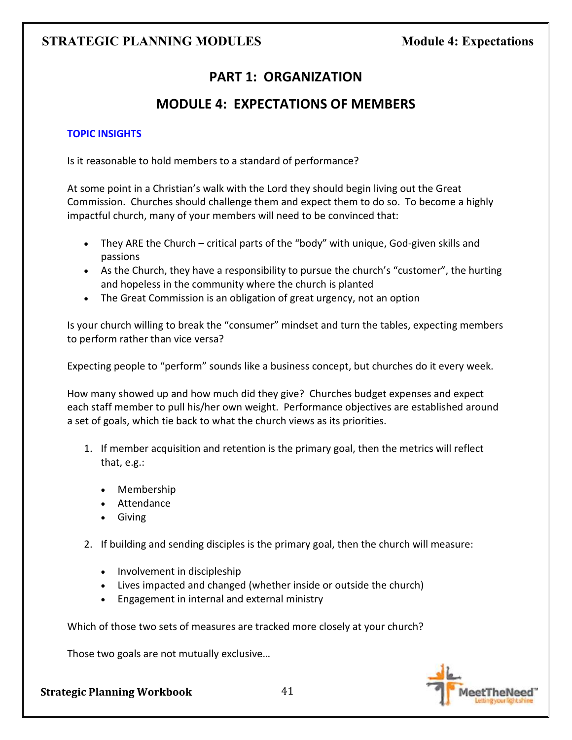# PART 1: ORGANIZATION

## MODULE 4: EXPECTATIONS OF MEMBERS

### TOPIC INSIGHTS

Is it reasonable to hold members to a standard of performance?

At some point in a Christian's walk with the Lord they should begin living out the Great Commission. Churches should challenge them and expect them to do so. To become a highly impactful church, many of your members will need to be convinced that:

- They ARE the Church – critical parts of the "body" with unique, God-given skills and passions
- As the Church, they have a responsibility to pursue the church's "customer", the hurting and hopeless in the community where the church is planted
- The Great Commission is an obligation of great urgency, not an option

Is your church willing to break the "consumer" mindset and turn the tables, expecting members to perform rather than vice versa?

Expecting people to "perform" sounds like a business concept, but churches do it every week.

How many showed up and how much did they give? Churches budget expenses and expect each staff member to pull his/her own weight. Performance objectives are established around a set of goals, which tie back to what the church views as its priorities.

1. If member acquisition and retention is the primary goal, then the metrics will reflect that, e.g.:

   - Membership
   - Attendance
   - Giving

2. If building and sending disciples is the primary goal, then the church will measure:

   - Involvement in discipleship
   - Lives impacted and changed (whether inside or outside the church)
   - Engagement in internal and external ministry

Which of those two sets of measures are tracked more closely at your church?

Those two goals are not mutually exclusive…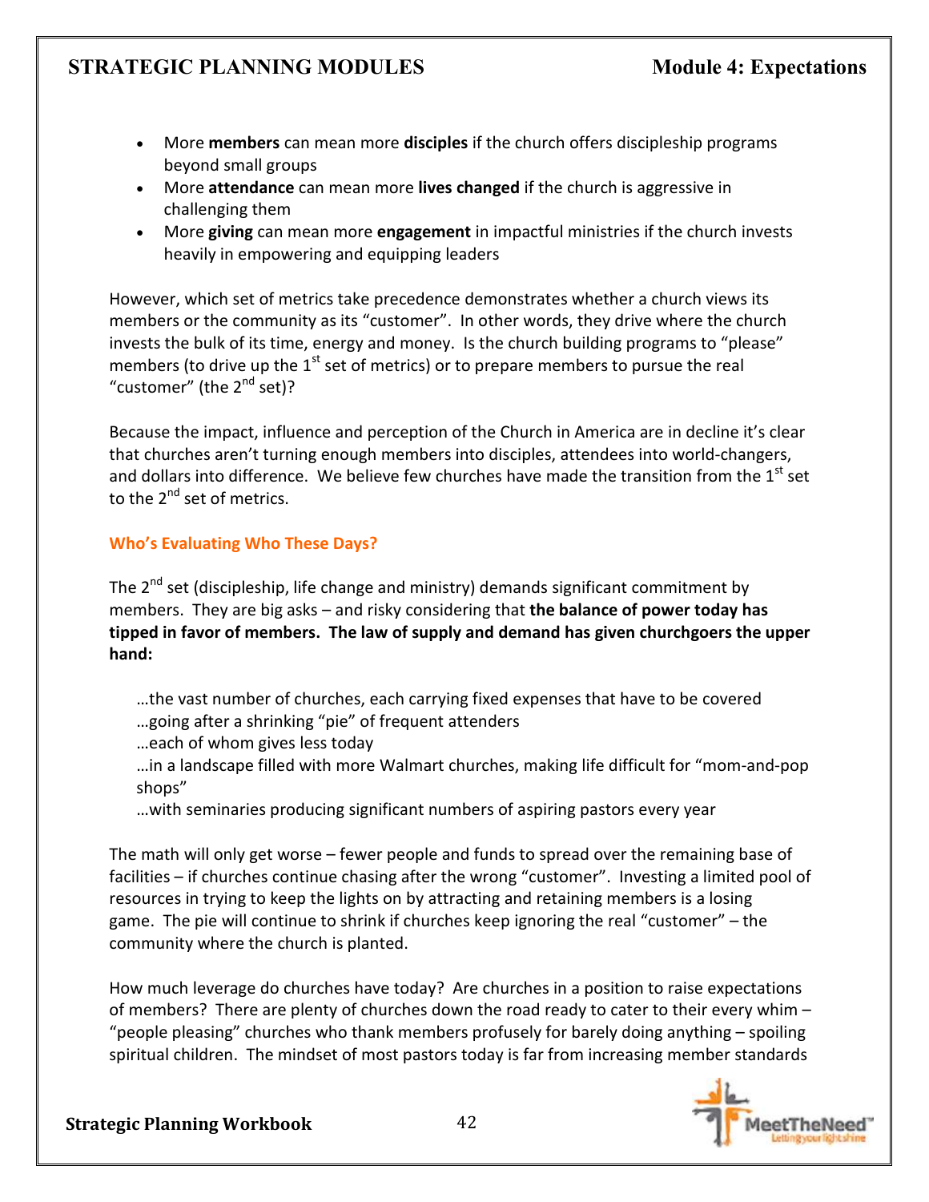- More **members** can mean more **disciples** if the church offers discipleship programs beyond small groups
- More **attendance** can mean more **lives changed** if the church is aggressive in challenging them
- More **giving** can mean more **engagement** in impactful ministries if the church invests heavily in empowering and equipping leaders

However, which set of metrics take precedence demonstrates whether a church views its members or the community as its "customer". In other words, they drive where the church invests the bulk of its time, energy and money. Is the church building programs to "please" members (to drive up the 1st set of metrics) or to prepare members to pursue the real "customer" (the 2nd set)?

Because the impact, influence and perception of the Church in America are in decline it's clear that churches aren't turning enough members into disciples, attendees into world-changers, and dollars into difference. We believe few churches have made the transition from the 1st set to the 2nd set of metrics.

### Who's Evaluating Who These Days?

The 2nd set (discipleship, life change and ministry) demands significant commitment by members. They are big asks – and risky considering that **the balance of power today has tipped in favor of members. The law of supply and demand has given churchgoers the upper hand:**

…the vast number of churches, each carrying fixed expenses that have to be covered
…going after a shrinking "pie" of frequent attenders
…each of whom gives less today
…in a landscape filled with more Walmart churches, making life difficult for "mom-and-pop shops"
…with seminaries producing significant numbers of aspiring pastors every year

The math will only get worse – fewer people and funds to spread over the remaining base of facilities – if churches continue chasing after the wrong "customer". Investing a limited pool of resources in trying to keep the lights on by attracting and retaining members is a losing game. The pie will continue to shrink if churches keep ignoring the real "customer" – the community where the church is planted.

How much leverage do churches have today? Are churches in a position to raise expectations of members? There are plenty of churches down the road ready to cater to their every whim – "people pleasing" churches who thank members profusely for barely doing anything – spoiling spiritual children. The mindset of most pastors today is far from increasing member standards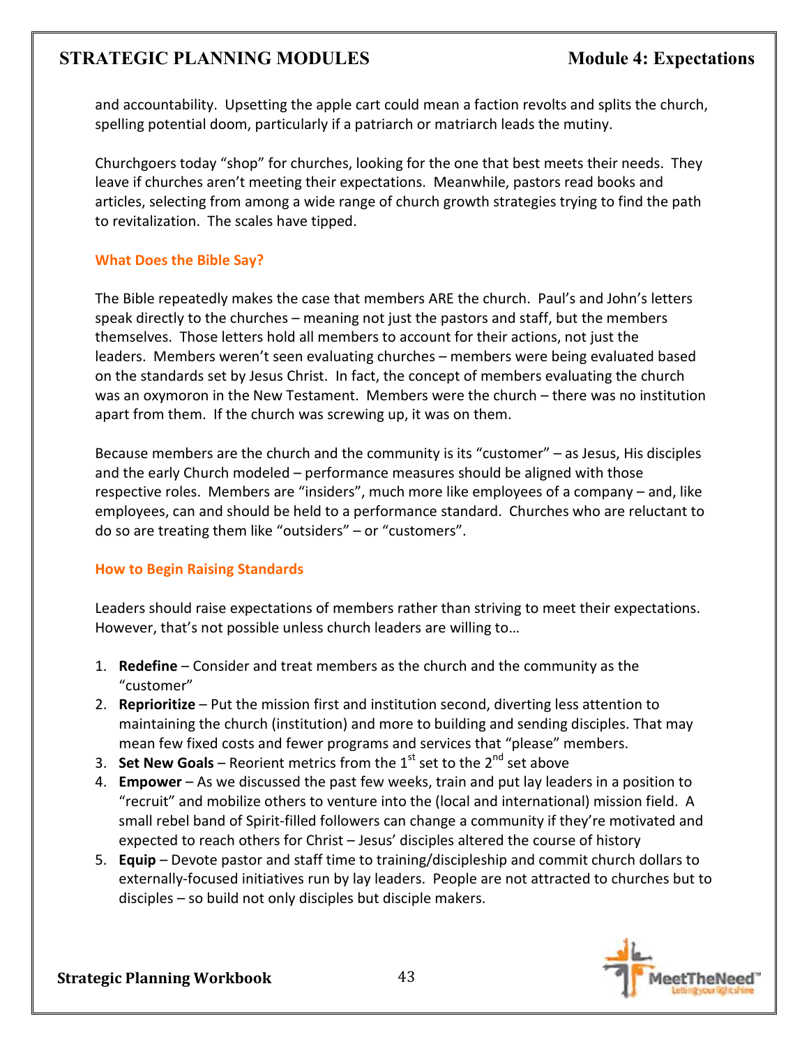and accountability. Upsetting the apple cart could mean a faction revolts and splits the church, spelling potential doom, particularly if a patriarch or matriarch leads the mutiny.

Churchgoers today "shop" for churches, looking for the one that best meets their needs. They leave if churches aren't meeting their expectations. Meanwhile, pastors read books and articles, selecting from among a wide range of church growth strategies trying to find the path to revitalization. The scales have tipped.

### What Does the Bible Say?

The Bible repeatedly makes the case that members ARE the church. Paul's and John's letters speak directly to the churches – meaning not just the pastors and staff, but the members themselves. Those letters hold all members to account for their actions, not just the leaders. Members weren't seen evaluating churches – members were being evaluated based on the standards set by Jesus Christ. In fact, the concept of members evaluating the church was an oxymoron in the New Testament. Members were the church – there was no institution apart from them. If the church was screwing up, it was on them.

Because members are the church and the community is its "customer" – as Jesus, His disciples and the early Church modeled – performance measures should be aligned with those respective roles. Members are "insiders", much more like employees of a company – and, like employees, can and should be held to a performance standard. Churches who are reluctant to do so are treating them like "outsiders" – or "customers".

### How to Begin Raising Standards

Leaders should raise expectations of members rather than striving to meet their expectations. However, that's not possible unless church leaders are willing to…

1. **Redefine** – Consider and treat members as the church and the community as the "customer"
2. **Reprioritize** – Put the mission first and institution second, diverting less attention to maintaining the church (institution) and more to building and sending disciples. That may mean few fixed costs and fewer programs and services that "please" members.
3. **Set New Goals** – Reorient metrics from the 1st set to the 2nd set above
4. **Empower** – As we discussed the past few weeks, train and put lay leaders in a position to "recruit" and mobilize others to venture into the (local and international) mission field. A small rebel band of Spirit-filled followers can change a community if they're motivated and expected to reach others for Christ – Jesus' disciples altered the course of history
5. **Equip** – Devote pastor and staff time to training/discipleship and commit church dollars to externally-focused initiatives run by lay leaders. People are not attracted to churches but to disciples – so build not only disciples but disciple makers.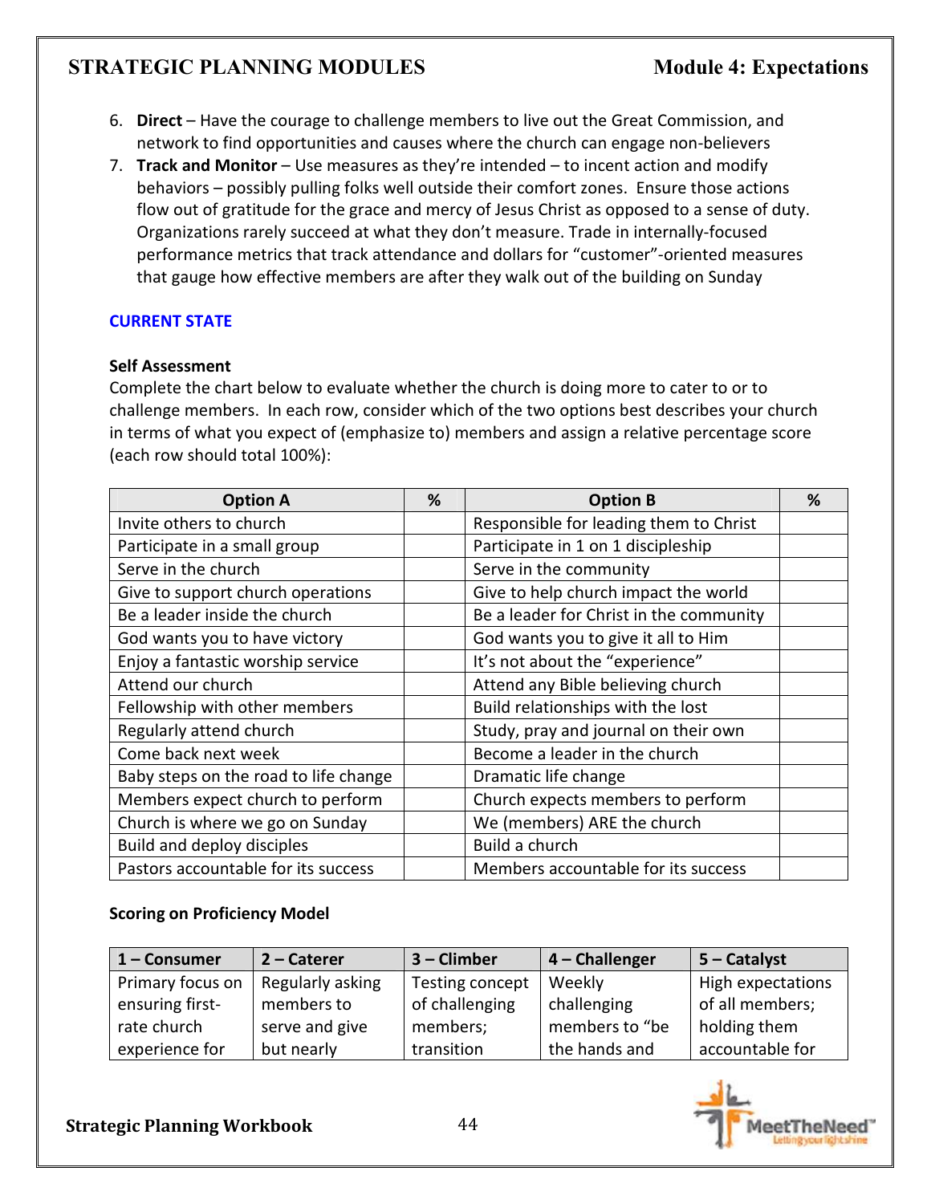6. **Direct** – Have the courage to challenge members to live out the Great Commission, and network to find opportunities and causes where the church can engage non-believers
7. **Track and Monitor** – Use measures as they're intended – to incent action and modify behaviors – possibly pulling folks well outside their comfort zones. Ensure those actions flow out of gratitude for the grace and mercy of Jesus Christ as opposed to a sense of duty. Organizations rarely succeed at what they don't measure. Trade in internally-focused performance metrics that track attendance and dollars for "customer"-oriented measures that gauge how effective members are after they walk out of the building on Sunday

## CURRENT STATE

### Self Assessment

Complete the chart below to evaluate whether the church is doing more to cater to or to challenge members. In each row, consider which of the two options best describes your church in terms of what you expect of (emphasize to) members and assign a relative percentage score (each row should total 100%):

| Option A | % | Option B | % |
|---|---|---|---|
| Invite others to church | | Responsible for leading them to Christ | |
| Participate in a small group | | Participate in 1 on 1 discipleship | |
| Serve in the church | | Serve in the community | |
| Give to support church operations | | Give to help church impact the world | |
| Be a leader inside the church | | Be a leader for Christ in the community | |
| God wants you to have victory | | God wants you to give it all to Him | |
| Enjoy a fantastic worship service | | It's not about the "experience" | |
| Attend our church | | Attend any Bible believing church | |
| Fellowship with other members | | Build relationships with the lost | |
| Regularly attend church | | Study, pray and journal on their own | |
| Come back next week | | Become a leader in the church | |
| Baby steps on the road to life change | | Dramatic life change | |
| Members expect church to perform | | Church expects members to perform | |
| Church is where we go on Sunday | | We (members) ARE the church | |
| Build and deploy disciples | | Build a church | |
| Pastors accountable for its success | | Members accountable for its success | |

### Scoring on Proficiency Model

| 1 – Consumer | 2 – Caterer | 3 – Climber | 4 – Challenger | 5 – Catalyst |
|---|---|---|---|---|
| Primary focus on ensuring first-rate church experience for | Regularly asking members to serve and give but nearly | Testing concept of challenging members; transition | Weekly challenging members to "be the hands and | High expectations of all members; holding them accountable for |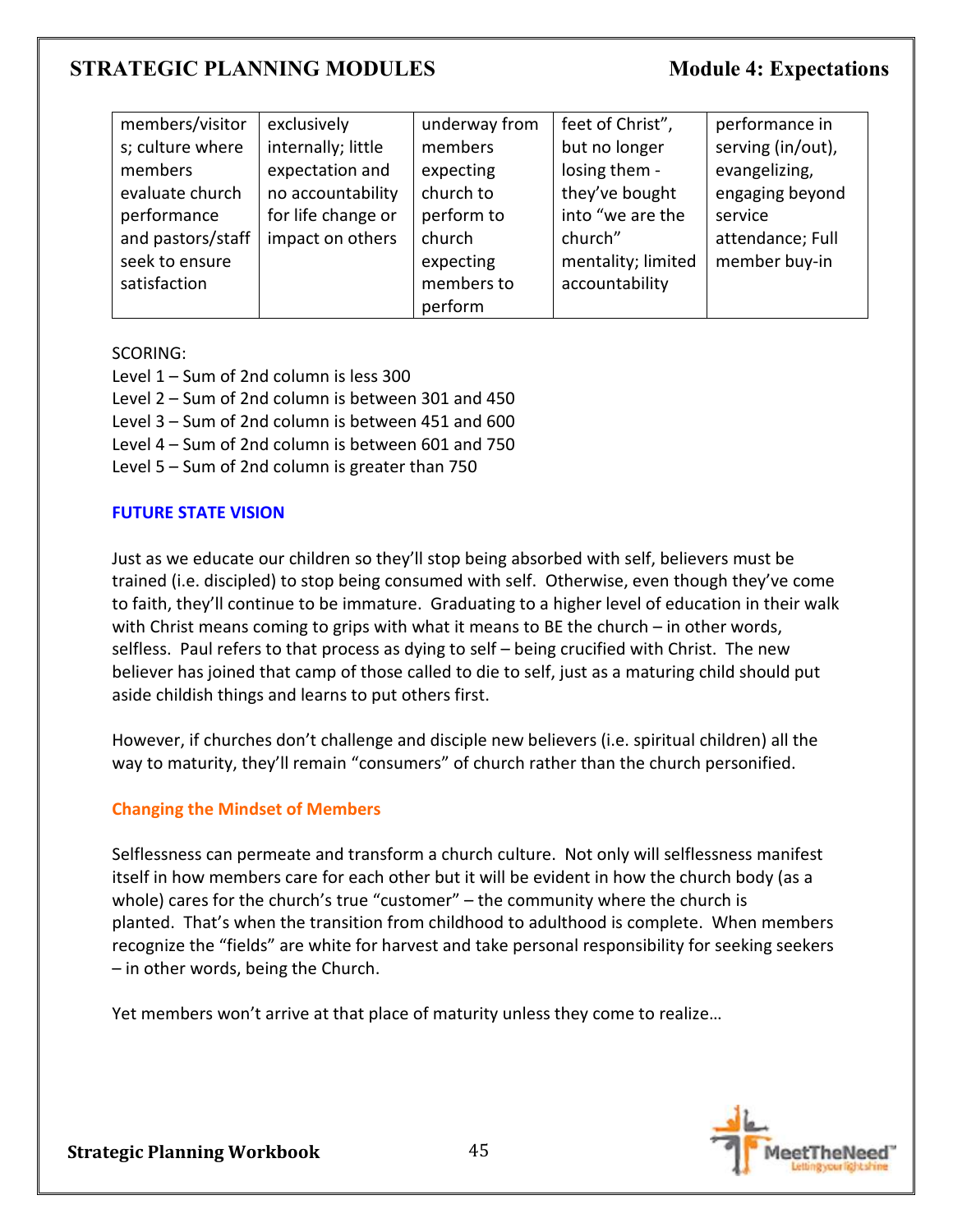| members/visitors; culture where members evaluate church performance and pastors/staff seek to ensure satisfaction | exclusively internally; little expectation and no accountability for life change or impact on others | underway from members expecting church to perform to church expecting members to perform | feet of Christ", but no longer losing them - they've bought into "we are the church" mentality; limited accountability | performance in serving (in/out), evangelizing, engaging beyond service attendance; Full member buy-in |
|---|---|---|---|---|

SCORING:

Level 1 – Sum of 2nd column is less 300
Level 2 – Sum of 2nd column is between 301 and 450
Level 3 – Sum of 2nd column is between 451 and 600
Level 4 – Sum of 2nd column is between 601 and 750
Level 5 – Sum of 2nd column is greater than 750

## FUTURE STATE VISION

Just as we educate our children so they'll stop being absorbed with self, believers must be trained (i.e. discipled) to stop being consumed with self. Otherwise, even though they've come to faith, they'll continue to be immature. Graduating to a higher level of education in their walk with Christ means coming to grips with what it means to BE the church – in other words, selfless. Paul refers to that process as dying to self – being crucified with Christ. The new believer has joined that camp of those called to die to self, just as a maturing child should put aside childish things and learns to put others first.

However, if churches don't challenge and disciple new believers (i.e. spiritual children) all the way to maturity, they'll remain "consumers" of church rather than the church personified.

### Changing the Mindset of Members

Selflessness can permeate and transform a church culture. Not only will selflessness manifest itself in how members care for each other but it will be evident in how the church body (as a whole) cares for the church's true "customer" – the community where the church is planted. That's when the transition from childhood to adulthood is complete. When members recognize the "fields" are white for harvest and take personal responsibility for seeking seekers – in other words, being the Church.

Yet members won't arrive at that place of maturity unless they come to realize…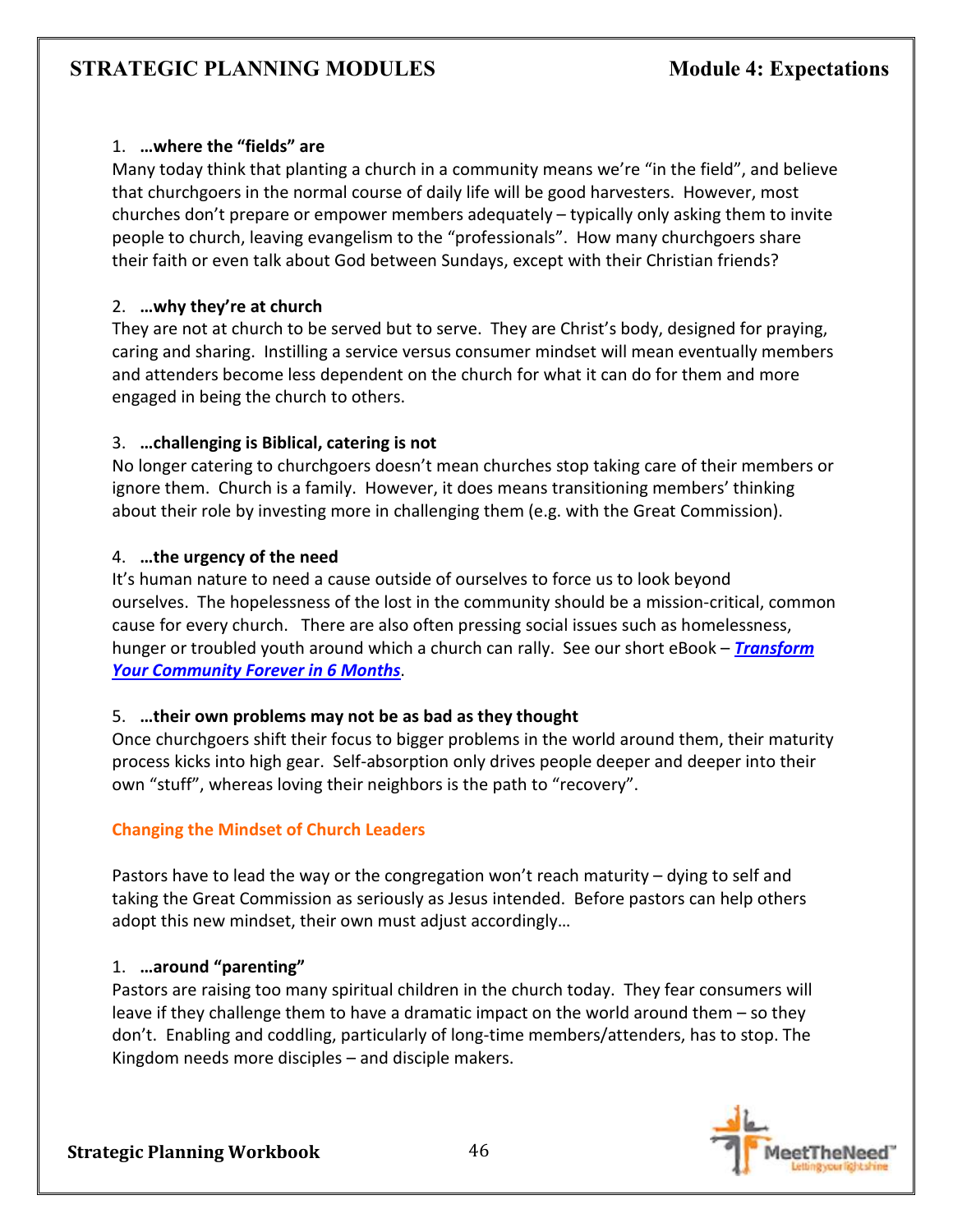1. **…where the "fields" are**
Many today think that planting a church in a community means we're "in the field", and believe that churchgoers in the normal course of daily life will be good harvesters. However, most churches don't prepare or empower members adequately – typically only asking them to invite people to church, leaving evangelism to the "professionals". How many churchgoers share their faith or even talk about God between Sundays, except with their Christian friends?

2. **…why they're at church**
They are not at church to be served but to serve. They are Christ's body, designed for praying, caring and sharing. Instilling a service versus consumer mindset will mean eventually members and attenders become less dependent on the church for what it can do for them and more engaged in being the church to others.

3. **…challenging is Biblical, catering is not**
No longer catering to churchgoers doesn't mean churches stop taking care of their members or ignore them. Church is a family. However, it does means transitioning members' thinking about their role by investing more in challenging them (e.g. with the Great Commission).

4. **…the urgency of the need**
It's human nature to need a cause outside of ourselves to force us to look beyond ourselves. The hopelessness of the lost in the community should be a mission-critical, common cause for every church. There are also often pressing social issues such as homelessness, hunger or troubled youth around which a church can rally. See our short eBook – ***Transform Your Community Forever in 6 Months***.

5. **…their own problems may not be as bad as they thought**
Once churchgoers shift their focus to bigger problems in the world around them, their maturity process kicks into high gear. Self-absorption only drives people deeper and deeper into their own "stuff", whereas loving their neighbors is the path to "recovery".

### Changing the Mindset of Church Leaders

Pastors have to lead the way or the congregation won't reach maturity – dying to self and taking the Great Commission as seriously as Jesus intended. Before pastors can help others adopt this new mindset, their own must adjust accordingly…

1. **…around "parenting"**
Pastors are raising too many spiritual children in the church today. They fear consumers will leave if they challenge them to have a dramatic impact on the world around them – so they don't. Enabling and coddling, particularly of long-time members/attenders, has to stop. The Kingdom needs more disciples – and disciple makers.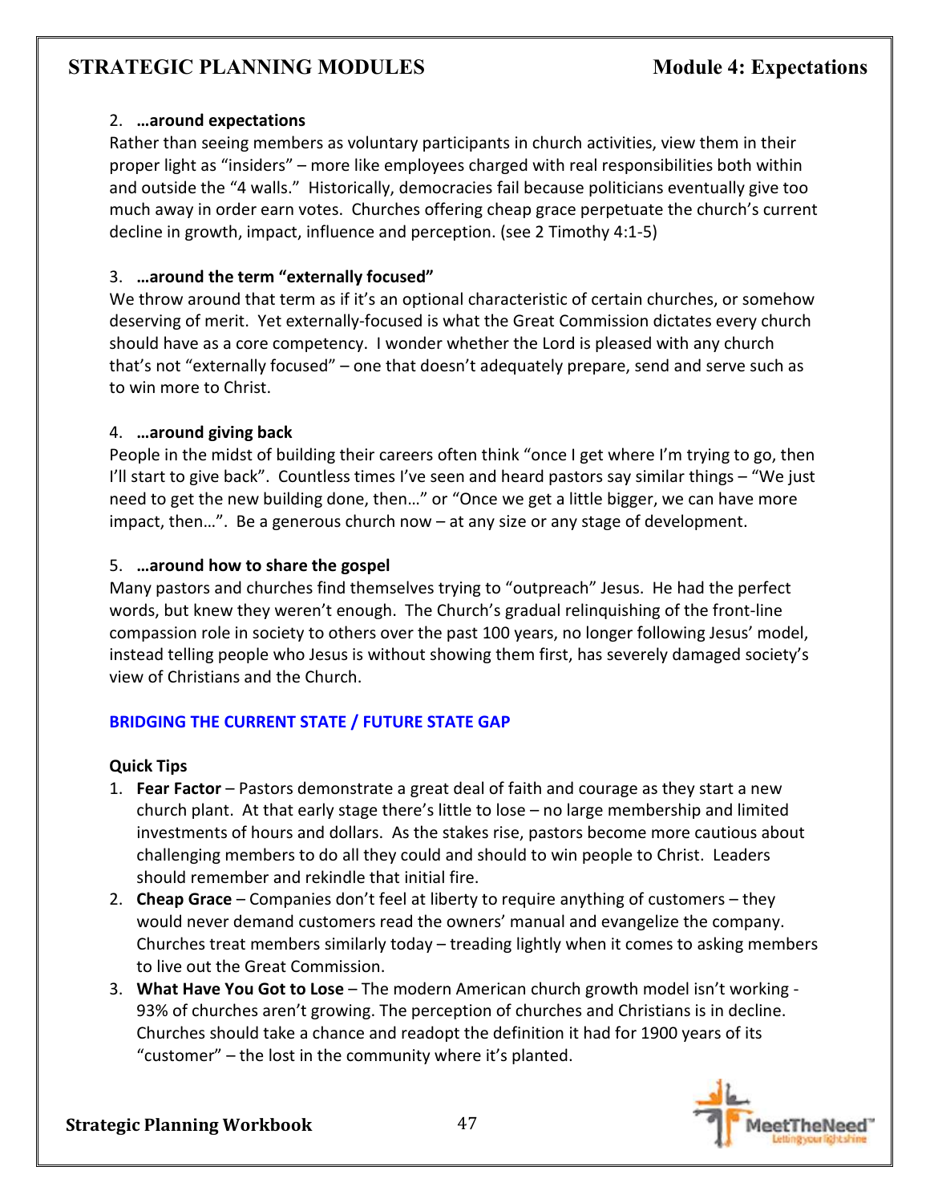2. **…around expectations**

Rather than seeing members as voluntary participants in church activities, view them in their proper light as "insiders" – more like employees charged with real responsibilities both within and outside the "4 walls." Historically, democracies fail because politicians eventually give too much away in order earn votes. Churches offering cheap grace perpetuate the church's current decline in growth, impact, influence and perception. (see 2 Timothy 4:1-5)

3. **…around the term "externally focused"**

We throw around that term as if it's an optional characteristic of certain churches, or somehow deserving of merit. Yet externally-focused is what the Great Commission dictates every church should have as a core competency. I wonder whether the Lord is pleased with any church that's not "externally focused" – one that doesn't adequately prepare, send and serve such as to win more to Christ.

4. **…around giving back**

People in the midst of building their careers often think "once I get where I'm trying to go, then I'll start to give back". Countless times I've seen and heard pastors say similar things – "We just need to get the new building done, then…" or "Once we get a little bigger, we can have more impact, then…". Be a generous church now – at any size or any stage of development.

5. **…around how to share the gospel**

Many pastors and churches find themselves trying to "outpreach" Jesus. He had the perfect words, but knew they weren't enough. The Church's gradual relinquishing of the front-line compassion role in society to others over the past 100 years, no longer following Jesus' model, instead telling people who Jesus is without showing them first, has severely damaged society's view of Christians and the Church.

## BRIDGING THE CURRENT STATE / FUTURE STATE GAP

**Quick Tips**

1. **Fear Factor** – Pastors demonstrate a great deal of faith and courage as they start a new church plant. At that early stage there's little to lose – no large membership and limited investments of hours and dollars. As the stakes rise, pastors become more cautious about challenging members to do all they could and should to win people to Christ. Leaders should remember and rekindle that initial fire.
2. **Cheap Grace** – Companies don't feel at liberty to require anything of customers – they would never demand customers read the owners' manual and evangelize the company. Churches treat members similarly today – treading lightly when it comes to asking members to live out the Great Commission.
3. **What Have You Got to Lose** – The modern American church growth model isn't working - 93% of churches aren't growing. The perception of churches and Christians is in decline. Churches should take a chance and readopt the definition it had for 1900 years of its "customer" – the lost in the community where it's planted.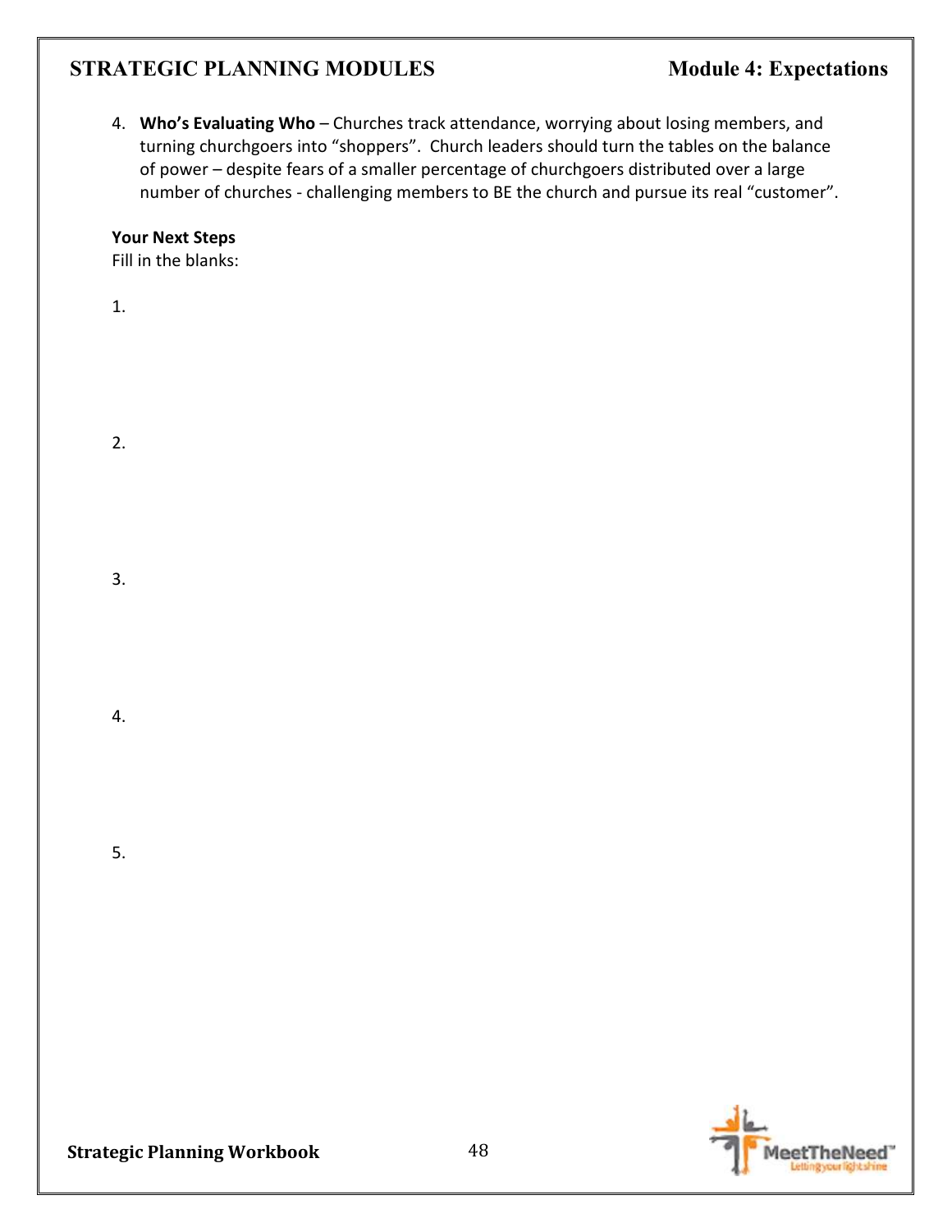4. **Who's Evaluating Who** – Churches track attendance, worrying about losing members, and turning churchgoers into "shoppers". Church leaders should turn the tables on the balance of power – despite fears of a smaller percentage of churchgoers distributed over a large number of churches - challenging members to BE the church and pursue its real "customer".

**Your Next Steps**

Fill in the blanks:

1.

2.

3.

4.

5.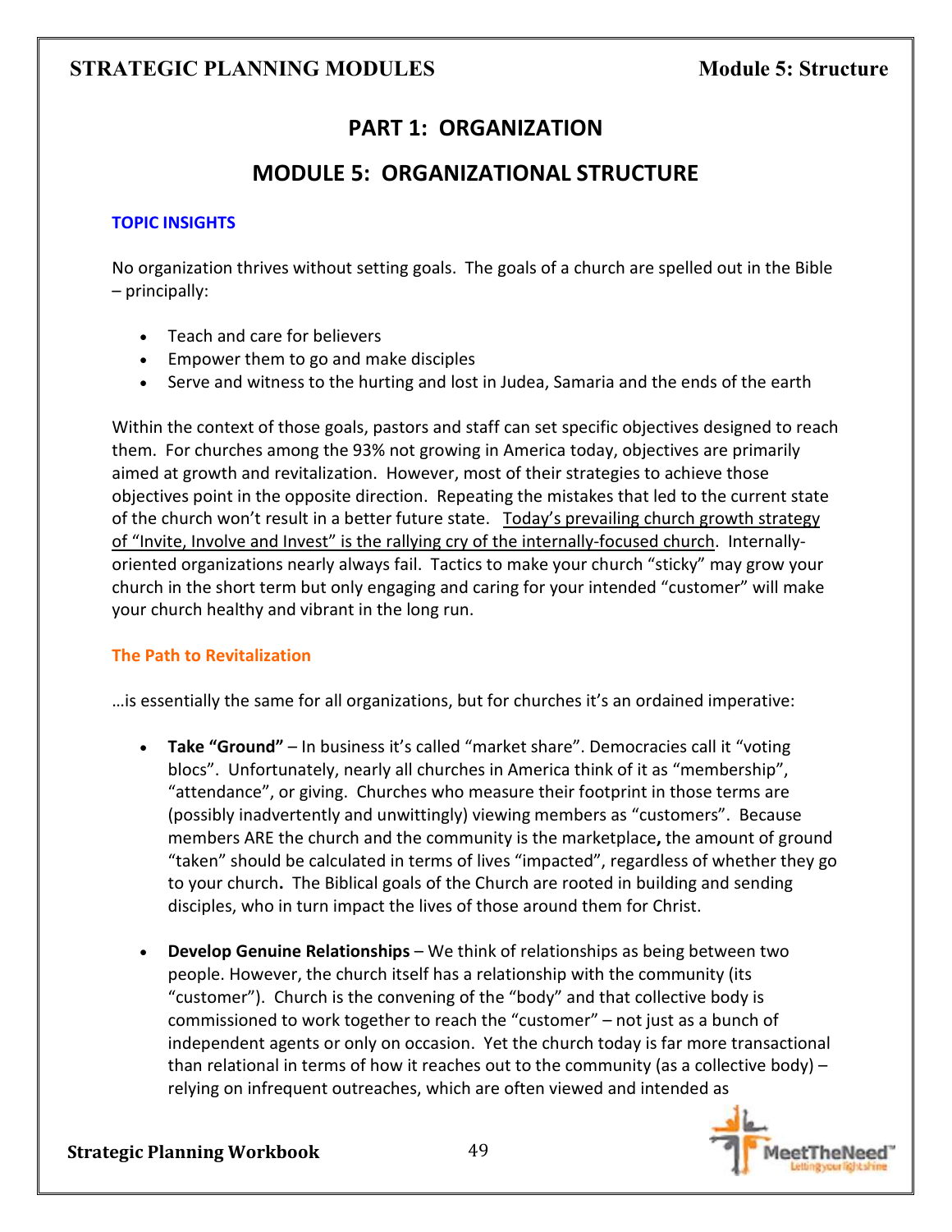# PART 1: ORGANIZATION

## MODULE 5: ORGANIZATIONAL STRUCTURE

### TOPIC INSIGHTS

No organization thrives without setting goals. The goals of a church are spelled out in the Bible – principally:

- Teach and care for believers
- Empower them to go and make disciples
- Serve and witness to the hurting and lost in Judea, Samaria and the ends of the earth

Within the context of those goals, pastors and staff can set specific objectives designed to reach them. For churches among the 93% not growing in America today, objectives are primarily aimed at growth and revitalization. However, most of their strategies to achieve those objectives point in the opposite direction. Repeating the mistakes that led to the current state of the church won't result in a better future state. <u>Today's prevailing church growth strategy of "Invite, Involve and Invest" is the rallying cry of the internally-focused church</u>. Internally-oriented organizations nearly always fail. Tactics to make your church "sticky" may grow your church in the short term but only engaging and caring for your intended "customer" will make your church healthy and vibrant in the long run.

### The Path to Revitalization

…is essentially the same for all organizations, but for churches it's an ordained imperative:

- **Take "Ground"** – In business it's called "market share". Democracies call it "voting blocs". Unfortunately, nearly all churches in America think of it as "membership", "attendance", or giving. Churches who measure their footprint in those terms are (possibly inadvertently and unwittingly) viewing members as "customers". Because members ARE the church and the community is the marketplace**,** the amount of ground "taken" should be calculated in terms of lives "impacted", regardless of whether they go to your church**.** The Biblical goals of the Church are rooted in building and sending disciples, who in turn impact the lives of those around them for Christ.

- **Develop Genuine Relationships** – We think of relationships as being between two people. However, the church itself has a relationship with the community (its "customer"). Church is the convening of the "body" and that collective body is commissioned to work together to reach the "customer" – not just as a bunch of independent agents or only on occasion. Yet the church today is far more transactional than relational in terms of how it reaches out to the community (as a collective body) – relying on infrequent outreaches, which are often viewed and intended as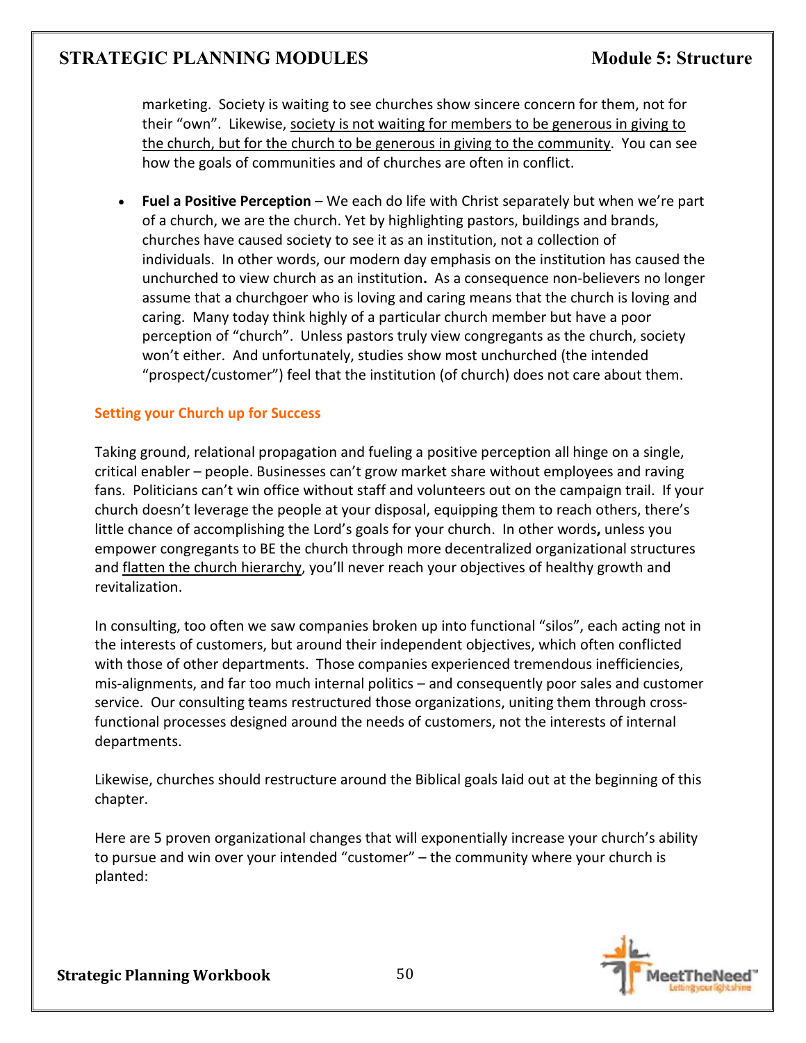marketing. Society is waiting to see churches show sincere concern for them, not for their "own". Likewise, <u>society is not waiting for members to be generous in giving to the church, but for the church to be generous in giving to the community</u>. You can see how the goals of communities and of churches are often in conflict.

- **Fuel a Positive Perception** – We each do life with Christ separately but when we're part of a church, we are the church. Yet by highlighting pastors, buildings and brands, churches have caused society to see it as an institution, not a collection of individuals. In other words, our modern day emphasis on the institution has caused the unchurched to view church as an institution**.** As a consequence non-believers no longer assume that a churchgoer who is loving and caring means that the church is loving and caring. Many today think highly of a particular church member but have a poor perception of "church". Unless pastors truly view congregants as the church, society won't either. And unfortunately, studies show most unchurched (the intended "prospect/customer") feel that the institution (of church) does not care about them.

### Setting your Church up for Success

Taking ground, relational propagation and fueling a positive perception all hinge on a single, critical enabler – people. Businesses can't grow market share without employees and raving fans. Politicians can't win office without staff and volunteers out on the campaign trail. If your church doesn't leverage the people at your disposal, equipping them to reach others, there's little chance of accomplishing the Lord's goals for your church. In other words**,** unless you empower congregants to BE the church through more decentralized organizational structures and <u>flatten the church hierarchy</u>, you'll never reach your objectives of healthy growth and revitalization.

In consulting, too often we saw companies broken up into functional "silos", each acting not in the interests of customers, but around their independent objectives, which often conflicted with those of other departments. Those companies experienced tremendous inefficiencies, mis-alignments, and far too much internal politics – and consequently poor sales and customer service. Our consulting teams restructured those organizations, uniting them through cross-functional processes designed around the needs of customers, not the interests of internal departments.

Likewise, churches should restructure around the Biblical goals laid out at the beginning of this chapter.

Here are 5 proven organizational changes that will exponentially increase your church's ability to pursue and win over your intended "customer" – the community where your church is planted: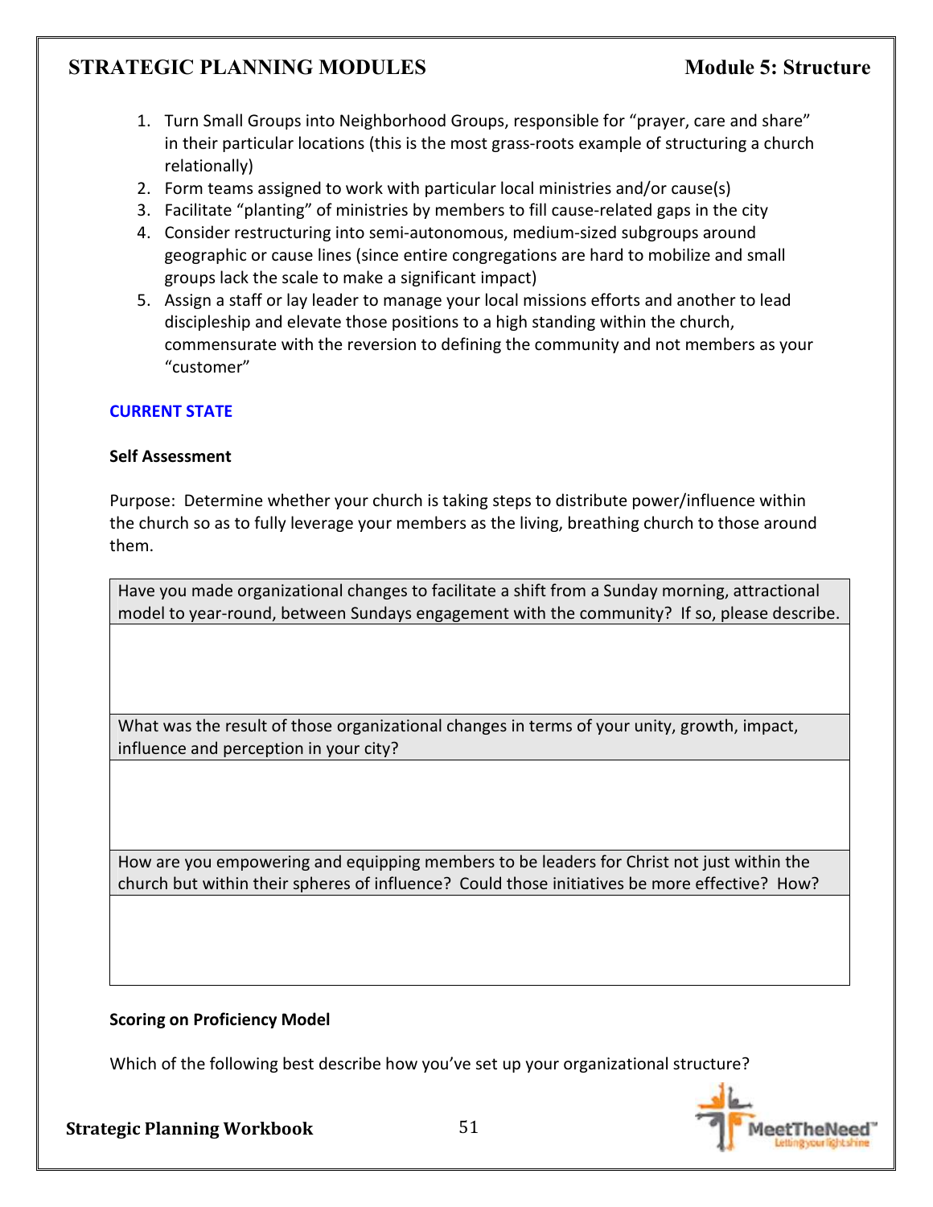1. Turn Small Groups into Neighborhood Groups, responsible for "prayer, care and share" in their particular locations (this is the most grass-roots example of structuring a church relationally)
2. Form teams assigned to work with particular local ministries and/or cause(s)
3. Facilitate "planting" of ministries by members to fill cause-related gaps in the city
4. Consider restructuring into semi-autonomous, medium-sized subgroups around geographic or cause lines (since entire congregations are hard to mobilize and small groups lack the scale to make a significant impact)
5. Assign a staff or lay leader to manage your local missions efforts and another to lead discipleship and elevate those positions to a high standing within the church, commensurate with the reversion to defining the community and not members as your "customer"

## CURRENT STATE

### Self Assessment

Purpose: Determine whether your church is taking steps to distribute power/influence within the church so as to fully leverage your members as the living, breathing church to those around them.

| Have you made organizational changes to facilitate a shift from a Sunday morning, attractional model to year-round, between Sundays engagement with the community? If so, please describe. |
|---|
| |
| What was the result of those organizational changes in terms of your unity, growth, impact, influence and perception in your city? |
| |
| How are you empowering and equipping members to be leaders for Christ not just within the church but within their spheres of influence? Could those initiatives be more effective? How? |
| |

### Scoring on Proficiency Model

Which of the following best describe how you've set up your organizational structure?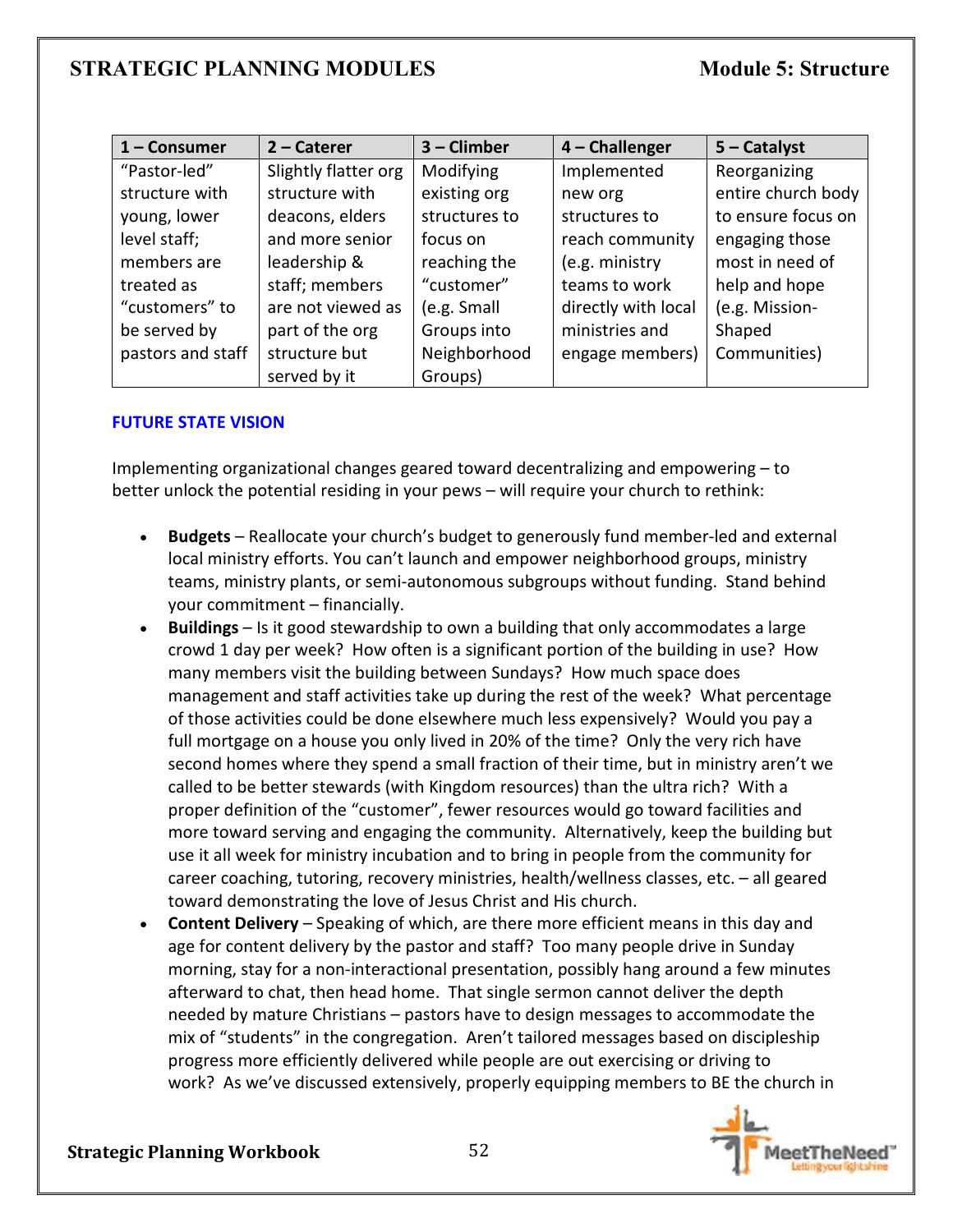| 1 – Consumer | 2 – Caterer | 3 – Climber | 4 – Challenger | 5 – Catalyst |
|---|---|---|---|---|
| "Pastor-led" structure with young, lower level staff; members are treated as "customers" to be served by pastors and staff | Slightly flatter org structure with deacons, elders and more senior leadership & staff; members are not viewed as part of the org structure but served by it | Modifying existing org structures to focus on reaching the "customer" (e.g. Small Groups into Neighborhood Groups) | Implemented new org structures to reach community (e.g. ministry teams to work directly with local ministries and engage members) | Reorganizing entire church body to ensure focus on engaging those most in need of help and hope (e.g. Mission-Shaped Communities) |

### FUTURE STATE VISION

Implementing organizational changes geared toward decentralizing and empowering – to better unlock the potential residing in your pews – will require your church to rethink:

- **Budgets** – Reallocate your church's budget to generously fund member-led and external local ministry efforts. You can't launch and empower neighborhood groups, ministry teams, ministry plants, or semi-autonomous subgroups without funding. Stand behind your commitment – financially.
- **Buildings** – Is it good stewardship to own a building that only accommodates a large crowd 1 day per week? How often is a significant portion of the building in use? How many members visit the building between Sundays? How much space does management and staff activities take up during the rest of the week? What percentage of those activities could be done elsewhere much less expensively? Would you pay a full mortgage on a house you only lived in 20% of the time? Only the very rich have second homes where they spend a small fraction of their time, but in ministry aren't we called to be better stewards (with Kingdom resources) than the ultra rich? With a proper definition of the "customer", fewer resources would go toward facilities and more toward serving and engaging the community. Alternatively, keep the building but use it all week for ministry incubation and to bring in people from the community for career coaching, tutoring, recovery ministries, health/wellness classes, etc. – all geared toward demonstrating the love of Jesus Christ and His church.
- **Content Delivery** – Speaking of which, are there more efficient means in this day and age for content delivery by the pastor and staff? Too many people drive in Sunday morning, stay for a non-interactional presentation, possibly hang around a few minutes afterward to chat, then head home. That single sermon cannot deliver the depth needed by mature Christians – pastors have to design messages to accommodate the mix of "students" in the congregation. Aren't tailored messages based on discipleship progress more efficiently delivered while people are out exercising or driving to work? As we've discussed extensively, properly equipping members to BE the church in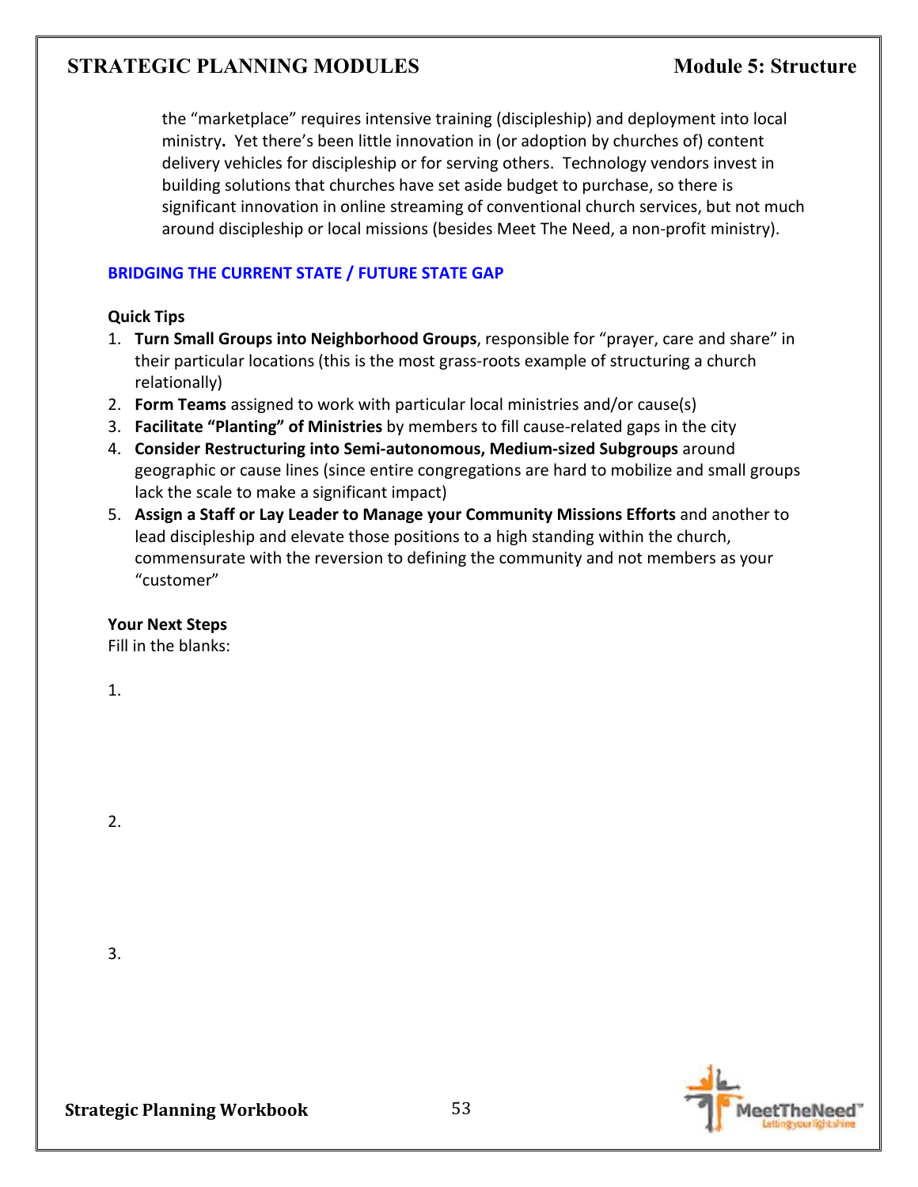the "marketplace" requires intensive training (discipleship) and deployment into local ministry**.** Yet there's been little innovation in (or adoption by churches of) content delivery vehicles for discipleship or for serving others. Technology vendors invest in building solutions that churches have set aside budget to purchase, so there is significant innovation in online streaming of conventional church services, but not much around discipleship or local missions (besides Meet The Need, a non-profit ministry).

## BRIDGING THE CURRENT STATE / FUTURE STATE GAP

**Quick Tips**

1. **Turn Small Groups into Neighborhood Groups**, responsible for "prayer, care and share" in their particular locations (this is the most grass-roots example of structuring a church relationally)
2. **Form Teams** assigned to work with particular local ministries and/or cause(s)
3. **Facilitate "Planting" of Ministries** by members to fill cause-related gaps in the city
4. **Consider Restructuring into Semi-autonomous, Medium-sized Subgroups** around geographic or cause lines (since entire congregations are hard to mobilize and small groups lack the scale to make a significant impact)
5. **Assign a Staff or Lay Leader to Manage your Community Missions Efforts** and another to lead discipleship and elevate those positions to a high standing within the church, commensurate with the reversion to defining the community and not members as your "customer"

**Your Next Steps**

Fill in the blanks:

1.

2.

3.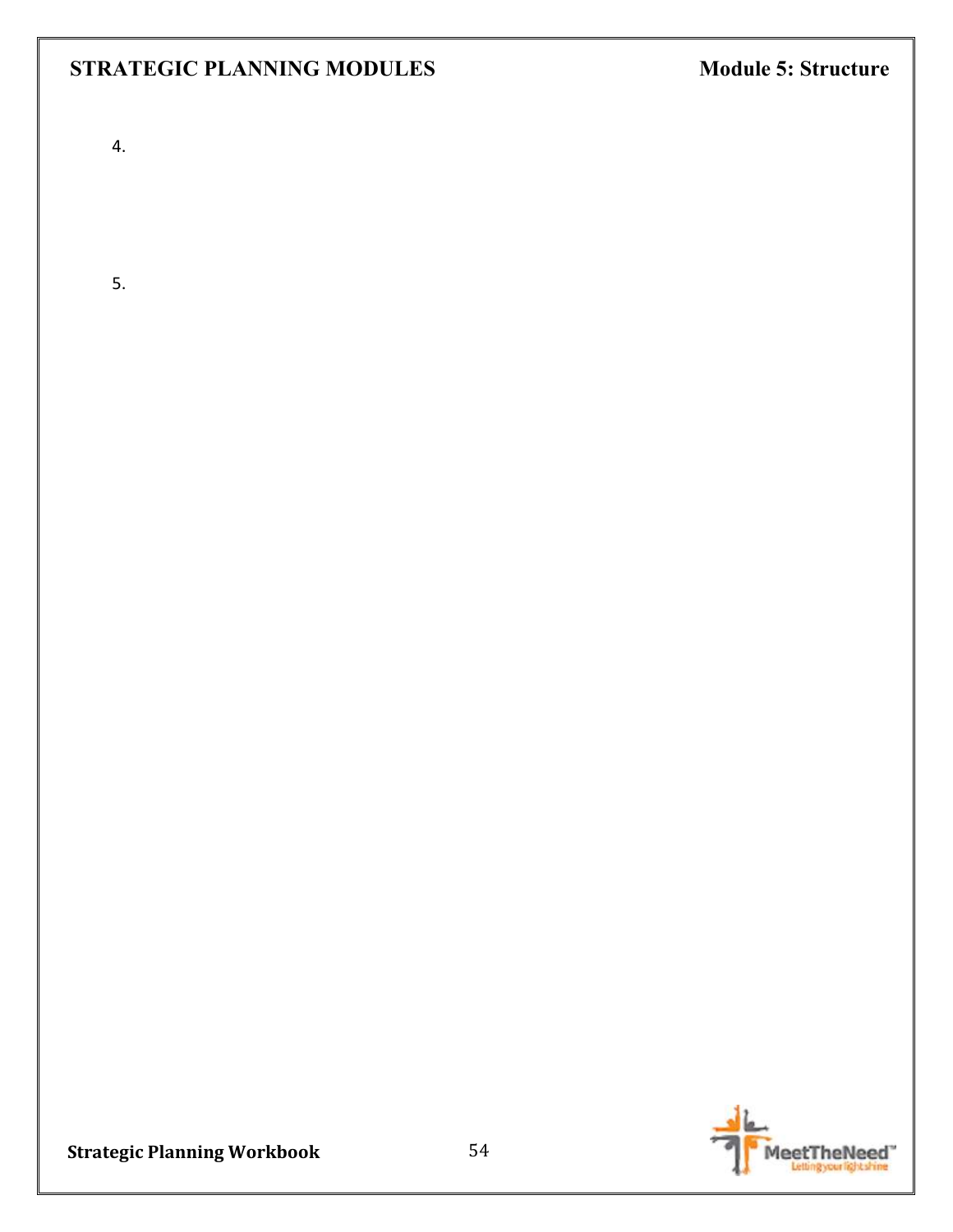4.

5.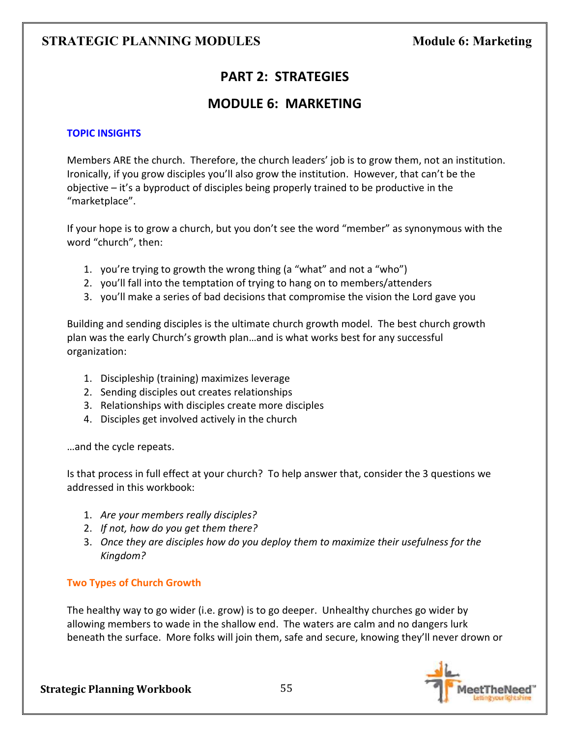# PART 2: STRATEGIES

# MODULE 6: MARKETING

### TOPIC INSIGHTS

Members ARE the church. Therefore, the church leaders' job is to grow them, not an institution. Ironically, if you grow disciples you'll also grow the institution. However, that can't be the objective – it's a byproduct of disciples being properly trained to be productive in the "marketplace".

If your hope is to grow a church, but you don't see the word "member" as synonymous with the word "church", then:

1. you're trying to growth the wrong thing (a "what" and not a "who")
2. you'll fall into the temptation of trying to hang on to members/attenders
3. you'll make a series of bad decisions that compromise the vision the Lord gave you

Building and sending disciples is the ultimate church growth model. The best church growth plan was the early Church's growth plan…and is what works best for any successful organization:

1. Discipleship (training) maximizes leverage
2. Sending disciples out creates relationships
3. Relationships with disciples create more disciples
4. Disciples get involved actively in the church

…and the cycle repeats.

Is that process in full effect at your church? To help answer that, consider the 3 questions we addressed in this workbook:

1. *Are your members really disciples?*
2. *If not, how do you get them there?*
3. *Once they are disciples how do you deploy them to maximize their usefulness for the Kingdom?*

### Two Types of Church Growth

The healthy way to go wider (i.e. grow) is to go deeper. Unhealthy churches go wider by allowing members to wade in the shallow end. The waters are calm and no dangers lurk beneath the surface. More folks will join them, safe and secure, knowing they'll never drown or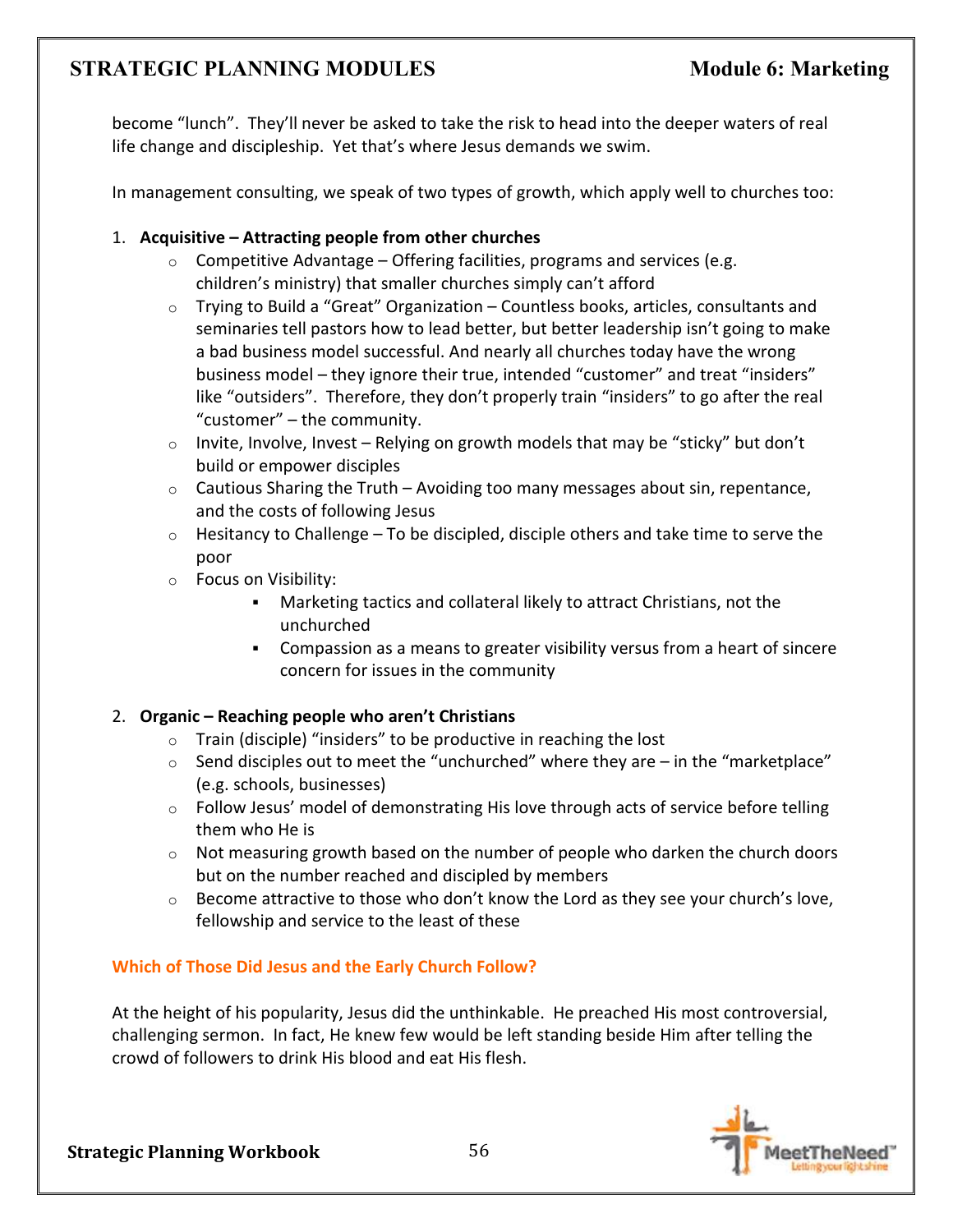become "lunch". They'll never be asked to take the risk to head into the deeper waters of real life change and discipleship. Yet that's where Jesus demands we swim.

In management consulting, we speak of two types of growth, which apply well to churches too:

1. **Acquisitive – Attracting people from other churches**
    - Competitive Advantage – Offering facilities, programs and services (e.g. children's ministry) that smaller churches simply can't afford
    - Trying to Build a "Great" Organization – Countless books, articles, consultants and seminaries tell pastors how to lead better, but better leadership isn't going to make a bad business model successful. And nearly all churches today have the wrong business model – they ignore their true, intended "customer" and treat "insiders" like "outsiders". Therefore, they don't properly train "insiders" to go after the real "customer" – the community.
    - Invite, Involve, Invest – Relying on growth models that may be "sticky" but don't build or empower disciples
    - Cautious Sharing the Truth – Avoiding too many messages about sin, repentance, and the costs of following Jesus
    - Hesitancy to Challenge – To be discipled, disciple others and take time to serve the poor
    - Focus on Visibility:
        - Marketing tactics and collateral likely to attract Christians, not the unchurched
        - Compassion as a means to greater visibility versus from a heart of sincere concern for issues in the community

2. **Organic – Reaching people who aren't Christians**
    - Train (disciple) "insiders" to be productive in reaching the lost
    - Send disciples out to meet the "unchurched" where they are – in the "marketplace" (e.g. schools, businesses)
    - Follow Jesus' model of demonstrating His love through acts of service before telling them who He is
    - Not measuring growth based on the number of people who darken the church doors but on the number reached and discipled by members
    - Become attractive to those who don't know the Lord as they see your church's love, fellowship and service to the least of these

### Which of Those Did Jesus and the Early Church Follow?

At the height of his popularity, Jesus did the unthinkable. He preached His most controversial, challenging sermon. In fact, He knew few would be left standing beside Him after telling the crowd of followers to drink His blood and eat His flesh.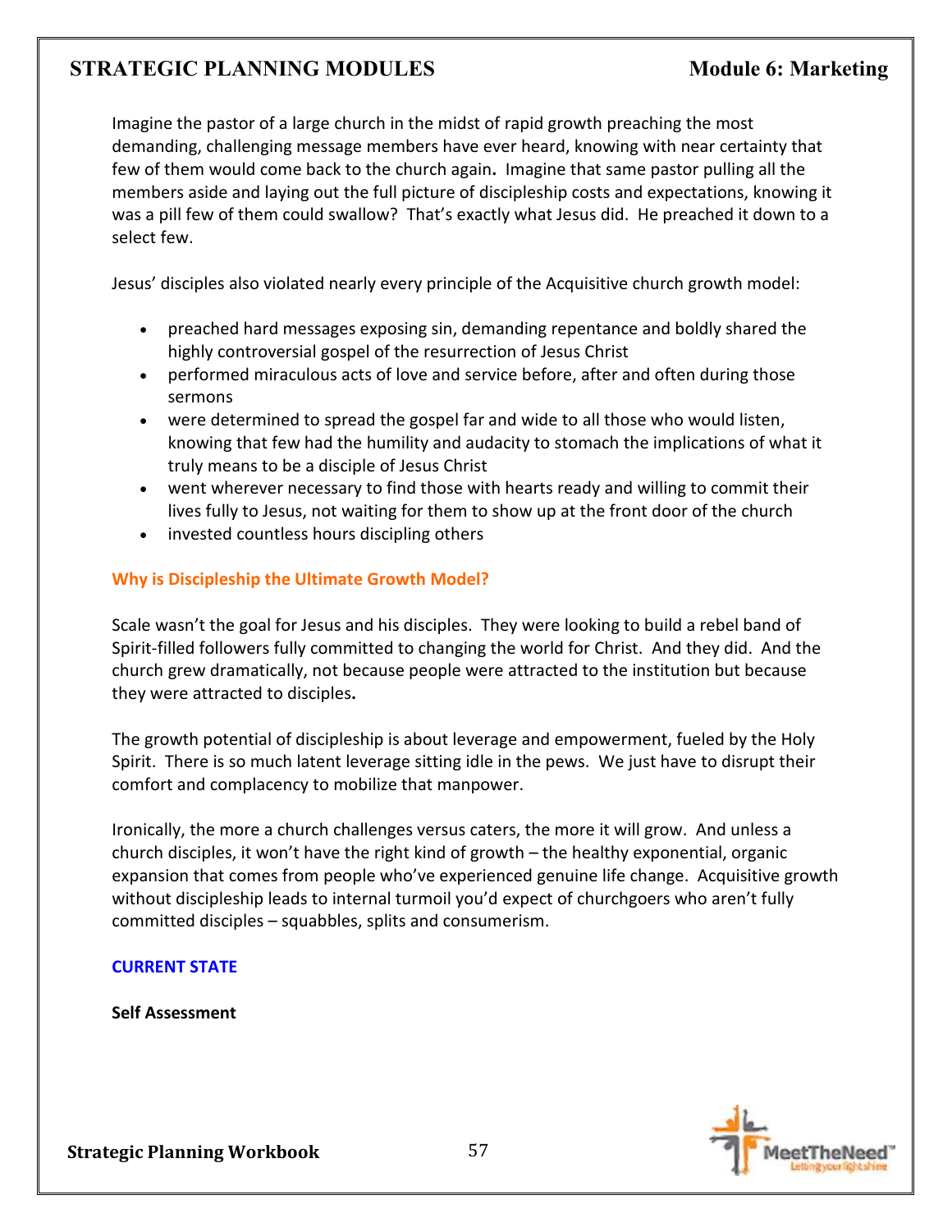Imagine the pastor of a large church in the midst of rapid growth preaching the most demanding, challenging message members have ever heard, knowing with near certainty that few of them would come back to the church again**.** Imagine that same pastor pulling all the members aside and laying out the full picture of discipleship costs and expectations, knowing it was a pill few of them could swallow? That's exactly what Jesus did. He preached it down to a select few.

Jesus' disciples also violated nearly every principle of the Acquisitive church growth model:

- preached hard messages exposing sin, demanding repentance and boldly shared the highly controversial gospel of the resurrection of Jesus Christ
- performed miraculous acts of love and service before, after and often during those sermons
- were determined to spread the gospel far and wide to all those who would listen, knowing that few had the humility and audacity to stomach the implications of what it truly means to be a disciple of Jesus Christ
- went wherever necessary to find those with hearts ready and willing to commit their lives fully to Jesus, not waiting for them to show up at the front door of the church
- invested countless hours discipling others

### Why is Discipleship the Ultimate Growth Model?

Scale wasn't the goal for Jesus and his disciples. They were looking to build a rebel band of Spirit-filled followers fully committed to changing the world for Christ. And they did. And the church grew dramatically, not because people were attracted to the institution but because they were attracted to disciples**.**

The growth potential of discipleship is about leverage and empowerment, fueled by the Holy Spirit. There is so much latent leverage sitting idle in the pews. We just have to disrupt their comfort and complacency to mobilize that manpower.

Ironically, the more a church challenges versus caters, the more it will grow. And unless a church disciples, it won't have the right kind of growth – the healthy exponential, organic expansion that comes from people who've experienced genuine life change. Acquisitive growth without discipleship leads to internal turmoil you'd expect of churchgoers who aren't fully committed disciples – squabbles, splits and consumerism.

## CURRENT STATE

**Self Assessment**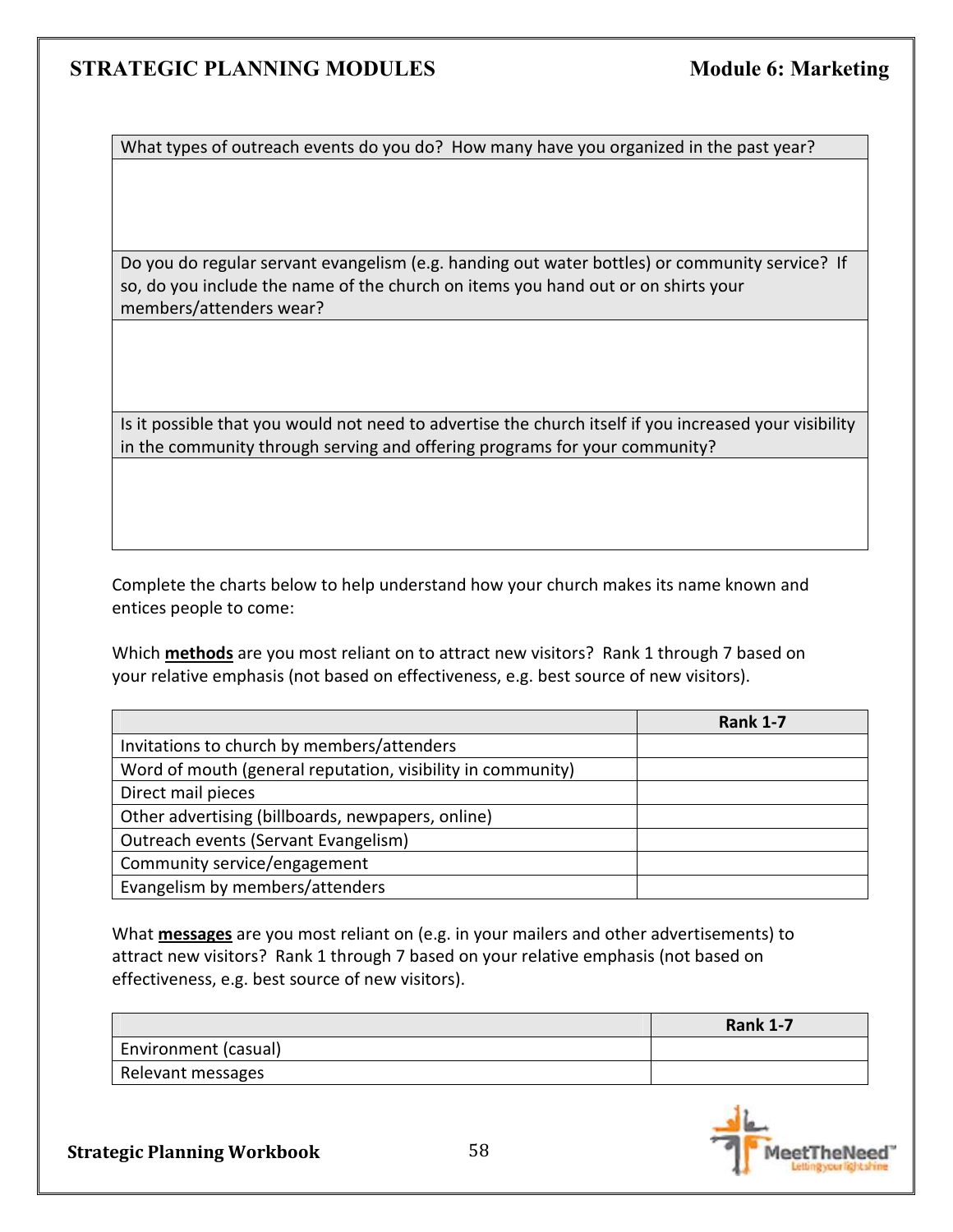| What types of outreach events do you do? How many have you organized in the past year? |
| --- |
| |
| **Do you do regular servant evangelism (e.g. handing out water bottles) or community service? If so, do you include the name of the church on items you hand out or on shirts your members/attenders wear?** |
| |
| **Is it possible that you would not need to advertise the church itself if you increased your visibility in the community through serving and offering programs for your community?** |
| |

Complete the charts below to help understand how your church makes its name known and entices people to come:

Which **methods** are you most reliant on to attract new visitors? Rank 1 through 7 based on your relative emphasis (not based on effectiveness, e.g. best source of new visitors).

| | Rank 1-7 |
| --- | --- |
| Invitations to church by members/attenders | |
| Word of mouth (general reputation, visibility in community) | |
| Direct mail pieces | |
| Other advertising (billboards, newpapers, online) | |
| Outreach events (Servant Evangelism) | |
| Community service/engagement | |
| Evangelism by members/attenders | |

What **messages** are you most reliant on (e.g. in your mailers and other advertisements) to attract new visitors? Rank 1 through 7 based on your relative emphasis (not based on effectiveness, e.g. best source of new visitors).

| | Rank 1-7 |
| --- | --- |
| Environment (casual) | |
| Relevant messages | |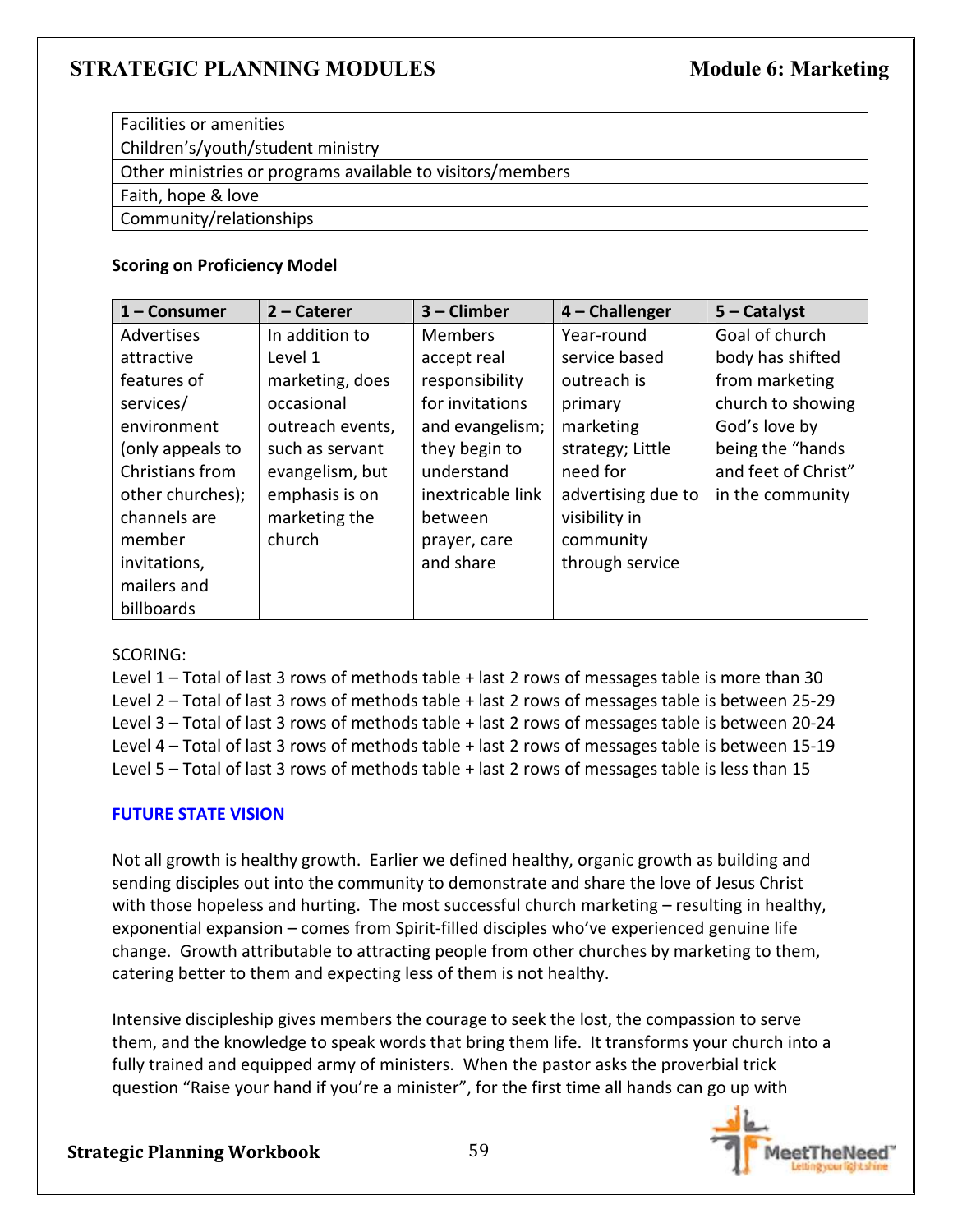| Facilities or amenities | |
|---|---|
| Children's/youth/student ministry | |
| Other ministries or programs available to visitors/members | |
| Faith, hope & love | |
| Community/relationships | |

**Scoring on Proficiency Model**

| 1 – Consumer | 2 – Caterer | 3 – Climber | 4 – Challenger | 5 – Catalyst |
|---|---|---|---|---|
| Advertises attractive features of services/ environment (only appeals to Christians from other churches); channels are member invitations, mailers and billboards | In addition to Level 1 marketing, does occasional outreach events, such as servant evangelism, but emphasis is on marketing the church | Members accept real responsibility for invitations and evangelism; they begin to understand inextricable link between prayer, care and share | Year-round service based outreach is primary marketing strategy; Little need for advertising due to visibility in community through service | Goal of church body has shifted from marketing church to showing God's love by being the "hands and feet of Christ" in the community |

SCORING:
Level 1 – Total of last 3 rows of methods table + last 2 rows of messages table is more than 30
Level 2 – Total of last 3 rows of methods table + last 2 rows of messages table is between 25-29
Level 3 – Total of last 3 rows of methods table + last 2 rows of messages table is between 20-24
Level 4 – Total of last 3 rows of methods table + last 2 rows of messages table is between 15-19
Level 5 – Total of last 3 rows of methods table + last 2 rows of messages table is less than 15

### FUTURE STATE VISION

Not all growth is healthy growth. Earlier we defined healthy, organic growth as building and sending disciples out into the community to demonstrate and share the love of Jesus Christ with those hopeless and hurting. The most successful church marketing – resulting in healthy, exponential expansion – comes from Spirit-filled disciples who've experienced genuine life change. Growth attributable to attracting people from other churches by marketing to them, catering better to them and expecting less of them is not healthy.

Intensive discipleship gives members the courage to seek the lost, the compassion to serve them, and the knowledge to speak words that bring them life. It transforms your church into a fully trained and equipped army of ministers. When the pastor asks the proverbial trick question "Raise your hand if you're a minister", for the first time all hands can go up with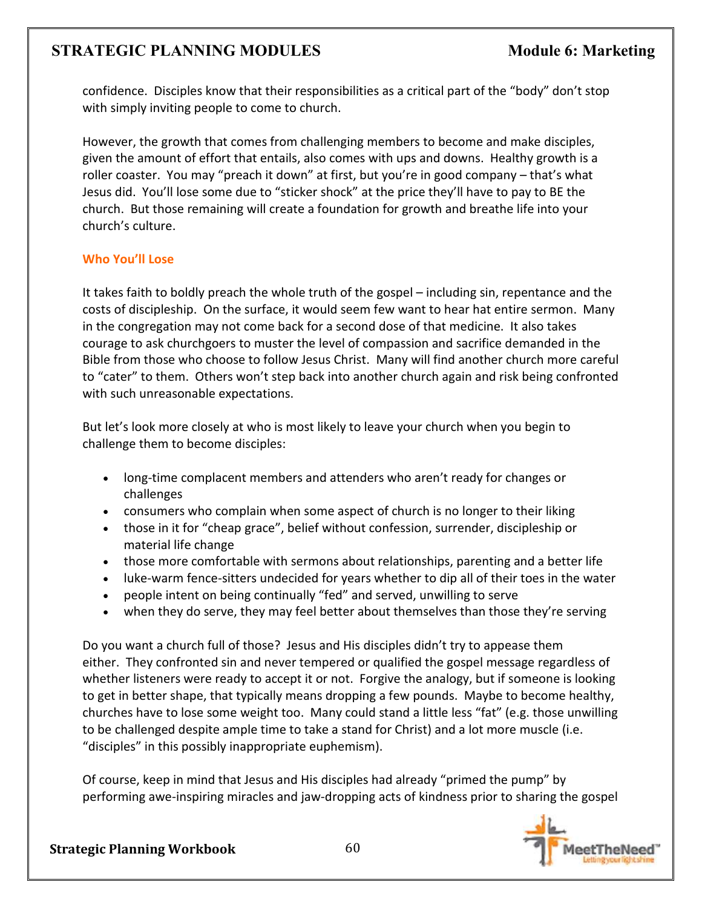confidence. Disciples know that their responsibilities as a critical part of the "body" don't stop with simply inviting people to come to church.

However, the growth that comes from challenging members to become and make disciples, given the amount of effort that entails, also comes with ups and downs. Healthy growth is a roller coaster. You may "preach it down" at first, but you're in good company – that's what Jesus did. You'll lose some due to "sticker shock" at the price they'll have to pay to BE the church. But those remaining will create a foundation for growth and breathe life into your church's culture.

### Who You'll Lose

It takes faith to boldly preach the whole truth of the gospel – including sin, repentance and the costs of discipleship. On the surface, it would seem few want to hear hat entire sermon. Many in the congregation may not come back for a second dose of that medicine. It also takes courage to ask churchgoers to muster the level of compassion and sacrifice demanded in the Bible from those who choose to follow Jesus Christ. Many will find another church more careful to "cater" to them. Others won't step back into another church again and risk being confronted with such unreasonable expectations.

But let's look more closely at who is most likely to leave your church when you begin to challenge them to become disciples:

- long-time complacent members and attenders who aren't ready for changes or challenges
- consumers who complain when some aspect of church is no longer to their liking
- those in it for "cheap grace", belief without confession, surrender, discipleship or material life change
- those more comfortable with sermons about relationships, parenting and a better life
- luke-warm fence-sitters undecided for years whether to dip all of their toes in the water
- people intent on being continually "fed" and served, unwilling to serve
- when they do serve, they may feel better about themselves than those they're serving

Do you want a church full of those? Jesus and His disciples didn't try to appease them either. They confronted sin and never tempered or qualified the gospel message regardless of whether listeners were ready to accept it or not. Forgive the analogy, but if someone is looking to get in better shape, that typically means dropping a few pounds. Maybe to become healthy, churches have to lose some weight too. Many could stand a little less "fat" (e.g. those unwilling to be challenged despite ample time to take a stand for Christ) and a lot more muscle (i.e. "disciples" in this possibly inappropriate euphemism).

Of course, keep in mind that Jesus and His disciples had already "primed the pump" by performing awe-inspiring miracles and jaw-dropping acts of kindness prior to sharing the gospel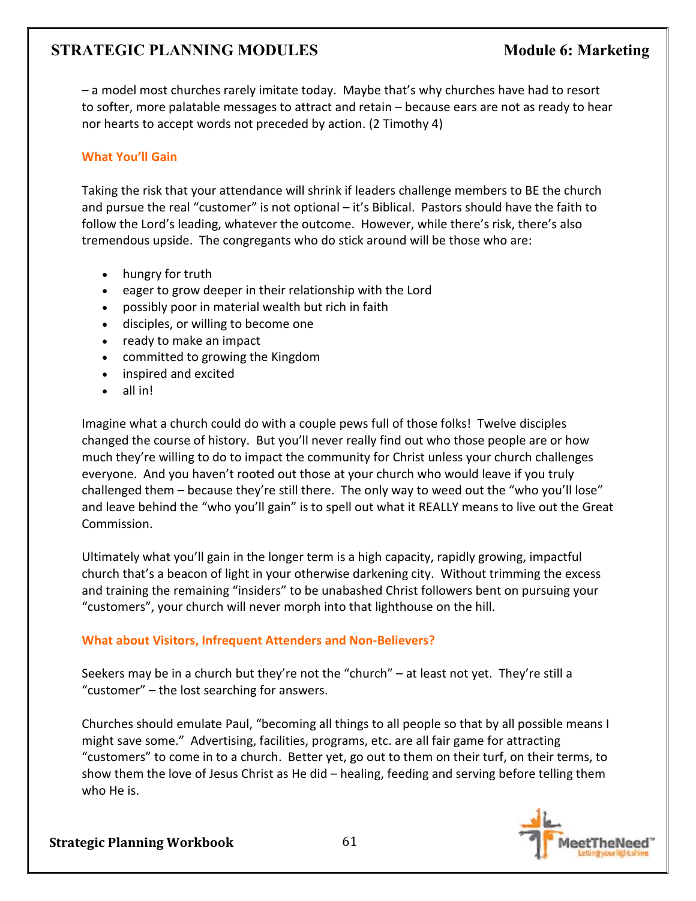– a model most churches rarely imitate today. Maybe that's why churches have had to resort to softer, more palatable messages to attract and retain – because ears are not as ready to hear nor hearts to accept words not preceded by action. (2 Timothy 4)

### What You'll Gain

Taking the risk that your attendance will shrink if leaders challenge members to BE the church and pursue the real "customer" is not optional – it's Biblical. Pastors should have the faith to follow the Lord's leading, whatever the outcome. However, while there's risk, there's also tremendous upside. The congregants who do stick around will be those who are:

- hungry for truth
- eager to grow deeper in their relationship with the Lord
- possibly poor in material wealth but rich in faith
- disciples, or willing to become one
- ready to make an impact
- committed to growing the Kingdom
- inspired and excited
- all in!

Imagine what a church could do with a couple pews full of those folks! Twelve disciples changed the course of history. But you'll never really find out who those people are or how much they're willing to do to impact the community for Christ unless your church challenges everyone. And you haven't rooted out those at your church who would leave if you truly challenged them – because they're still there. The only way to weed out the "who you'll lose" and leave behind the "who you'll gain" is to spell out what it REALLY means to live out the Great Commission.

Ultimately what you'll gain in the longer term is a high capacity, rapidly growing, impactful church that's a beacon of light in your otherwise darkening city. Without trimming the excess and training the remaining "insiders" to be unabashed Christ followers bent on pursuing your "customers", your church will never morph into that lighthouse on the hill.

### What about Visitors, Infrequent Attenders and Non-Believers?

Seekers may be in a church but they're not the "church" – at least not yet. They're still a "customer" – the lost searching for answers.

Churches should emulate Paul, "becoming all things to all people so that by all possible means I might save some." Advertising, facilities, programs, etc. are all fair game for attracting "customers" to come in to a church. Better yet, go out to them on their turf, on their terms, to show them the love of Jesus Christ as He did – healing, feeding and serving before telling them who He is.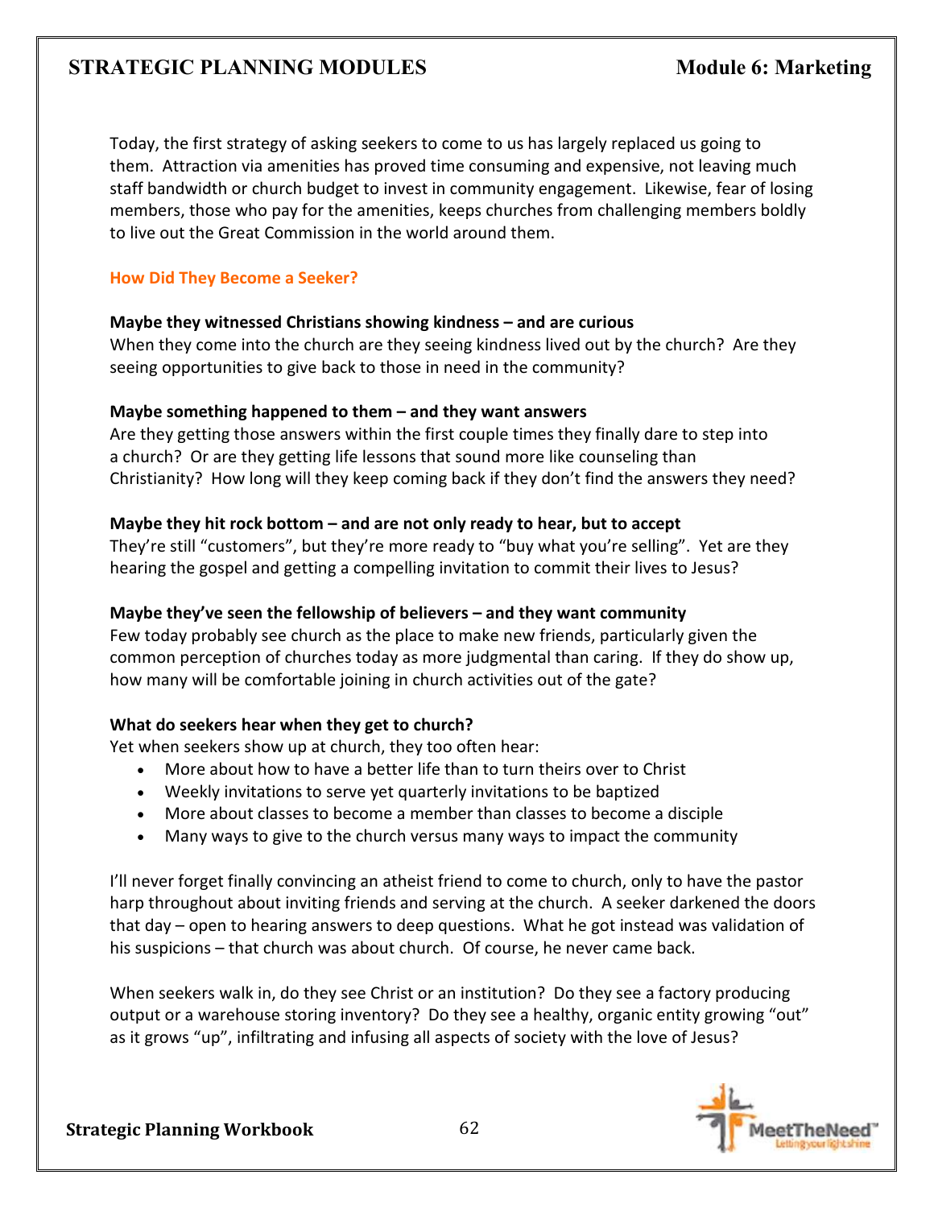Today, the first strategy of asking seekers to come to us has largely replaced us going to them. Attraction via amenities has proved time consuming and expensive, not leaving much staff bandwidth or church budget to invest in community engagement. Likewise, fear of losing members, those who pay for the amenities, keeps churches from challenging members boldly to live out the Great Commission in the world around them.

### How Did They Become a Seeker?

**Maybe they witnessed Christians showing kindness – and are curious**
When they come into the church are they seeing kindness lived out by the church? Are they seeing opportunities to give back to those in need in the community?

**Maybe something happened to them – and they want answers**
Are they getting those answers within the first couple times they finally dare to step into a church? Or are they getting life lessons that sound more like counseling than Christianity? How long will they keep coming back if they don't find the answers they need?

**Maybe they hit rock bottom – and are not only ready to hear, but to accept**
They're still "customers", but they're more ready to "buy what you're selling". Yet are they hearing the gospel and getting a compelling invitation to commit their lives to Jesus?

**Maybe they've seen the fellowship of believers – and they want community**
Few today probably see church as the place to make new friends, particularly given the common perception of churches today as more judgmental than caring. If they do show up, how many will be comfortable joining in church activities out of the gate?

**What do seekers hear when they get to church?**
Yet when seekers show up at church, they too often hear:

- More about how to have a better life than to turn theirs over to Christ
- Weekly invitations to serve yet quarterly invitations to be baptized
- More about classes to become a member than classes to become a disciple
- Many ways to give to the church versus many ways to impact the community

I'll never forget finally convincing an atheist friend to come to church, only to have the pastor harp throughout about inviting friends and serving at the church. A seeker darkened the doors that day – open to hearing answers to deep questions. What he got instead was validation of his suspicions – that church was about church. Of course, he never came back.

When seekers walk in, do they see Christ or an institution? Do they see a factory producing output or a warehouse storing inventory? Do they see a healthy, organic entity growing "out" as it grows "up", infiltrating and infusing all aspects of society with the love of Jesus?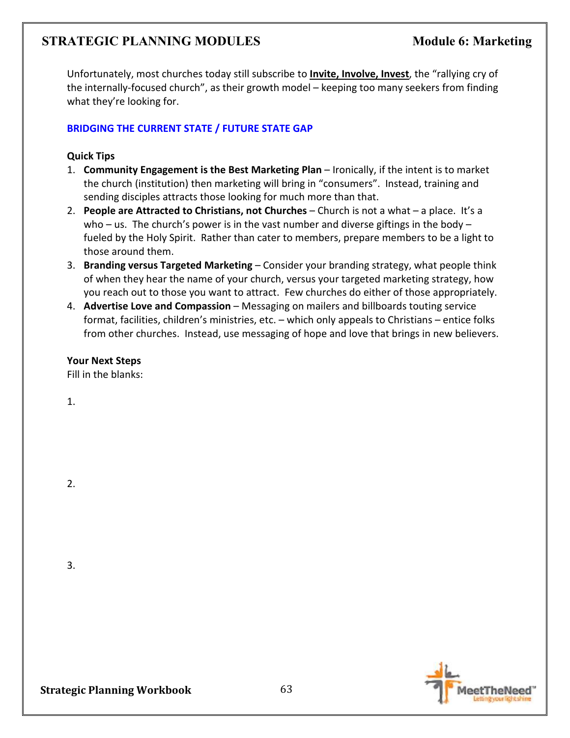Unfortunately, most churches today still subscribe to **Invite, Involve, Invest**, the "rallying cry of the internally-focused church", as their growth model – keeping too many seekers from finding what they're looking for.

## BRIDGING THE CURRENT STATE / FUTURE STATE GAP

**Quick Tips**

1. **Community Engagement is the Best Marketing Plan** – Ironically, if the intent is to market the church (institution) then marketing will bring in "consumers". Instead, training and sending disciples attracts those looking for much more than that.
2. **People are Attracted to Christians, not Churches** – Church is not a what – a place. It's a who – us. The church's power is in the vast number and diverse giftings in the body – fueled by the Holy Spirit. Rather than cater to members, prepare members to be a light to those around them.
3. **Branding versus Targeted Marketing** – Consider your branding strategy, what people think of when they hear the name of your church, versus your targeted marketing strategy, how you reach out to those you want to attract. Few churches do either of those appropriately.
4. **Advertise Love and Compassion** – Messaging on mailers and billboards touting service format, facilities, children's ministries, etc. – which only appeals to Christians – entice folks from other churches. Instead, use messaging of hope and love that brings in new believers.

**Your Next Steps**

Fill in the blanks:

1.

2.

3.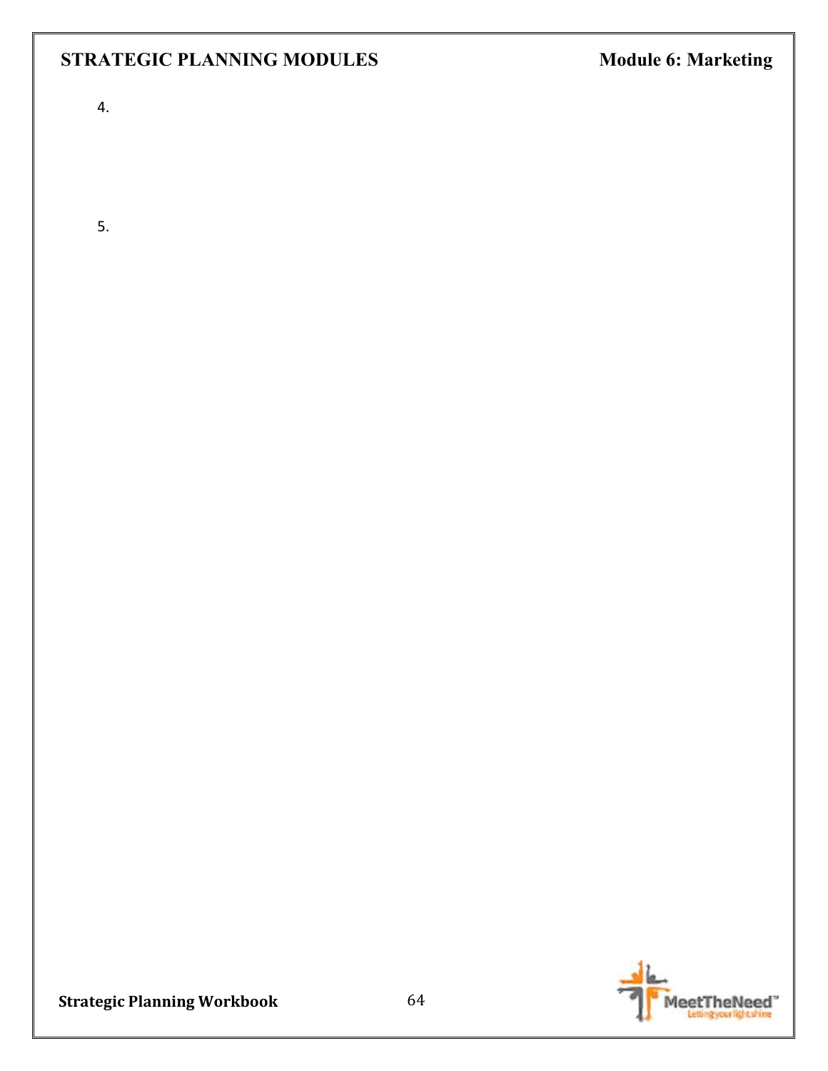4.

5.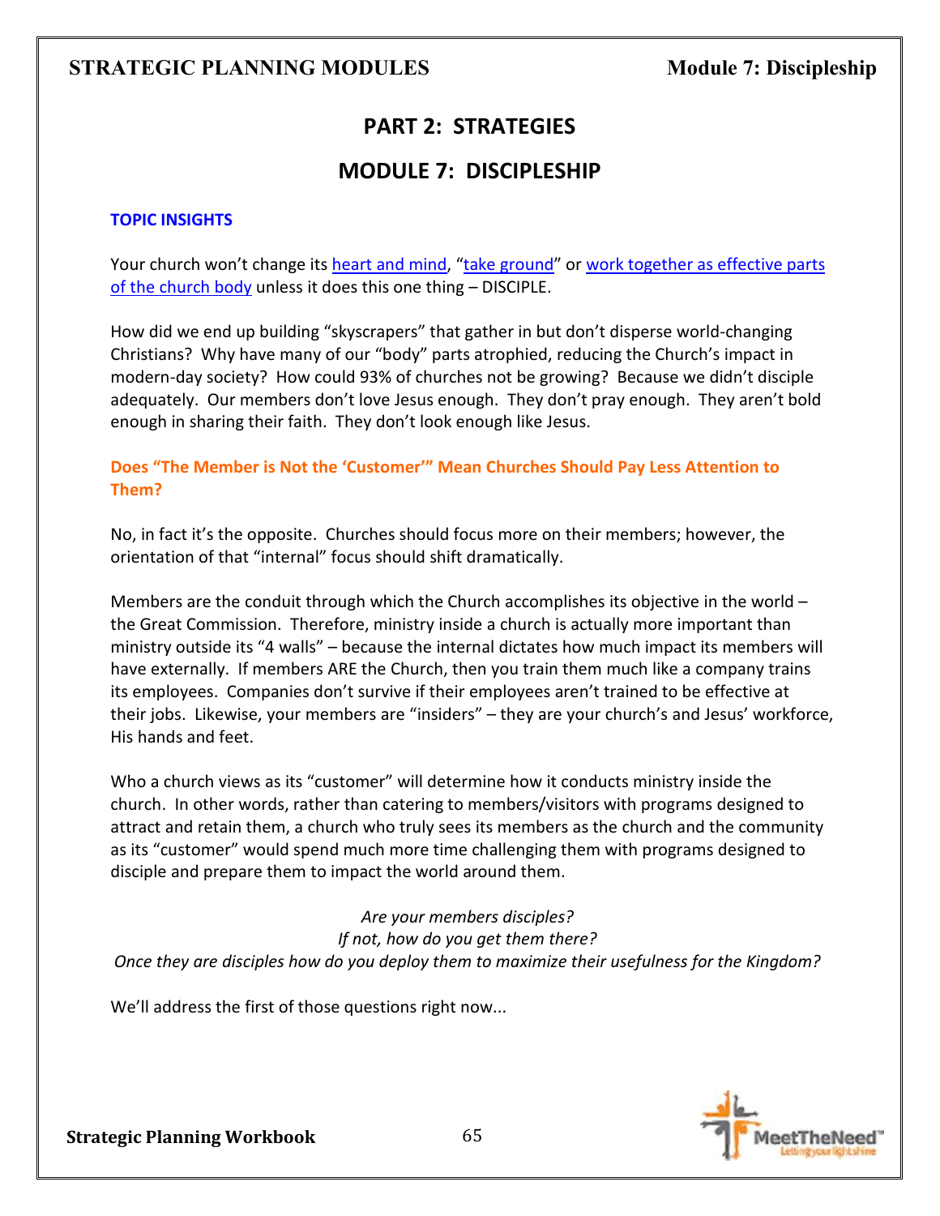## PART 2: STRATEGIES

## MODULE 7: DISCIPLESHIP

### TOPIC INSIGHTS

Your church won't change its heart and mind, "take ground" or work together as effective parts of the church body unless it does this one thing – DISCIPLE.

How did we end up building "skyscrapers" that gather in but don't disperse world-changing Christians? Why have many of our "body" parts atrophied, reducing the Church's impact in modern-day society? How could 93% of churches not be growing? Because we didn't disciple adequately. Our members don't love Jesus enough. They don't pray enough. They aren't bold enough in sharing their faith. They don't look enough like Jesus.

### Does "The Member is Not the 'Customer'" Mean Churches Should Pay Less Attention to Them?

No, in fact it's the opposite. Churches should focus more on their members; however, the orientation of that "internal" focus should shift dramatically.

Members are the conduit through which the Church accomplishes its objective in the world – the Great Commission. Therefore, ministry inside a church is actually more important than ministry outside its "4 walls" – because the internal dictates how much impact its members will have externally. If members ARE the Church, then you train them much like a company trains its employees. Companies don't survive if their employees aren't trained to be effective at their jobs. Likewise, your members are "insiders" – they are your church's and Jesus' workforce, His hands and feet.

Who a church views as its "customer" will determine how it conducts ministry inside the church. In other words, rather than catering to members/visitors with programs designed to attract and retain them, a church who truly sees its members as the church and the community as its "customer" would spend much more time challenging them with programs designed to disciple and prepare them to impact the world around them.

*Are your members disciples?*
*If not, how do you get them there?*
*Once they are disciples how do you deploy them to maximize their usefulness for the Kingdom?*

We'll address the first of those questions right now...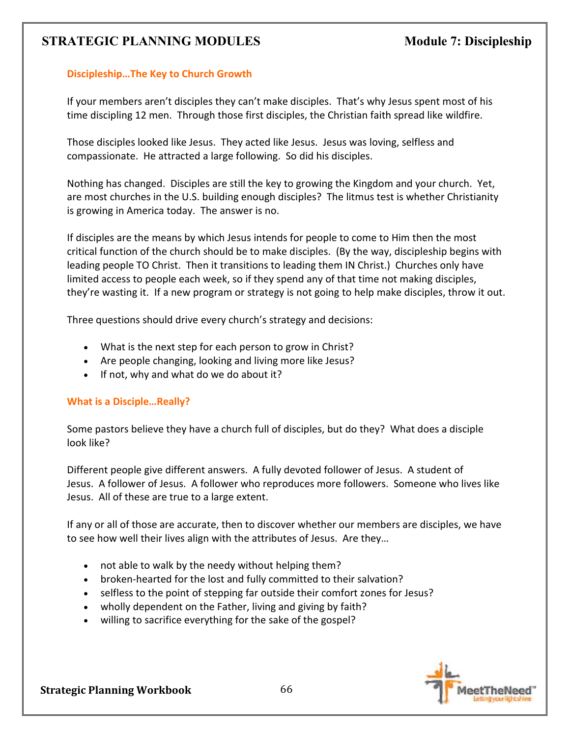## Discipleship…The Key to Church Growth

If your members aren't disciples they can't make disciples. That's why Jesus spent most of his time discipling 12 men. Through those first disciples, the Christian faith spread like wildfire.

Those disciples looked like Jesus. They acted like Jesus. Jesus was loving, selfless and compassionate. He attracted a large following. So did his disciples.

Nothing has changed. Disciples are still the key to growing the Kingdom and your church. Yet, are most churches in the U.S. building enough disciples? The litmus test is whether Christianity is growing in America today. The answer is no.

If disciples are the means by which Jesus intends for people to come to Him then the most critical function of the church should be to make disciples. (By the way, discipleship begins with leading people TO Christ. Then it transitions to leading them IN Christ.) Churches only have limited access to people each week, so if they spend any of that time not making disciples, they're wasting it. If a new program or strategy is not going to help make disciples, throw it out.

Three questions should drive every church's strategy and decisions:

- What is the next step for each person to grow in Christ?
- Are people changing, looking and living more like Jesus?
- If not, why and what do we do about it?

## What is a Disciple…Really?

Some pastors believe they have a church full of disciples, but do they? What does a disciple look like?

Different people give different answers. A fully devoted follower of Jesus. A student of Jesus. A follower of Jesus. A follower who reproduces more followers. Someone who lives like Jesus. All of these are true to a large extent.

If any or all of those are accurate, then to discover whether our members are disciples, we have to see how well their lives align with the attributes of Jesus. Are they…

- not able to walk by the needy without helping them?
- broken-hearted for the lost and fully committed to their salvation?
- selfless to the point of stepping far outside their comfort zones for Jesus?
- wholly dependent on the Father, living and giving by faith?
- willing to sacrifice everything for the sake of the gospel?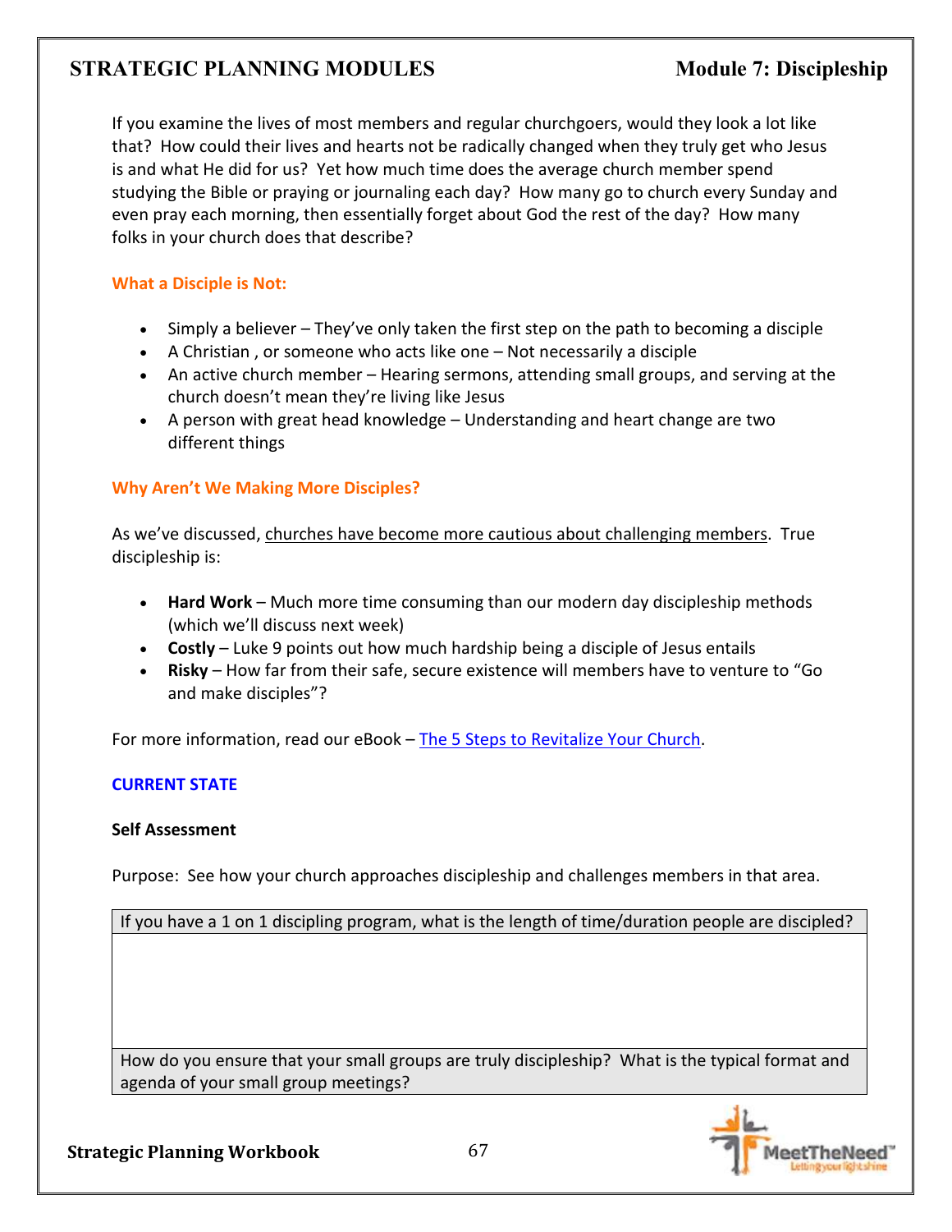If you examine the lives of most members and regular churchgoers, would they look a lot like that? How could their lives and hearts not be radically changed when they truly get who Jesus is and what He did for us? Yet how much time does the average church member spend studying the Bible or praying or journaling each day? How many go to church every Sunday and even pray each morning, then essentially forget about God the rest of the day? How many folks in your church does that describe?

### What a Disciple is Not:

- Simply a believer – They've only taken the first step on the path to becoming a disciple
- A Christian , or someone who acts like one – Not necessarily a disciple
- An active church member – Hearing sermons, attending small groups, and serving at the church doesn't mean they're living like Jesus
- A person with great head knowledge – Understanding and heart change are two different things

### Why Aren't We Making More Disciples?

As we've discussed, <u>churches have become more cautious about challenging members</u>. True discipleship is:

- **Hard Work** – Much more time consuming than our modern day discipleship methods (which we'll discuss next week)
- **Costly** – Luke 9 points out how much hardship being a disciple of Jesus entails
- **Risky** – How far from their safe, secure existence will members have to venture to "Go and make disciples"?

For more information, read our eBook – [The 5 Steps to Revitalize Your Church](The 5 Steps to Revitalize Your Church).

## CURRENT STATE

**Self Assessment**

Purpose: See how your church approaches discipleship and challenges members in that area.

| If you have a 1 on 1 discipling program, what is the length of time/duration people are discipled? |
| --- |
| |
| How do you ensure that your small groups are truly discipleship? What is the typical format and agenda of your small group meetings? |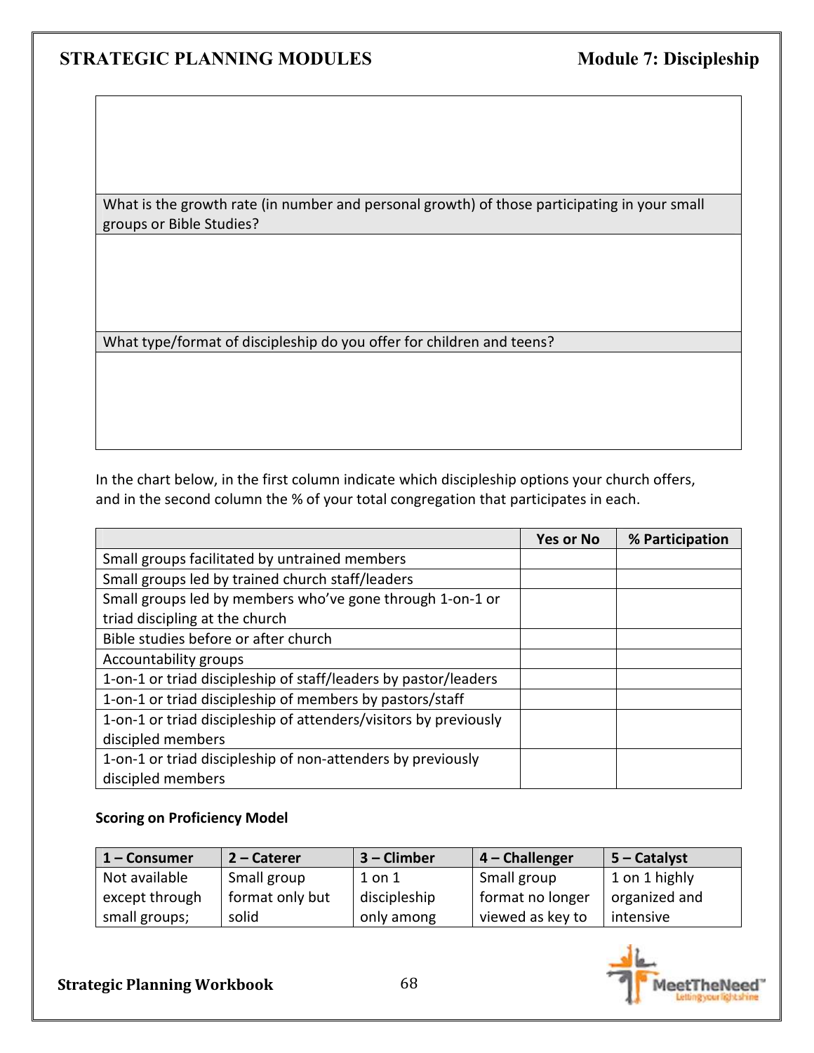| |
|---|
| |
| What is the growth rate (in number and personal growth) of those participating in your small groups or Bible Studies? |
| |
| What type/format of discipleship do you offer for children and teens? |
| |

In the chart below, in the first column indicate which discipleship options your church offers, and in the second column the % of your total congregation that participates in each.

| | Yes or No | % Participation |
|---|---|---|
| Small groups facilitated by untrained members | | |
| Small groups led by trained church staff/leaders | | |
| Small groups led by members who've gone through 1-on-1 or triad discipling at the church | | |
| Bible studies before or after church | | |
| Accountability groups | | |
| 1-on-1 or triad discipleship of staff/leaders by pastor/leaders | | |
| 1-on-1 or triad discipleship of members by pastors/staff | | |
| 1-on-1 or triad discipleship of attenders/visitors by previously discipled members | | |
| 1-on-1 or triad discipleship of non-attenders by previously discipled members | | |

**Scoring on Proficiency Model**

| 1 – Consumer | 2 – Caterer | 3 – Climber | 4 – Challenger | 5 – Catalyst |
|---|---|---|---|---|
| Not available except through small groups; | Small group format only but solid | 1 on 1 discipleship only among | Small group format no longer viewed as key to | 1 on 1 highly organized and intensive |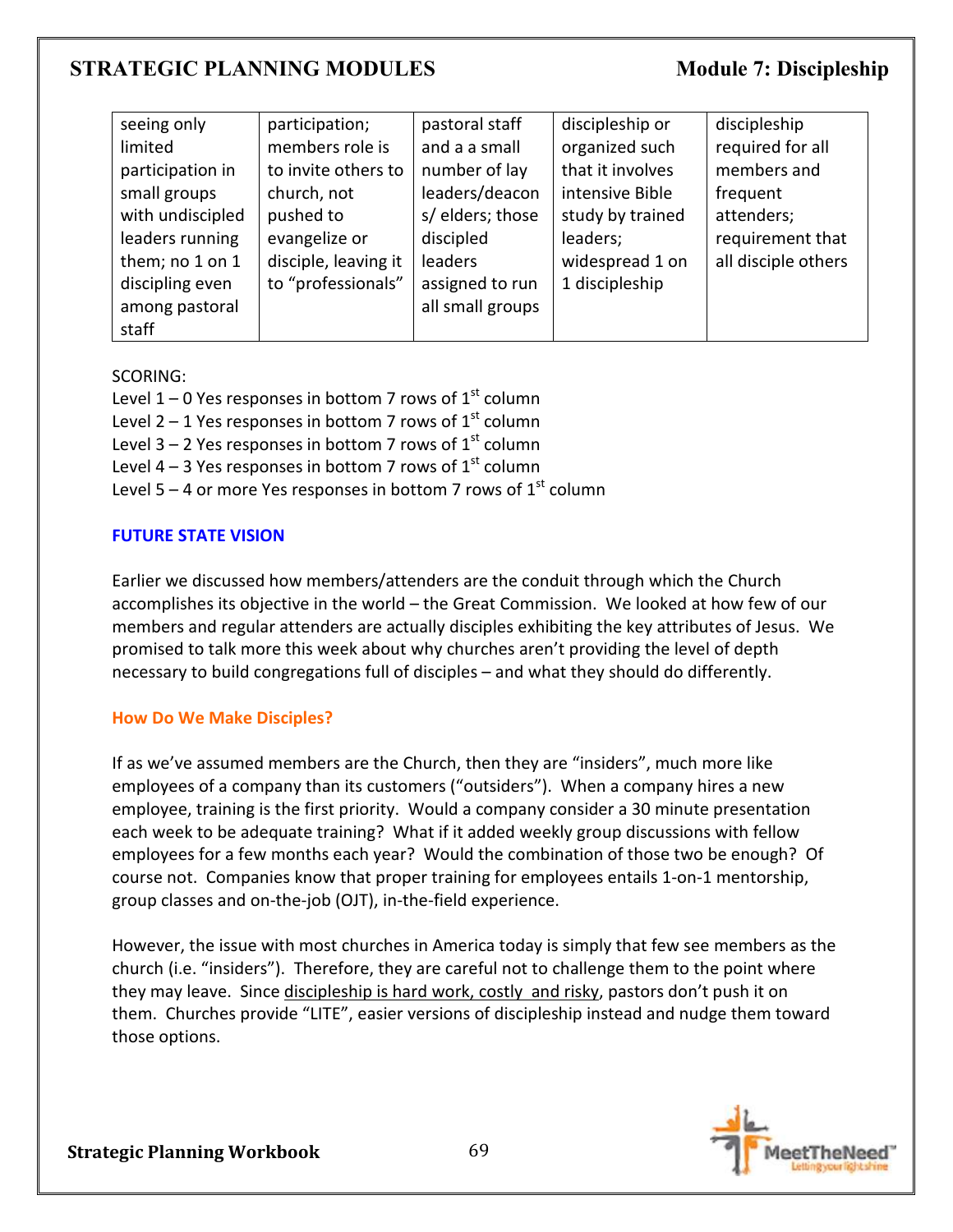| seeing only limited participation in small groups with undiscipled leaders running them; no 1 on 1 discipling even among pastoral staff | participation; members role is to invite others to church, not pushed to evangelize or disciple, leaving it to "professionals" | pastoral staff and a a small number of lay leaders/deacons/ elders; those discipled leaders assigned to run all small groups | discipleship or organized such that it involves intensive Bible study by trained leaders; widespread 1 on 1 discipleship | discipleship required for all members and frequent attenders; requirement that all disciple others |
|---|---|---|---|---|

SCORING:

Level 1 – 0 Yes responses in bottom 7 rows of 1st column
Level 2 – 1 Yes responses in bottom 7 rows of 1st column
Level 3 – 2 Yes responses in bottom 7 rows of 1st column
Level 4 – 3 Yes responses in bottom 7 rows of 1st column
Level 5 – 4 or more Yes responses in bottom 7 rows of 1st column

## FUTURE STATE VISION

Earlier we discussed how members/attenders are the conduit through which the Church accomplishes its objective in the world – the Great Commission. We looked at how few of our members and regular attenders are actually disciples exhibiting the key attributes of Jesus. We promised to talk more this week about why churches aren't providing the level of depth necessary to build congregations full of disciples – and what they should do differently.

### How Do We Make Disciples?

If as we've assumed members are the Church, then they are "insiders", much more like employees of a company than its customers ("outsiders"). When a company hires a new employee, training is the first priority. Would a company consider a 30 minute presentation each week to be adequate training? What if it added weekly group discussions with fellow employees for a few months each year? Would the combination of those two be enough? Of course not. Companies know that proper training for employees entails 1-on-1 mentorship, group classes and on-the-job (OJT), in-the-field experience.

However, the issue with most churches in America today is simply that few see members as the church (i.e. "insiders"). Therefore, they are careful not to challenge them to the point where they may leave. Since discipleship is hard work, costly and risky, pastors don't push it on them. Churches provide "LITE", easier versions of discipleship instead and nudge them toward those options.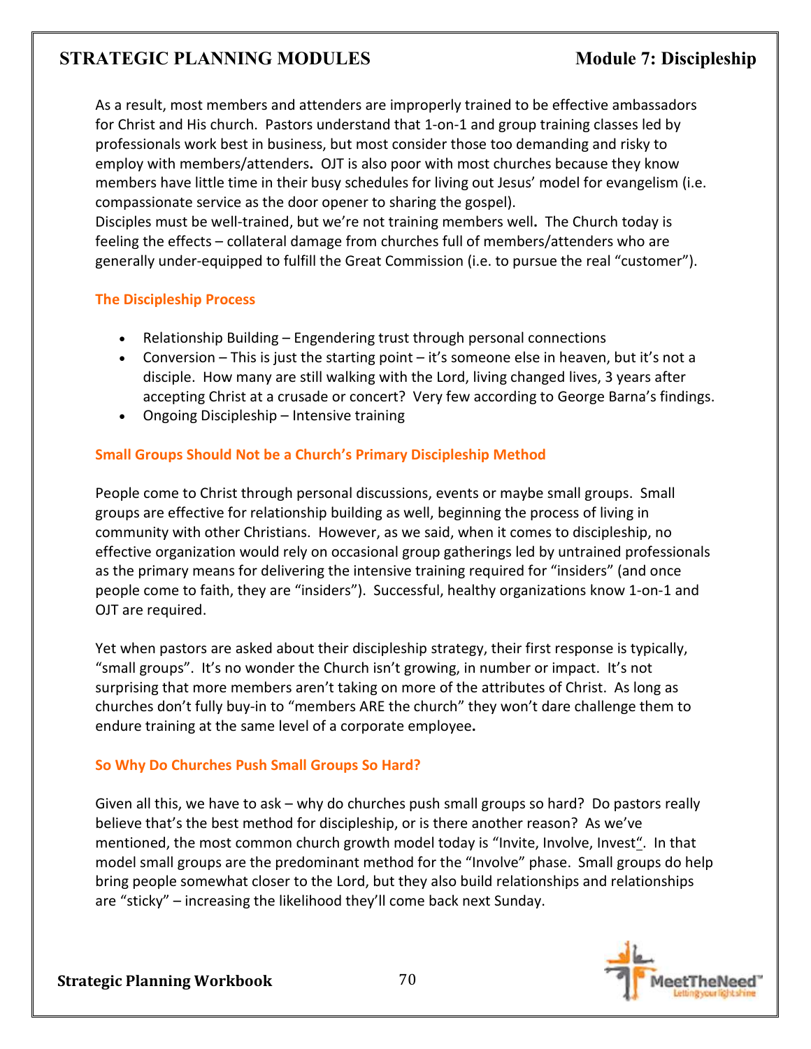As a result, most members and attenders are improperly trained to be effective ambassadors for Christ and His church. Pastors understand that 1-on-1 and group training classes led by professionals work best in business, but most consider those too demanding and risky to employ with members/attenders**.** OJT is also poor with most churches because they know members have little time in their busy schedules for living out Jesus' model for evangelism (i.e. compassionate service as the door opener to sharing the gospel).
Disciples must be well-trained, but we're not training members well**.** The Church today is feeling the effects – collateral damage from churches full of members/attenders who are generally under-equipped to fulfill the Great Commission (i.e. to pursue the real "customer").

### The Discipleship Process

- Relationship Building – Engendering trust through personal connections
- Conversion – This is just the starting point – it's someone else in heaven, but it's not a disciple. How many are still walking with the Lord, living changed lives, 3 years after accepting Christ at a crusade or concert? Very few according to George Barna's findings.
- Ongoing Discipleship – Intensive training

### Small Groups Should Not be a Church's Primary Discipleship Method

People come to Christ through personal discussions, events or maybe small groups. Small groups are effective for relationship building as well, beginning the process of living in community with other Christians. However, as we said, when it comes to discipleship, no effective organization would rely on occasional group gatherings led by untrained professionals as the primary means for delivering the intensive training required for "insiders" (and once people come to faith, they are "insiders"). Successful, healthy organizations know 1-on-1 and OJT are required.

Yet when pastors are asked about their discipleship strategy, their first response is typically, "small groups". It's no wonder the Church isn't growing, in number or impact. It's not surprising that more members aren't taking on more of the attributes of Christ. As long as churches don't fully buy-in to "members ARE the church" they won't dare challenge them to endure training at the same level of a corporate employee**.**

### So Why Do Churches Push Small Groups So Hard?

Given all this, we have to ask – why do churches push small groups so hard? Do pastors really believe that's the best method for discipleship, or is there another reason? As we've mentioned, the most common church growth model today is "Invite, Involve, Invest". In that model small groups are the predominant method for the "Involve" phase. Small groups do help bring people somewhat closer to the Lord, but they also build relationships and relationships are "sticky" – increasing the likelihood they'll come back next Sunday.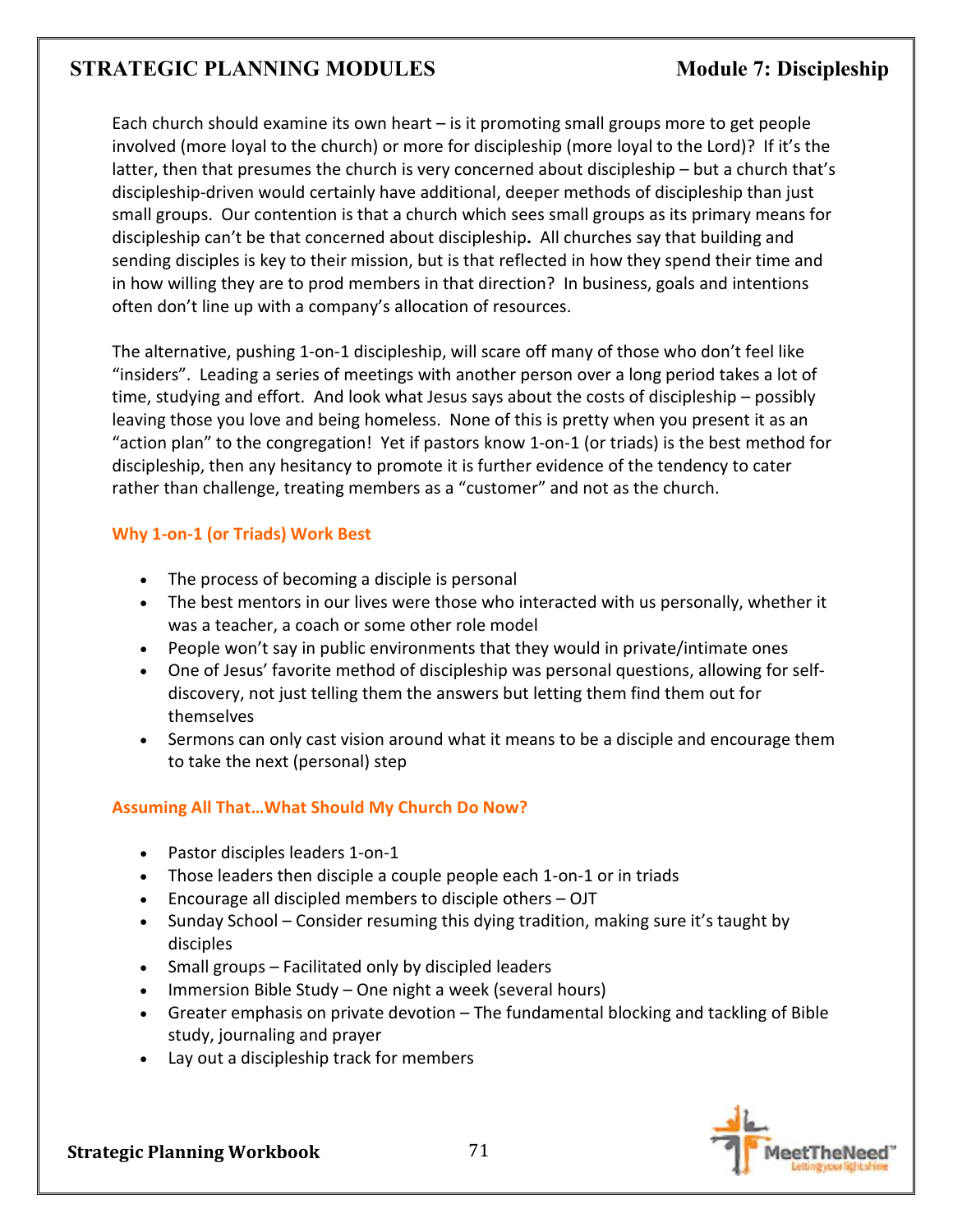Each church should examine its own heart – is it promoting small groups more to get people involved (more loyal to the church) or more for discipleship (more loyal to the Lord)? If it's the latter, then that presumes the church is very concerned about discipleship – but a church that's discipleship-driven would certainly have additional, deeper methods of discipleship than just small groups. Our contention is that a church which sees small groups as its primary means for discipleship can't be that concerned about discipleship**.** All churches say that building and sending disciples is key to their mission, but is that reflected in how they spend their time and in how willing they are to prod members in that direction? In business, goals and intentions often don't line up with a company's allocation of resources.

The alternative, pushing 1-on-1 discipleship, will scare off many of those who don't feel like "insiders". Leading a series of meetings with another person over a long period takes a lot of time, studying and effort. And look what Jesus says about the costs of discipleship – possibly leaving those you love and being homeless. None of this is pretty when you present it as an "action plan" to the congregation! Yet if pastors know 1-on-1 (or triads) is the best method for discipleship, then any hesitancy to promote it is further evidence of the tendency to cater rather than challenge, treating members as a "customer" and not as the church.

### Why 1-on-1 (or Triads) Work Best

- The process of becoming a disciple is personal
- The best mentors in our lives were those who interacted with us personally, whether it was a teacher, a coach or some other role model
- People won't say in public environments that they would in private/intimate ones
- One of Jesus' favorite method of discipleship was personal questions, allowing for self-discovery, not just telling them the answers but letting them find them out for themselves
- Sermons can only cast vision around what it means to be a disciple and encourage them to take the next (personal) step

### Assuming All That…What Should My Church Do Now?

- Pastor disciples leaders 1-on-1
- Those leaders then disciple a couple people each 1-on-1 or in triads
- Encourage all discipled members to disciple others – OJT
- Sunday School – Consider resuming this dying tradition, making sure it's taught by disciples
- Small groups – Facilitated only by discipled leaders
- Immersion Bible Study – One night a week (several hours)
- Greater emphasis on private devotion – The fundamental blocking and tackling of Bible study, journaling and prayer
- Lay out a discipleship track for members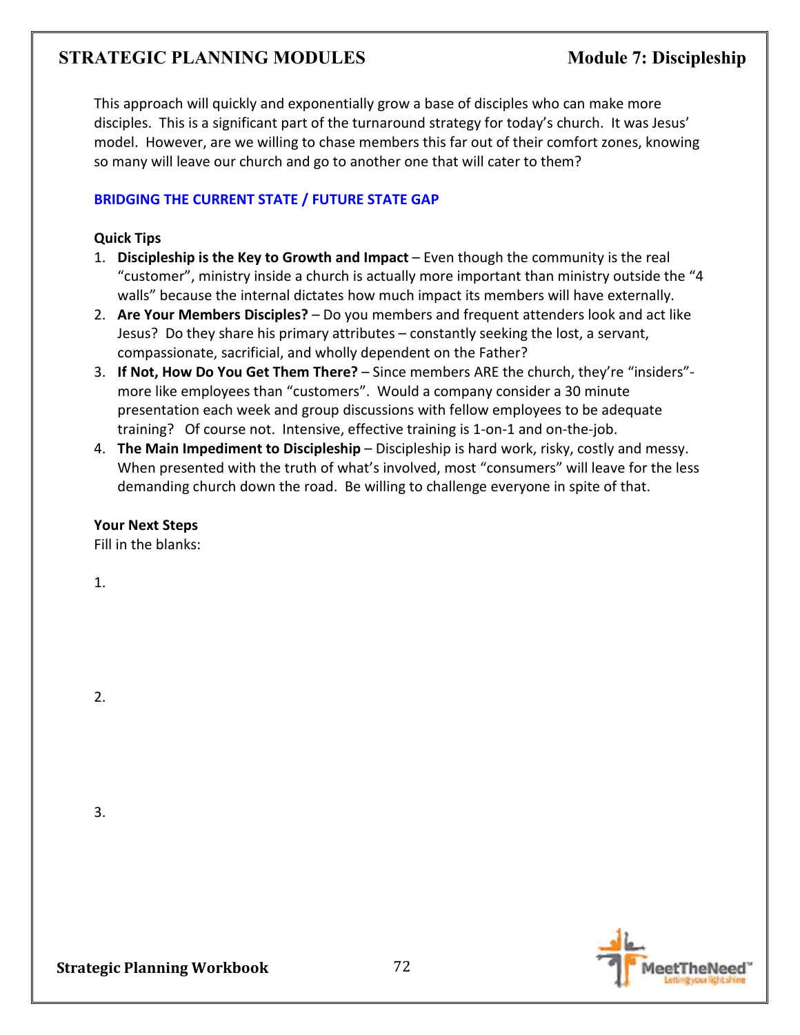This approach will quickly and exponentially grow a base of disciples who can make more disciples. This is a significant part of the turnaround strategy for today's church. It was Jesus' model. However, are we willing to chase members this far out of their comfort zones, knowing so many will leave our church and go to another one that will cater to them?

## BRIDGING THE CURRENT STATE / FUTURE STATE GAP

**Quick Tips**

1. **Discipleship is the Key to Growth and Impact** – Even though the community is the real "customer", ministry inside a church is actually more important than ministry outside the "4 walls" because the internal dictates how much impact its members will have externally.
2. **Are Your Members Disciples?** – Do you members and frequent attenders look and act like Jesus? Do they share his primary attributes – constantly seeking the lost, a servant, compassionate, sacrificial, and wholly dependent on the Father?
3. **If Not, How Do You Get Them There?** – Since members ARE the church, they're "insiders"- more like employees than "customers". Would a company consider a 30 minute presentation each week and group discussions with fellow employees to be adequate training? Of course not. Intensive, effective training is 1-on-1 and on-the-job.
4. **The Main Impediment to Discipleship** – Discipleship is hard work, risky, costly and messy. When presented with the truth of what's involved, most "consumers" will leave for the less demanding church down the road. Be willing to challenge everyone in spite of that.

**Your Next Steps**

Fill in the blanks:

1.

2.

3.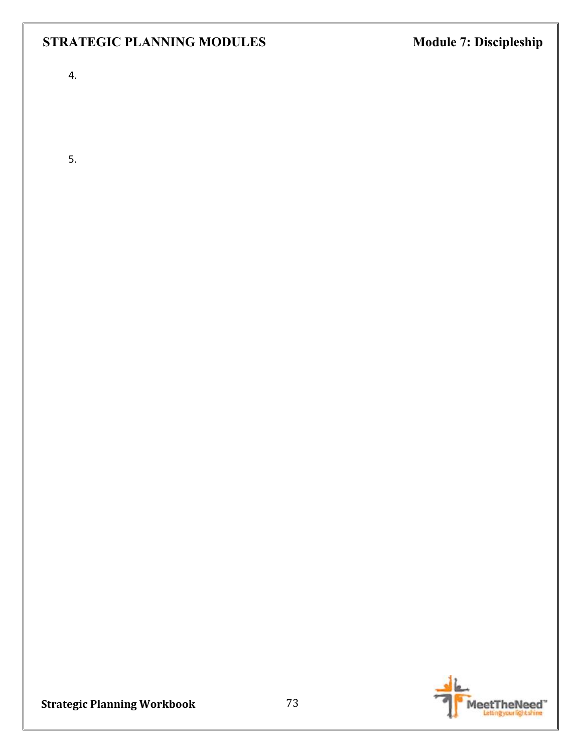4.

5.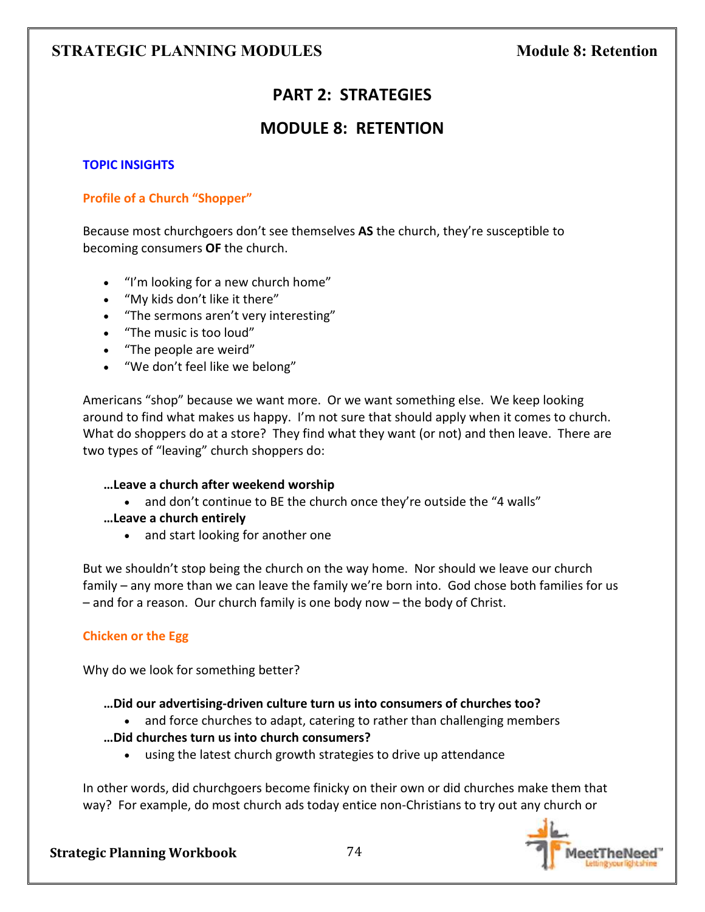# PART 2: STRATEGIES

# MODULE 8: RETENTION

### TOPIC INSIGHTS

#### Profile of a Church "Shopper"

Because most churchgoers don't see themselves **AS** the church, they're susceptible to becoming consumers **OF** the church.

- "I'm looking for a new church home"
- "My kids don't like it there"
- "The sermons aren't very interesting"
- "The music is too loud"
- "The people are weird"
- "We don't feel like we belong"

Americans "shop" because we want more. Or we want something else. We keep looking around to find what makes us happy. I'm not sure that should apply when it comes to church. What do shoppers do at a store? They find what they want (or not) and then leave. There are two types of "leaving" church shoppers do:

**…Leave a church after weekend worship**

- and don't continue to BE the church once they're outside the "4 walls"

**…Leave a church entirely**

- and start looking for another one

But we shouldn't stop being the church on the way home. Nor should we leave our church family – any more than we can leave the family we're born into. God chose both families for us – and for a reason. Our church family is one body now – the body of Christ.

#### Chicken or the Egg

Why do we look for something better?

**…Did our advertising-driven culture turn us into consumers of churches too?**

- and force churches to adapt, catering to rather than challenging members

**…Did churches turn us into church consumers?**

- using the latest church growth strategies to drive up attendance

In other words, did churchgoers become finicky on their own or did churches make them that way? For example, do most church ads today entice non-Christians to try out any church or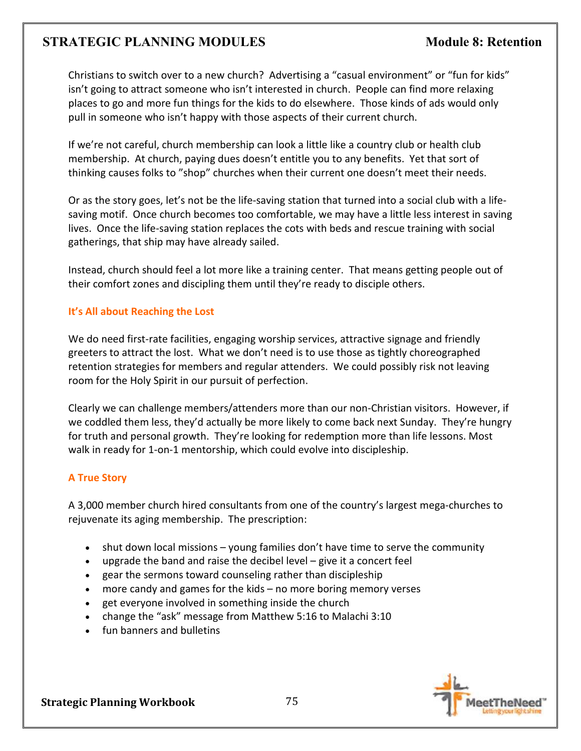Christians to switch over to a new church? Advertising a "casual environment" or "fun for kids" isn't going to attract someone who isn't interested in church. People can find more relaxing places to go and more fun things for the kids to do elsewhere. Those kinds of ads would only pull in someone who isn't happy with those aspects of their current church.

If we're not careful, church membership can look a little like a country club or health club membership. At church, paying dues doesn't entitle you to any benefits. Yet that sort of thinking causes folks to "shop" churches when their current one doesn't meet their needs.

Or as the story goes, let's not be the life-saving station that turned into a social club with a life-saving motif. Once church becomes too comfortable, we may have a little less interest in saving lives. Once the life-saving station replaces the cots with beds and rescue training with social gatherings, that ship may have already sailed.

Instead, church should feel a lot more like a training center. That means getting people out of their comfort zones and discipling them until they're ready to disciple others.

### It's All about Reaching the Lost

We do need first-rate facilities, engaging worship services, attractive signage and friendly greeters to attract the lost. What we don't need is to use those as tightly choreographed retention strategies for members and regular attenders. We could possibly risk not leaving room for the Holy Spirit in our pursuit of perfection.

Clearly we can challenge members/attenders more than our non-Christian visitors. However, if we coddled them less, they'd actually be more likely to come back next Sunday. They're hungry for truth and personal growth. They're looking for redemption more than life lessons. Most walk in ready for 1-on-1 mentorship, which could evolve into discipleship.

### A True Story

A 3,000 member church hired consultants from one of the country's largest mega-churches to rejuvenate its aging membership. The prescription:

- shut down local missions – young families don't have time to serve the community
- upgrade the band and raise the decibel level – give it a concert feel
- gear the sermons toward counseling rather than discipleship
- more candy and games for the kids – no more boring memory verses
- get everyone involved in something inside the church
- change the "ask" message from Matthew 5:16 to Malachi 3:10
- fun banners and bulletins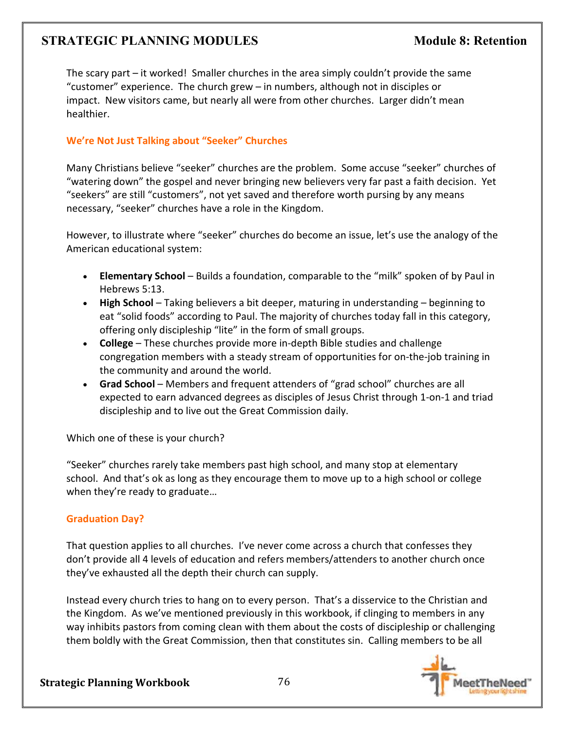The scary part – it worked! Smaller churches in the area simply couldn't provide the same "customer" experience. The church grew – in numbers, although not in disciples or impact. New visitors came, but nearly all were from other churches. Larger didn't mean healthier.

### We're Not Just Talking about "Seeker" Churches

Many Christians believe "seeker" churches are the problem. Some accuse "seeker" churches of "watering down" the gospel and never bringing new believers very far past a faith decision. Yet "seekers" are still "customers", not yet saved and therefore worth pursing by any means necessary, "seeker" churches have a role in the Kingdom.

However, to illustrate where "seeker" churches do become an issue, let's use the analogy of the American educational system:

- **Elementary School** – Builds a foundation, comparable to the "milk" spoken of by Paul in Hebrews 5:13.
- **High School** – Taking believers a bit deeper, maturing in understanding – beginning to eat "solid foods" according to Paul. The majority of churches today fall in this category, offering only discipleship "lite" in the form of small groups.
- **College** – These churches provide more in-depth Bible studies and challenge congregation members with a steady stream of opportunities for on-the-job training in the community and around the world.
- **Grad School** – Members and frequent attenders of "grad school" churches are all expected to earn advanced degrees as disciples of Jesus Christ through 1-on-1 and triad discipleship and to live out the Great Commission daily.

Which one of these is your church?

"Seeker" churches rarely take members past high school, and many stop at elementary school. And that's ok as long as they encourage them to move up to a high school or college when they're ready to graduate…

### Graduation Day?

That question applies to all churches. I've never come across a church that confesses they don't provide all 4 levels of education and refers members/attenders to another church once they've exhausted all the depth their church can supply.

Instead every church tries to hang on to every person. That's a disservice to the Christian and the Kingdom. As we've mentioned previously in this workbook, if clinging to members in any way inhibits pastors from coming clean with them about the costs of discipleship or challenging them boldly with the Great Commission, then that constitutes sin. Calling members to be all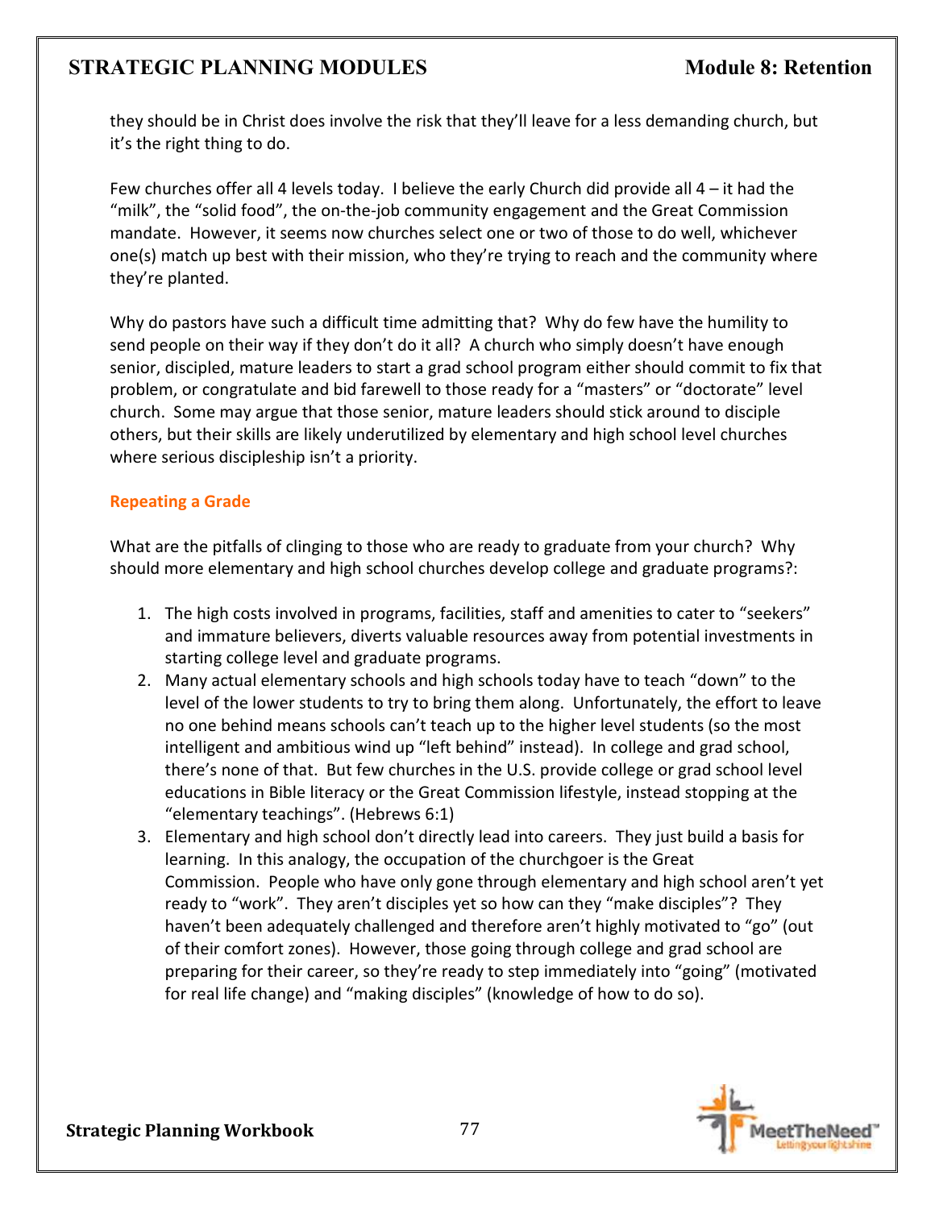they should be in Christ does involve the risk that they'll leave for a less demanding church, but it's the right thing to do.

Few churches offer all 4 levels today. I believe the early Church did provide all 4 – it had the "milk", the "solid food", the on-the-job community engagement and the Great Commission mandate. However, it seems now churches select one or two of those to do well, whichever one(s) match up best with their mission, who they're trying to reach and the community where they're planted.

Why do pastors have such a difficult time admitting that? Why do few have the humility to send people on their way if they don't do it all? A church who simply doesn't have enough senior, discipled, mature leaders to start a grad school program either should commit to fix that problem, or congratulate and bid farewell to those ready for a "masters" or "doctorate" level church. Some may argue that those senior, mature leaders should stick around to disciple others, but their skills are likely underutilized by elementary and high school level churches where serious discipleship isn't a priority.

### Repeating a Grade

What are the pitfalls of clinging to those who are ready to graduate from your church? Why should more elementary and high school churches develop college and graduate programs?:

1. The high costs involved in programs, facilities, staff and amenities to cater to "seekers" and immature believers, diverts valuable resources away from potential investments in starting college level and graduate programs.
2. Many actual elementary schools and high schools today have to teach "down" to the level of the lower students to try to bring them along. Unfortunately, the effort to leave no one behind means schools can't teach up to the higher level students (so the most intelligent and ambitious wind up "left behind" instead). In college and grad school, there's none of that. But few churches in the U.S. provide college or grad school level educations in Bible literacy or the Great Commission lifestyle, instead stopping at the "elementary teachings". (Hebrews 6:1)
3. Elementary and high school don't directly lead into careers. They just build a basis for learning. In this analogy, the occupation of the churchgoer is the Great Commission. People who have only gone through elementary and high school aren't yet ready to "work". They aren't disciples yet so how can they "make disciples"? They haven't been adequately challenged and therefore aren't highly motivated to "go" (out of their comfort zones). However, those going through college and grad school are preparing for their career, so they're ready to step immediately into "going" (motivated for real life change) and "making disciples" (knowledge of how to do so).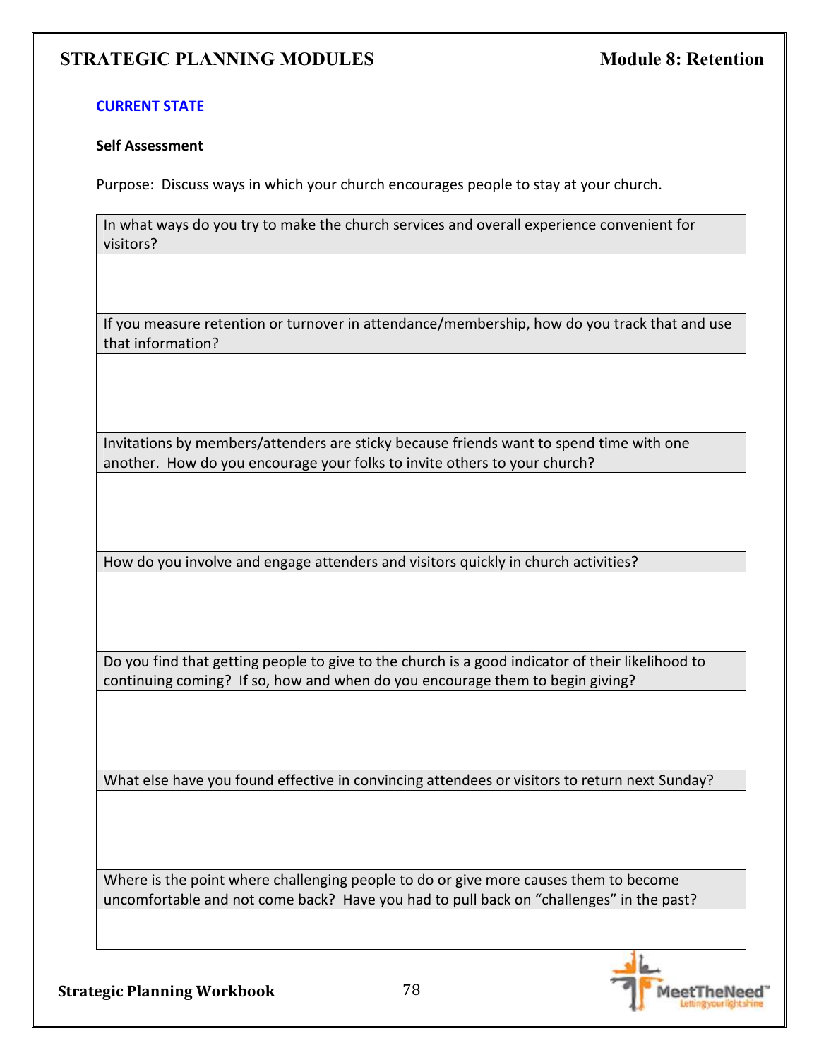**CURRENT STATE**

**Self Assessment**

Purpose: Discuss ways in which your church encourages people to stay at your church.

| In what ways do you try to make the church services and overall experience convenient for visitors? |
|---|
| |
| If you measure retention or turnover in attendance/membership, how do you track that and use that information? |
| |
| Invitations by members/attenders are sticky because friends want to spend time with one another. How do you encourage your folks to invite others to your church? |
| |
| How do you involve and engage attenders and visitors quickly in church activities? |
| |
| Do you find that getting people to give to the church is a good indicator of their likelihood to continuing coming? If so, how and when do you encourage them to begin giving? |
| |
| What else have you found effective in convincing attendees or visitors to return next Sunday? |
| |
| Where is the point where challenging people to do or give more causes them to become uncomfortable and not come back? Have you had to pull back on "challenges" in the past? |
| |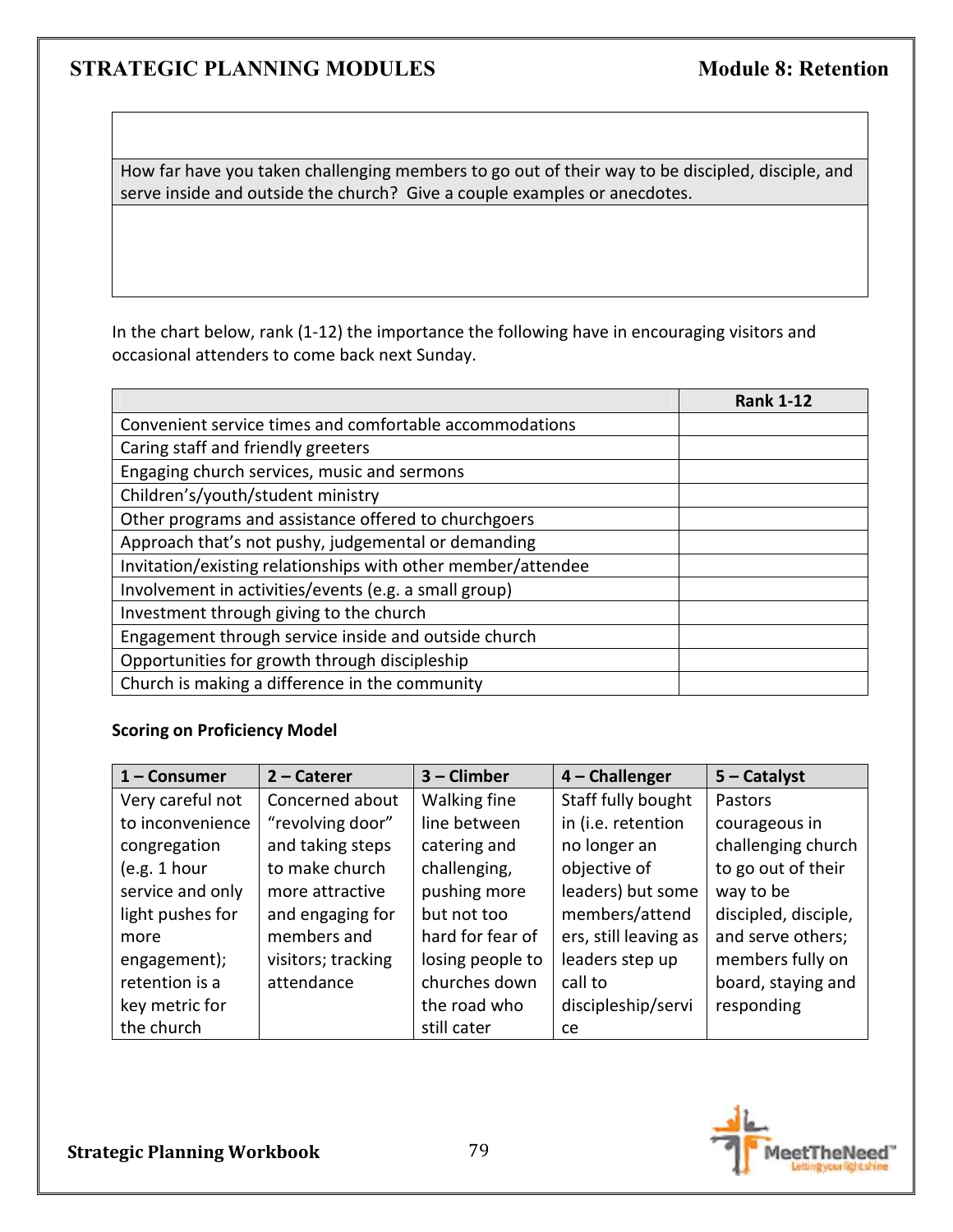| |
|---|
| How far have you taken challenging members to go out of their way to be discipled, disciple, and serve inside and outside the church? Give a couple examples or anecdotes. |
| |

In the chart below, rank (1-12) the importance the following have in encouraging visitors and occasional attenders to come back next Sunday.

| | Rank 1-12 |
|---|---|
| Convenient service times and comfortable accommodations | |
| Caring staff and friendly greeters | |
| Engaging church services, music and sermons | |
| Children's/youth/student ministry | |
| Other programs and assistance offered to churchgoers | |
| Approach that's not pushy, judgemental or demanding | |
| Invitation/existing relationships with other member/attendee | |
| Involvement in activities/events (e.g. a small group) | |
| Investment through giving to the church | |
| Engagement through service inside and outside church | |
| Opportunities for growth through discipleship | |
| Church is making a difference in the community | |

**Scoring on Proficiency Model**

| 1 – Consumer | 2 – Caterer | 3 – Climber | 4 – Challenger | 5 – Catalyst |
|---|---|---|---|---|
| Very careful not to inconvenience congregation (e.g. 1 hour service and only light pushes for more engagement); retention is a key metric for the church | Concerned about "revolving door" and taking steps to make church more attractive and engaging for members and visitors; tracking attendance | Walking fine line between catering and challenging, pushing more but not too hard for fear of losing people to churches down the road who still cater | Staff fully bought in (i.e. retention no longer an objective of leaders) but some members/attenders, still leaving as leaders step up call to discipleship/service | Pastors courageous in challenging church to go out of their way to be discipled, disciple, and serve others; members fully on board, staying and responding |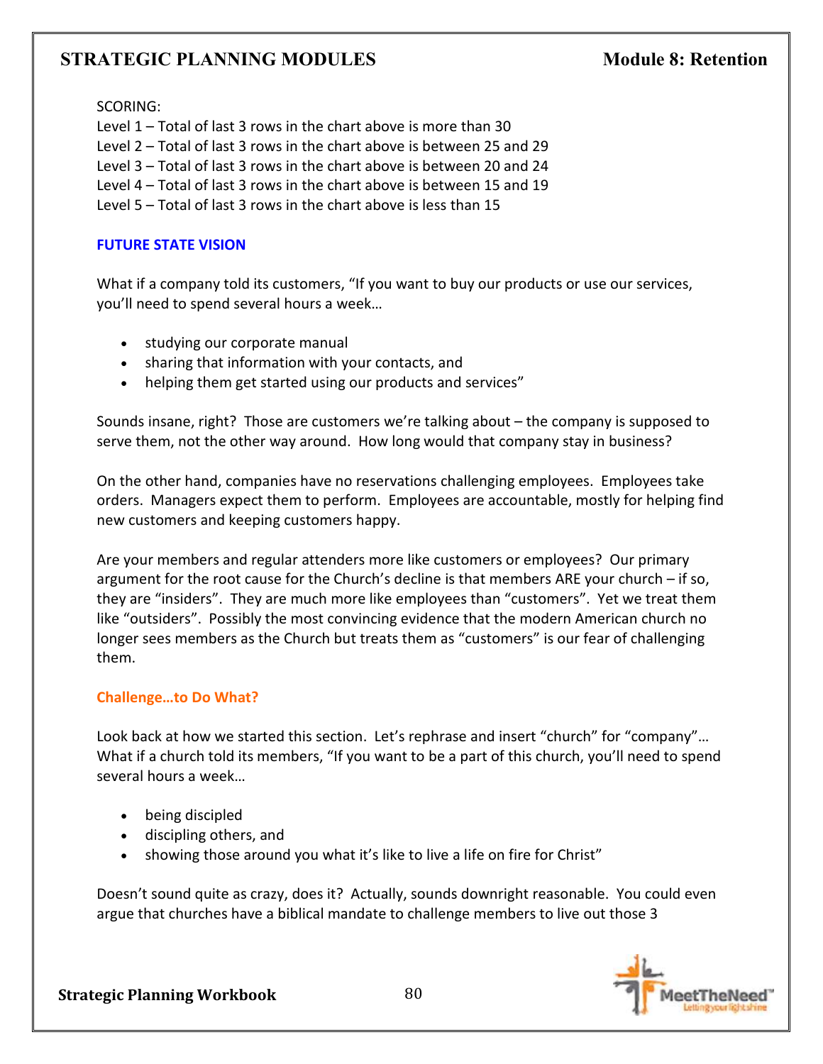SCORING:
Level 1 – Total of last 3 rows in the chart above is more than 30
Level 2 – Total of last 3 rows in the chart above is between 25 and 29
Level 3 – Total of last 3 rows in the chart above is between 20 and 24
Level 4 – Total of last 3 rows in the chart above is between 15 and 19
Level 5 – Total of last 3 rows in the chart above is less than 15

## FUTURE STATE VISION

What if a company told its customers, "If you want to buy our products or use our services, you'll need to spend several hours a week…

- studying our corporate manual
- sharing that information with your contacts, and
- helping them get started using our products and services"

Sounds insane, right? Those are customers we're talking about – the company is supposed to serve them, not the other way around. How long would that company stay in business?

On the other hand, companies have no reservations challenging employees. Employees take orders. Managers expect them to perform. Employees are accountable, mostly for helping find new customers and keeping customers happy.

Are your members and regular attenders more like customers or employees? Our primary argument for the root cause for the Church's decline is that members ARE your church – if so, they are "insiders". They are much more like employees than "customers". Yet we treat them like "outsiders". Possibly the most convincing evidence that the modern American church no longer sees members as the Church but treats them as "customers" is our fear of challenging them.

### Challenge…to Do What?

Look back at how we started this section. Let's rephrase and insert "church" for "company"… What if a church told its members, "If you want to be a part of this church, you'll need to spend several hours a week…

- being discipled
- discipling others, and
- showing those around you what it's like to live a life on fire for Christ"

Doesn't sound quite as crazy, does it? Actually, sounds downright reasonable. You could even argue that churches have a biblical mandate to challenge members to live out those 3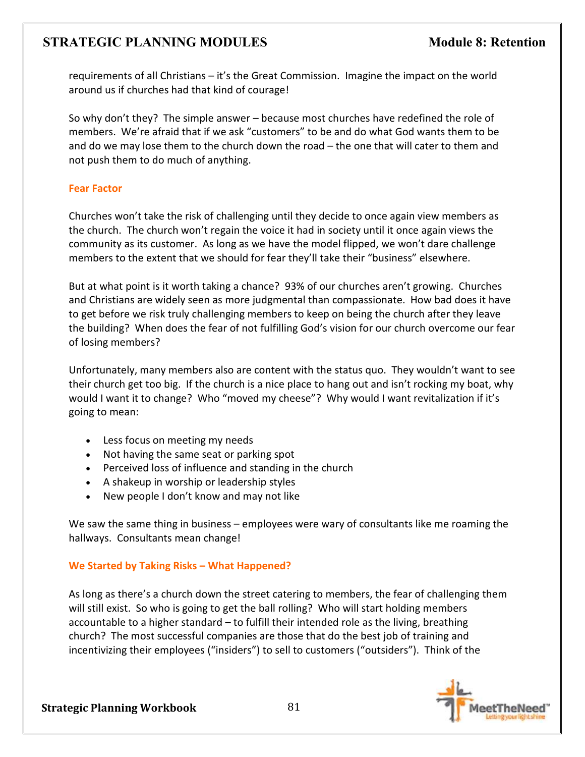requirements of all Christians – it's the Great Commission. Imagine the impact on the world around us if churches had that kind of courage!

So why don't they? The simple answer – because most churches have redefined the role of members. We're afraid that if we ask "customers" to be and do what God wants them to be and do we may lose them to the church down the road – the one that will cater to them and not push them to do much of anything.

### Fear Factor

Churches won't take the risk of challenging until they decide to once again view members as the church. The church won't regain the voice it had in society until it once again views the community as its customer. As long as we have the model flipped, we won't dare challenge members to the extent that we should for fear they'll take their "business" elsewhere.

But at what point is it worth taking a chance? 93% of our churches aren't growing. Churches and Christians are widely seen as more judgmental than compassionate. How bad does it have to get before we risk truly challenging members to keep on being the church after they leave the building? When does the fear of not fulfilling God's vision for our church overcome our fear of losing members?

Unfortunately, many members also are content with the status quo. They wouldn't want to see their church get too big. If the church is a nice place to hang out and isn't rocking my boat, why would I want it to change? Who "moved my cheese"? Why would I want revitalization if it's going to mean:

- Less focus on meeting my needs
- Not having the same seat or parking spot
- Perceived loss of influence and standing in the church
- A shakeup in worship or leadership styles
- New people I don't know and may not like

We saw the same thing in business – employees were wary of consultants like me roaming the hallways. Consultants mean change!

### We Started by Taking Risks – What Happened?

As long as there's a church down the street catering to members, the fear of challenging them will still exist. So who is going to get the ball rolling? Who will start holding members accountable to a higher standard – to fulfill their intended role as the living, breathing church? The most successful companies are those that do the best job of training and incentivizing their employees ("insiders") to sell to customers ("outsiders"). Think of the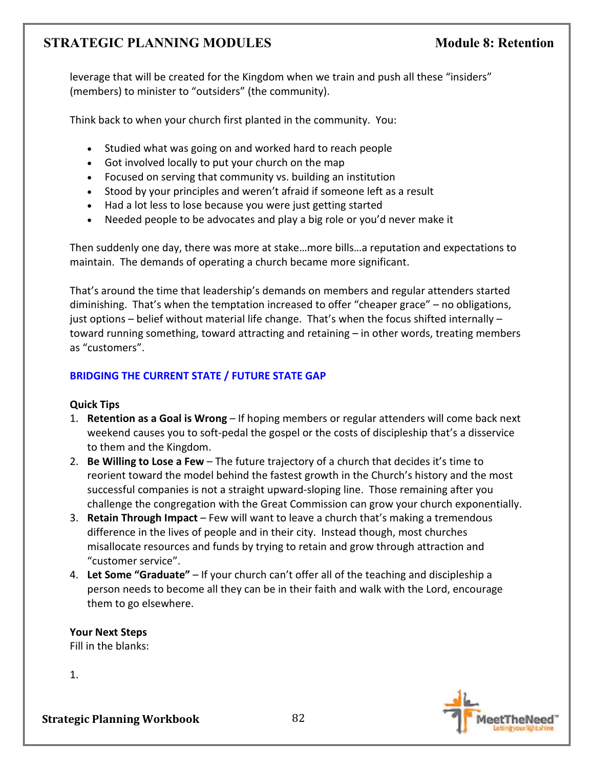leverage that will be created for the Kingdom when we train and push all these "insiders" (members) to minister to "outsiders" (the community).

Think back to when your church first planted in the community. You:

- Studied what was going on and worked hard to reach people
- Got involved locally to put your church on the map
- Focused on serving that community vs. building an institution
- Stood by your principles and weren't afraid if someone left as a result
- Had a lot less to lose because you were just getting started
- Needed people to be advocates and play a big role or you'd never make it

Then suddenly one day, there was more at stake…more bills…a reputation and expectations to maintain. The demands of operating a church became more significant.

That's around the time that leadership's demands on members and regular attenders started diminishing. That's when the temptation increased to offer "cheaper grace" – no obligations, just options – belief without material life change. That's when the focus shifted internally – toward running something, toward attracting and retaining – in other words, treating members as "customers".

## BRIDGING THE CURRENT STATE / FUTURE STATE GAP

**Quick Tips**

1. **Retention as a Goal is Wrong** – If hoping members or regular attenders will come back next weekend causes you to soft-pedal the gospel or the costs of discipleship that's a disservice to them and the Kingdom.
2. **Be Willing to Lose a Few** – The future trajectory of a church that decides it's time to reorient toward the model behind the fastest growth in the Church's history and the most successful companies is not a straight upward-sloping line. Those remaining after you challenge the congregation with the Great Commission can grow your church exponentially.
3. **Retain Through Impact** – Few will want to leave a church that's making a tremendous difference in the lives of people and in their city. Instead though, most churches misallocate resources and funds by trying to retain and grow through attraction and "customer service".
4. **Let Some "Graduate"** – If your church can't offer all of the teaching and discipleship a person needs to become all they can be in their faith and walk with the Lord, encourage them to go elsewhere.

**Your Next Steps**

Fill in the blanks:

1.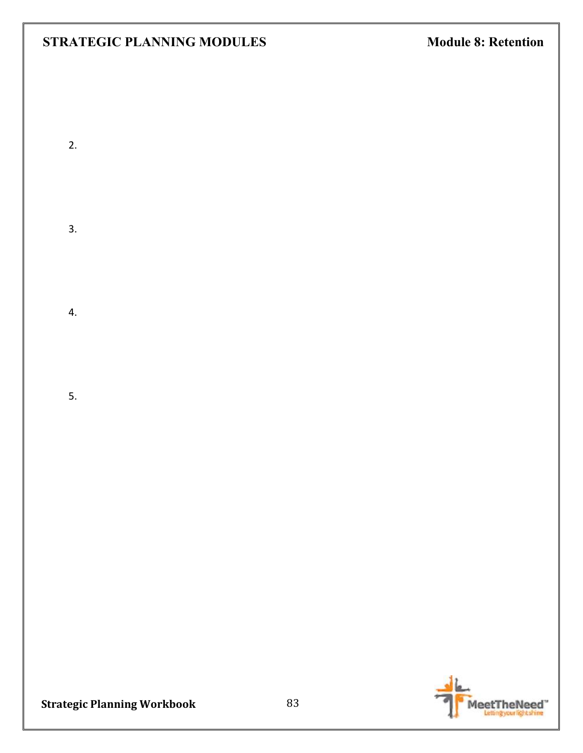2.

3.

4.

5.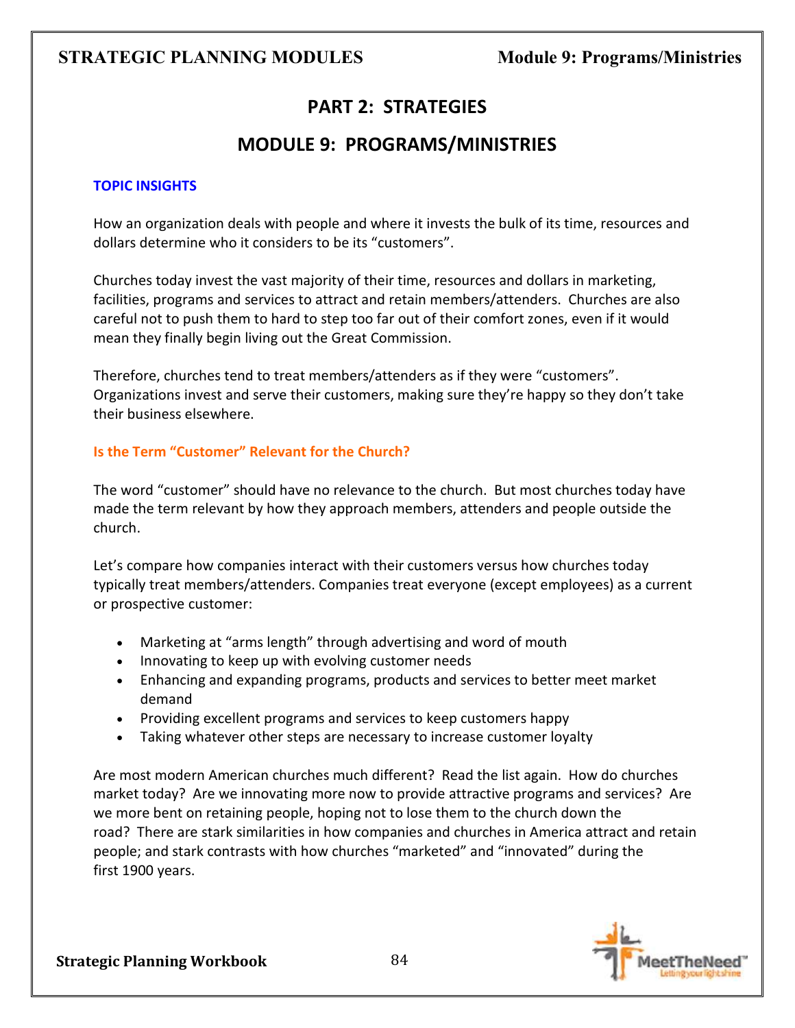# PART 2: STRATEGIES

## MODULE 9: PROGRAMS/MINISTRIES

### TOPIC INSIGHTS

How an organization deals with people and where it invests the bulk of its time, resources and dollars determine who it considers to be its "customers".

Churches today invest the vast majority of their time, resources and dollars in marketing, facilities, programs and services to attract and retain members/attenders. Churches are also careful not to push them to hard to step too far out of their comfort zones, even if it would mean they finally begin living out the Great Commission.

Therefore, churches tend to treat members/attenders as if they were "customers". Organizations invest and serve their customers, making sure they're happy so they don't take their business elsewhere.

### Is the Term "Customer" Relevant for the Church?

The word "customer" should have no relevance to the church. But most churches today have made the term relevant by how they approach members, attenders and people outside the church.

Let's compare how companies interact with their customers versus how churches today typically treat members/attenders. Companies treat everyone (except employees) as a current or prospective customer:

- Marketing at "arms length" through advertising and word of mouth
- Innovating to keep up with evolving customer needs
- Enhancing and expanding programs, products and services to better meet market demand
- Providing excellent programs and services to keep customers happy
- Taking whatever other steps are necessary to increase customer loyalty

Are most modern American churches much different? Read the list again. How do churches market today? Are we innovating more now to provide attractive programs and services? Are we more bent on retaining people, hoping not to lose them to the church down the road? There are stark similarities in how companies and churches in America attract and retain people; and stark contrasts with how churches "marketed" and "innovated" during the first 1900 years.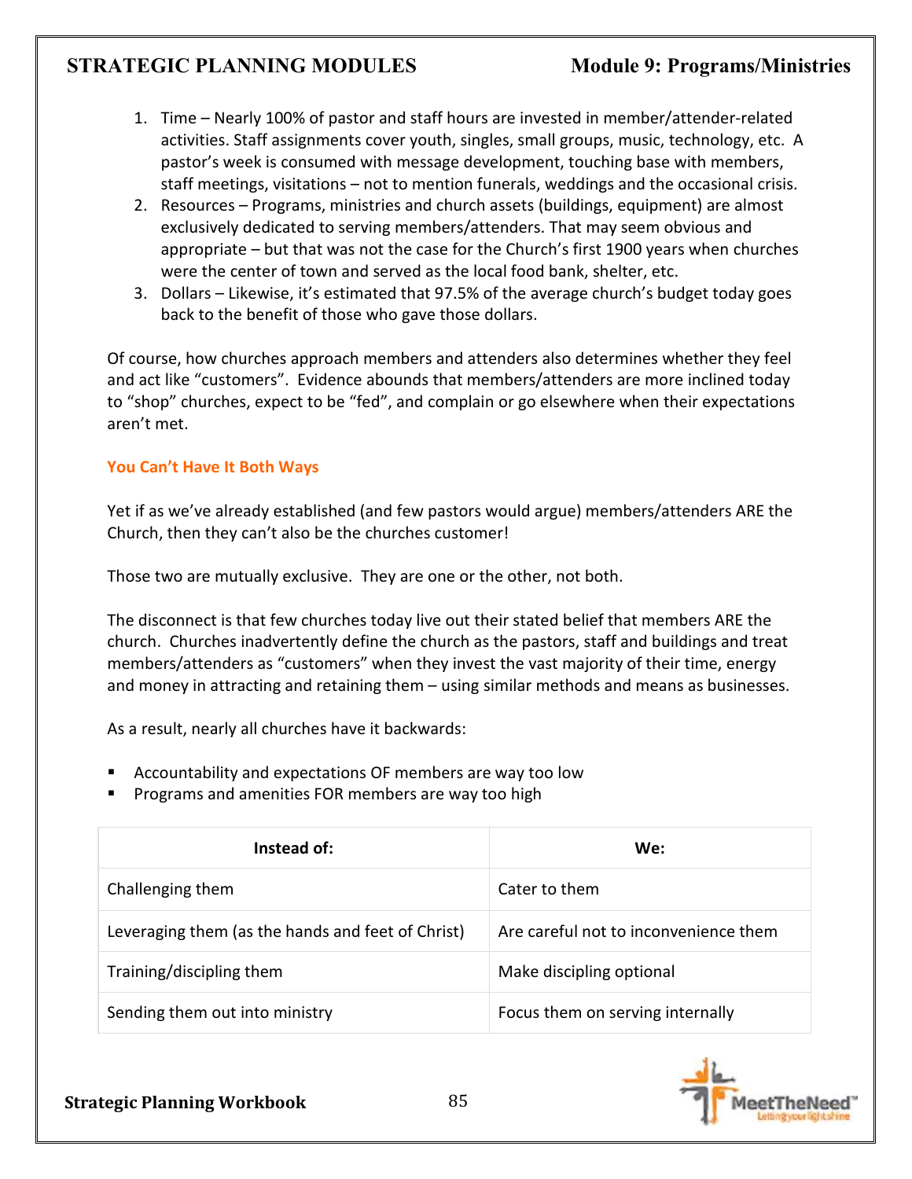1. Time – Nearly 100% of pastor and staff hours are invested in member/attender-related activities. Staff assignments cover youth, singles, small groups, music, technology, etc. A pastor's week is consumed with message development, touching base with members, staff meetings, visitations – not to mention funerals, weddings and the occasional crisis.
2. Resources – Programs, ministries and church assets (buildings, equipment) are almost exclusively dedicated to serving members/attenders. That may seem obvious and appropriate – but that was not the case for the Church's first 1900 years when churches were the center of town and served as the local food bank, shelter, etc.
3. Dollars – Likewise, it's estimated that 97.5% of the average church's budget today goes back to the benefit of those who gave those dollars.

Of course, how churches approach members and attenders also determines whether they feel and act like "customers". Evidence abounds that members/attenders are more inclined today to "shop" churches, expect to be "fed", and complain or go elsewhere when their expectations aren't met.

### You Can't Have It Both Ways

Yet if as we've already established (and few pastors would argue) members/attenders ARE the Church, then they can't also be the churches customer!

Those two are mutually exclusive. They are one or the other, not both.

The disconnect is that few churches today live out their stated belief that members ARE the church. Churches inadvertently define the church as the pastors, staff and buildings and treat members/attenders as "customers" when they invest the vast majority of their time, energy and money in attracting and retaining them – using similar methods and means as businesses.

As a result, nearly all churches have it backwards:

- Accountability and expectations OF members are way too low
- Programs and amenities FOR members are way too high

| Instead of: | We: |
|---|---|
| Challenging them | Cater to them |
| Leveraging them (as the hands and feet of Christ) | Are careful not to inconvenience them |
| Training/discipling them | Make discipling optional |
| Sending them out into ministry | Focus them on serving internally |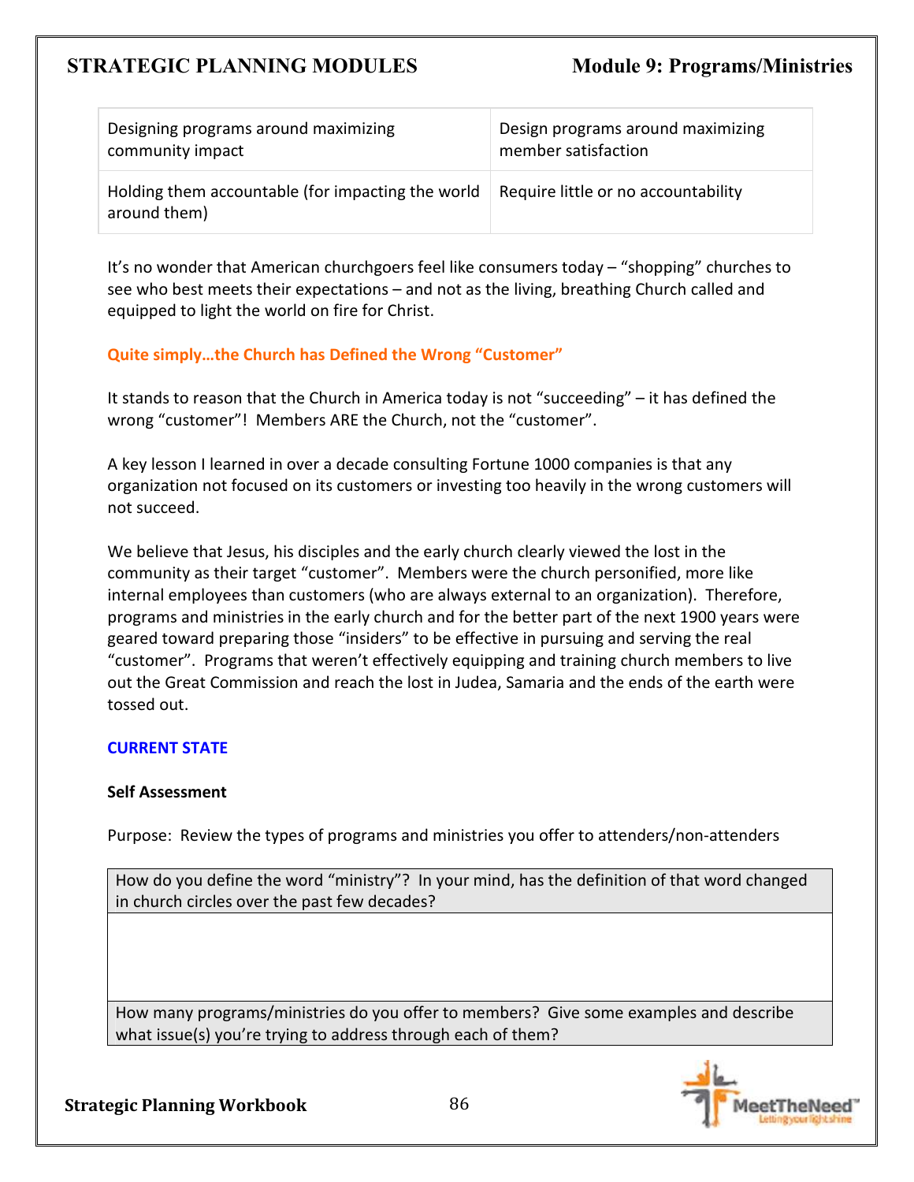| Designing programs around maximizing community impact | Design programs around maximizing member satisfaction |
|---|---|
| Holding them accountable (for impacting the world around them) | Require little or no accountability |

It's no wonder that American churchgoers feel like consumers today – "shopping" churches to see who best meets their expectations – and not as the living, breathing Church called and equipped to light the world on fire for Christ.

**Quite simply…the Church has Defined the Wrong "Customer"**

It stands to reason that the Church in America today is not "succeeding" – it has defined the wrong "customer"! Members ARE the Church, not the "customer".

A key lesson I learned in over a decade consulting Fortune 1000 companies is that any organization not focused on its customers or investing too heavily in the wrong customers will not succeed.

We believe that Jesus, his disciples and the early church clearly viewed the lost in the community as their target "customer". Members were the church personified, more like internal employees than customers (who are always external to an organization). Therefore, programs and ministries in the early church and for the better part of the next 1900 years were geared toward preparing those "insiders" to be effective in pursuing and serving the real "customer". Programs that weren't effectively equipping and training church members to live out the Great Commission and reach the lost in Judea, Samaria and the ends of the earth were tossed out.

## CURRENT STATE

### Self Assessment

Purpose: Review the types of programs and ministries you offer to attenders/non-attenders

| How do you define the word "ministry"? In your mind, has the definition of that word changed in church circles over the past few decades? |
|---|
| |
| How many programs/ministries do you offer to members? Give some examples and describe what issue(s) you're trying to address through each of them? |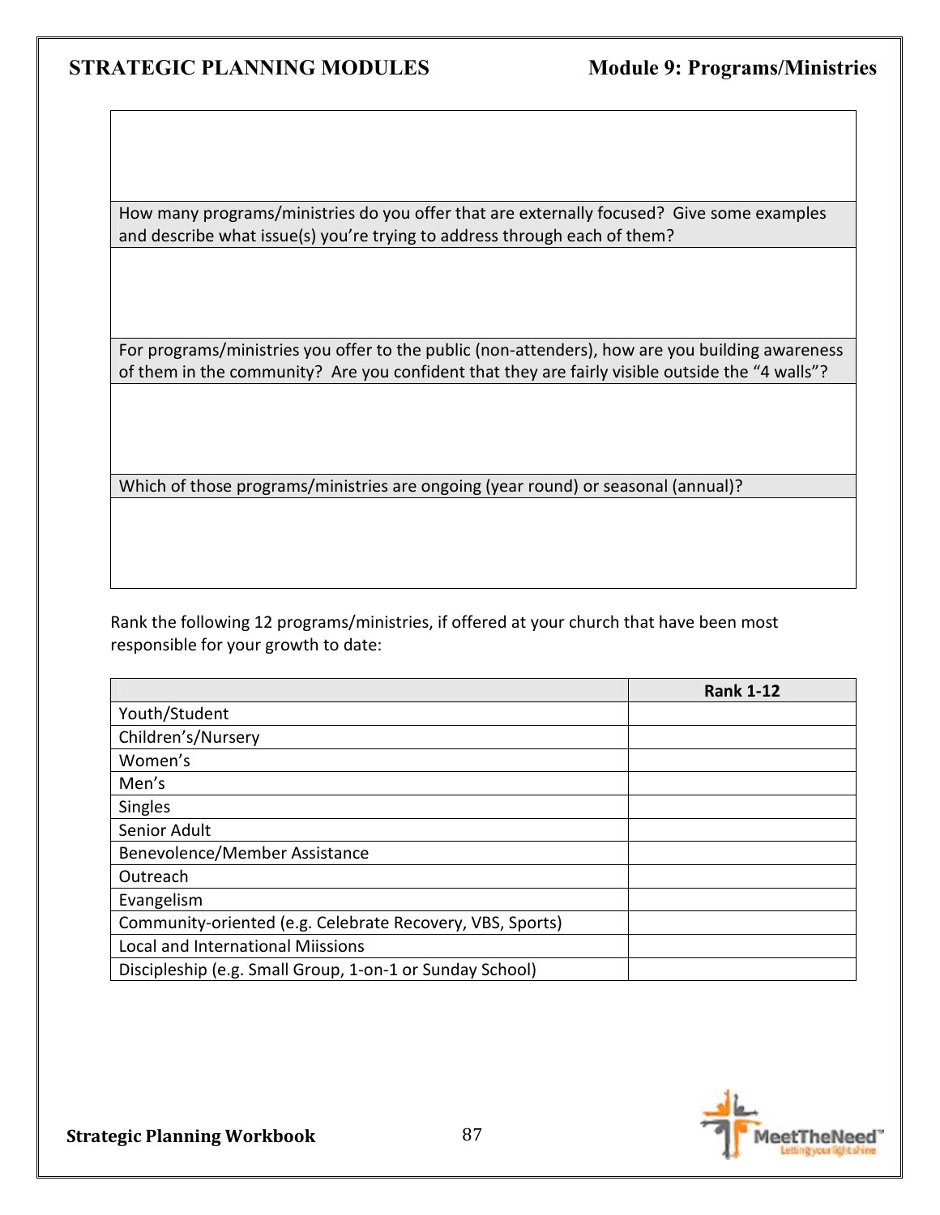| How many programs/ministries do you offer that are externally focused? Give some examples and describe what issue(s) you're trying to address through each of them? |
|---|
| |
| For programs/ministries you offer to the public (non-attenders), how are you building awareness of them in the community? Are you confident that they are fairly visible outside the "4 walls"? |
| |
| Which of those programs/ministries are ongoing (year round) or seasonal (annual)? |
| |

Rank the following 12 programs/ministries, if offered at your church that have been most responsible for your growth to date:

| | Rank 1-12 |
|---|---|
| Youth/Student | |
| Children's/Nursery | |
| Women's | |
| Men's | |
| Singles | |
| Senior Adult | |
| Benevolence/Member Assistance | |
| Outreach | |
| Evangelism | |
| Community-oriented (e.g. Celebrate Recovery, VBS, Sports) | |
| Local and International Miissions | |
| Discipleship (e.g. Small Group, 1-on-1 or Sunday School) | |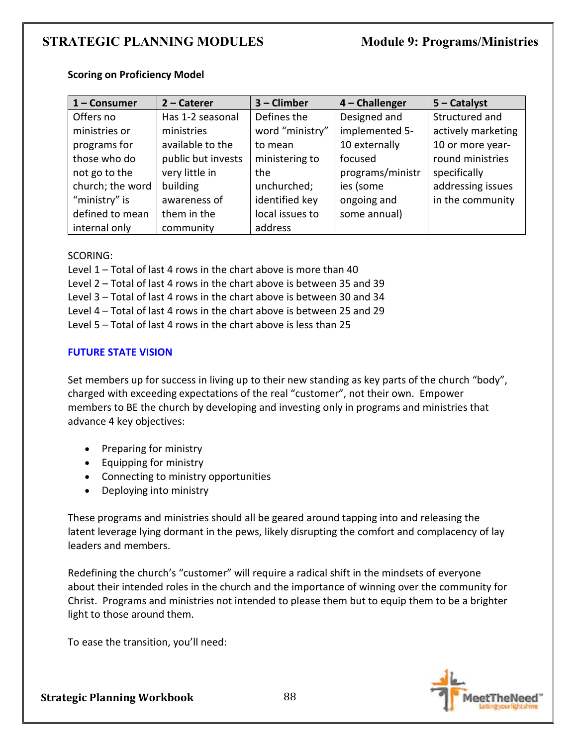**Scoring on Proficiency Model**

| 1 – Consumer | 2 – Caterer | 3 – Climber | 4 – Challenger | 5 – Catalyst |
|---|---|---|---|---|
| Offers no ministries or programs for those who do not go to the church; the word “ministry” is defined to mean internal only | Has 1-2 seasonal ministries available to the public but invests very little in building awareness of them in the community | Defines the word “ministry” to mean ministering to the unchurched; identified key local issues to address | Designed and implemented 5-10 externally focused programs/ministries (some ongoing and some annual) | Structured and actively marketing 10 or more year-round ministries specifically addressing issues in the community |

SCORING:
Level 1 – Total of last 4 rows in the chart above is more than 40
Level 2 – Total of last 4 rows in the chart above is between 35 and 39
Level 3 – Total of last 4 rows in the chart above is between 30 and 34
Level 4 – Total of last 4 rows in the chart above is between 25 and 29
Level 5 – Total of last 4 rows in the chart above is less than 25

**FUTURE STATE VISION**

Set members up for success in living up to their new standing as key parts of the church “body”, charged with exceeding expectations of the real “customer”, not their own. Empower members to BE the church by developing and investing only in programs and ministries that advance 4 key objectives:

- Preparing for ministry
- Equipping for ministry
- Connecting to ministry opportunities
- Deploying into ministry

These programs and ministries should all be geared around tapping into and releasing the latent leverage lying dormant in the pews, likely disrupting the comfort and complacency of lay leaders and members.

Redefining the church’s “customer” will require a radical shift in the mindsets of everyone about their intended roles in the church and the importance of winning over the community for Christ. Programs and ministries not intended to please them but to equip them to be a brighter light to those around them.

To ease the transition, you’ll need: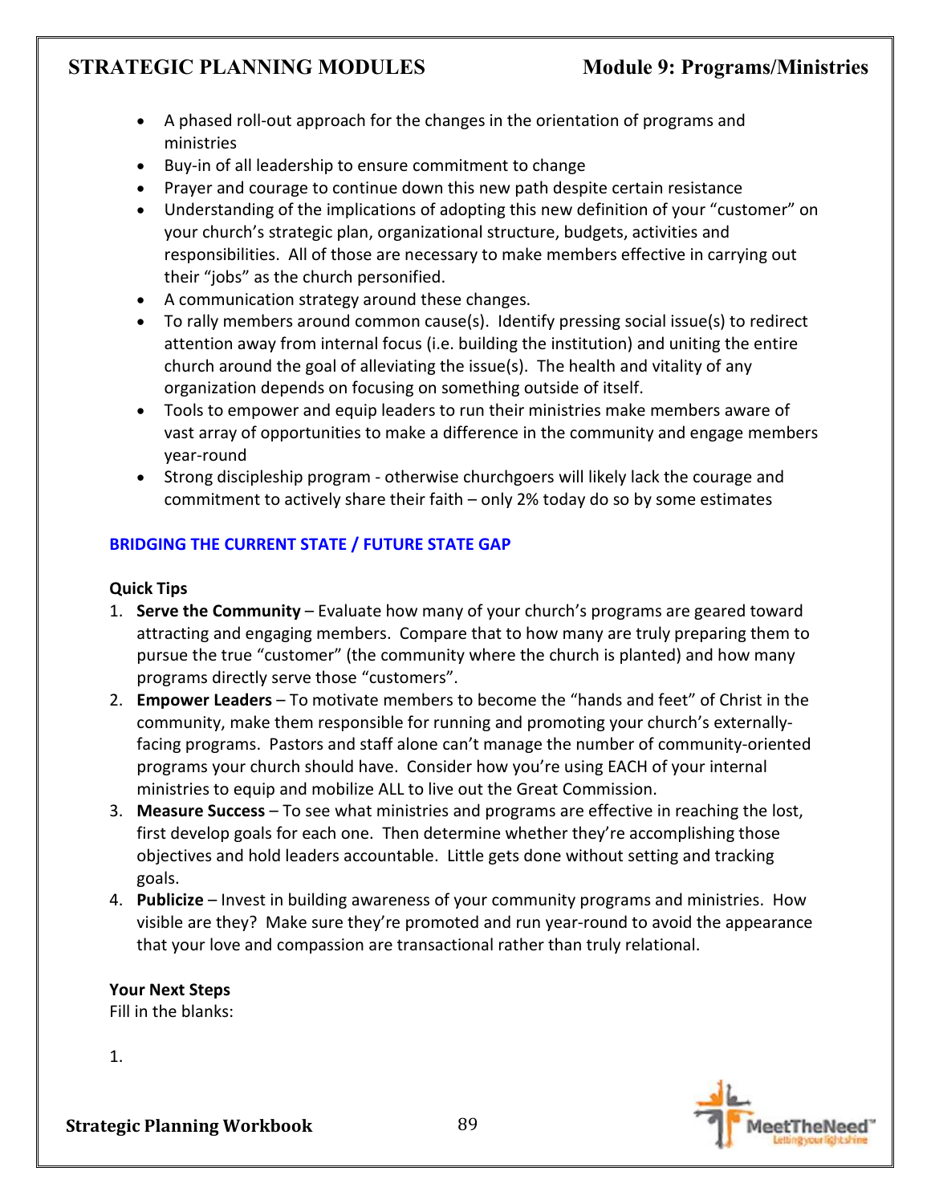- A phased roll-out approach for the changes in the orientation of programs and ministries
- Buy-in of all leadership to ensure commitment to change
- Prayer and courage to continue down this new path despite certain resistance
- Understanding of the implications of adopting this new definition of your "customer" on your church's strategic plan, organizational structure, budgets, activities and responsibilities. All of those are necessary to make members effective in carrying out their "jobs" as the church personified.
- A communication strategy around these changes.
- To rally members around common cause(s). Identify pressing social issue(s) to redirect attention away from internal focus (i.e. building the institution) and uniting the entire church around the goal of alleviating the issue(s). The health and vitality of any organization depends on focusing on something outside of itself.
- Tools to empower and equip leaders to run their ministries make members aware of vast array of opportunities to make a difference in the community and engage members year-round
- Strong discipleship program - otherwise churchgoers will likely lack the courage and commitment to actively share their faith – only 2% today do so by some estimates

## BRIDGING THE CURRENT STATE / FUTURE STATE GAP

**Quick Tips**

1. **Serve the Community** – Evaluate how many of your church's programs are geared toward attracting and engaging members. Compare that to how many are truly preparing them to pursue the true "customer" (the community where the church is planted) and how many programs directly serve those "customers".
2. **Empower Leaders** – To motivate members to become the "hands and feet" of Christ in the community, make them responsible for running and promoting your church's externally-facing programs. Pastors and staff alone can't manage the number of community-oriented programs your church should have. Consider how you're using EACH of your internal ministries to equip and mobilize ALL to live out the Great Commission.
3. **Measure Success** – To see what ministries and programs are effective in reaching the lost, first develop goals for each one. Then determine whether they're accomplishing those objectives and hold leaders accountable. Little gets done without setting and tracking goals.
4. **Publicize** – Invest in building awareness of your community programs and ministries. How visible are they? Make sure they're promoted and run year-round to avoid the appearance that your love and compassion are transactional rather than truly relational.

**Your Next Steps**

Fill in the blanks:

1.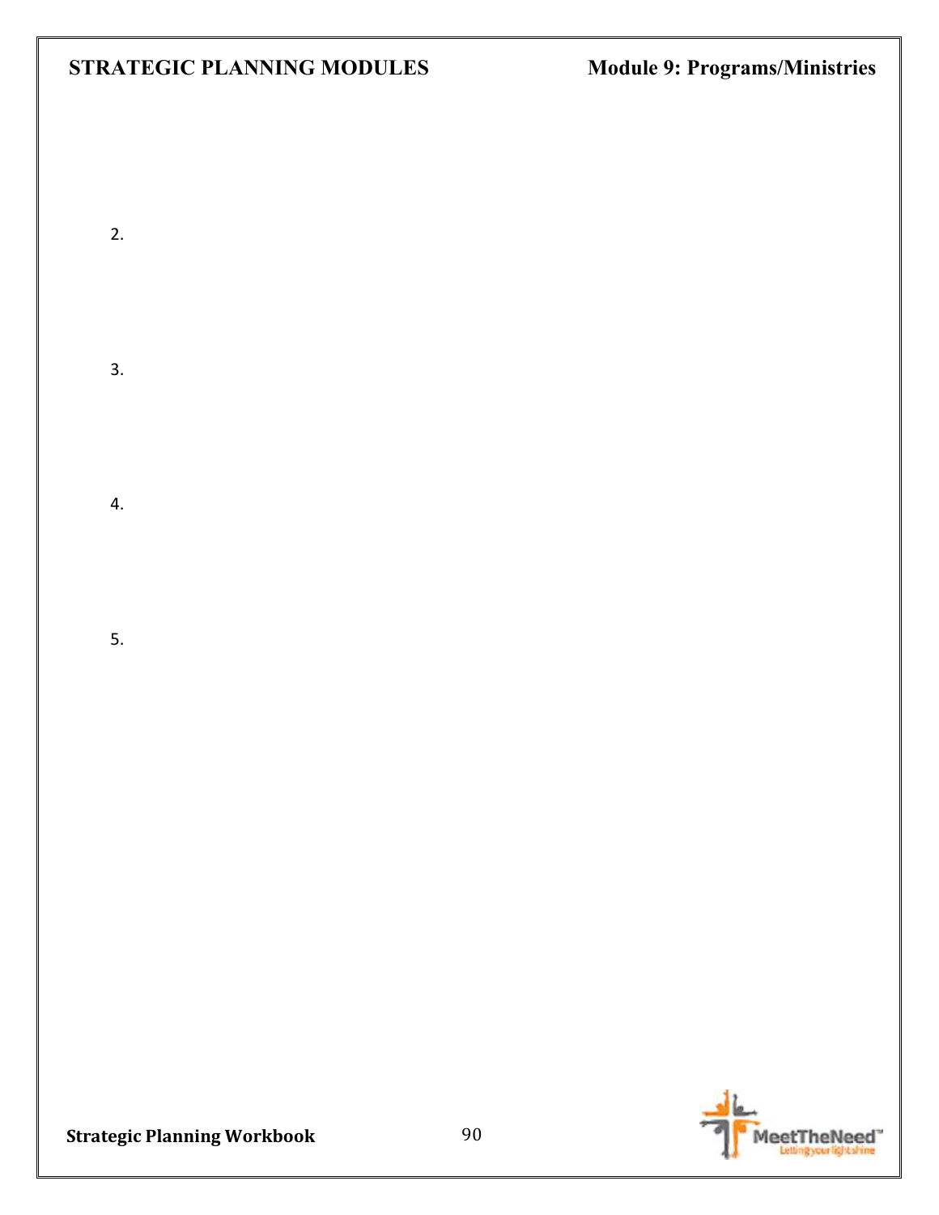2.

3.

4.

5.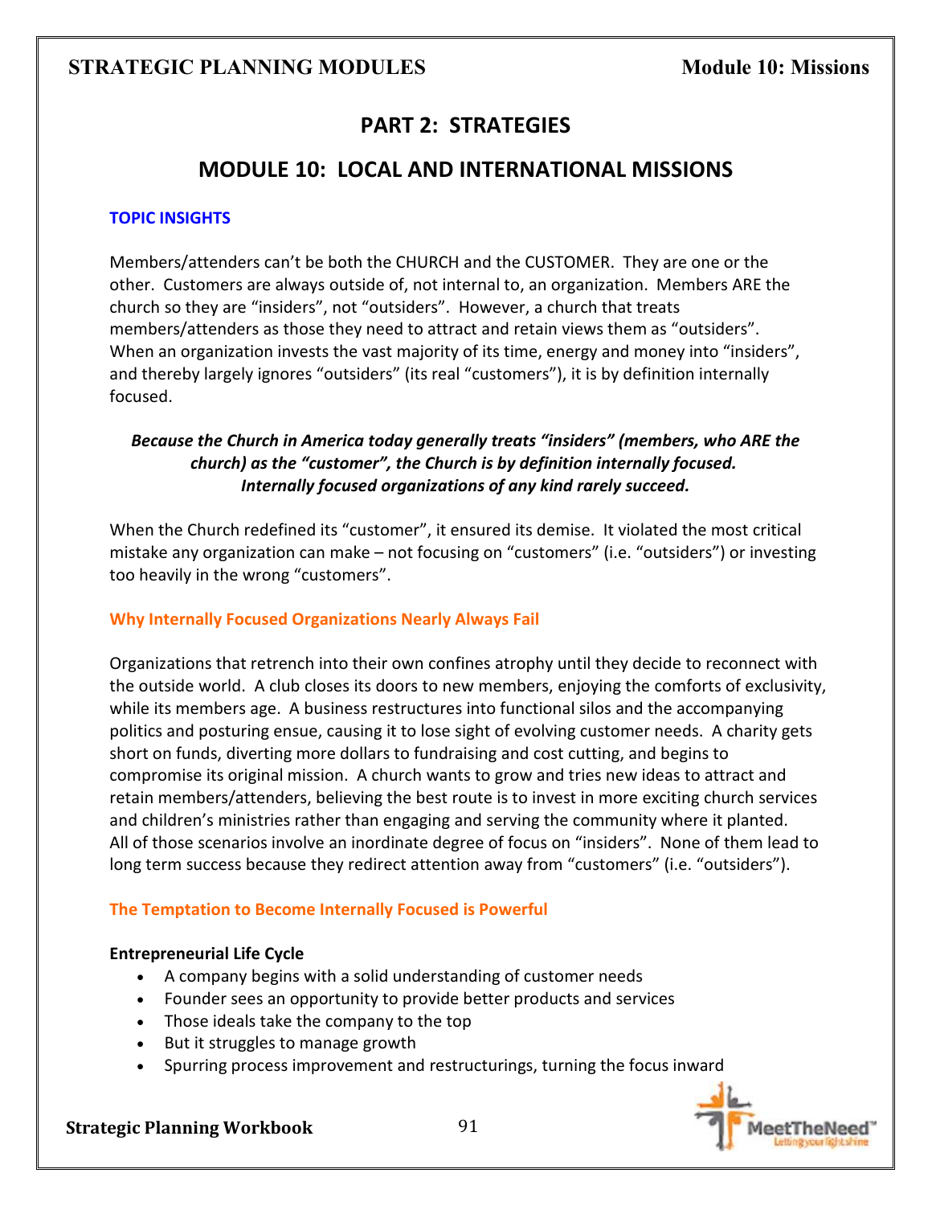# PART 2: STRATEGIES

## MODULE 10: LOCAL AND INTERNATIONAL MISSIONS

### TOPIC INSIGHTS

Members/attenders can't be both the CHURCH and the CUSTOMER. They are one or the other. Customers are always outside of, not internal to, an organization. Members ARE the church so they are "insiders", not "outsiders". However, a church that treats members/attenders as those they need to attract and retain views them as "outsiders". When an organization invests the vast majority of its time, energy and money into "insiders", and thereby largely ignores "outsiders" (its real "customers"), it is by definition internally focused.

***Because the Church in America today generally treats "insiders" (members, who ARE the church) as the "customer", the Church is by definition internally focused. Internally focused organizations of any kind rarely succeed.***

When the Church redefined its "customer", it ensured its demise. It violated the most critical mistake any organization can make – not focusing on "customers" (i.e. "outsiders") or investing too heavily in the wrong "customers".

### Why Internally Focused Organizations Nearly Always Fail

Organizations that retrench into their own confines atrophy until they decide to reconnect with the outside world. A club closes its doors to new members, enjoying the comforts of exclusivity, while its members age. A business restructures into functional silos and the accompanying politics and posturing ensue, causing it to lose sight of evolving customer needs. A charity gets short on funds, diverting more dollars to fundraising and cost cutting, and begins to compromise its original mission. A church wants to grow and tries new ideas to attract and retain members/attenders, believing the best route is to invest in more exciting church services and children's ministries rather than engaging and serving the community where it planted. All of those scenarios involve an inordinate degree of focus on "insiders". None of them lead to long term success because they redirect attention away from "customers" (i.e. "outsiders").

### The Temptation to Become Internally Focused is Powerful

**Entrepreneurial Life Cycle**

- A company begins with a solid understanding of customer needs
- Founder sees an opportunity to provide better products and services
- Those ideals take the company to the top
- But it struggles to manage growth
- Spurring process improvement and restructurings, turning the focus inward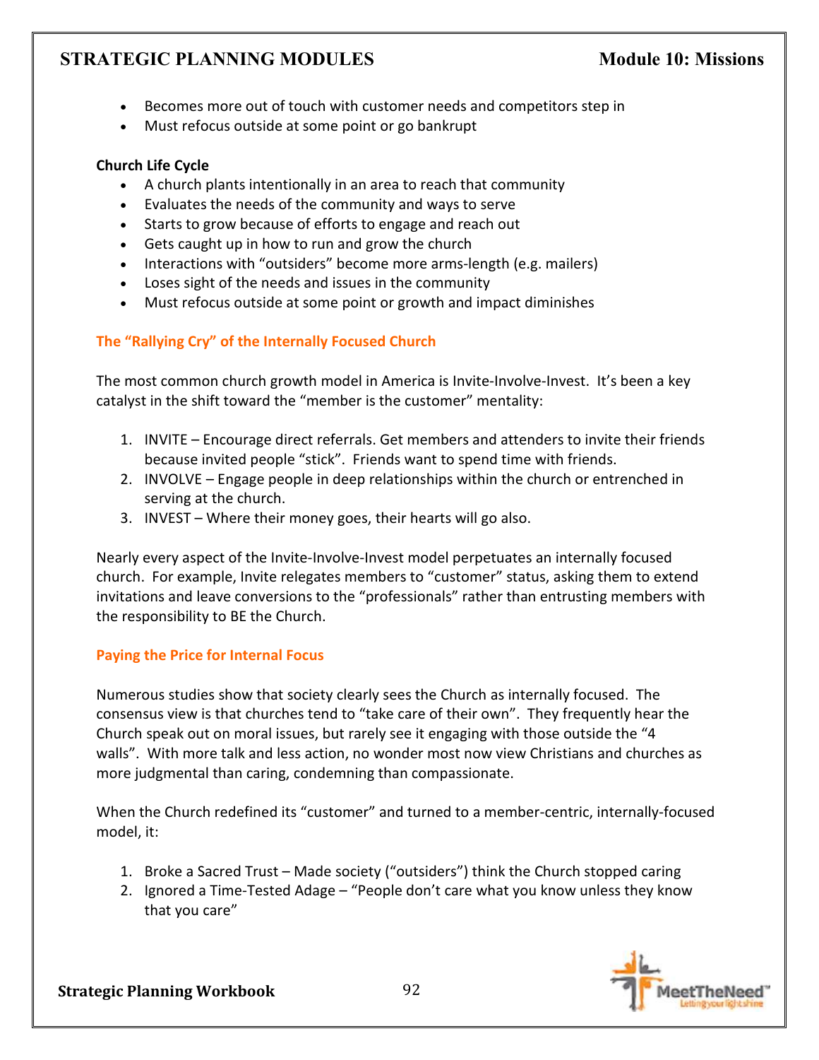- Becomes more out of touch with customer needs and competitors step in
- Must refocus outside at some point or go bankrupt

**Church Life Cycle**

- A church plants intentionally in an area to reach that community
- Evaluates the needs of the community and ways to serve
- Starts to grow because of efforts to engage and reach out
- Gets caught up in how to run and grow the church
- Interactions with "outsiders" become more arms-length (e.g. mailers)
- Loses sight of the needs and issues in the community
- Must refocus outside at some point or growth and impact diminishes

### The "Rallying Cry" of the Internally Focused Church

The most common church growth model in America is Invite-Involve-Invest. It's been a key catalyst in the shift toward the "member is the customer" mentality:

1. INVITE – Encourage direct referrals. Get members and attenders to invite their friends because invited people "stick". Friends want to spend time with friends.
2. INVOLVE – Engage people in deep relationships within the church or entrenched in serving at the church.
3. INVEST – Where their money goes, their hearts will go also.

Nearly every aspect of the Invite-Involve-Invest model perpetuates an internally focused church. For example, Invite relegates members to "customer" status, asking them to extend invitations and leave conversions to the "professionals" rather than entrusting members with the responsibility to BE the Church.

### Paying the Price for Internal Focus

Numerous studies show that society clearly sees the Church as internally focused. The consensus view is that churches tend to "take care of their own". They frequently hear the Church speak out on moral issues, but rarely see it engaging with those outside the "4 walls". With more talk and less action, no wonder most now view Christians and churches as more judgmental than caring, condemning than compassionate.

When the Church redefined its "customer" and turned to a member-centric, internally-focused model, it:

1. Broke a Sacred Trust – Made society ("outsiders") think the Church stopped caring
2. Ignored a Time-Tested Adage – "People don't care what you know unless they know that you care"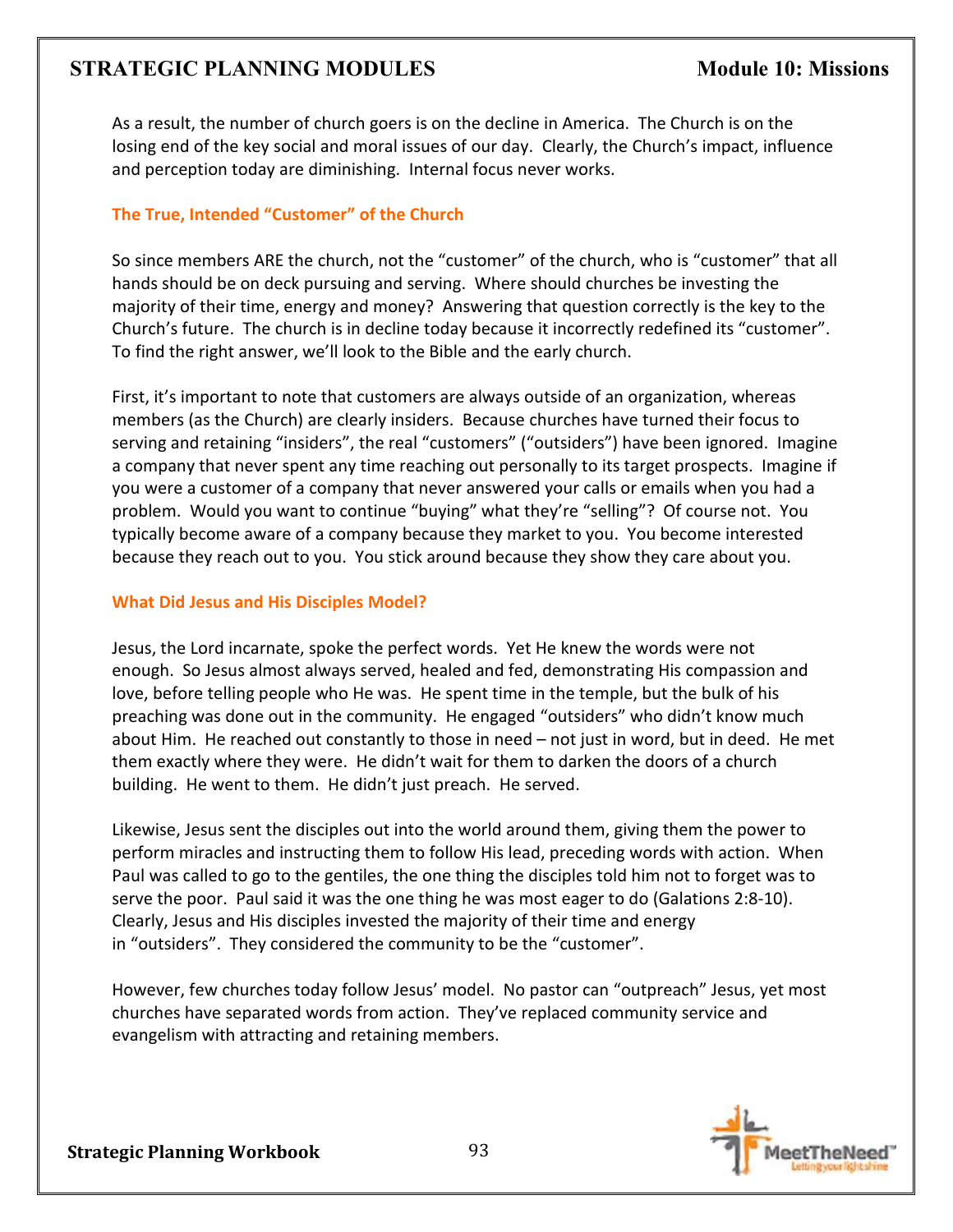As a result, the number of church goers is on the decline in America. The Church is on the losing end of the key social and moral issues of our day. Clearly, the Church's impact, influence and perception today are diminishing. Internal focus never works.

### The True, Intended "Customer" of the Church

So since members ARE the church, not the "customer" of the church, who is "customer" that all hands should be on deck pursuing and serving. Where should churches be investing the majority of their time, energy and money? Answering that question correctly is the key to the Church's future. The church is in decline today because it incorrectly redefined its "customer". To find the right answer, we'll look to the Bible and the early church.

First, it's important to note that customers are always outside of an organization, whereas members (as the Church) are clearly insiders. Because churches have turned their focus to serving and retaining "insiders", the real "customers" ("outsiders") have been ignored. Imagine a company that never spent any time reaching out personally to its target prospects. Imagine if you were a customer of a company that never answered your calls or emails when you had a problem. Would you want to continue "buying" what they're "selling"? Of course not. You typically become aware of a company because they market to you. You become interested because they reach out to you. You stick around because they show they care about you.

### What Did Jesus and His Disciples Model?

Jesus, the Lord incarnate, spoke the perfect words. Yet He knew the words were not enough. So Jesus almost always served, healed and fed, demonstrating His compassion and love, before telling people who He was. He spent time in the temple, but the bulk of his preaching was done out in the community. He engaged "outsiders" who didn't know much about Him. He reached out constantly to those in need – not just in word, but in deed. He met them exactly where they were. He didn't wait for them to darken the doors of a church building. He went to them. He didn't just preach. He served.

Likewise, Jesus sent the disciples out into the world around them, giving them the power to perform miracles and instructing them to follow His lead, preceding words with action. When Paul was called to go to the gentiles, the one thing the disciples told him not to forget was to serve the poor. Paul said it was the one thing he was most eager to do (Galations 2:8-10). Clearly, Jesus and His disciples invested the majority of their time and energy in "outsiders". They considered the community to be the "customer".

However, few churches today follow Jesus' model. No pastor can "outpreach" Jesus, yet most churches have separated words from action. They've replaced community service and evangelism with attracting and retaining members.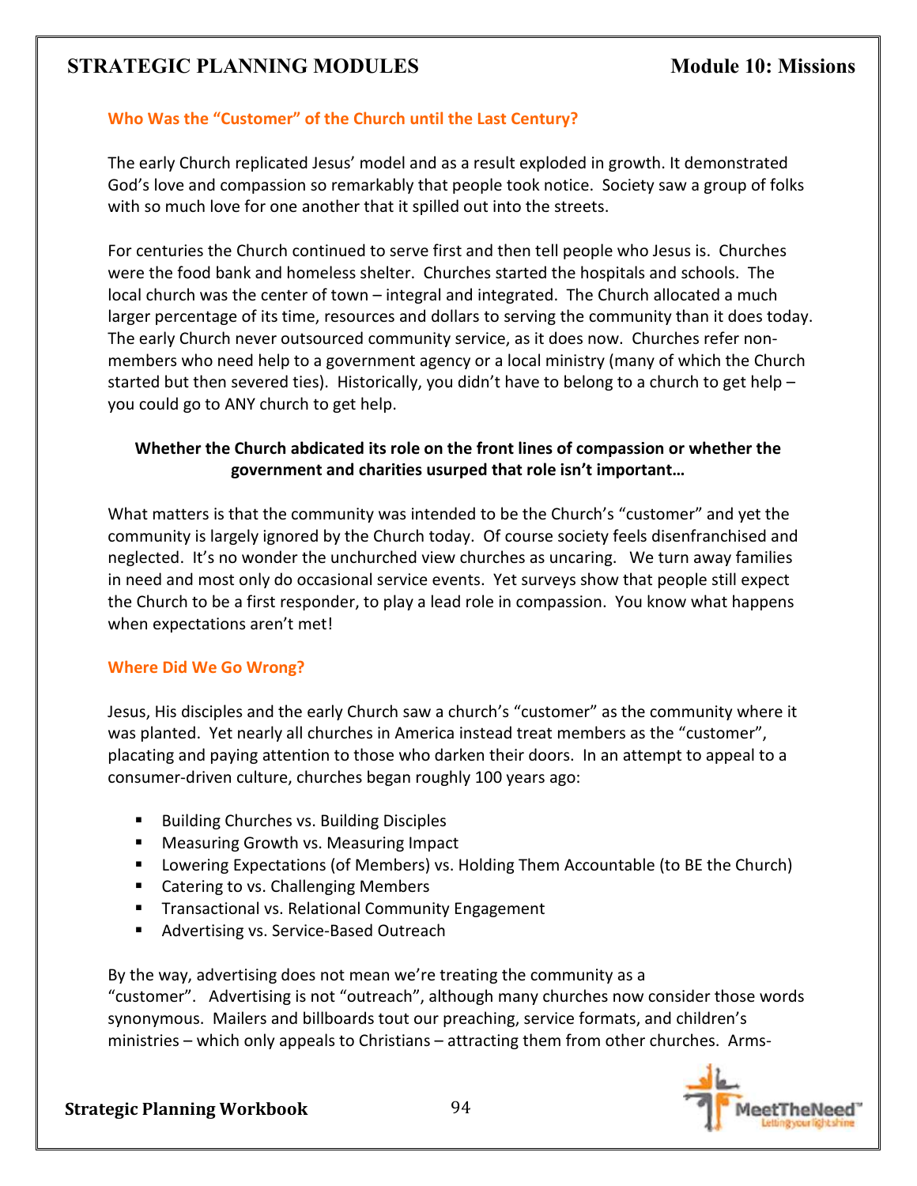## Who Was the "Customer" of the Church until the Last Century?

The early Church replicated Jesus' model and as a result exploded in growth. It demonstrated God's love and compassion so remarkably that people took notice. Society saw a group of folks with so much love for one another that it spilled out into the streets.

For centuries the Church continued to serve first and then tell people who Jesus is. Churches were the food bank and homeless shelter. Churches started the hospitals and schools. The local church was the center of town – integral and integrated. The Church allocated a much larger percentage of its time, resources and dollars to serving the community than it does today. The early Church never outsourced community service, as it does now. Churches refer non-members who need help to a government agency or a local ministry (many of which the Church started but then severed ties). Historically, you didn't have to belong to a church to get help – you could go to ANY church to get help.

**Whether the Church abdicated its role on the front lines of compassion or whether the government and charities usurped that role isn't important…**

What matters is that the community was intended to be the Church's "customer" and yet the community is largely ignored by the Church today. Of course society feels disenfranchised and neglected. It's no wonder the unchurched view churches as uncaring. We turn away families in need and most only do occasional service events. Yet surveys show that people still expect the Church to be a first responder, to play a lead role in compassion. You know what happens when expectations aren't met!

## Where Did We Go Wrong?

Jesus, His disciples and the early Church saw a church's "customer" as the community where it was planted. Yet nearly all churches in America instead treat members as the "customer", placating and paying attention to those who darken their doors. In an attempt to appeal to a consumer-driven culture, churches began roughly 100 years ago:

- Building Churches vs. Building Disciples
- Measuring Growth vs. Measuring Impact
- Lowering Expectations (of Members) vs. Holding Them Accountable (to BE the Church)
- Catering to vs. Challenging Members
- Transactional vs. Relational Community Engagement
- Advertising vs. Service-Based Outreach

By the way, advertising does not mean we're treating the community as a "customer". Advertising is not "outreach", although many churches now consider those words synonymous. Mailers and billboards tout our preaching, service formats, and children's ministries – which only appeals to Christians – attracting them from other churches. Arms-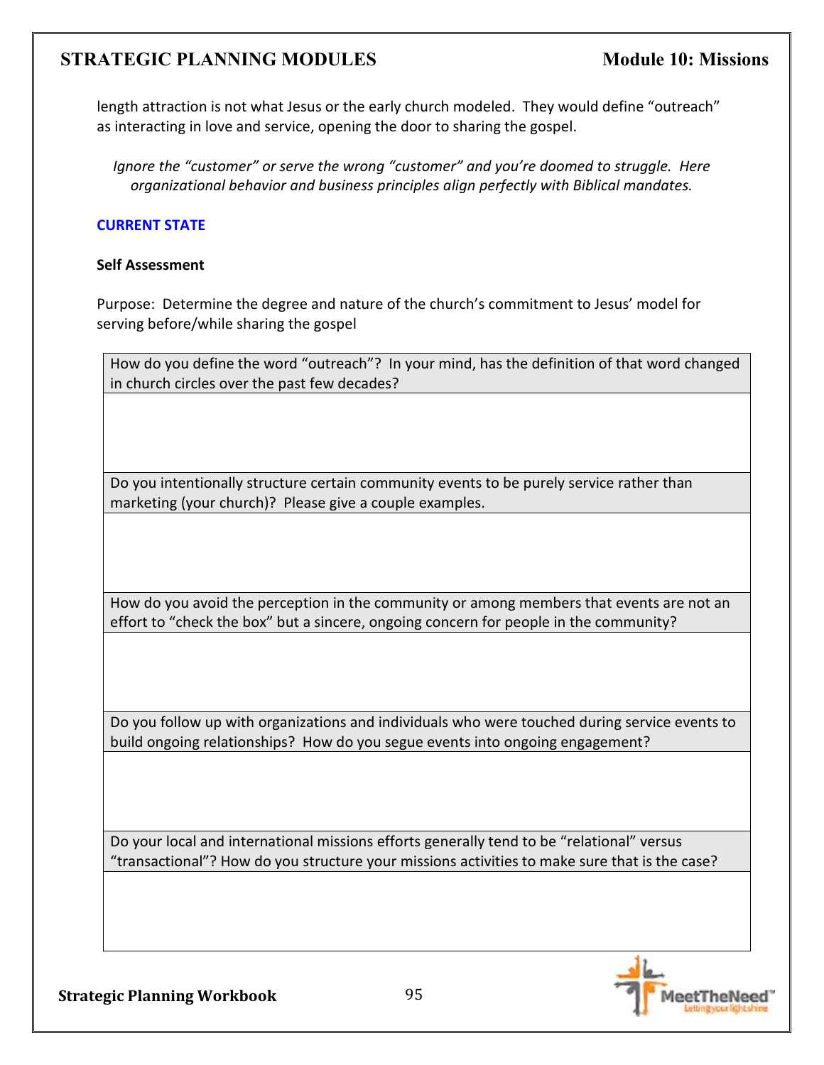length attraction is not what Jesus or the early church modeled. They would define "outreach" as interacting in love and service, opening the door to sharing the gospel.

*Ignore the "customer" or serve the wrong "customer" and you're doomed to struggle. Here organizational behavior and business principles align perfectly with Biblical mandates.*

## CURRENT STATE

### Self Assessment

Purpose: Determine the degree and nature of the church's commitment to Jesus' model for serving before/while sharing the gospel

| How do you define the word "outreach"? In your mind, has the definition of that word changed in church circles over the past few decades? |
|---|
| |
| **Do you intentionally structure certain community events to be purely service rather than marketing (your church)? Please give a couple examples.** |
| |
| **How do you avoid the perception in the community or among members that events are not an effort to "check the box" but a sincere, ongoing concern for people in the community?** |
| |
| **Do you follow up with organizations and individuals who were touched during service events to build ongoing relationships? How do you segue events into ongoing engagement?** |
| |
| **Do your local and international missions efforts generally tend to be "relational" versus "transactional"? How do you structure your missions activities to make sure that is the case?** |
| |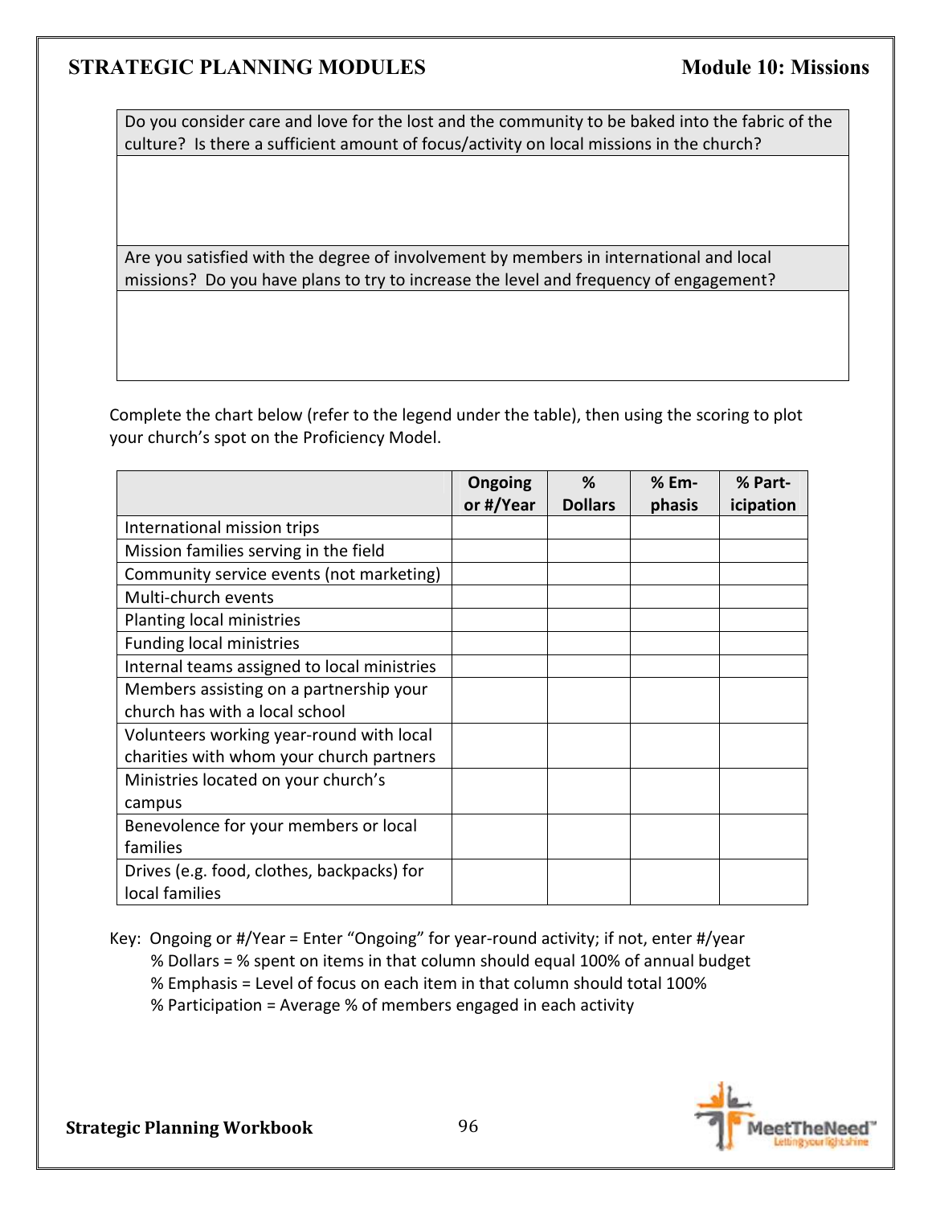| Do you consider care and love for the lost and the community to be baked into the fabric of the culture? Is there a sufficient amount of focus/activity on local missions in the church? |
|---|
| |
| Are you satisfied with the degree of involvement by members in international and local missions? Do you have plans to try to increase the level and frequency of engagement? |
| |

Complete the chart below (refer to the legend under the table), then using the scoring to plot your church's spot on the Proficiency Model.

| | Ongoing or #/Year | % Dollars | % Emphasis | % Participation |
|---|---|---|---|---|
| International mission trips | | | | |
| Mission families serving in the field | | | | |
| Community service events (not marketing) | | | | |
| Multi-church events | | | | |
| Planting local ministries | | | | |
| Funding local ministries | | | | |
| Internal teams assigned to local ministries | | | | |
| Members assisting on a partnership your church has with a local school | | | | |
| Volunteers working year-round with local charities with whom your church partners | | | | |
| Ministries located on your church's campus | | | | |
| Benevolence for your members or local families | | | | |
| Drives (e.g. food, clothes, backpacks) for local families | | | | |

Key: Ongoing or #/Year = Enter "Ongoing" for year-round activity; if not, enter #/year
% Dollars = % spent on items in that column should equal 100% of annual budget
% Emphasis = Level of focus on each item in that column should total 100%
% Participation = Average % of members engaged in each activity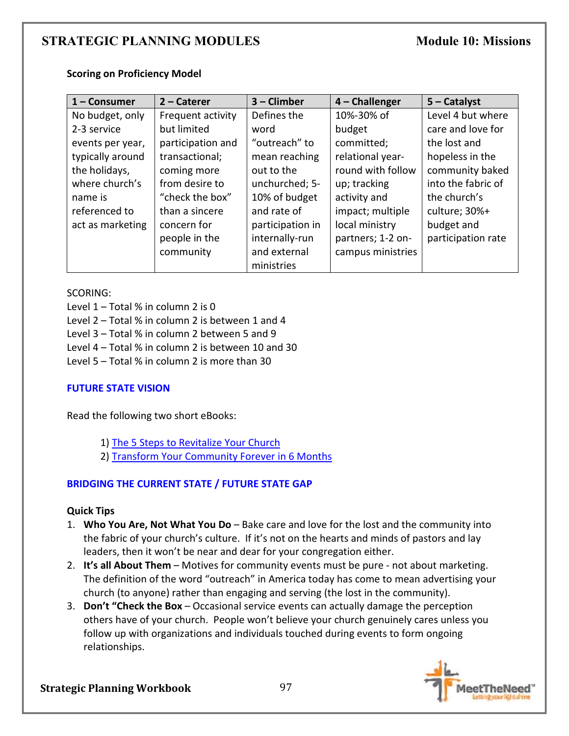**Scoring on Proficiency Model**

| 1 – Consumer | 2 – Caterer | 3 – Climber | 4 – Challenger | 5 – Catalyst |
|---|---|---|---|---|
| No budget, only 2-3 service events per year, typically around the holidays, where church's name is referenced to act as marketing | Frequent activity but limited participation and transactional; coming more from desire to "check the box" than a sincere concern for people in the community | Defines the word "outreach" to mean reaching out to the unchurched; 5-10% of budget and rate of participation in internally-run and external ministries | 10%-30% of budget committed; relational year-round with follow up; tracking activity and impact; multiple local ministry partners; 1-2 on-campus ministries | Level 4 but where care and love for the lost and hopeless in the community baked into the fabric of the church's culture; 30%+ budget and participation rate |

SCORING:
Level 1 – Total % in column 2 is 0
Level 2 – Total % in column 2 is between 1 and 4
Level 3 – Total % in column 2 between 5 and 9
Level 4 – Total % in column 2 is between 10 and 30
Level 5 – Total % in column 2 is more than 30

**FUTURE STATE VISION**

Read the following two short eBooks:

1) The 5 Steps to Revitalize Your Church
2) Transform Your Community Forever in 6 Months

**BRIDGING THE CURRENT STATE / FUTURE STATE GAP**

**Quick Tips**

1. **Who You Are, Not What You Do** – Bake care and love for the lost and the community into the fabric of your church's culture. If it's not on the hearts and minds of pastors and lay leaders, then it won't be near and dear for your congregation either.
2. **It's all About Them** – Motives for community events must be pure - not about marketing. The definition of the word "outreach" in America today has come to mean advertising your church (to anyone) rather than engaging and serving (the lost in the community).
3. **Don't "Check the Box** – Occasional service events can actually damage the perception others have of your church. People won't believe your church genuinely cares unless you follow up with organizations and individuals touched during events to form ongoing relationships.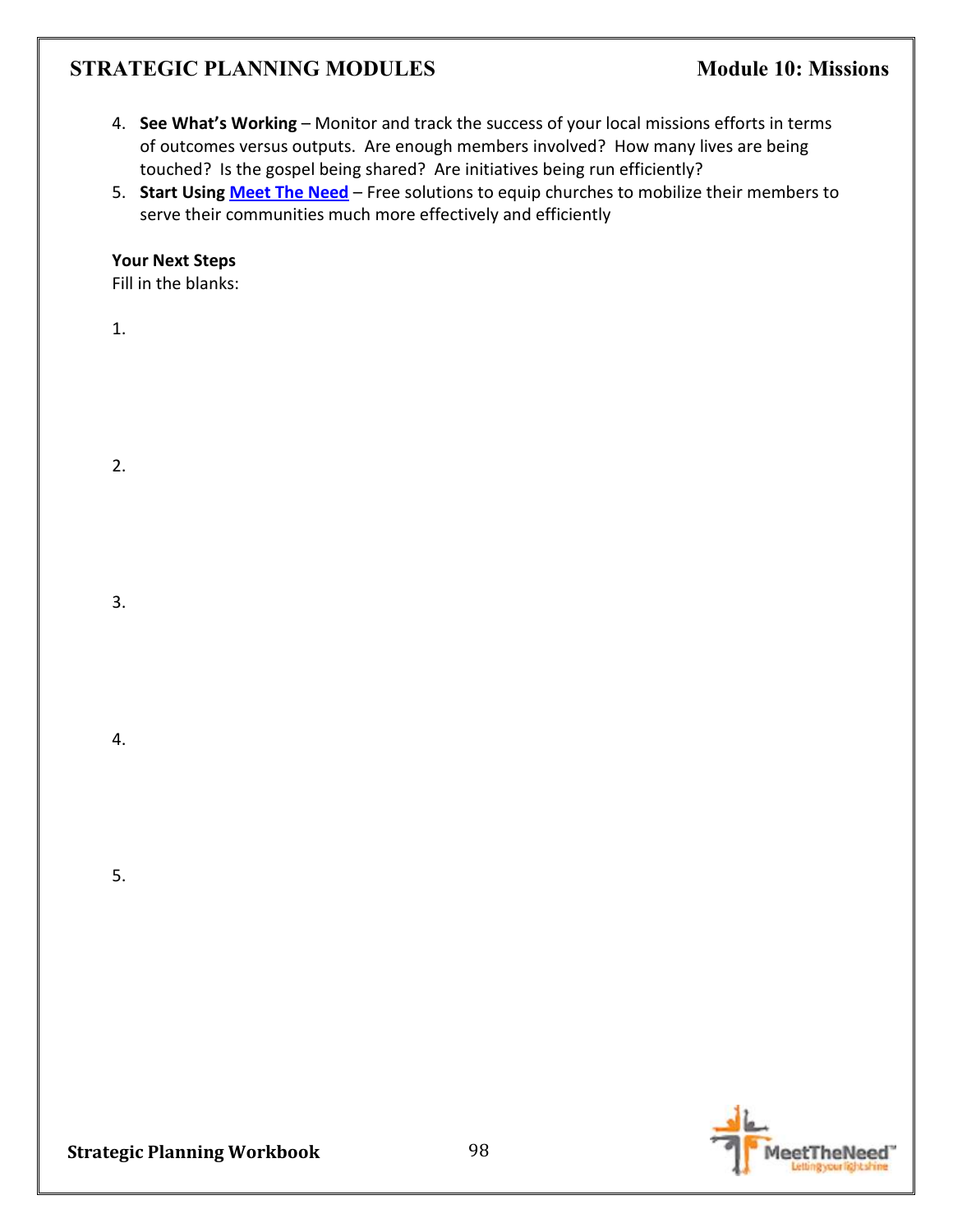4. **See What's Working** – Monitor and track the success of your local missions efforts in terms of outcomes versus outputs. Are enough members involved? How many lives are being touched? Is the gospel being shared? Are initiatives being run efficiently?
5. **Start Using Meet The Need** – Free solutions to equip churches to mobilize their members to serve their communities much more effectively and efficiently

**Your Next Steps**

Fill in the blanks:

1.

2.

3.

4.

5.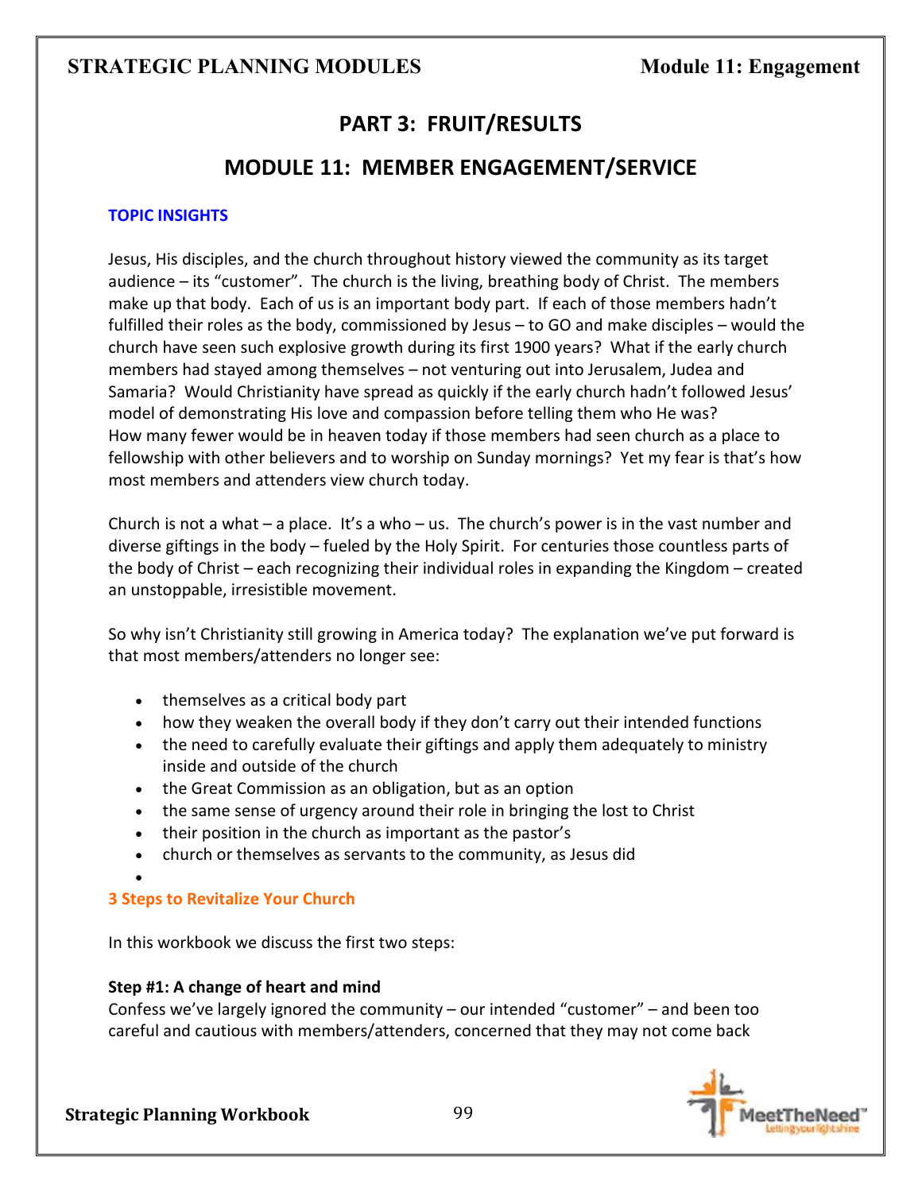# PART 3: FRUIT/RESULTS

## MODULE 11: MEMBER ENGAGEMENT/SERVICE

### TOPIC INSIGHTS

Jesus, His disciples, and the church throughout history viewed the community as its target audience – its "customer". The church is the living, breathing body of Christ. The members make up that body. Each of us is an important body part. If each of those members hadn't fulfilled their roles as the body, commissioned by Jesus – to GO and make disciples – would the church have seen such explosive growth during its first 1900 years? What if the early church members had stayed among themselves – not venturing out into Jerusalem, Judea and Samaria? Would Christianity have spread as quickly if the early church hadn't followed Jesus' model of demonstrating His love and compassion before telling them who He was? How many fewer would be in heaven today if those members had seen church as a place to fellowship with other believers and to worship on Sunday mornings? Yet my fear is that's how most members and attenders view church today.

Church is not a what – a place. It's a who – us. The church's power is in the vast number and diverse giftings in the body – fueled by the Holy Spirit. For centuries those countless parts of the body of Christ – each recognizing their individual roles in expanding the Kingdom – created an unstoppable, irresistible movement.

So why isn't Christianity still growing in America today? The explanation we've put forward is that most members/attenders no longer see:

- themselves as a critical body part
- how they weaken the overall body if they don't carry out their intended functions
- the need to carefully evaluate their giftings and apply them adequately to ministry inside and outside of the church
- the Great Commission as an obligation, but as an option
- the same sense of urgency around their role in bringing the lost to Christ
- their position in the church as important as the pastor's
- church or themselves as servants to the community, as Jesus did

### 3 Steps to Revitalize Your Church

In this workbook we discuss the first two steps:

**Step #1: A change of heart and mind**
Confess we've largely ignored the community – our intended "customer" – and been too careful and cautious with members/attenders, concerned that they may not come back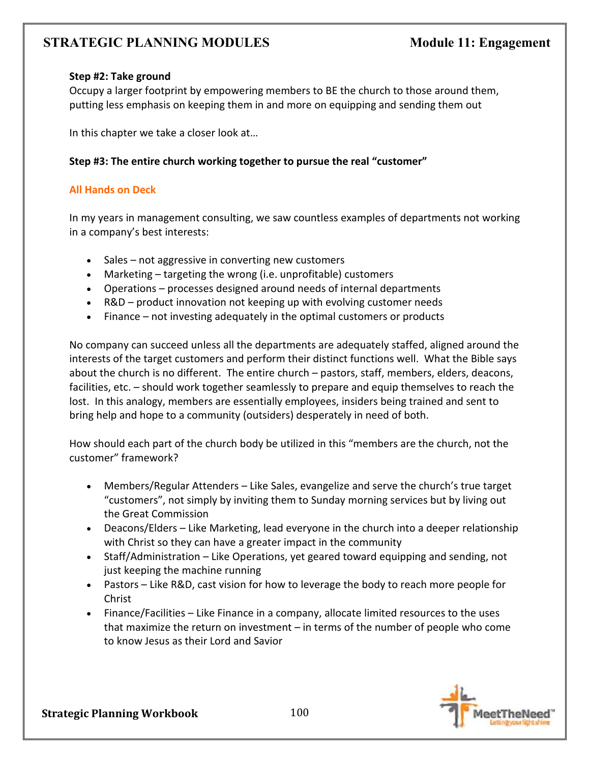**Step #2: Take ground**

Occupy a larger footprint by empowering members to BE the church to those around them, putting less emphasis on keeping them in and more on equipping and sending them out

In this chapter we take a closer look at…

**Step #3: The entire church working together to pursue the real "customer"**

### All Hands on Deck

In my years in management consulting, we saw countless examples of departments not working in a company's best interests:

- Sales – not aggressive in converting new customers
- Marketing – targeting the wrong (i.e. unprofitable) customers
- Operations – processes designed around needs of internal departments
- R&D – product innovation not keeping up with evolving customer needs
- Finance – not investing adequately in the optimal customers or products

No company can succeed unless all the departments are adequately staffed, aligned around the interests of the target customers and perform their distinct functions well. What the Bible says about the church is no different. The entire church – pastors, staff, members, elders, deacons, facilities, etc. – should work together seamlessly to prepare and equip themselves to reach the lost. In this analogy, members are essentially employees, insiders being trained and sent to bring help and hope to a community (outsiders) desperately in need of both.

How should each part of the church body be utilized in this "members are the church, not the customer" framework?

- Members/Regular Attenders – Like Sales, evangelize and serve the church's true target "customers", not simply by inviting them to Sunday morning services but by living out the Great Commission
- Deacons/Elders – Like Marketing, lead everyone in the church into a deeper relationship with Christ so they can have a greater impact in the community
- Staff/Administration – Like Operations, yet geared toward equipping and sending, not just keeping the machine running
- Pastors – Like R&D, cast vision for how to leverage the body to reach more people for Christ
- Finance/Facilities – Like Finance in a company, allocate limited resources to the uses that maximize the return on investment – in terms of the number of people who come to know Jesus as their Lord and Savior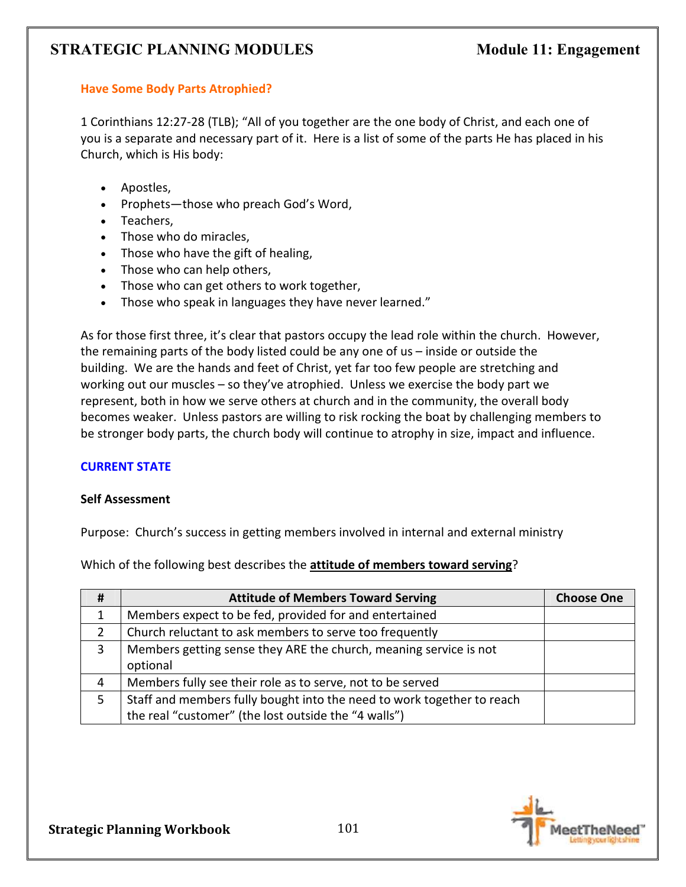### Have Some Body Parts Atrophied?

1 Corinthians 12:27-28 (TLB); "All of you together are the one body of Christ, and each one of you is a separate and necessary part of it. Here is a list of some of the parts He has placed in his Church, which is His body:

- Apostles,
- Prophets—those who preach God's Word,
- Teachers,
- Those who do miracles,
- Those who have the gift of healing,
- Those who can help others,
- Those who can get others to work together,
- Those who speak in languages they have never learned."

As for those first three, it's clear that pastors occupy the lead role within the church. However, the remaining parts of the body listed could be any one of us – inside or outside the building. We are the hands and feet of Christ, yet far too few people are stretching and working out our muscles – so they've atrophied. Unless we exercise the body part we represent, both in how we serve others at church and in the community, the overall body becomes weaker. Unless pastors are willing to risk rocking the boat by challenging members to be stronger body parts, the church body will continue to atrophy in size, impact and influence.

### CURRENT STATE

**Self Assessment**

Purpose: Church's success in getting members involved in internal and external ministry

Which of the following best describes the **attitude of members toward serving**?

| # | Attitude of Members Toward Serving | Choose One |
|---|---|---|
| 1 | Members expect to be fed, provided for and entertained | |
| 2 | Church reluctant to ask members to serve too frequently | |
| 3 | Members getting sense they ARE the church, meaning service is not optional | |
| 4 | Members fully see their role as to serve, not to be served | |
| 5 | Staff and members fully bought into the need to work together to reach the real "customer" (the lost outside the "4 walls") | |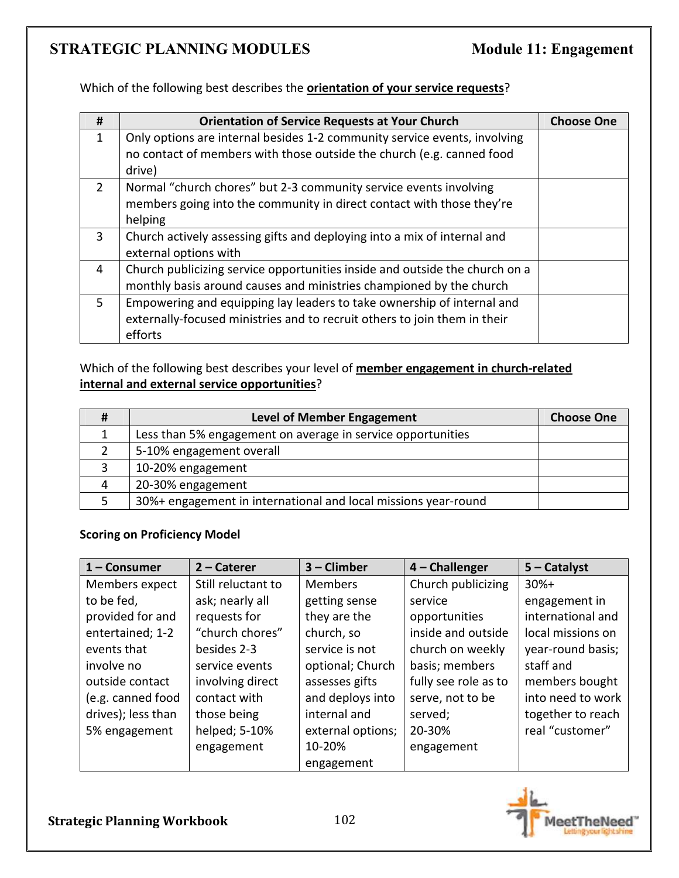Which of the following best describes the **orientation of your service requests**?

| # | Orientation of Service Requests at Your Church | Choose One |
|---|---|---|
| 1 | Only options are internal besides 1-2 community service events, involving no contact of members with those outside the church (e.g. canned food drive) | |
| 2 | Normal "church chores" but 2-3 community service events involving members going into the community in direct contact with those they're helping | |
| 3 | Church actively assessing gifts and deploying into a mix of internal and external options with | |
| 4 | Church publicizing service opportunities inside and outside the church on a monthly basis around causes and ministries championed by the church | |
| 5 | Empowering and equipping lay leaders to take ownership of internal and externally-focused ministries and to recruit others to join them in their efforts | |

Which of the following best describes your level of **member engagement in church-related internal and external service opportunities**?

| # | Level of Member Engagement | Choose One |
|---|---|---|
| 1 | Less than 5% engagement on average in service opportunities | |
| 2 | 5-10% engagement overall | |
| 3 | 10-20% engagement | |
| 4 | 20-30% engagement | |
| 5 | 30%+ engagement in international and local missions year-round | |

**Scoring on Proficiency Model**

| 1 – Consumer | 2 – Caterer | 3 – Climber | 4 – Challenger | 5 – Catalyst |
|---|---|---|---|---|
| Members expect to be fed, provided for and entertained; 1-2 events that involve no outside contact (e.g. canned food drives); less than 5% engagement | Still reluctant to ask; nearly all requests for "church chores" besides 2-3 service events involving direct contact with those being helped; 5-10% engagement | Members getting sense they are the church, so service is not optional; Church assesses gifts and deploys into internal and external options; 10-20% engagement | Church publicizing service opportunities inside and outside church on weekly basis; members fully see role as to serve, not to be served; 20-30% engagement | 30%+ engagement in international and local missions on year-round basis; staff and members bought into need to work together to reach real "customer" |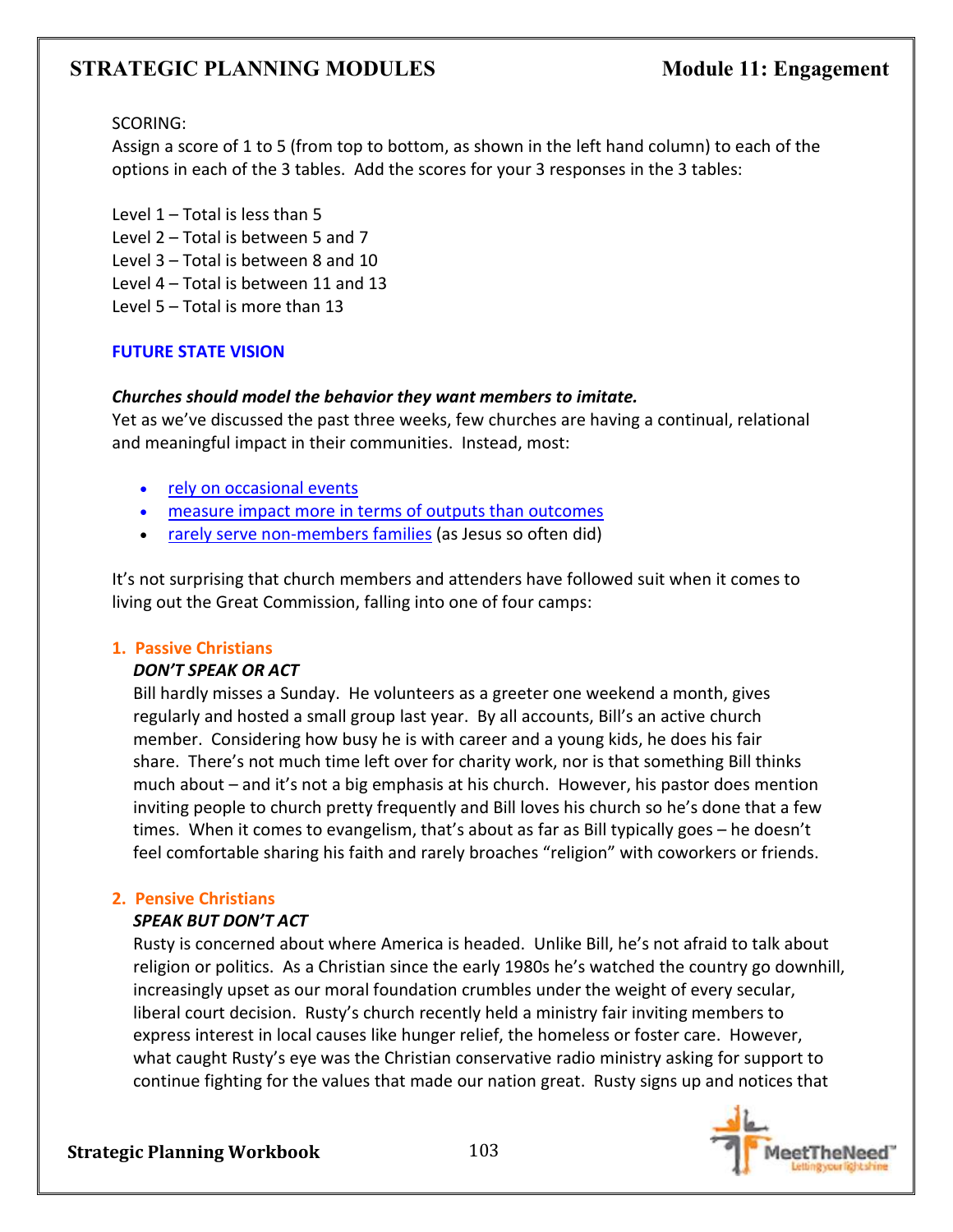SCORING:
Assign a score of 1 to 5 (from top to bottom, as shown in the left hand column) to each of the options in each of the 3 tables. Add the scores for your 3 responses in the 3 tables:

Level 1 – Total is less than 5
Level 2 – Total is between 5 and 7
Level 3 – Total is between 8 and 10
Level 4 – Total is between 11 and 13
Level 5 – Total is more than 13

## FUTURE STATE VISION

***Churches should model the behavior they want members to imitate.***
Yet as we've discussed the past three weeks, few churches are having a continual, relational and meaningful impact in their communities. Instead, most:

- rely on occasional events
- measure impact more in terms of outputs than outcomes
- rarely serve non-members families (as Jesus so often did)

It's not surprising that church members and attenders have followed suit when it comes to living out the Great Commission, falling into one of four camps:

### 1. Passive Christians

***DON'T SPEAK OR ACT***

Bill hardly misses a Sunday. He volunteers as a greeter one weekend a month, gives regularly and hosted a small group last year. By all accounts, Bill's an active church member. Considering how busy he is with career and a young kids, he does his fair share. There's not much time left over for charity work, nor is that something Bill thinks much about – and it's not a big emphasis at his church. However, his pastor does mention inviting people to church pretty frequently and Bill loves his church so he's done that a few times. When it comes to evangelism, that's about as far as Bill typically goes – he doesn't feel comfortable sharing his faith and rarely broaches "religion" with coworkers or friends.

### 2. Pensive Christians

***SPEAK BUT DON'T ACT***

Rusty is concerned about where America is headed. Unlike Bill, he's not afraid to talk about religion or politics. As a Christian since the early 1980s he's watched the country go downhill, increasingly upset as our moral foundation crumbles under the weight of every secular, liberal court decision. Rusty's church recently held a ministry fair inviting members to express interest in local causes like hunger relief, the homeless or foster care. However, what caught Rusty's eye was the Christian conservative radio ministry asking for support to continue fighting for the values that made our nation great. Rusty signs up and notices that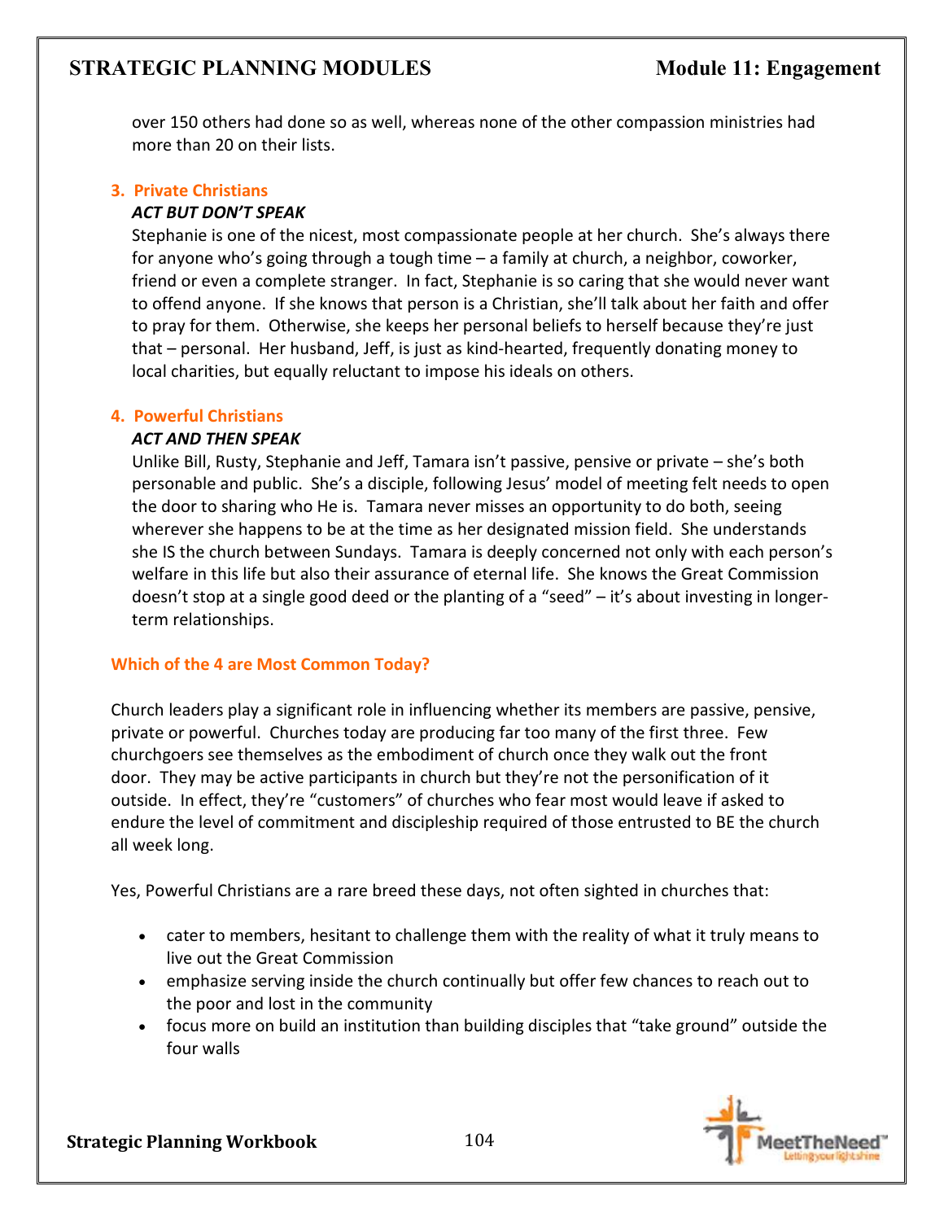over 150 others had done so as well, whereas none of the other compassion ministries had more than 20 on their lists.

### 3. Private Christians

***ACT BUT DON'T SPEAK***

Stephanie is one of the nicest, most compassionate people at her church. She's always there for anyone who's going through a tough time – a family at church, a neighbor, coworker, friend or even a complete stranger. In fact, Stephanie is so caring that she would never want to offend anyone. If she knows that person is a Christian, she'll talk about her faith and offer to pray for them. Otherwise, she keeps her personal beliefs to herself because they're just that – personal. Her husband, Jeff, is just as kind-hearted, frequently donating money to local charities, but equally reluctant to impose his ideals on others.

### 4. Powerful Christians

***ACT AND THEN SPEAK***

Unlike Bill, Rusty, Stephanie and Jeff, Tamara isn't passive, pensive or private – she's both personable and public. She's a disciple, following Jesus' model of meeting felt needs to open the door to sharing who He is. Tamara never misses an opportunity to do both, seeing wherever she happens to be at the time as her designated mission field. She understands she IS the church between Sundays. Tamara is deeply concerned not only with each person's welfare in this life but also their assurance of eternal life. She knows the Great Commission doesn't stop at a single good deed or the planting of a "seed" – it's about investing in longer-term relationships.

### Which of the 4 are Most Common Today?

Church leaders play a significant role in influencing whether its members are passive, pensive, private or powerful. Churches today are producing far too many of the first three. Few churchgoers see themselves as the embodiment of church once they walk out the front door. They may be active participants in church but they're not the personification of it outside. In effect, they're "customers" of churches who fear most would leave if asked to endure the level of commitment and discipleship required of those entrusted to BE the church all week long.

Yes, Powerful Christians are a rare breed these days, not often sighted in churches that:

- cater to members, hesitant to challenge them with the reality of what it truly means to live out the Great Commission
- emphasize serving inside the church continually but offer few chances to reach out to the poor and lost in the community
- focus more on build an institution than building disciples that "take ground" outside the four walls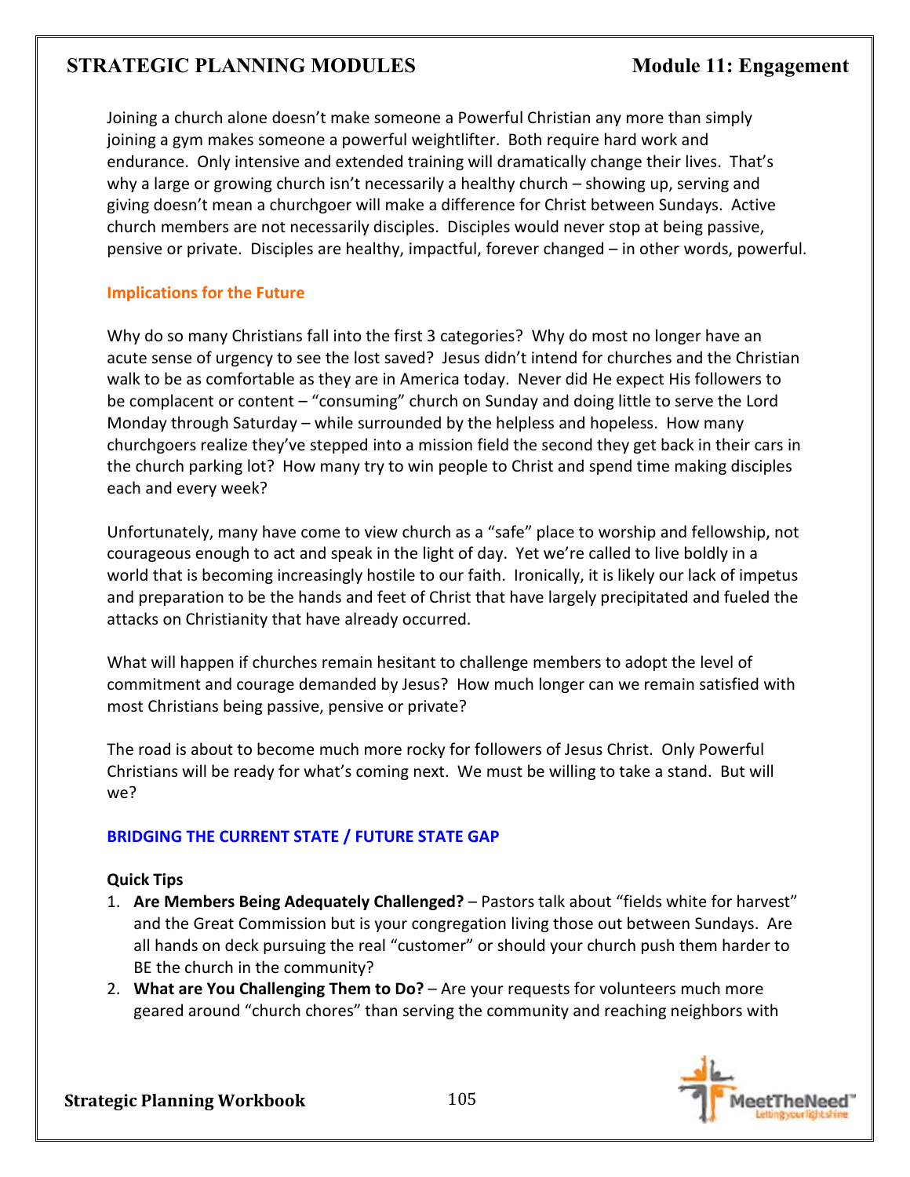Joining a church alone doesn't make someone a Powerful Christian any more than simply joining a gym makes someone a powerful weightlifter. Both require hard work and endurance. Only intensive and extended training will dramatically change their lives. That's why a large or growing church isn't necessarily a healthy church – showing up, serving and giving doesn't mean a churchgoer will make a difference for Christ between Sundays. Active church members are not necessarily disciples. Disciples would never stop at being passive, pensive or private. Disciples are healthy, impactful, forever changed – in other words, powerful.

### Implications for the Future

Why do so many Christians fall into the first 3 categories? Why do most no longer have an acute sense of urgency to see the lost saved? Jesus didn't intend for churches and the Christian walk to be as comfortable as they are in America today. Never did He expect His followers to be complacent or content – "consuming" church on Sunday and doing little to serve the Lord Monday through Saturday – while surrounded by the helpless and hopeless. How many churchgoers realize they've stepped into a mission field the second they get back in their cars in the church parking lot? How many try to win people to Christ and spend time making disciples each and every week?

Unfortunately, many have come to view church as a "safe" place to worship and fellowship, not courageous enough to act and speak in the light of day. Yet we're called to live boldly in a world that is becoming increasingly hostile to our faith. Ironically, it is likely our lack of impetus and preparation to be the hands and feet of Christ that have largely precipitated and fueled the attacks on Christianity that have already occurred.

What will happen if churches remain hesitant to challenge members to adopt the level of commitment and courage demanded by Jesus? How much longer can we remain satisfied with most Christians being passive, pensive or private?

The road is about to become much more rocky for followers of Jesus Christ. Only Powerful Christians will be ready for what's coming next. We must be willing to take a stand. But will we?

## BRIDGING THE CURRENT STATE / FUTURE STATE GAP

**Quick Tips**

1. **Are Members Being Adequately Challenged?** – Pastors talk about "fields white for harvest" and the Great Commission but is your congregation living those out between Sundays. Are all hands on deck pursuing the real "customer" or should your church push them harder to BE the church in the community?
2. **What are You Challenging Them to Do?** – Are your requests for volunteers much more geared around "church chores" than serving the community and reaching neighbors with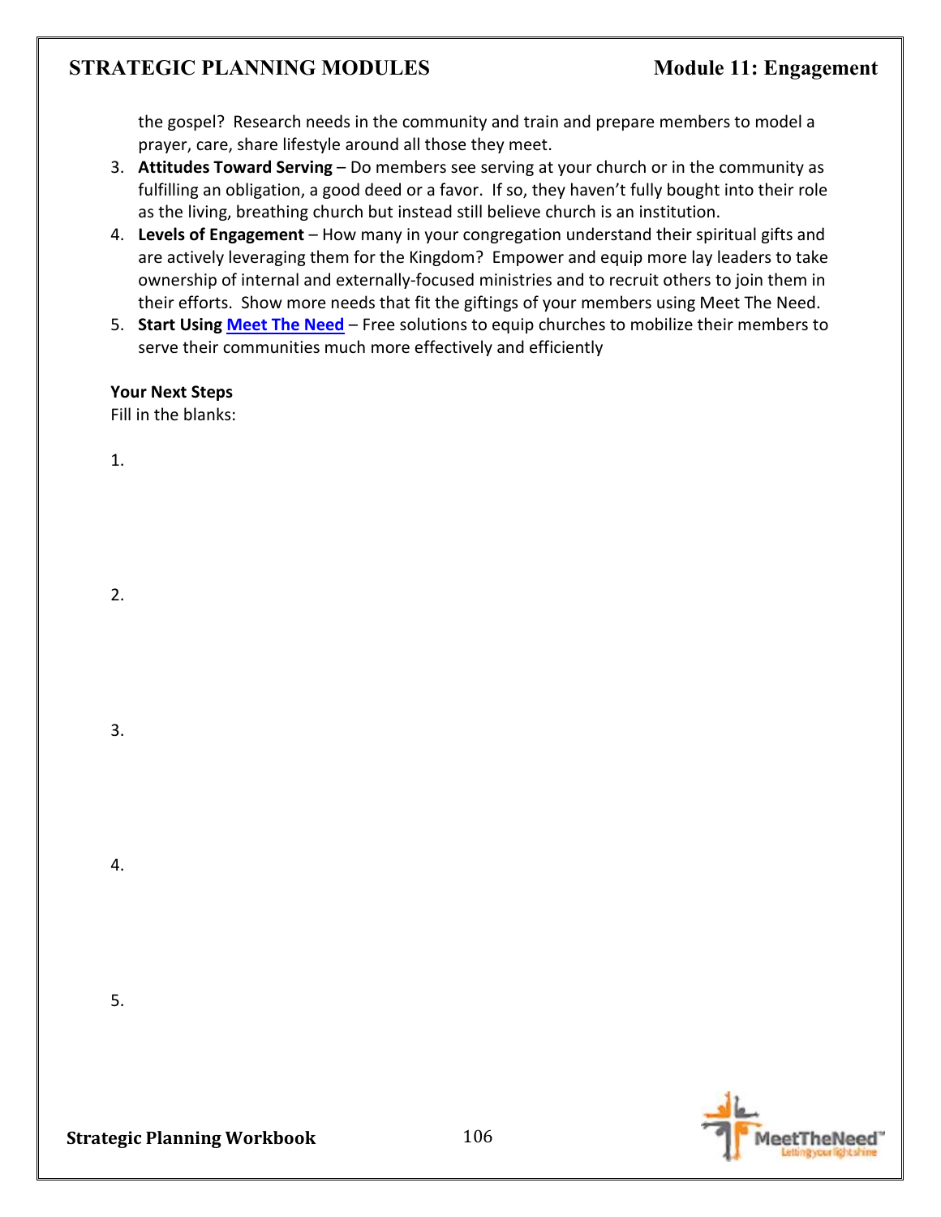the gospel? Research needs in the community and train and prepare members to model a prayer, care, share lifestyle around all those they meet.

3. **Attitudes Toward Serving** – Do members see serving at your church or in the community as fulfilling an obligation, a good deed or a favor. If so, they haven't fully bought into their role as the living, breathing church but instead still believe church is an institution.
4. **Levels of Engagement** – How many in your congregation understand their spiritual gifts and are actively leveraging them for the Kingdom? Empower and equip more lay leaders to take ownership of internal and externally-focused ministries and to recruit others to join them in their efforts. Show more needs that fit the giftings of your members using Meet The Need.
5. **Start Using Meet The Need** – Free solutions to equip churches to mobilize their members to serve their communities much more effectively and efficiently

**Your Next Steps**

Fill in the blanks:

1.

2.

3.

4.

5.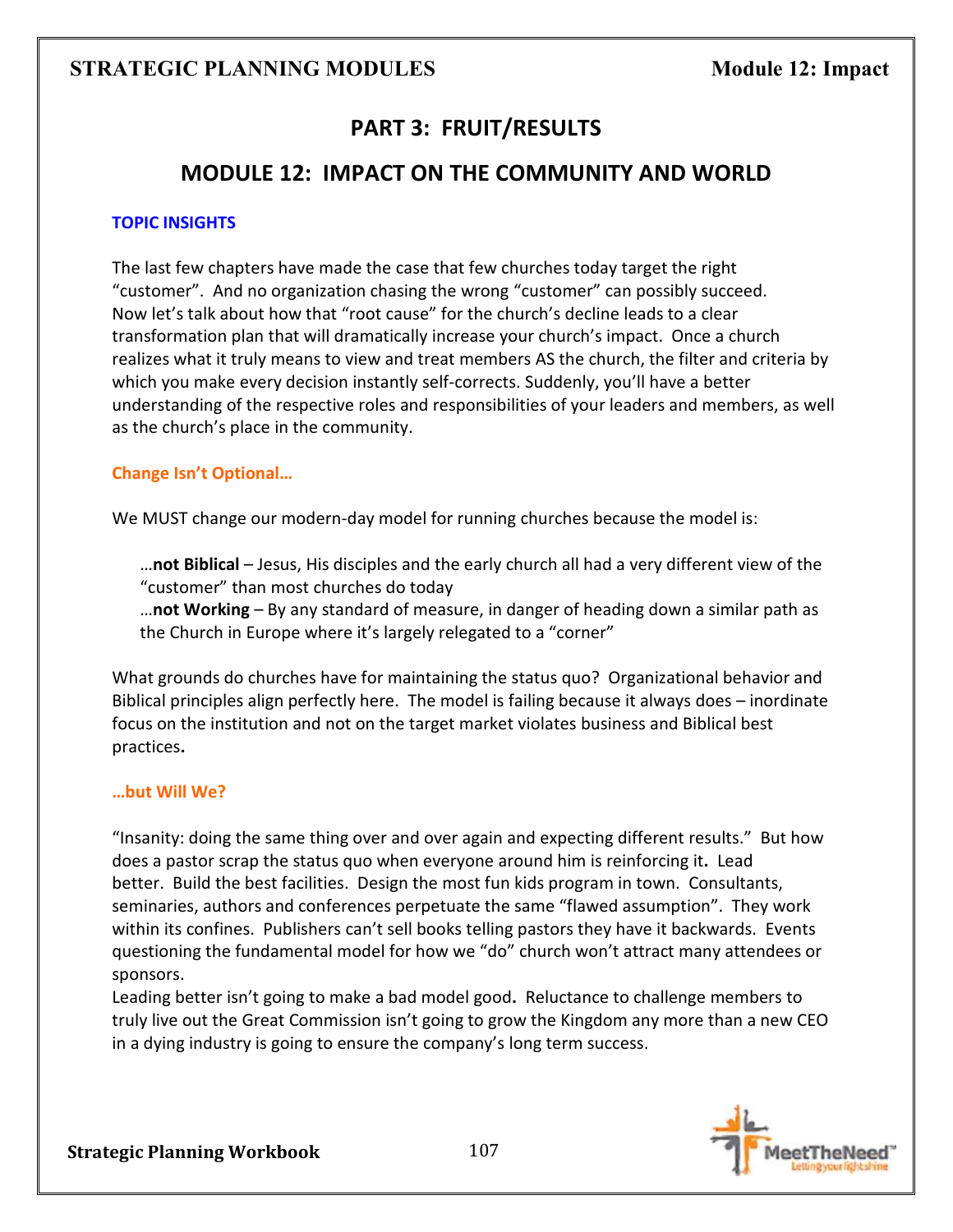# PART 3: FRUIT/RESULTS

## MODULE 12: IMPACT ON THE COMMUNITY AND WORLD

### TOPIC INSIGHTS

The last few chapters have made the case that few churches today target the right "customer". And no organization chasing the wrong "customer" can possibly succeed. Now let's talk about how that "root cause" for the church's decline leads to a clear transformation plan that will dramatically increase your church's impact. Once a church realizes what it truly means to view and treat members AS the church, the filter and criteria by which you make every decision instantly self-corrects. Suddenly, you'll have a better understanding of the respective roles and responsibilities of your leaders and members, as well as the church's place in the community.

### Change Isn't Optional…

We MUST change our modern-day model for running churches because the model is:

…**not Biblical** – Jesus, His disciples and the early church all had a very different view of the "customer" than most churches do today
…**not Working** – By any standard of measure, in danger of heading down a similar path as the Church in Europe where it's largely relegated to a "corner"

What grounds do churches have for maintaining the status quo? Organizational behavior and Biblical principles align perfectly here. The model is failing because it always does – inordinate focus on the institution and not on the target market violates business and Biblical best practices.

### …but Will We?

"Insanity: doing the same thing over and over again and expecting different results." But how does a pastor scrap the status quo when everyone around him is reinforcing it. Lead better. Build the best facilities. Design the most fun kids program in town. Consultants, seminaries, authors and conferences perpetuate the same "flawed assumption". They work within its confines. Publishers can't sell books telling pastors they have it backwards. Events questioning the fundamental model for how we "do" church won't attract many attendees or sponsors.

Leading better isn't going to make a bad model good. Reluctance to challenge members to truly live out the Great Commission isn't going to grow the Kingdom any more than a new CEO in a dying industry is going to ensure the company's long term success.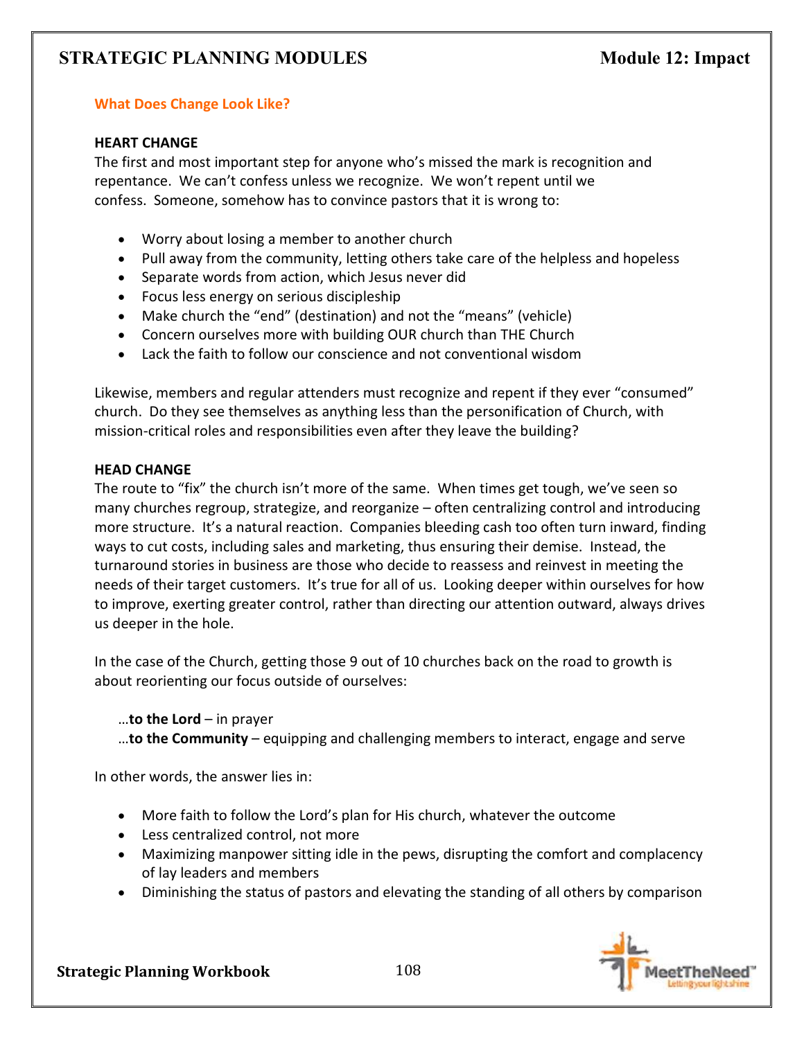## What Does Change Look Like?

**HEART CHANGE**

The first and most important step for anyone who's missed the mark is recognition and repentance. We can't confess unless we recognize. We won't repent until we confess. Someone, somehow has to convince pastors that it is wrong to:

- Worry about losing a member to another church
- Pull away from the community, letting others take care of the helpless and hopeless
- Separate words from action, which Jesus never did
- Focus less energy on serious discipleship
- Make church the "end" (destination) and not the "means" (vehicle)
- Concern ourselves more with building OUR church than THE Church
- Lack the faith to follow our conscience and not conventional wisdom

Likewise, members and regular attenders must recognize and repent if they ever "consumed" church. Do they see themselves as anything less than the personification of Church, with mission-critical roles and responsibilities even after they leave the building?

**HEAD CHANGE**

The route to "fix" the church isn't more of the same. When times get tough, we've seen so many churches regroup, strategize, and reorganize – often centralizing control and introducing more structure. It's a natural reaction. Companies bleeding cash too often turn inward, finding ways to cut costs, including sales and marketing, thus ensuring their demise. Instead, the turnaround stories in business are those who decide to reassess and reinvest in meeting the needs of their target customers. It's true for all of us. Looking deeper within ourselves for how to improve, exerting greater control, rather than directing our attention outward, always drives us deeper in the hole.

In the case of the Church, getting those 9 out of 10 churches back on the road to growth is about reorienting our focus outside of ourselves:

…**to the Lord** – in prayer
…**to the Community** – equipping and challenging members to interact, engage and serve

In other words, the answer lies in:

- More faith to follow the Lord's plan for His church, whatever the outcome
- Less centralized control, not more
- Maximizing manpower sitting idle in the pews, disrupting the comfort and complacency of lay leaders and members
- Diminishing the status of pastors and elevating the standing of all others by comparison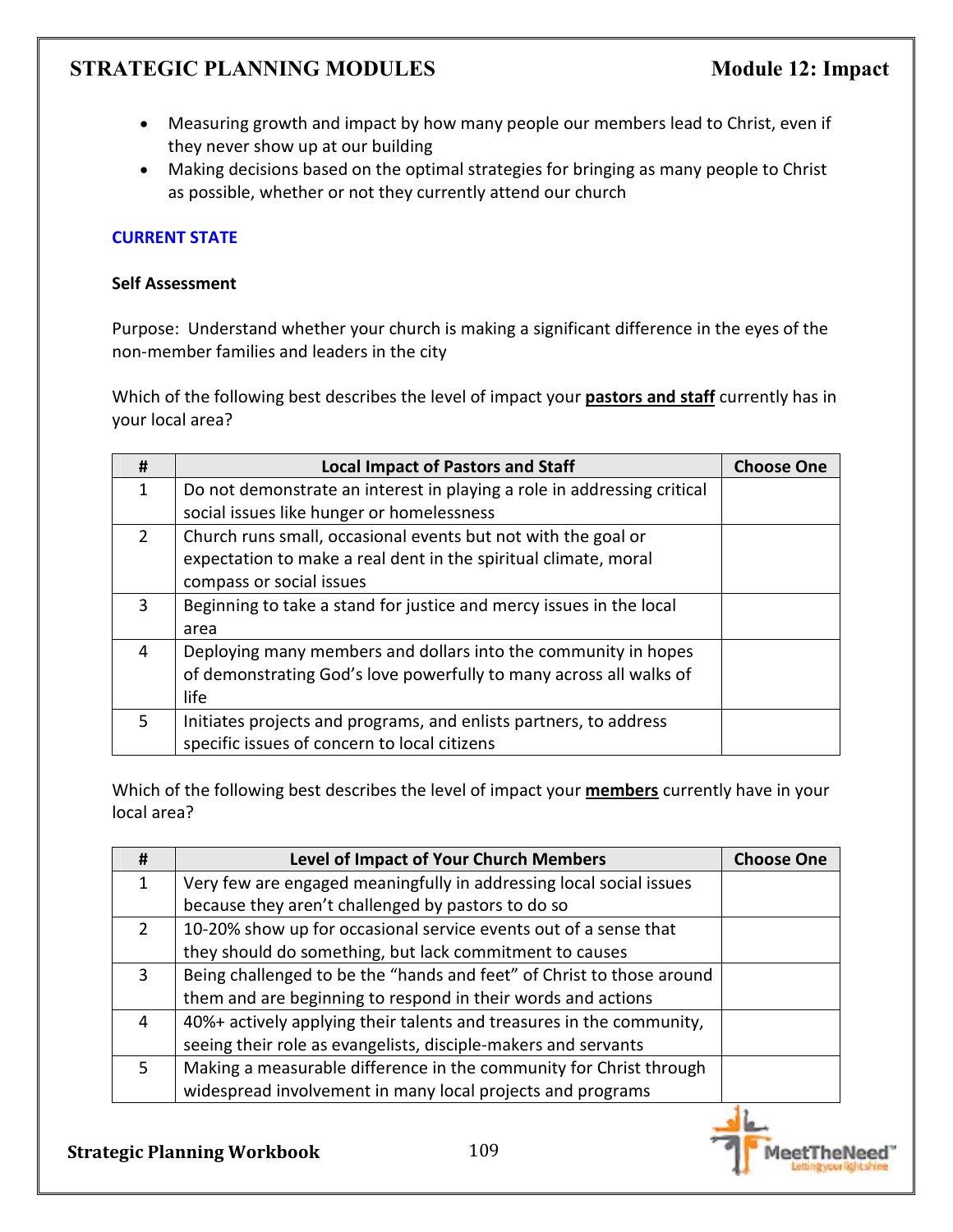- Measuring growth and impact by how many people our members lead to Christ, even if they never show up at our building
- Making decisions based on the optimal strategies for bringing as many people to Christ as possible, whether or not they currently attend our church

### CURRENT STATE

**Self Assessment**

Purpose: Understand whether your church is making a significant difference in the eyes of the non-member families and leaders in the city

Which of the following best describes the level of impact your **pastors and staff** currently has in your local area?

| # | Local Impact of Pastors and Staff | Choose One |
|---|---|---|
| 1 | Do not demonstrate an interest in playing a role in addressing critical social issues like hunger or homelessness | |
| 2 | Church runs small, occasional events but not with the goal or expectation to make a real dent in the spiritual climate, moral compass or social issues | |
| 3 | Beginning to take a stand for justice and mercy issues in the local area | |
| 4 | Deploying many members and dollars into the community in hopes of demonstrating God's love powerfully to many across all walks of life | |
| 5 | Initiates projects and programs, and enlists partners, to address specific issues of concern to local citizens | |

Which of the following best describes the level of impact your **members** currently have in your local area?

| # | Level of Impact of Your Church Members | Choose One |
|---|---|---|
| 1 | Very few are engaged meaningfully in addressing local social issues because they aren't challenged by pastors to do so | |
| 2 | 10-20% show up for occasional service events out of a sense that they should do something, but lack commitment to causes | |
| 3 | Being challenged to be the "hands and feet" of Christ to those around them and are beginning to respond in their words and actions | |
| 4 | 40%+ actively applying their talents and treasures in the community, seeing their role as evangelists, disciple-makers and servants | |
| 5 | Making a measurable difference in the community for Christ through widespread involvement in many local projects and programs | |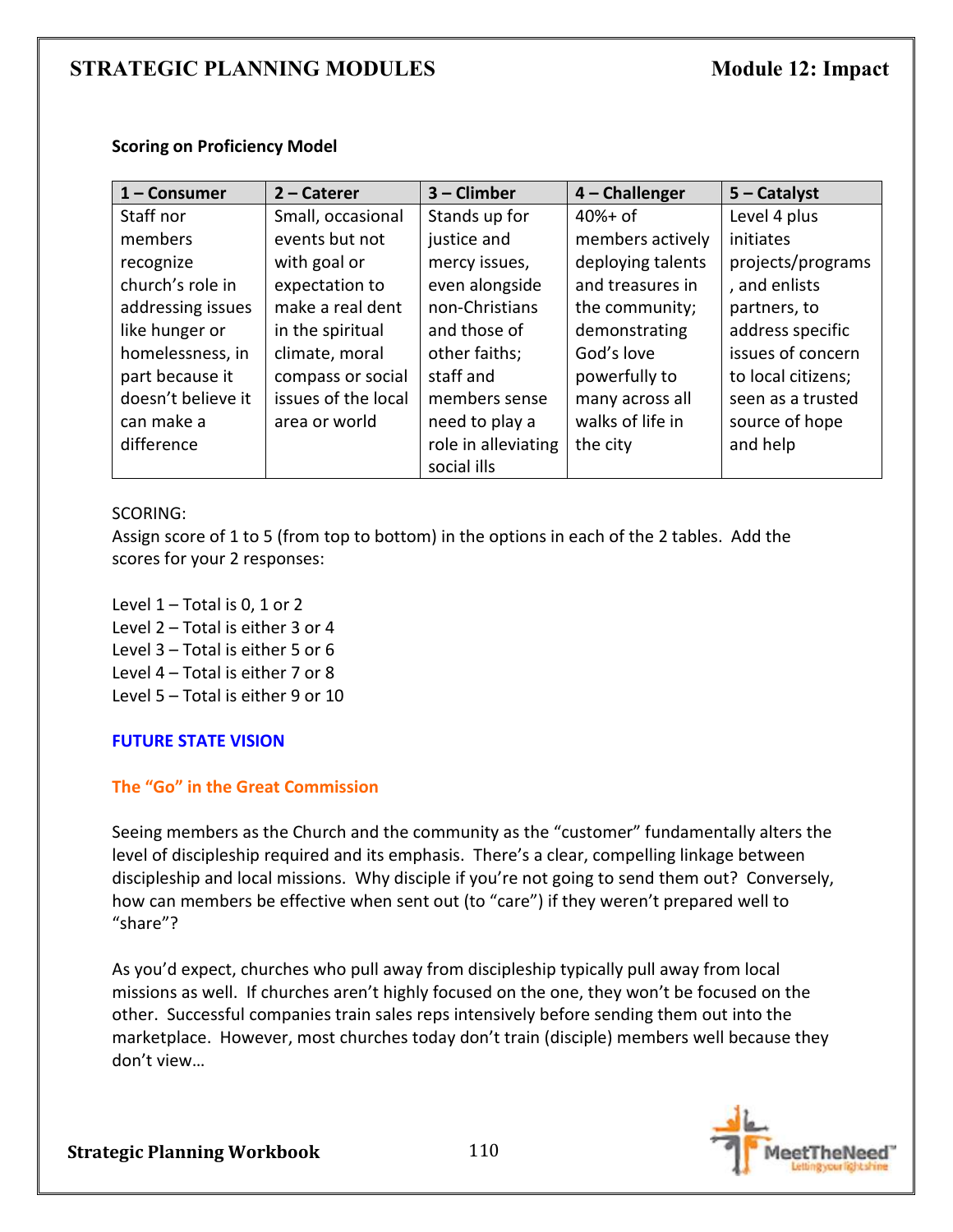**Scoring on Proficiency Model**

| 1 – Consumer | 2 – Caterer | 3 – Climber | 4 – Challenger | 5 – Catalyst |
|---|---|---|---|---|
| Staff nor members recognize church's role in addressing issues like hunger or homelessness, in part because it doesn't believe it can make a difference | Small, occasional events but not with goal or expectation to make a real dent in the spiritual climate, moral compass or social issues of the local area or world | Stands up for justice and mercy issues, even alongside non-Christians and those of other faiths; staff and members sense need to play a role in alleviating social ills | 40%+ of members actively deploying talents and treasures in the community; demonstrating God's love powerfully to many across all walks of life in the city | Level 4 plus initiates projects/programs, and enlists partners, to address specific issues of concern to local citizens; seen as a trusted source of hope and help |

SCORING:
Assign score of 1 to 5 (from top to bottom) in the options in each of the 2 tables. Add the scores for your 2 responses:

Level 1 – Total is 0, 1 or 2
Level 2 – Total is either 3 or 4
Level 3 – Total is either 5 or 6
Level 4 – Total is either 7 or 8
Level 5 – Total is either 9 or 10

## FUTURE STATE VISION

### The "Go" in the Great Commission

Seeing members as the Church and the community as the "customer" fundamentally alters the level of discipleship required and its emphasis. There's a clear, compelling linkage between discipleship and local missions. Why disciple if you're not going to send them out? Conversely, how can members be effective when sent out (to "care") if they weren't prepared well to "share"?

As you'd expect, churches who pull away from discipleship typically pull away from local missions as well. If churches aren't highly focused on the one, they won't be focused on the other. Successful companies train sales reps intensively before sending them out into the marketplace. However, most churches today don't train (disciple) members well because they don't view…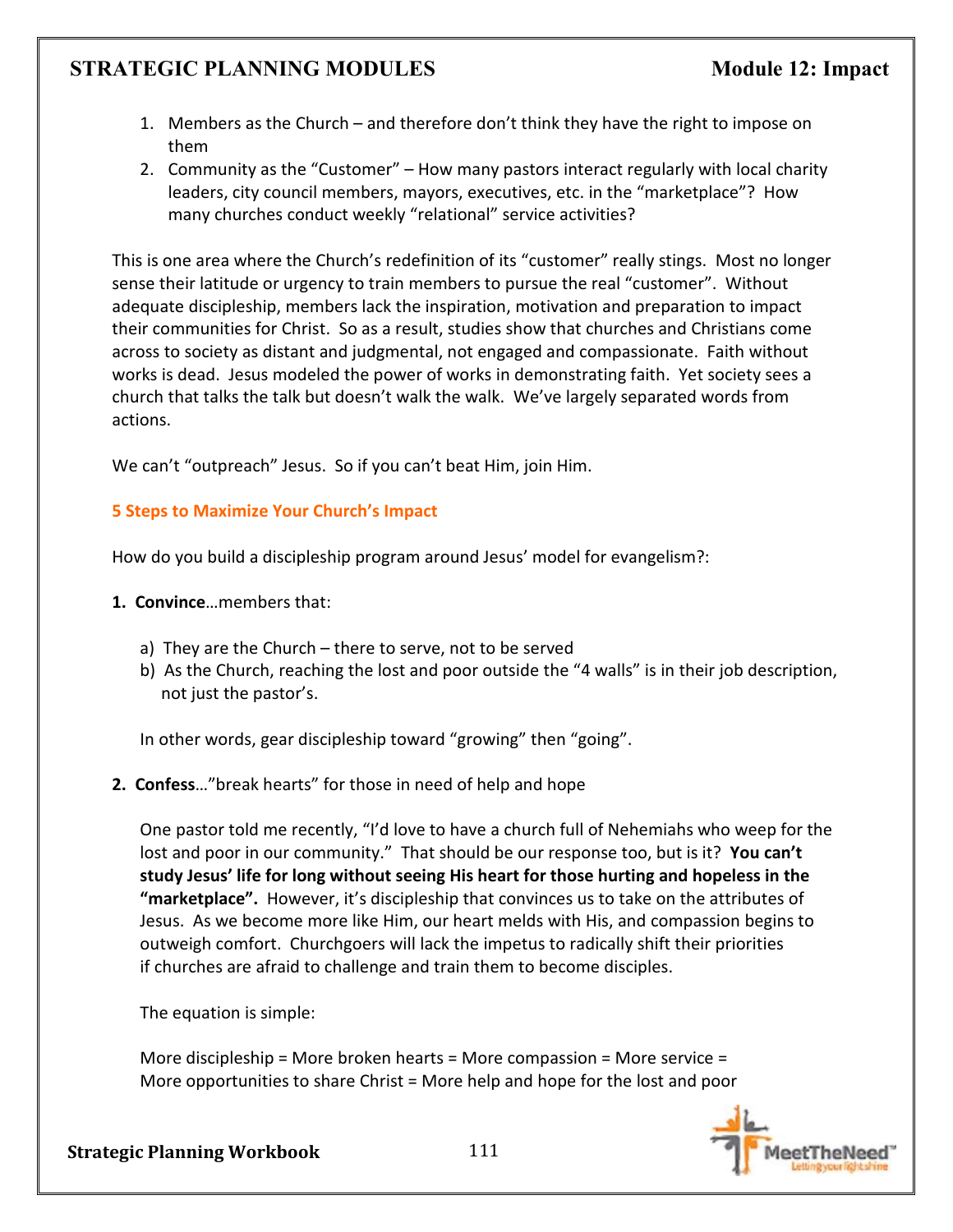1. Members as the Church – and therefore don't think they have the right to impose on them
2. Community as the "Customer" – How many pastors interact regularly with local charity leaders, city council members, mayors, executives, etc. in the "marketplace"? How many churches conduct weekly "relational" service activities?

This is one area where the Church's redefinition of its "customer" really stings. Most no longer sense their latitude or urgency to train members to pursue the real "customer". Without adequate discipleship, members lack the inspiration, motivation and preparation to impact their communities for Christ. So as a result, studies show that churches and Christians come across to society as distant and judgmental, not engaged and compassionate. Faith without works is dead. Jesus modeled the power of works in demonstrating faith. Yet society sees a church that talks the talk but doesn't walk the walk. We've largely separated words from actions.

We can't "outpreach" Jesus. So if you can't beat Him, join Him.

### 5 Steps to Maximize Your Church's Impact

How do you build a discipleship program around Jesus' model for evangelism?:

**1. Convince**…members that:

a) They are the Church – there to serve, not to be served
b) As the Church, reaching the lost and poor outside the "4 walls" is in their job description, not just the pastor's.

In other words, gear discipleship toward "growing" then "going".

**2. Confess**…"break hearts" for those in need of help and hope

One pastor told me recently, "I'd love to have a church full of Nehemiahs who weep for the lost and poor in our community." That should be our response too, but is it? **You can't study Jesus' life for long without seeing His heart for those hurting and hopeless in the "marketplace".** However, it's discipleship that convinces us to take on the attributes of Jesus. As we become more like Him, our heart melds with His, and compassion begins to outweigh comfort. Churchgoers will lack the impetus to radically shift their priorities if churches are afraid to challenge and train them to become disciples.

The equation is simple:

More discipleship = More broken hearts = More compassion = More service = More opportunities to share Christ = More help and hope for the lost and poor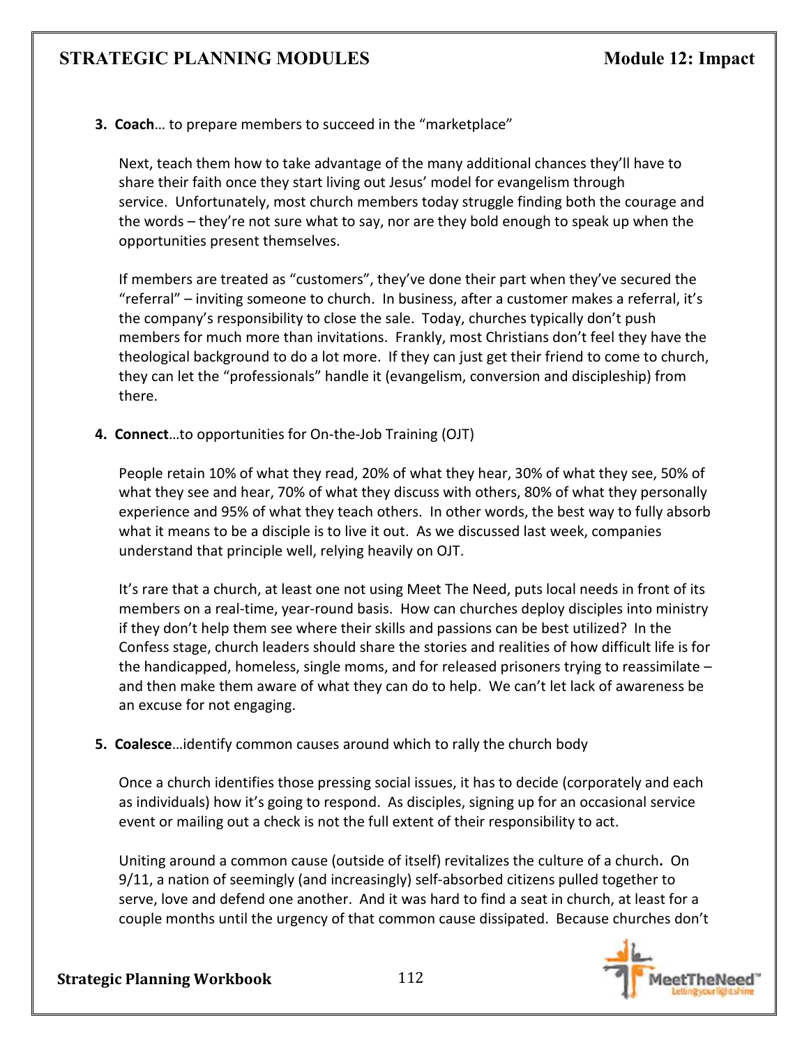3. **Coach**… to prepare members to succeed in the "marketplace"

   Next, teach them how to take advantage of the many additional chances they'll have to share their faith once they start living out Jesus' model for evangelism through service. Unfortunately, most church members today struggle finding both the courage and the words – they're not sure what to say, nor are they bold enough to speak up when the opportunities present themselves.

   If members are treated as "customers", they've done their part when they've secured the "referral" – inviting someone to church. In business, after a customer makes a referral, it's the company's responsibility to close the sale. Today, churches typically don't push members for much more than invitations. Frankly, most Christians don't feel they have the theological background to do a lot more. If they can just get their friend to come to church, they can let the "professionals" handle it (evangelism, conversion and discipleship) from there.

4. **Connect**…to opportunities for On-the-Job Training (OJT)

   People retain 10% of what they read, 20% of what they hear, 30% of what they see, 50% of what they see and hear, 70% of what they discuss with others, 80% of what they personally experience and 95% of what they teach others. In other words, the best way to fully absorb what it means to be a disciple is to live it out. As we discussed last week, companies understand that principle well, relying heavily on OJT.

   It's rare that a church, at least one not using Meet The Need, puts local needs in front of its members on a real-time, year-round basis. How can churches deploy disciples into ministry if they don't help them see where their skills and passions can be best utilized? In the Confess stage, church leaders should share the stories and realities of how difficult life is for the handicapped, homeless, single moms, and for released prisoners trying to reassimilate – and then make them aware of what they can do to help. We can't let lack of awareness be an excuse for not engaging.

5. **Coalesce**…identify common causes around which to rally the church body

   Once a church identifies those pressing social issues, it has to decide (corporately and each as individuals) how it's going to respond. As disciples, signing up for an occasional service event or mailing out a check is not the full extent of their responsibility to act.

   Uniting around a common cause (outside of itself) revitalizes the culture of a church**.** On 9/11, a nation of seemingly (and increasingly) self-absorbed citizens pulled together to serve, love and defend one another. And it was hard to find a seat in church, at least for a couple months until the urgency of that common cause dissipated. Because churches don't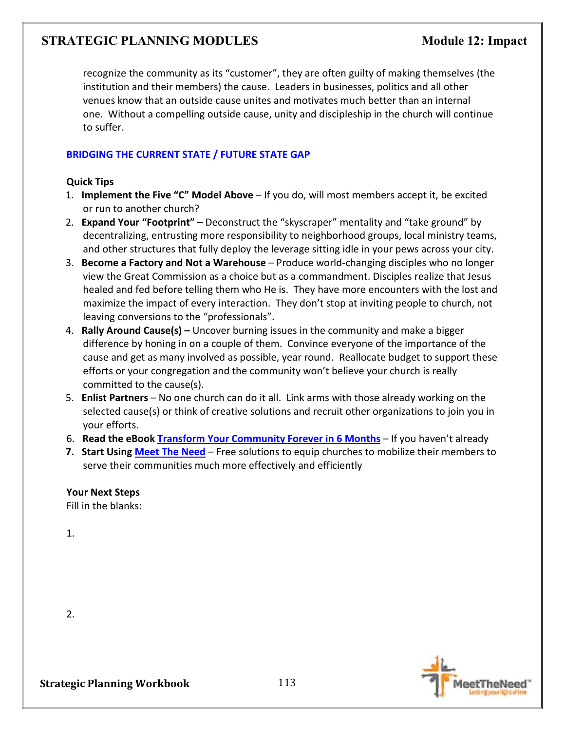recognize the community as its "customer", they are often guilty of making themselves (the institution and their members) the cause. Leaders in businesses, politics and all other venues know that an outside cause unites and motivates much better than an internal one. Without a compelling outside cause, unity and discipleship in the church will continue to suffer.

## BRIDGING THE CURRENT STATE / FUTURE STATE GAP

**Quick Tips**

1. **Implement the Five "C" Model Above** – If you do, will most members accept it, be excited or run to another church?
2. **Expand Your "Footprint"** – Deconstruct the "skyscraper" mentality and "take ground" by decentralizing, entrusting more responsibility to neighborhood groups, local ministry teams, and other structures that fully deploy the leverage sitting idle in your pews across your city.
3. **Become a Factory and Not a Warehouse** – Produce world-changing disciples who no longer view the Great Commission as a choice but as a commandment. Disciples realize that Jesus healed and fed before telling them who He is. They have more encounters with the lost and maximize the impact of every interaction. They don't stop at inviting people to church, not leaving conversions to the "professionals".
4. **Rally Around Cause(s) –** Uncover burning issues in the community and make a bigger difference by honing in on a couple of them. Convince everyone of the importance of the cause and get as many involved as possible, year round. Reallocate budget to support these efforts or your congregation and the community won't believe your church is really committed to the cause(s).
5. **Enlist Partners** – No one church can do it all. Link arms with those already working on the selected cause(s) or think of creative solutions and recruit other organizations to join you in your efforts.
6. **Read the eBook Transform Your Community Forever in 6 Months** – If you haven't already
7. **Start Using Meet The Need** – Free solutions to equip churches to mobilize their members to serve their communities much more effectively and efficiently

**Your Next Steps**

Fill in the blanks:

1.

2.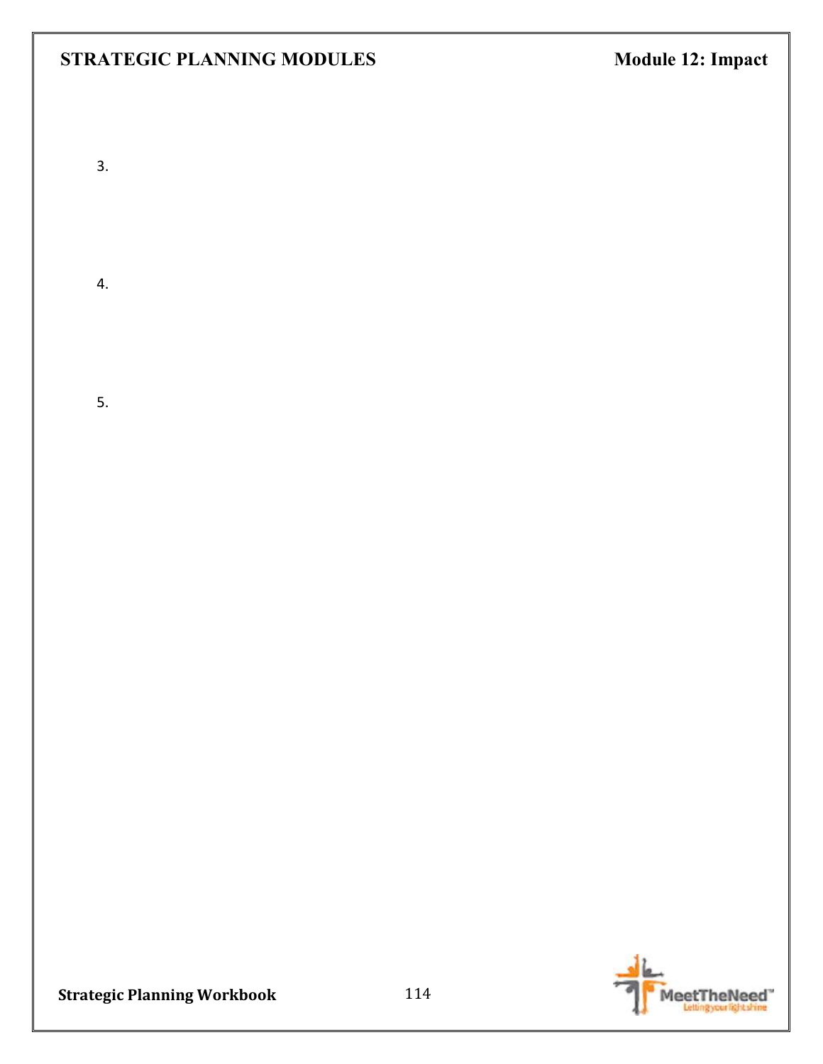3.

4.

5.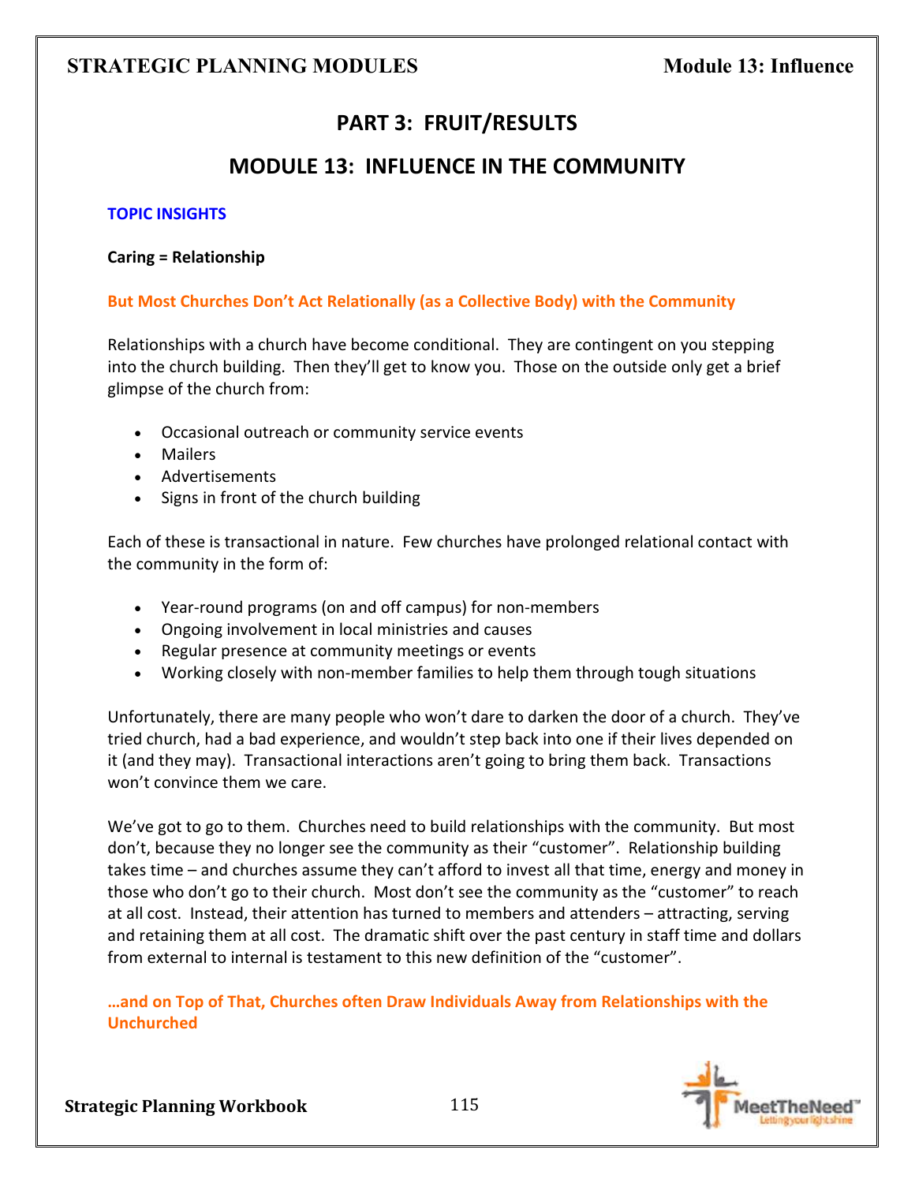# PART 3: FRUIT/RESULTS

## MODULE 13: INFLUENCE IN THE COMMUNITY

### TOPIC INSIGHTS

**Caring = Relationship**

**But Most Churches Don't Act Relationally (as a Collective Body) with the Community**

Relationships with a church have become conditional. They are contingent on you stepping into the church building. Then they'll get to know you. Those on the outside only get a brief glimpse of the church from:

- Occasional outreach or community service events
- Mailers
- Advertisements
- Signs in front of the church building

Each of these is transactional in nature. Few churches have prolonged relational contact with the community in the form of:

- Year-round programs (on and off campus) for non-members
- Ongoing involvement in local ministries and causes
- Regular presence at community meetings or events
- Working closely with non-member families to help them through tough situations

Unfortunately, there are many people who won't dare to darken the door of a church. They've tried church, had a bad experience, and wouldn't step back into one if their lives depended on it (and they may). Transactional interactions aren't going to bring them back. Transactions won't convince them we care.

We've got to go to them. Churches need to build relationships with the community. But most don't, because they no longer see the community as their "customer". Relationship building takes time – and churches assume they can't afford to invest all that time, energy and money in those who don't go to their church. Most don't see the community as the "customer" to reach at all cost. Instead, their attention has turned to members and attenders – attracting, serving and retaining them at all cost. The dramatic shift over the past century in staff time and dollars from external to internal is testament to this new definition of the "customer".

**…and on Top of That, Churches often Draw Individuals Away from Relationships with the Unchurched**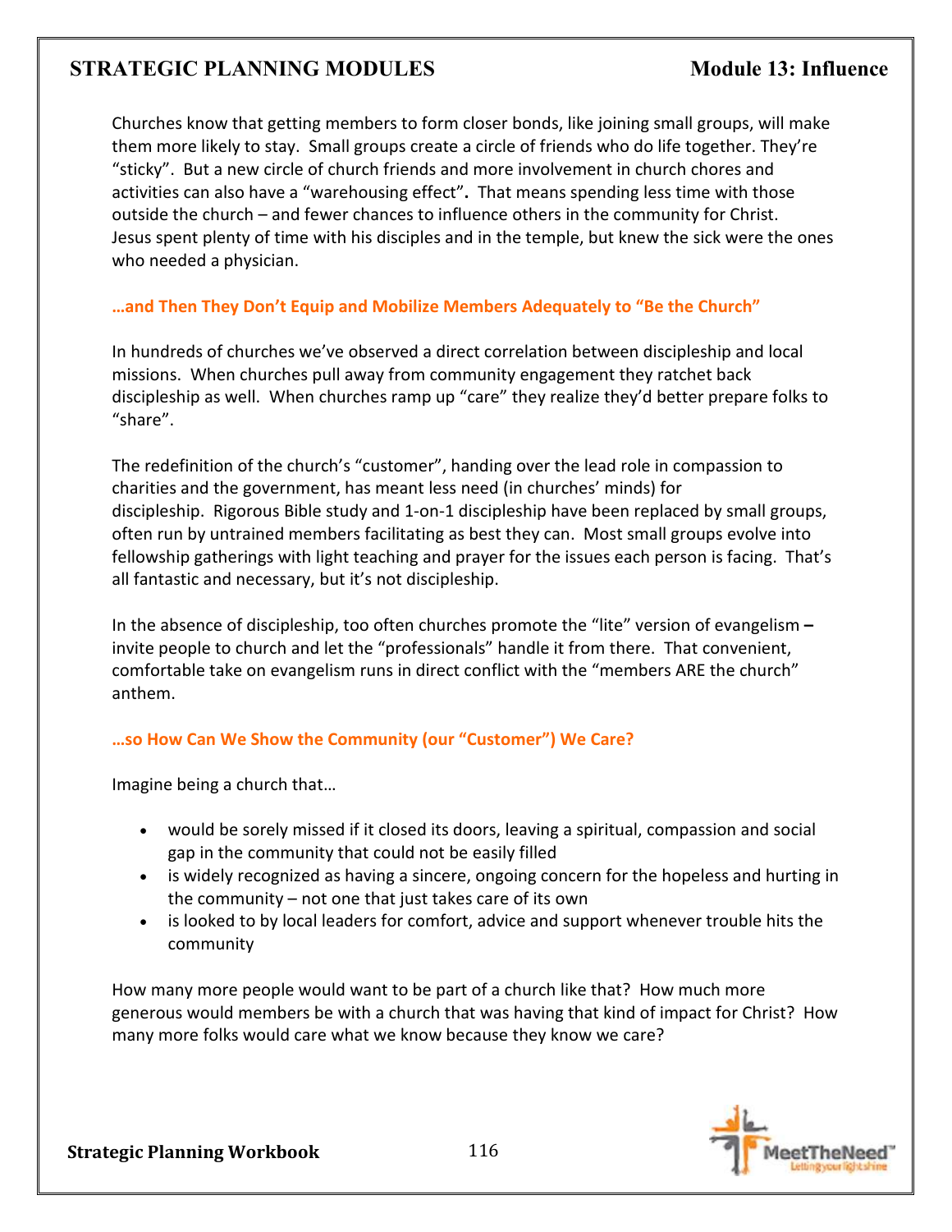Churches know that getting members to form closer bonds, like joining small groups, will make them more likely to stay. Small groups create a circle of friends who do life together. They're "sticky". But a new circle of church friends and more involvement in church chores and activities can also have a "warehousing effect". That means spending less time with those outside the church – and fewer chances to influence others in the community for Christ. Jesus spent plenty of time with his disciples and in the temple, but knew the sick were the ones who needed a physician.

### …and Then They Don't Equip and Mobilize Members Adequately to "Be the Church"

In hundreds of churches we've observed a direct correlation between discipleship and local missions. When churches pull away from community engagement they ratchet back discipleship as well. When churches ramp up "care" they realize they'd better prepare folks to "share".

The redefinition of the church's "customer", handing over the lead role in compassion to charities and the government, has meant less need (in churches' minds) for discipleship. Rigorous Bible study and 1-on-1 discipleship have been replaced by small groups, often run by untrained members facilitating as best they can. Most small groups evolve into fellowship gatherings with light teaching and prayer for the issues each person is facing. That's all fantastic and necessary, but it's not discipleship.

In the absence of discipleship, too often churches promote the "lite" version of evangelism **–** invite people to church and let the "professionals" handle it from there. That convenient, comfortable take on evangelism runs in direct conflict with the "members ARE the church" anthem.

### …so How Can We Show the Community (our "Customer") We Care?

Imagine being a church that…

- would be sorely missed if it closed its doors, leaving a spiritual, compassion and social gap in the community that could not be easily filled
- is widely recognized as having a sincere, ongoing concern for the hopeless and hurting in the community – not one that just takes care of its own
- is looked to by local leaders for comfort, advice and support whenever trouble hits the community

How many more people would want to be part of a church like that? How much more generous would members be with a church that was having that kind of impact for Christ? How many more folks would care what we know because they know we care?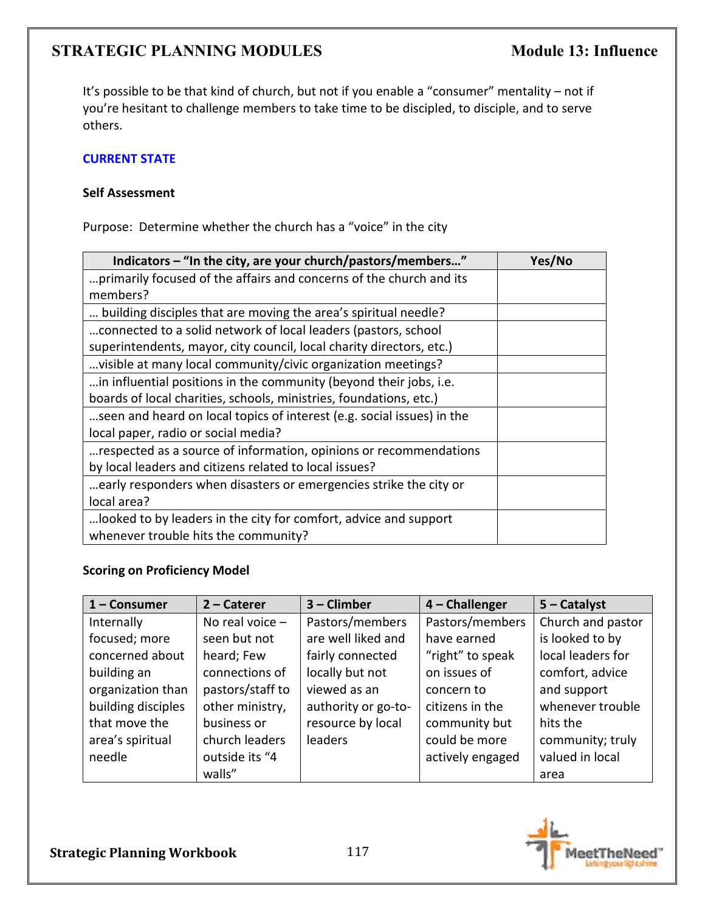It's possible to be that kind of church, but not if you enable a "consumer" mentality – not if you're hesitant to challenge members to take time to be discipled, to disciple, and to serve others.

## CURRENT STATE

### Self Assessment

Purpose: Determine whether the church has a "voice" in the city

| Indicators – "In the city, are your church/pastors/members…" | Yes/No |
|---|---|
| …primarily focused of the affairs and concerns of the church and its members? | |
| … building disciples that are moving the area's spiritual needle? | |
| …connected to a solid network of local leaders (pastors, school superintendents, mayor, city council, local charity directors, etc.) | |
| …visible at many local community/civic organization meetings? | |
| …in influential positions in the community (beyond their jobs, i.e. boards of local charities, schools, ministries, foundations, etc.) | |
| …seen and heard on local topics of interest (e.g. social issues) in the local paper, radio or social media? | |
| …respected as a source of information, opinions or recommendations by local leaders and citizens related to local issues? | |
| …early responders when disasters or emergencies strike the city or local area? | |
| …looked to by leaders in the city for comfort, advice and support whenever trouble hits the community? | |

### Scoring on Proficiency Model

| 1 – Consumer | 2 – Caterer | 3 – Climber | 4 – Challenger | 5 – Catalyst |
|---|---|---|---|---|
| Internally focused; more concerned about building an organization than building disciples that move the area's spiritual needle | No real voice – seen but not heard; Few connections of pastors/staff to other ministry, business or church leaders outside its "4 walls" | Pastors/members are well liked and fairly connected locally but not viewed as an authority or go-to-resource by local leaders | Pastors/members have earned "right" to speak on issues of concern to citizens in the community but could be more actively engaged | Church and pastor is looked to by local leaders for comfort, advice and support whenever trouble hits the community; truly valued in local area |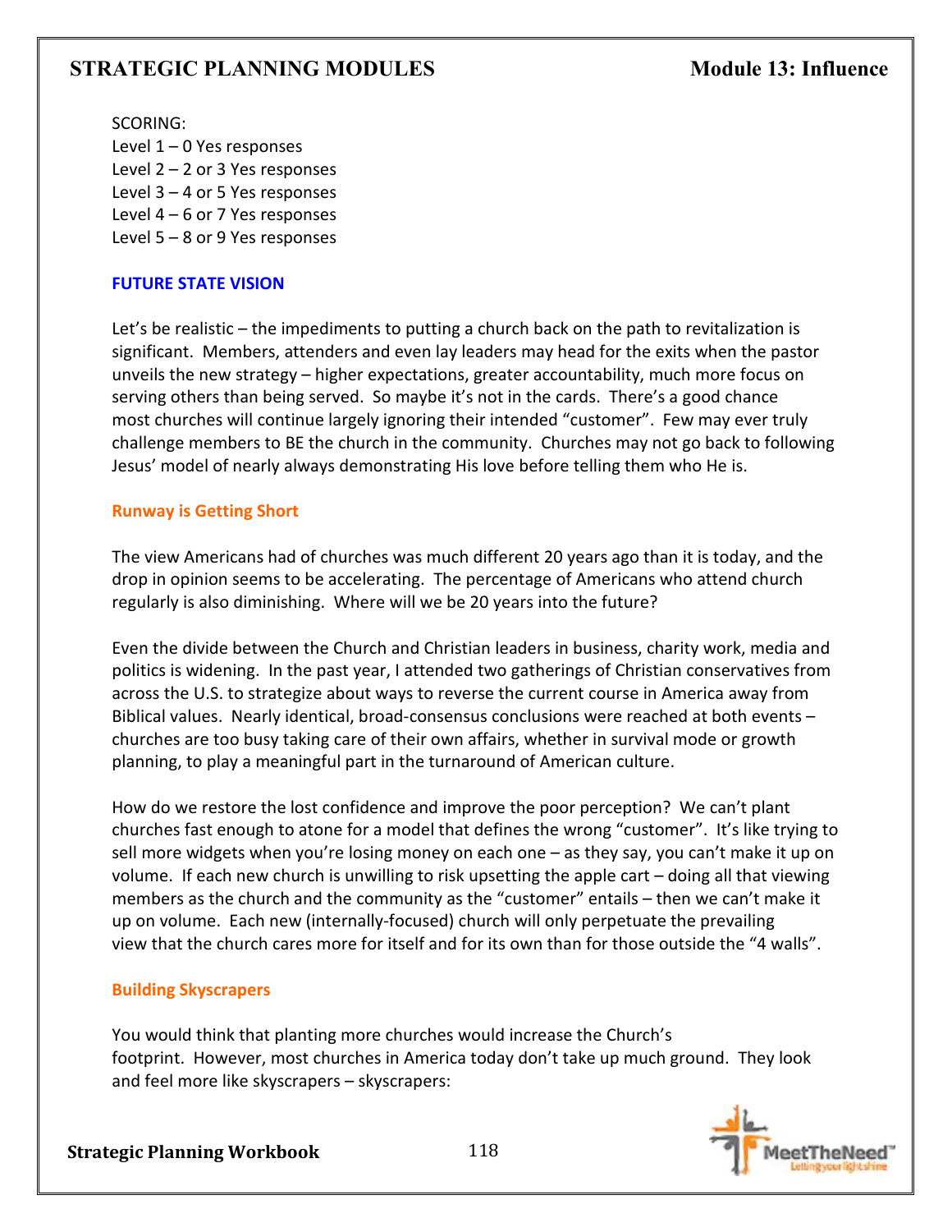SCORING:
Level 1 – 0 Yes responses
Level 2 – 2 or 3 Yes responses
Level 3 – 4 or 5 Yes responses
Level 4 – 6 or 7 Yes responses
Level 5 – 8 or 9 Yes responses

## FUTURE STATE VISION

Let's be realistic – the impediments to putting a church back on the path to revitalization is significant. Members, attenders and even lay leaders may head for the exits when the pastor unveils the new strategy – higher expectations, greater accountability, much more focus on serving others than being served. So maybe it's not in the cards. There's a good chance most churches will continue largely ignoring their intended "customer". Few may ever truly challenge members to BE the church in the community. Churches may not go back to following Jesus' model of nearly always demonstrating His love before telling them who He is.

### Runway is Getting Short

The view Americans had of churches was much different 20 years ago than it is today, and the drop in opinion seems to be accelerating. The percentage of Americans who attend church regularly is also diminishing. Where will we be 20 years into the future?

Even the divide between the Church and Christian leaders in business, charity work, media and politics is widening. In the past year, I attended two gatherings of Christian conservatives from across the U.S. to strategize about ways to reverse the current course in America away from Biblical values. Nearly identical, broad-consensus conclusions were reached at both events – churches are too busy taking care of their own affairs, whether in survival mode or growth planning, to play a meaningful part in the turnaround of American culture.

How do we restore the lost confidence and improve the poor perception? We can't plant churches fast enough to atone for a model that defines the wrong "customer". It's like trying to sell more widgets when you're losing money on each one – as they say, you can't make it up on volume. If each new church is unwilling to risk upsetting the apple cart – doing all that viewing members as the church and the community as the "customer" entails – then we can't make it up on volume. Each new (internally-focused) church will only perpetuate the prevailing view that the church cares more for itself and for its own than for those outside the "4 walls".

### Building Skyscrapers

You would think that planting more churches would increase the Church's footprint. However, most churches in America today don't take up much ground. They look and feel more like skyscrapers – skyscrapers: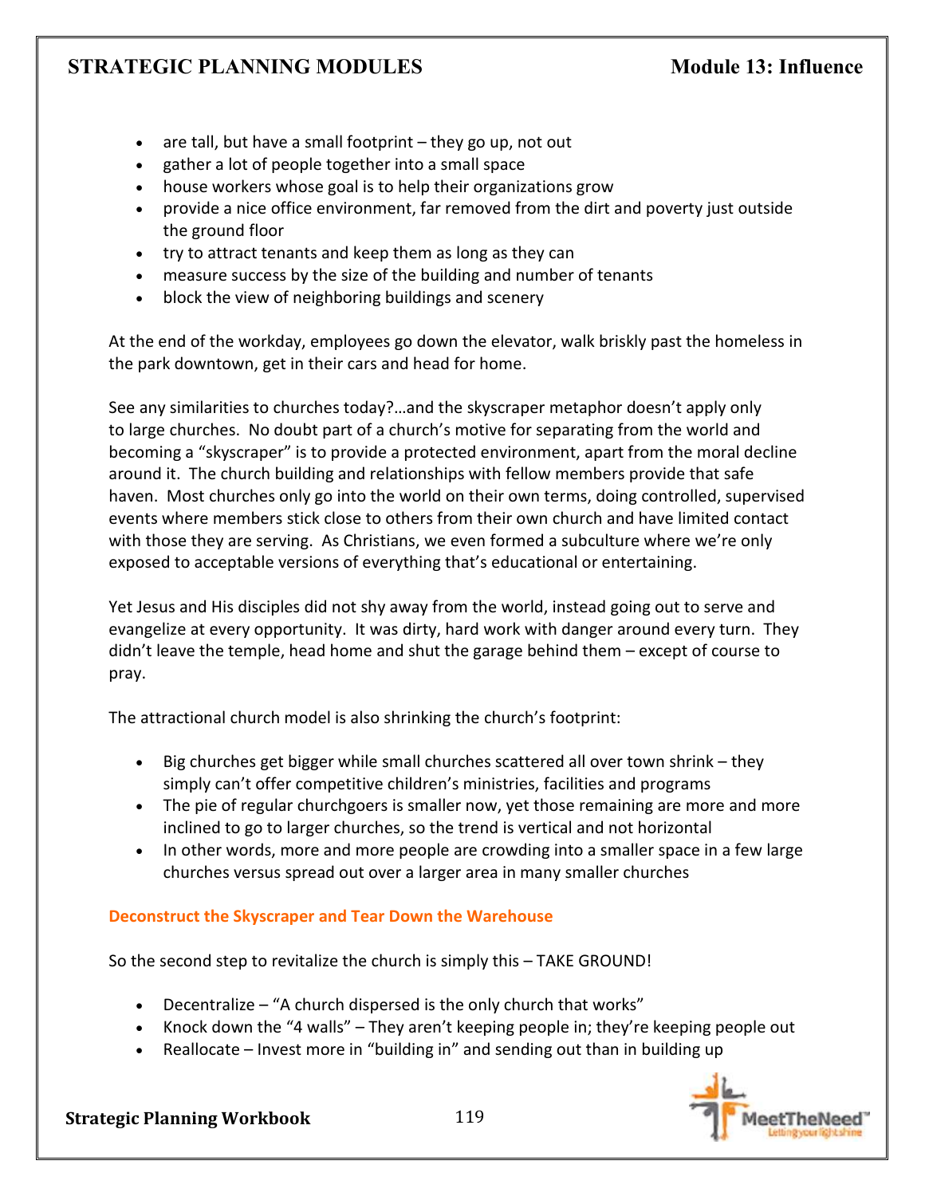- are tall, but have a small footprint – they go up, not out
- gather a lot of people together into a small space
- house workers whose goal is to help their organizations grow
- provide a nice office environment, far removed from the dirt and poverty just outside the ground floor
- try to attract tenants and keep them as long as they can
- measure success by the size of the building and number of tenants
- block the view of neighboring buildings and scenery

At the end of the workday, employees go down the elevator, walk briskly past the homeless in the park downtown, get in their cars and head for home.

See any similarities to churches today?…and the skyscraper metaphor doesn't apply only to large churches. No doubt part of a church's motive for separating from the world and becoming a "skyscraper" is to provide a protected environment, apart from the moral decline around it. The church building and relationships with fellow members provide that safe haven. Most churches only go into the world on their own terms, doing controlled, supervised events where members stick close to others from their own church and have limited contact with those they are serving. As Christians, we even formed a subculture where we're only exposed to acceptable versions of everything that's educational or entertaining.

Yet Jesus and His disciples did not shy away from the world, instead going out to serve and evangelize at every opportunity. It was dirty, hard work with danger around every turn. They didn't leave the temple, head home and shut the garage behind them – except of course to pray.

The attractional church model is also shrinking the church's footprint:

- Big churches get bigger while small churches scattered all over town shrink – they simply can't offer competitive children's ministries, facilities and programs
- The pie of regular churchgoers is smaller now, yet those remaining are more and more inclined to go to larger churches, so the trend is vertical and not horizontal
- In other words, more and more people are crowding into a smaller space in a few large churches versus spread out over a larger area in many smaller churches

### Deconstruct the Skyscraper and Tear Down the Warehouse

So the second step to revitalize the church is simply this – TAKE GROUND!

- Decentralize – "A church dispersed is the only church that works"
- Knock down the "4 walls" – They aren't keeping people in; they're keeping people out
- Reallocate – Invest more in "building in" and sending out than in building up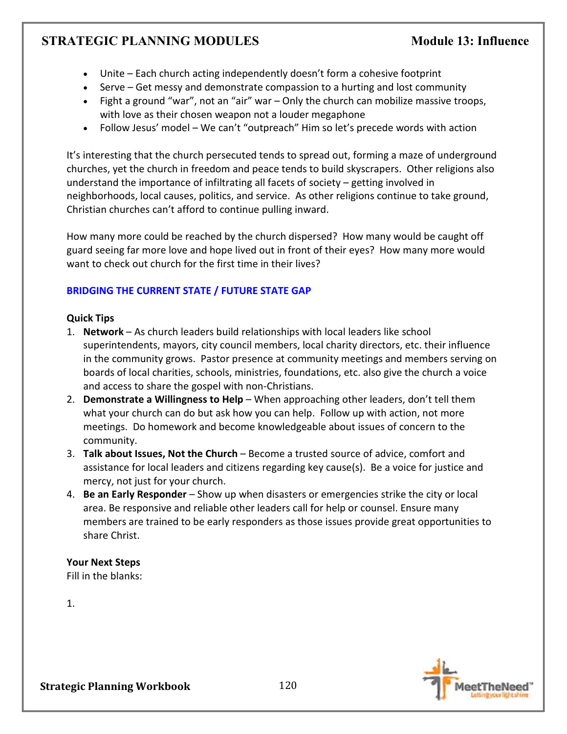- Unite – Each church acting independently doesn't form a cohesive footprint
- Serve – Get messy and demonstrate compassion to a hurting and lost community
- Fight a ground "war", not an "air" war – Only the church can mobilize massive troops, with love as their chosen weapon not a louder megaphone
- Follow Jesus' model – We can't "outpreach" Him so let's precede words with action

It's interesting that the church persecuted tends to spread out, forming a maze of underground churches, yet the church in freedom and peace tends to build skyscrapers. Other religions also understand the importance of infiltrating all facets of society – getting involved in neighborhoods, local causes, politics, and service. As other religions continue to take ground, Christian churches can't afford to continue pulling inward.

How many more could be reached by the church dispersed? How many would be caught off guard seeing far more love and hope lived out in front of their eyes? How many more would want to check out church for the first time in their lives?

## BRIDGING THE CURRENT STATE / FUTURE STATE GAP

**Quick Tips**

1. **Network** – As church leaders build relationships with local leaders like school superintendents, mayors, city council members, local charity directors, etc. their influence in the community grows. Pastor presence at community meetings and members serving on boards of local charities, schools, ministries, foundations, etc. also give the church a voice and access to share the gospel with non-Christians.
2. **Demonstrate a Willingness to Help** – When approaching other leaders, don't tell them what your church can do but ask how you can help. Follow up with action, not more meetings. Do homework and become knowledgeable about issues of concern to the community.
3. **Talk about Issues, Not the Church** – Become a trusted source of advice, comfort and assistance for local leaders and citizens regarding key cause(s). Be a voice for justice and mercy, not just for your church.
4. **Be an Early Responder** – Show up when disasters or emergencies strike the city or local area. Be responsive and reliable other leaders call for help or counsel. Ensure many members are trained to be early responders as those issues provide great opportunities to share Christ.

**Your Next Steps**

Fill in the blanks:

1.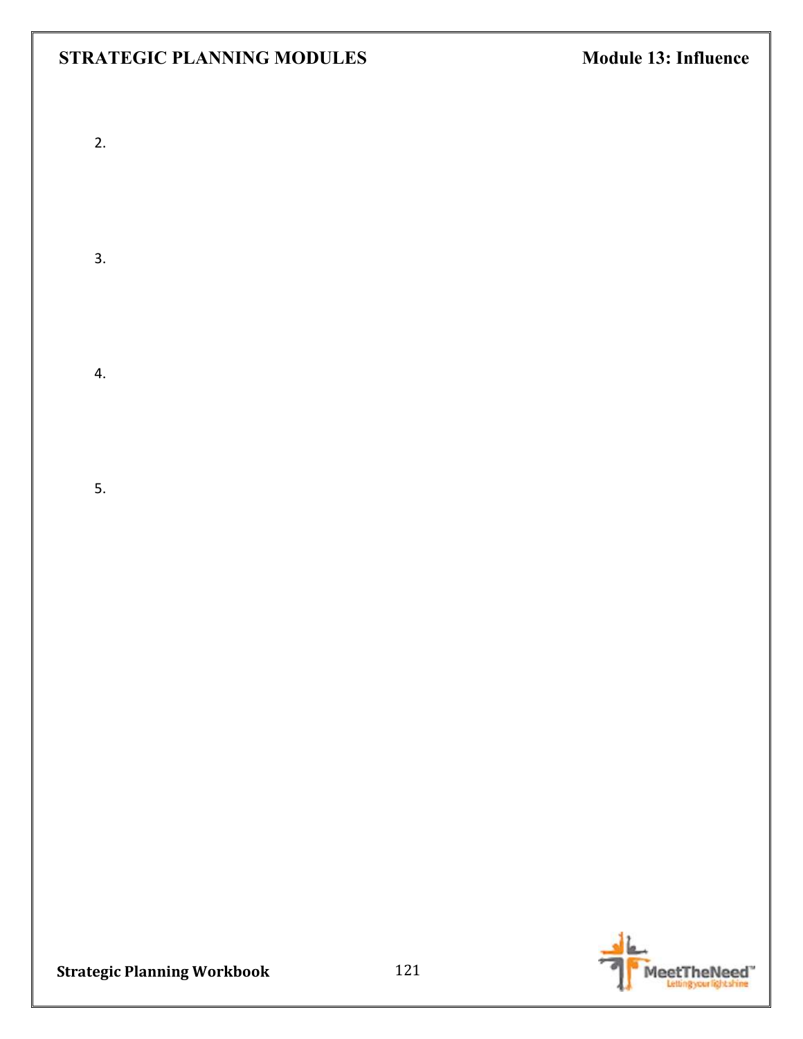2.

3.

4.

5.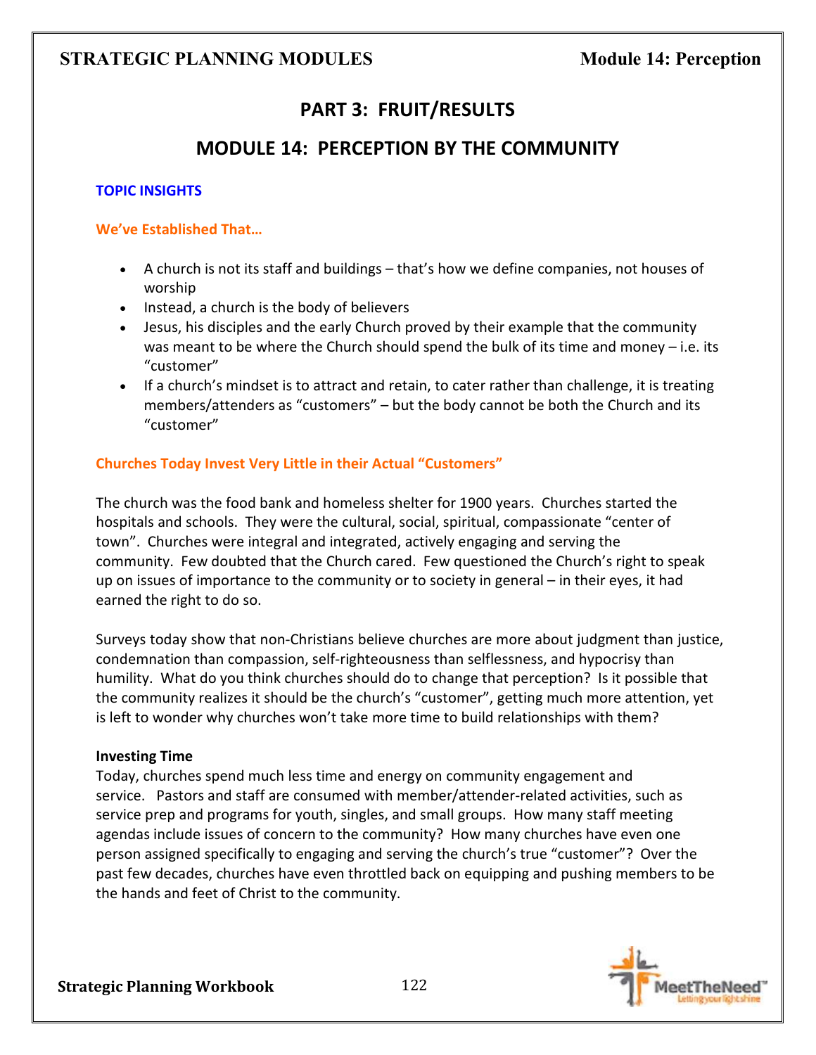# PART 3: FRUIT/RESULTS

## MODULE 14: PERCEPTION BY THE COMMUNITY

### TOPIC INSIGHTS

#### We've Established That…

- A church is not its staff and buildings – that's how we define companies, not houses of worship
- Instead, a church is the body of believers
- Jesus, his disciples and the early Church proved by their example that the community was meant to be where the Church should spend the bulk of its time and money – i.e. its "customer"
- If a church's mindset is to attract and retain, to cater rather than challenge, it is treating members/attenders as "customers" – but the body cannot be both the Church and its "customer"

#### Churches Today Invest Very Little in their Actual "Customers"

The church was the food bank and homeless shelter for 1900 years. Churches started the hospitals and schools. They were the cultural, social, spiritual, compassionate "center of town". Churches were integral and integrated, actively engaging and serving the community. Few doubted that the Church cared. Few questioned the Church's right to speak up on issues of importance to the community or to society in general – in their eyes, it had earned the right to do so.

Surveys today show that non-Christians believe churches are more about judgment than justice, condemnation than compassion, self-righteousness than selflessness, and hypocrisy than humility. What do you think churches should do to change that perception? Is it possible that the community realizes it should be the church's "customer", getting much more attention, yet is left to wonder why churches won't take more time to build relationships with them?

**Investing Time**

Today, churches spend much less time and energy on community engagement and service. Pastors and staff are consumed with member/attender-related activities, such as service prep and programs for youth, singles, and small groups. How many staff meeting agendas include issues of concern to the community? How many churches have even one person assigned specifically to engaging and serving the church's true "customer"? Over the past few decades, churches have even throttled back on equipping and pushing members to be the hands and feet of Christ to the community.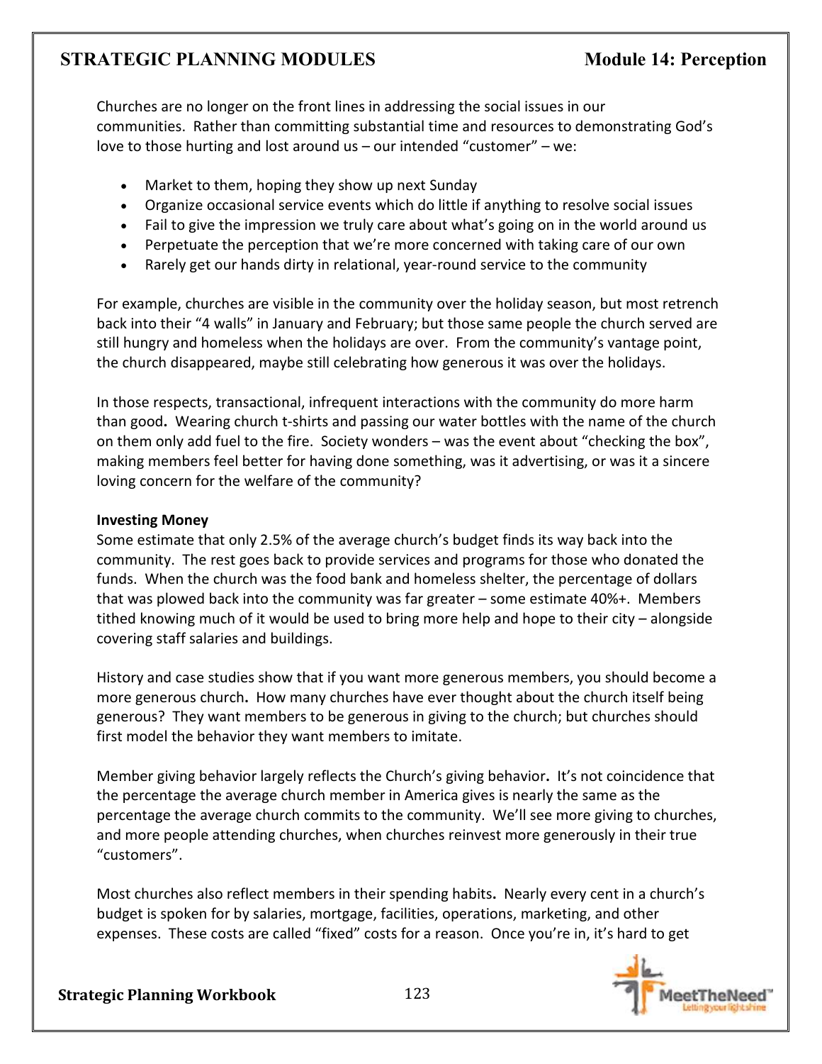Churches are no longer on the front lines in addressing the social issues in our communities. Rather than committing substantial time and resources to demonstrating God's love to those hurting and lost around us – our intended "customer" – we:

- Market to them, hoping they show up next Sunday
- Organize occasional service events which do little if anything to resolve social issues
- Fail to give the impression we truly care about what's going on in the world around us
- Perpetuate the perception that we're more concerned with taking care of our own
- Rarely get our hands dirty in relational, year-round service to the community

For example, churches are visible in the community over the holiday season, but most retrench back into their "4 walls" in January and February; but those same people the church served are still hungry and homeless when the holidays are over. From the community's vantage point, the church disappeared, maybe still celebrating how generous it was over the holidays.

In those respects, transactional, infrequent interactions with the community do more harm than good**.** Wearing church t-shirts and passing our water bottles with the name of the church on them only add fuel to the fire. Society wonders – was the event about "checking the box", making members feel better for having done something, was it advertising, or was it a sincere loving concern for the welfare of the community?

**Investing Money**

Some estimate that only 2.5% of the average church's budget finds its way back into the community. The rest goes back to provide services and programs for those who donated the funds. When the church was the food bank and homeless shelter, the percentage of dollars that was plowed back into the community was far greater – some estimate 40%+. Members tithed knowing much of it would be used to bring more help and hope to their city – alongside covering staff salaries and buildings.

History and case studies show that if you want more generous members, you should become a more generous church**.** How many churches have ever thought about the church itself being generous? They want members to be generous in giving to the church; but churches should first model the behavior they want members to imitate.

Member giving behavior largely reflects the Church's giving behavior**.** It's not coincidence that the percentage the average church member in America gives is nearly the same as the percentage the average church commits to the community. We'll see more giving to churches, and more people attending churches, when churches reinvest more generously in their true "customers".

Most churches also reflect members in their spending habits**.** Nearly every cent in a church's budget is spoken for by salaries, mortgage, facilities, operations, marketing, and other expenses. These costs are called "fixed" costs for a reason. Once you're in, it's hard to get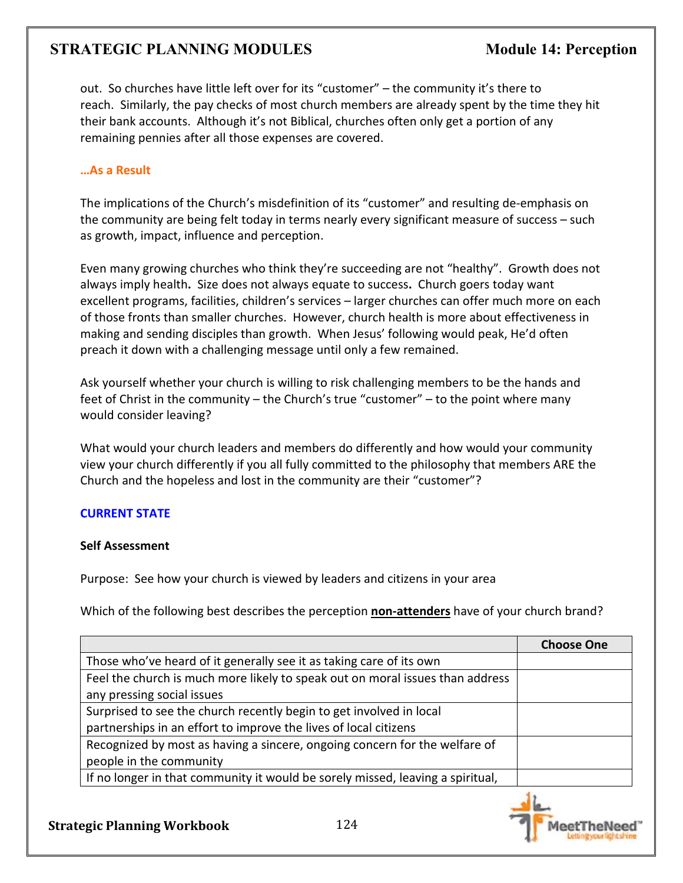out. So churches have little left over for its "customer" – the community it's there to reach. Similarly, the pay checks of most church members are already spent by the time they hit their bank accounts. Although it's not Biblical, churches often only get a portion of any remaining pennies after all those expenses are covered.

### …As a Result

The implications of the Church's misdefinition of its "customer" and resulting de-emphasis on the community are being felt today in terms nearly every significant measure of success – such as growth, impact, influence and perception.

Even many growing churches who think they're succeeding are not "healthy". Growth does not always imply health**.** Size does not always equate to success**.** Church goers today want excellent programs, facilities, children's services – larger churches can offer much more on each of those fronts than smaller churches. However, church health is more about effectiveness in making and sending disciples than growth. When Jesus' following would peak, He'd often preach it down with a challenging message until only a few remained.

Ask yourself whether your church is willing to risk challenging members to be the hands and feet of Christ in the community – the Church's true "customer" – to the point where many would consider leaving?

What would your church leaders and members do differently and how would your community view your church differently if you all fully committed to the philosophy that members ARE the Church and the hopeless and lost in the community are their "customer"?

## CURRENT STATE

**Self Assessment**

Purpose: See how your church is viewed by leaders and citizens in your area

Which of the following best describes the perception **non-attenders** have of your church brand?

| | Choose One |
|---|---|
| Those who've heard of it generally see it as taking care of its own | |
| Feel the church is much more likely to speak out on moral issues than address any pressing social issues | |
| Surprised to see the church recently begin to get involved in local partnerships in an effort to improve the lives of local citizens | |
| Recognized by most as having a sincere, ongoing concern for the welfare of people in the community | |
| If no longer in that community it would be sorely missed, leaving a spiritual, | |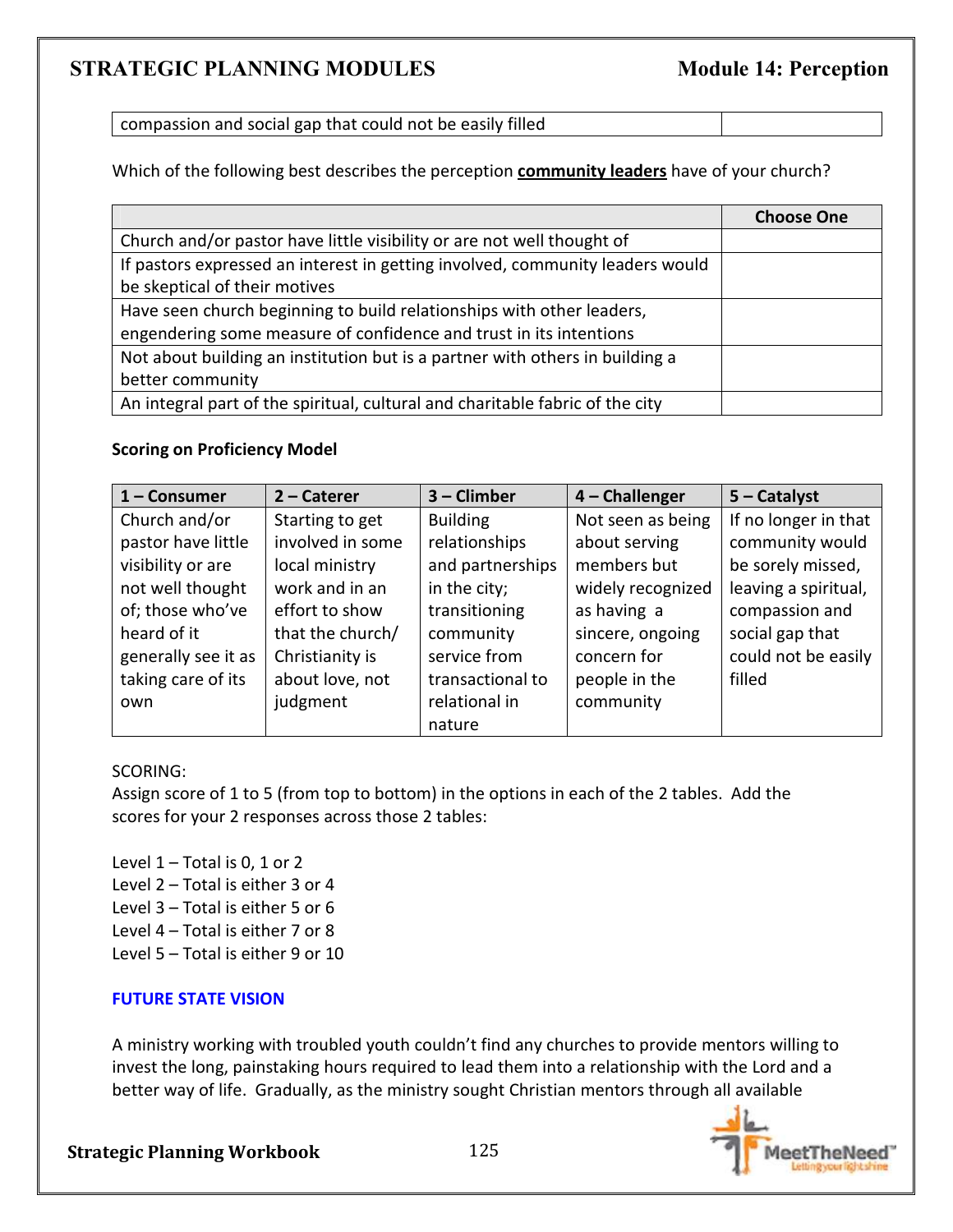| compassion and social gap that could not be easily filled | |
|---|---|

Which of the following best describes the perception **community leaders** have of your church?

| | Choose One |
|---|---|
| Church and/or pastor have little visibility or are not well thought of | |
| If pastors expressed an interest in getting involved, community leaders would be skeptical of their motives | |
| Have seen church beginning to build relationships with other leaders, engendering some measure of confidence and trust in its intentions | |
| Not about building an institution but is a partner with others in building a better community | |
| An integral part of the spiritual, cultural and charitable fabric of the city | |

**Scoring on Proficiency Model**

| 1 – Consumer | 2 – Caterer | 3 – Climber | 4 – Challenger | 5 – Catalyst |
|---|---|---|---|---|
| Church and/or pastor have little visibility or are not well thought of; those who've heard of it generally see it as taking care of its own | Starting to get involved in some local ministry work and in an effort to show that the church/ Christianity is about love, not judgment | Building relationships and partnerships in the city; transitioning community service from transactional to relational in nature | Not seen as being about serving members but widely recognized as having a sincere, ongoing concern for people in the community | If no longer in that community would be sorely missed, leaving a spiritual, compassion and social gap that could not be easily filled |

SCORING:
Assign score of 1 to 5 (from top to bottom) in the options in each of the 2 tables. Add the scores for your 2 responses across those 2 tables:

Level 1 – Total is 0, 1 or 2
Level 2 – Total is either 3 or 4
Level 3 – Total is either 5 or 6
Level 4 – Total is either 7 or 8
Level 5 – Total is either 9 or 10

**FUTURE STATE VISION**

A ministry working with troubled youth couldn't find any churches to provide mentors willing to invest the long, painstaking hours required to lead them into a relationship with the Lord and a better way of life. Gradually, as the ministry sought Christian mentors through all available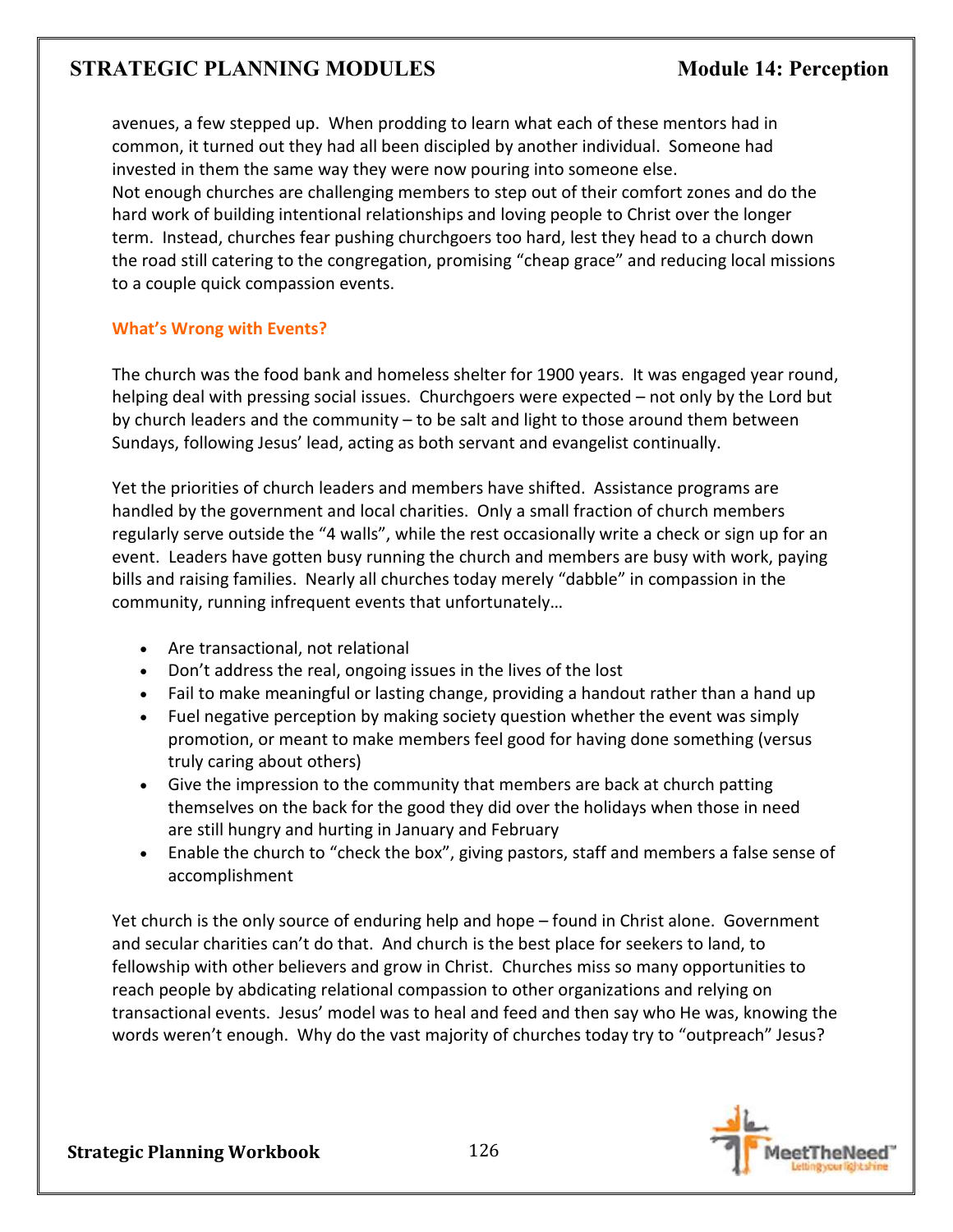avenues, a few stepped up. When prodding to learn what each of these mentors had in common, it turned out they had all been discipled by another individual. Someone had invested in them the same way they were now pouring into someone else.
Not enough churches are challenging members to step out of their comfort zones and do the hard work of building intentional relationships and loving people to Christ over the longer term. Instead, churches fear pushing churchgoers too hard, lest they head to a church down the road still catering to the congregation, promising "cheap grace" and reducing local missions to a couple quick compassion events.

### What's Wrong with Events?

The church was the food bank and homeless shelter for 1900 years. It was engaged year round, helping deal with pressing social issues. Churchgoers were expected – not only by the Lord but by church leaders and the community – to be salt and light to those around them between Sundays, following Jesus' lead, acting as both servant and evangelist continually.

Yet the priorities of church leaders and members have shifted. Assistance programs are handled by the government and local charities. Only a small fraction of church members regularly serve outside the "4 walls", while the rest occasionally write a check or sign up for an event. Leaders have gotten busy running the church and members are busy with work, paying bills and raising families. Nearly all churches today merely "dabble" in compassion in the community, running infrequent events that unfortunately…

- Are transactional, not relational
- Don't address the real, ongoing issues in the lives of the lost
- Fail to make meaningful or lasting change, providing a handout rather than a hand up
- Fuel negative perception by making society question whether the event was simply promotion, or meant to make members feel good for having done something (versus truly caring about others)
- Give the impression to the community that members are back at church patting themselves on the back for the good they did over the holidays when those in need are still hungry and hurting in January and February
- Enable the church to "check the box", giving pastors, staff and members a false sense of accomplishment

Yet church is the only source of enduring help and hope – found in Christ alone. Government and secular charities can't do that. And church is the best place for seekers to land, to fellowship with other believers and grow in Christ. Churches miss so many opportunities to reach people by abdicating relational compassion to other organizations and relying on transactional events. Jesus' model was to heal and feed and then say who He was, knowing the words weren't enough. Why do the vast majority of churches today try to "outpreach" Jesus?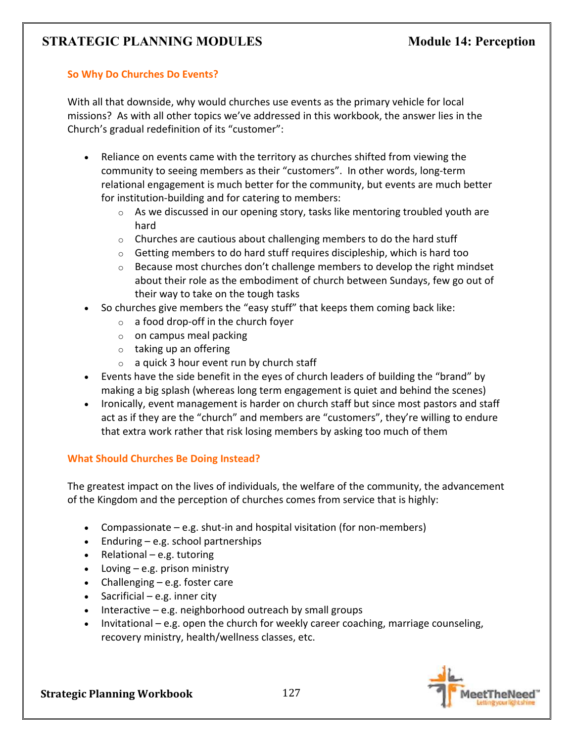### So Why Do Churches Do Events?

With all that downside, why would churches use events as the primary vehicle for local missions? As with all other topics we've addressed in this workbook, the answer lies in the Church's gradual redefinition of its "customer":

- Reliance on events came with the territory as churches shifted from viewing the community to seeing members as their "customers". In other words, long-term relational engagement is much better for the community, but events are much better for institution-building and for catering to members:
  - As we discussed in our opening story, tasks like mentoring troubled youth are hard
  - Churches are cautious about challenging members to do the hard stuff
  - Getting members to do hard stuff requires discipleship, which is hard too
  - Because most churches don't challenge members to develop the right mindset about their role as the embodiment of church between Sundays, few go out of their way to take on the tough tasks
- So churches give members the "easy stuff" that keeps them coming back like:
  - a food drop-off in the church foyer
  - on campus meal packing
  - taking up an offering
  - a quick 3 hour event run by church staff
- Events have the side benefit in the eyes of church leaders of building the "brand" by making a big splash (whereas long term engagement is quiet and behind the scenes)
- Ironically, event management is harder on church staff but since most pastors and staff act as if they are the "church" and members are "customers", they're willing to endure that extra work rather that risk losing members by asking too much of them

### What Should Churches Be Doing Instead?

The greatest impact on the lives of individuals, the welfare of the community, the advancement of the Kingdom and the perception of churches comes from service that is highly:

- Compassionate – e.g. shut-in and hospital visitation (for non-members)
- Enduring – e.g. school partnerships
- Relational – e.g. tutoring
- Loving – e.g. prison ministry
- Challenging – e.g. foster care
- Sacrificial – e.g. inner city
- Interactive – e.g. neighborhood outreach by small groups
- Invitational – e.g. open the church for weekly career coaching, marriage counseling, recovery ministry, health/wellness classes, etc.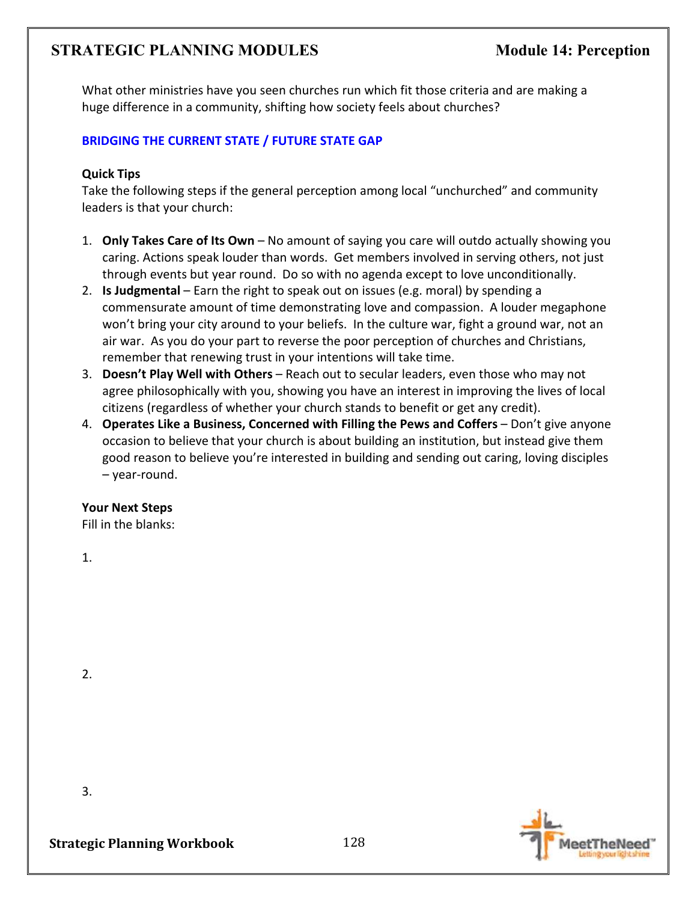What other ministries have you seen churches run which fit those criteria and are making a huge difference in a community, shifting how society feels about churches?

## BRIDGING THE CURRENT STATE / FUTURE STATE GAP

**Quick Tips**

Take the following steps if the general perception among local "unchurched" and community leaders is that your church:

1. **Only Takes Care of Its Own** – No amount of saying you care will outdo actually showing you caring. Actions speak louder than words. Get members involved in serving others, not just through events but year round. Do so with no agenda except to love unconditionally.
2. **Is Judgmental** – Earn the right to speak out on issues (e.g. moral) by spending a commensurate amount of time demonstrating love and compassion. A louder megaphone won't bring your city around to your beliefs. In the culture war, fight a ground war, not an air war. As you do your part to reverse the poor perception of churches and Christians, remember that renewing trust in your intentions will take time.
3. **Doesn't Play Well with Others** – Reach out to secular leaders, even those who may not agree philosophically with you, showing you have an interest in improving the lives of local citizens (regardless of whether your church stands to benefit or get any credit).
4. **Operates Like a Business, Concerned with Filling the Pews and Coffers** – Don't give anyone occasion to believe that your church is about building an institution, but instead give them good reason to believe you're interested in building and sending out caring, loving disciples – year-round.

**Your Next Steps**

Fill in the blanks:

1.

2.

3.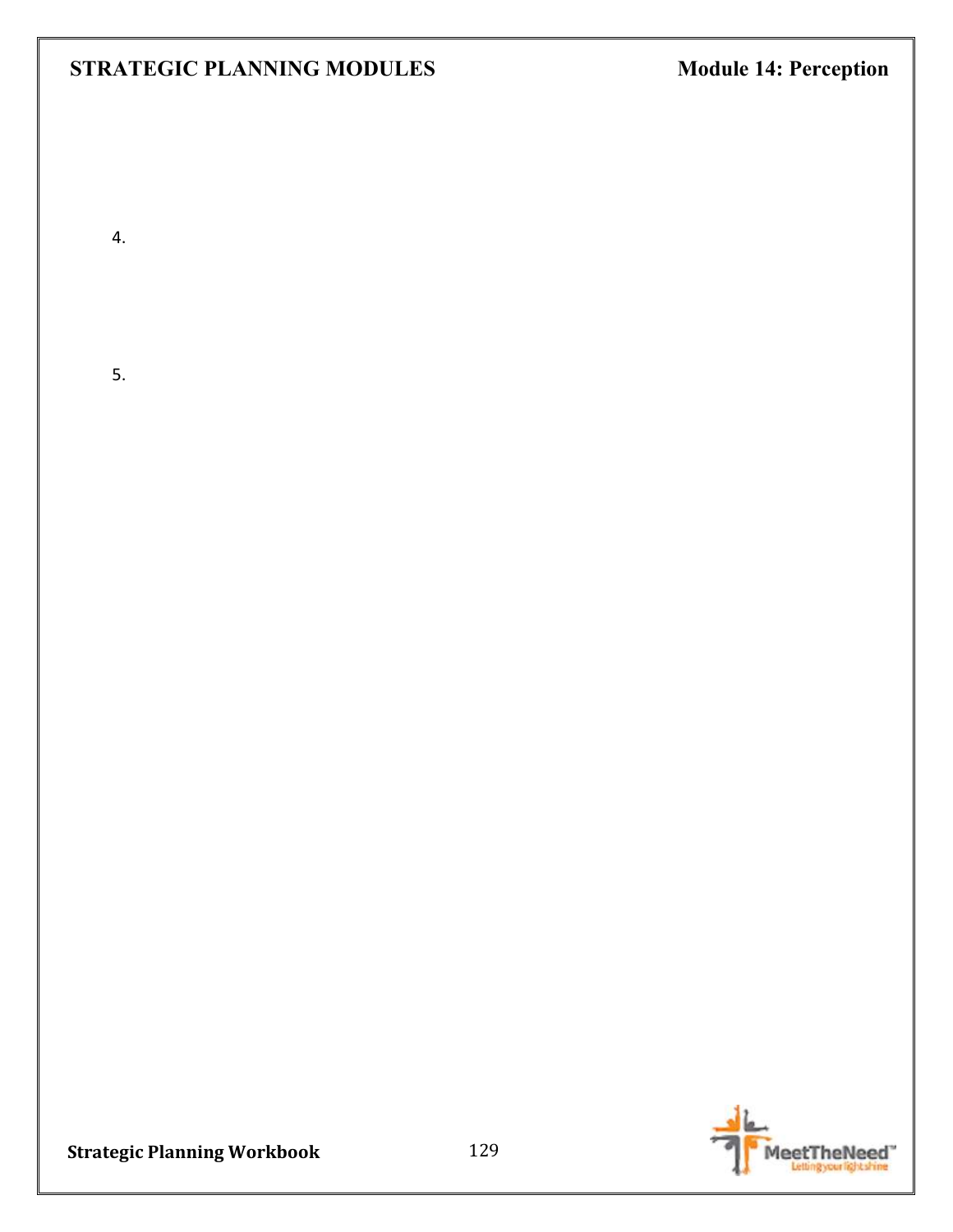4.

5.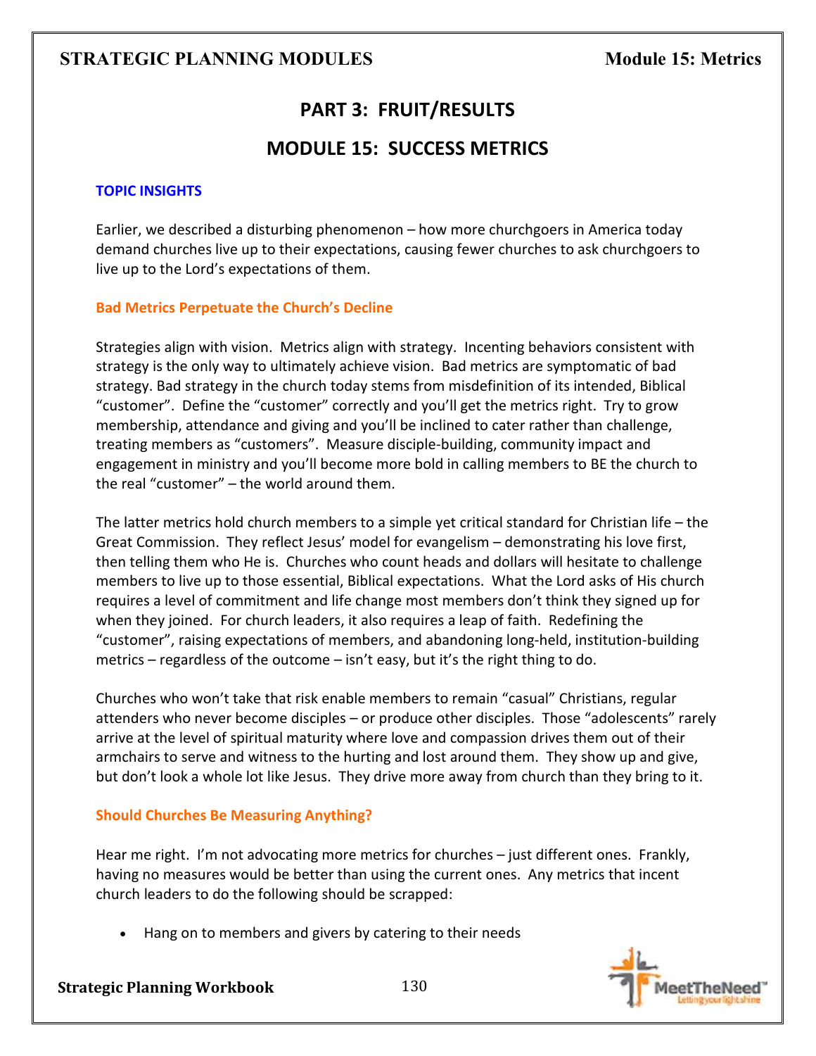## PART 3: FRUIT/RESULTS

## MODULE 15: SUCCESS METRICS

### TOPIC INSIGHTS

Earlier, we described a disturbing phenomenon – how more churchgoers in America today demand churches live up to their expectations, causing fewer churches to ask churchgoers to live up to the Lord's expectations of them.

#### Bad Metrics Perpetuate the Church's Decline

Strategies align with vision. Metrics align with strategy. Incenting behaviors consistent with strategy is the only way to ultimately achieve vision. Bad metrics are symptomatic of bad strategy. Bad strategy in the church today stems from misdefinition of its intended, Biblical "customer". Define the "customer" correctly and you'll get the metrics right. Try to grow membership, attendance and giving and you'll be inclined to cater rather than challenge, treating members as "customers". Measure disciple-building, community impact and engagement in ministry and you'll become more bold in calling members to BE the church to the real "customer" – the world around them.

The latter metrics hold church members to a simple yet critical standard for Christian life – the Great Commission. They reflect Jesus' model for evangelism – demonstrating his love first, then telling them who He is. Churches who count heads and dollars will hesitate to challenge members to live up to those essential, Biblical expectations. What the Lord asks of His church requires a level of commitment and life change most members don't think they signed up for when they joined. For church leaders, it also requires a leap of faith. Redefining the "customer", raising expectations of members, and abandoning long-held, institution-building metrics – regardless of the outcome – isn't easy, but it's the right thing to do.

Churches who won't take that risk enable members to remain "casual" Christians, regular attenders who never become disciples – or produce other disciples. Those "adolescents" rarely arrive at the level of spiritual maturity where love and compassion drives them out of their armchairs to serve and witness to the hurting and lost around them. They show up and give, but don't look a whole lot like Jesus. They drive more away from church than they bring to it.

#### Should Churches Be Measuring Anything?

Hear me right. I'm not advocating more metrics for churches – just different ones. Frankly, having no measures would be better than using the current ones. Any metrics that incent church leaders to do the following should be scrapped:

- Hang on to members and givers by catering to their needs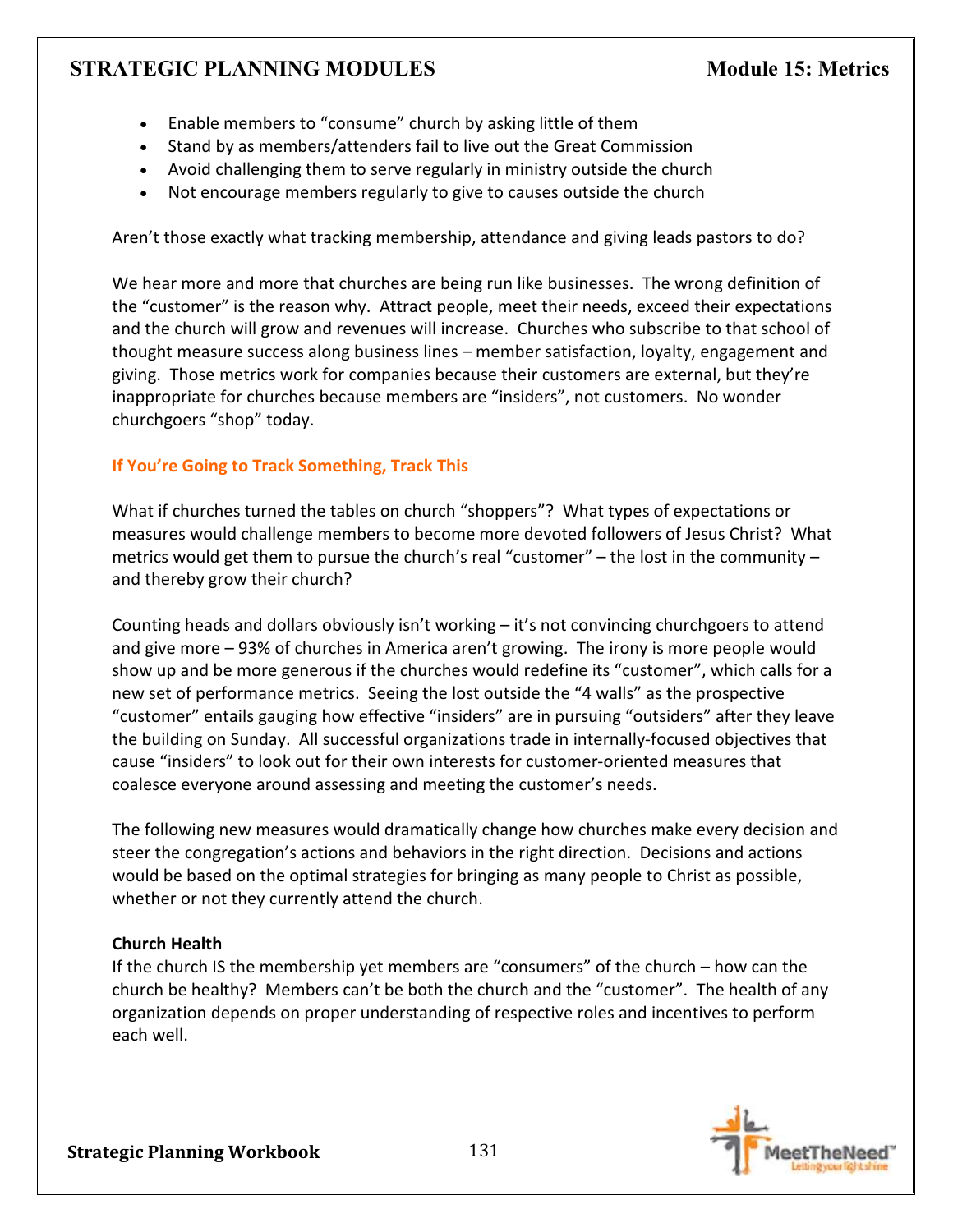- Enable members to "consume" church by asking little of them
- Stand by as members/attenders fail to live out the Great Commission
- Avoid challenging them to serve regularly in ministry outside the church
- Not encourage members regularly to give to causes outside the church

Aren't those exactly what tracking membership, attendance and giving leads pastors to do?

We hear more and more that churches are being run like businesses. The wrong definition of the "customer" is the reason why. Attract people, meet their needs, exceed their expectations and the church will grow and revenues will increase. Churches who subscribe to that school of thought measure success along business lines – member satisfaction, loyalty, engagement and giving. Those metrics work for companies because their customers are external, but they're inappropriate for churches because members are "insiders", not customers. No wonder churchgoers "shop" today.

### If You're Going to Track Something, Track This

What if churches turned the tables on church "shoppers"? What types of expectations or measures would challenge members to become more devoted followers of Jesus Christ? What metrics would get them to pursue the church's real "customer" – the lost in the community – and thereby grow their church?

Counting heads and dollars obviously isn't working – it's not convincing churchgoers to attend and give more – 93% of churches in America aren't growing. The irony is more people would show up and be more generous if the churches would redefine its "customer", which calls for a new set of performance metrics. Seeing the lost outside the "4 walls" as the prospective "customer" entails gauging how effective "insiders" are in pursuing "outsiders" after they leave the building on Sunday. All successful organizations trade in internally-focused objectives that cause "insiders" to look out for their own interests for customer-oriented measures that coalesce everyone around assessing and meeting the customer's needs.

The following new measures would dramatically change how churches make every decision and steer the congregation's actions and behaviors in the right direction. Decisions and actions would be based on the optimal strategies for bringing as many people to Christ as possible, whether or not they currently attend the church.

**Church Health**
If the church IS the membership yet members are "consumers" of the church – how can the church be healthy? Members can't be both the church and the "customer". The health of any organization depends on proper understanding of respective roles and incentives to perform each well.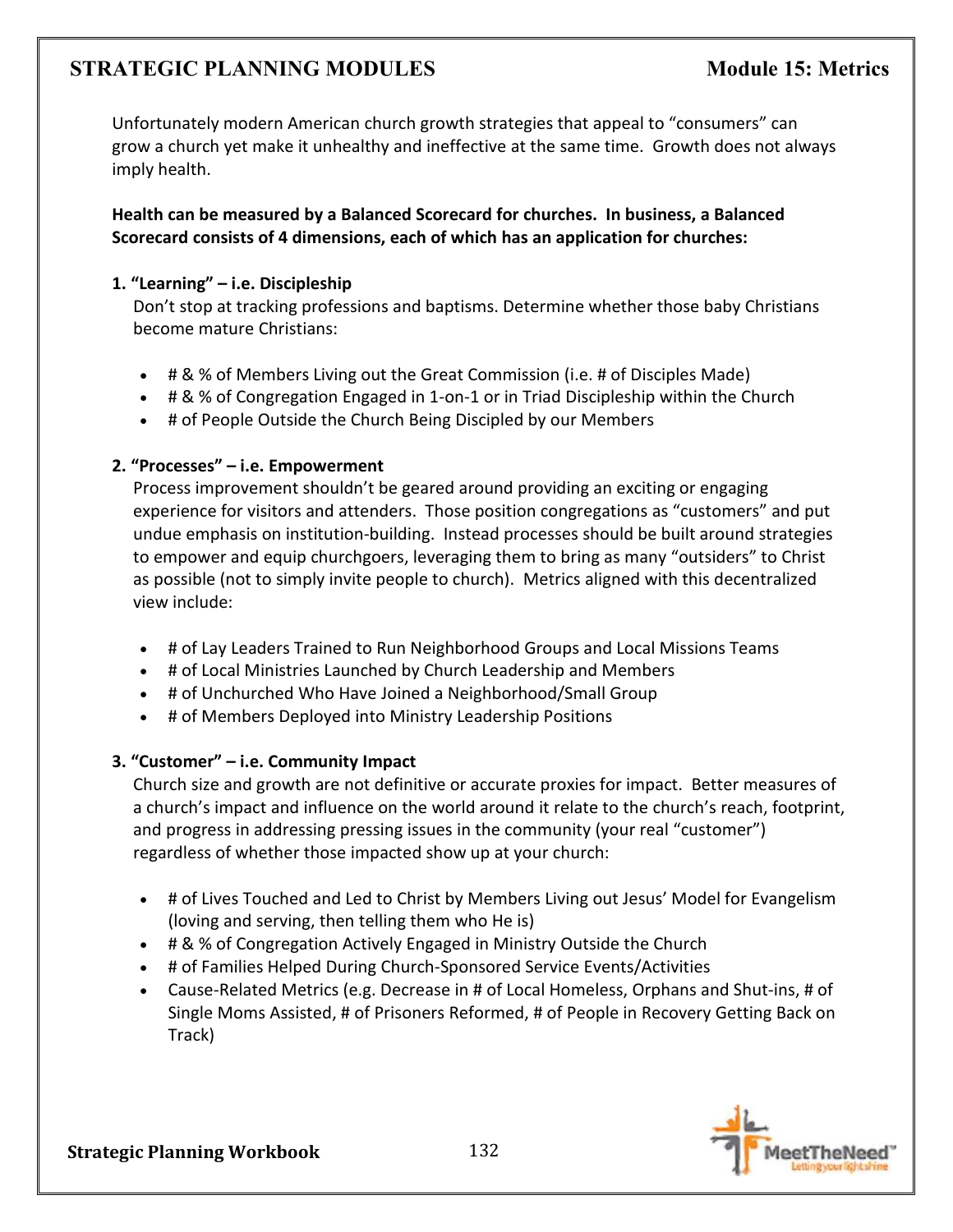Unfortunately modern American church growth strategies that appeal to "consumers" can grow a church yet make it unhealthy and ineffective at the same time. Growth does not always imply health.

**Health can be measured by a Balanced Scorecard for churches. In business, a Balanced Scorecard consists of 4 dimensions, each of which has an application for churches:**

**1. "Learning" – i.e. Discipleship**

Don't stop at tracking professions and baptisms. Determine whether those baby Christians become mature Christians:

- # & % of Members Living out the Great Commission (i.e. # of Disciples Made)
- # & % of Congregation Engaged in 1-on-1 or in Triad Discipleship within the Church
- # of People Outside the Church Being Discipled by our Members

**2. "Processes" – i.e. Empowerment**

Process improvement shouldn't be geared around providing an exciting or engaging experience for visitors and attenders. Those position congregations as "customers" and put undue emphasis on institution-building. Instead processes should be built around strategies to empower and equip churchgoers, leveraging them to bring as many "outsiders" to Christ as possible (not to simply invite people to church). Metrics aligned with this decentralized view include:

- # of Lay Leaders Trained to Run Neighborhood Groups and Local Missions Teams
- # of Local Ministries Launched by Church Leadership and Members
- # of Unchurched Who Have Joined a Neighborhood/Small Group
- # of Members Deployed into Ministry Leadership Positions

**3. "Customer" – i.e. Community Impact**

Church size and growth are not definitive or accurate proxies for impact. Better measures of a church's impact and influence on the world around it relate to the church's reach, footprint, and progress in addressing pressing issues in the community (your real "customer") regardless of whether those impacted show up at your church:

- # of Lives Touched and Led to Christ by Members Living out Jesus' Model for Evangelism (loving and serving, then telling them who He is)
- # & % of Congregation Actively Engaged in Ministry Outside the Church
- # of Families Helped During Church-Sponsored Service Events/Activities
- Cause-Related Metrics (e.g. Decrease in # of Local Homeless, Orphans and Shut-ins, # of Single Moms Assisted, # of Prisoners Reformed, # of People in Recovery Getting Back on Track)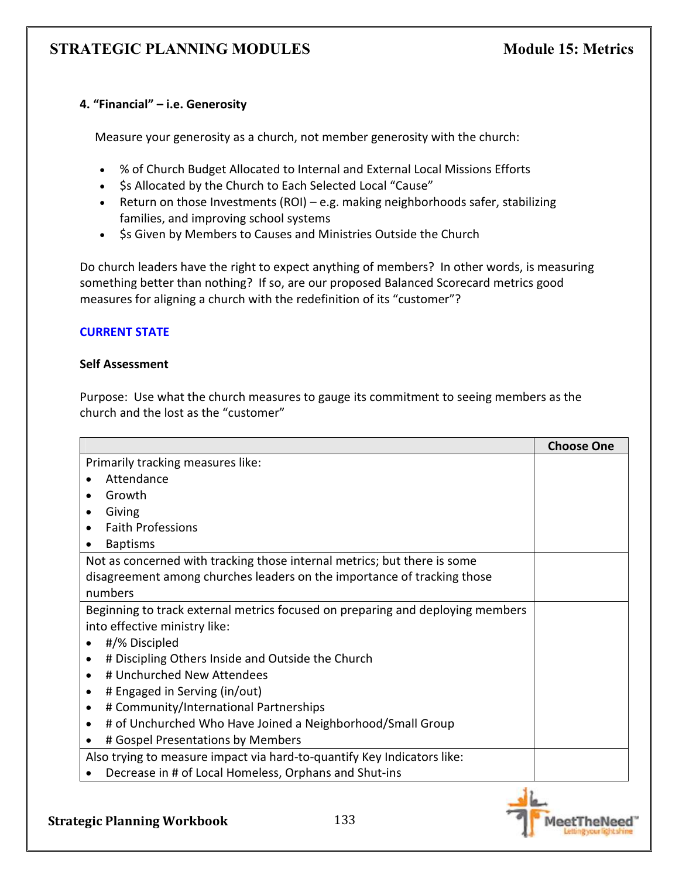### 4. "Financial" – i.e. Generosity

Measure your generosity as a church, not member generosity with the church:

- % of Church Budget Allocated to Internal and External Local Missions Efforts
- $s Allocated by the Church to Each Selected Local "Cause"
- Return on those Investments (ROI) – e.g. making neighborhoods safer, stabilizing families, and improving school systems
- $s Given by Members to Causes and Ministries Outside the Church

Do church leaders have the right to expect anything of members? In other words, is measuring something better than nothing? If so, are our proposed Balanced Scorecard metrics good measures for aligning a church with the redefinition of its "customer"?

## CURRENT STATE

### Self Assessment

Purpose: Use what the church measures to gauge its commitment to seeing members as the church and the lost as the "customer"

| | Choose One |
|---|---|
| Primarily tracking measures like:<br>• Attendance<br>• Growth<br>• Giving<br>• Faith Professions<br>• Baptisms | |
| Not as concerned with tracking those internal metrics; but there is some disagreement among churches leaders on the importance of tracking those numbers | |
| Beginning to track external metrics focused on preparing and deploying members into effective ministry like:<br>• #/% Discipled<br>• # Discipling Others Inside and Outside the Church<br>• # Unchurched New Attendees<br>• # Engaged in Serving (in/out)<br>• # Community/International Partnerships<br>• # of Unchurched Who Have Joined a Neighborhood/Small Group<br>• # Gospel Presentations by Members | |
| Also trying to measure impact via hard-to-quantify Key Indicators like:<br>• Decrease in # of Local Homeless, Orphans and Shut-ins | |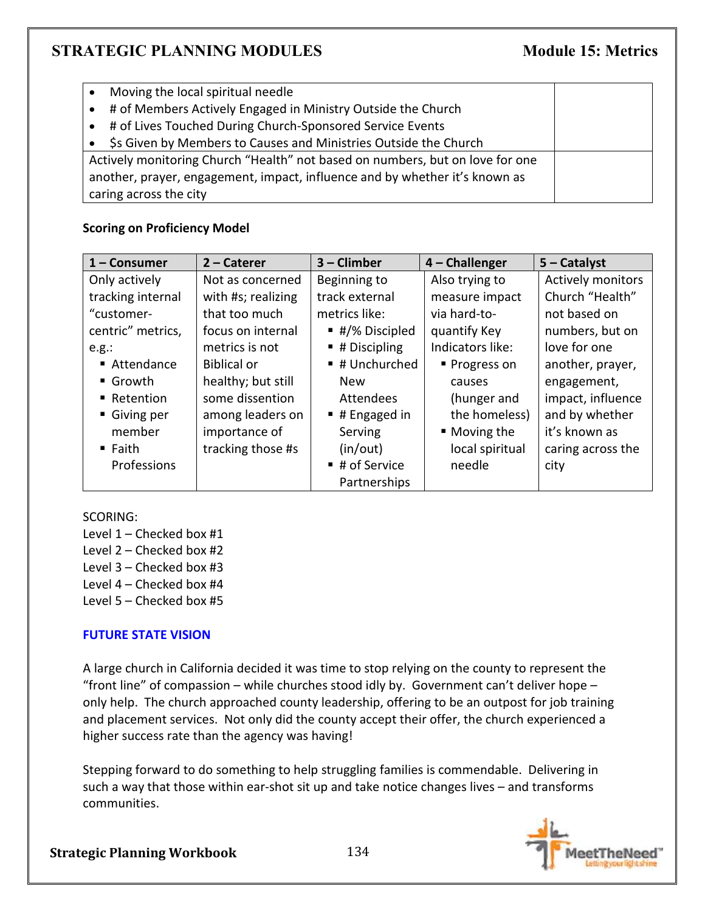| | |
|---|---|
| • Moving the local spiritual needle<br>• # of Members Actively Engaged in Ministry Outside the Church<br>• # of Lives Touched During Church-Sponsored Service Events<br>• $s Given by Members to Causes and Ministries Outside the Church | |
| Actively monitoring Church "Health" not based on numbers, but on love for one another, prayer, engagement, impact, influence and by whether it's known as caring across the city | |

**Scoring on Proficiency Model**

| 1 – Consumer | 2 – Caterer | 3 – Climber | 4 – Challenger | 5 – Catalyst |
|---|---|---|---|---|
| Only actively tracking internal "customer-centric" metrics, e.g.:<br>▪ Attendance<br>▪ Growth<br>▪ Retention<br>▪ Giving per member<br>▪ Faith Professions | Not as concerned with #s; realizing that too much focus on internal metrics is not Biblical or healthy; but still some dissention among leaders on importance of tracking those #s | Beginning to track external metrics like:<br>▪ #/% Discipled<br>▪ # Discipling<br>▪ # Unchurched New Attendees<br>▪ # Engaged in Serving (in/out)<br>▪ # of Service Partnerships | Also trying to measure impact via hard-to-quantify Key Indicators like:<br>▪ Progress on causes (hunger and the homeless)<br>▪ Moving the local spiritual needle | Actively monitors Church "Health" not based on numbers, but on love for one another, prayer, engagement, impact, influence and by whether it's known as caring across the city |

SCORING:
Level 1 – Checked box #1
Level 2 – Checked box #2
Level 3 – Checked box #3
Level 4 – Checked box #4
Level 5 – Checked box #5

**FUTURE STATE VISION**

A large church in California decided it was time to stop relying on the county to represent the "front line" of compassion – while churches stood idly by. Government can't deliver hope – only help. The church approached county leadership, offering to be an outpost for job training and placement services. Not only did the county accept their offer, the church experienced a higher success rate than the agency was having!

Stepping forward to do something to help struggling families is commendable. Delivering in such a way that those within ear-shot sit up and take notice changes lives – and transforms communities.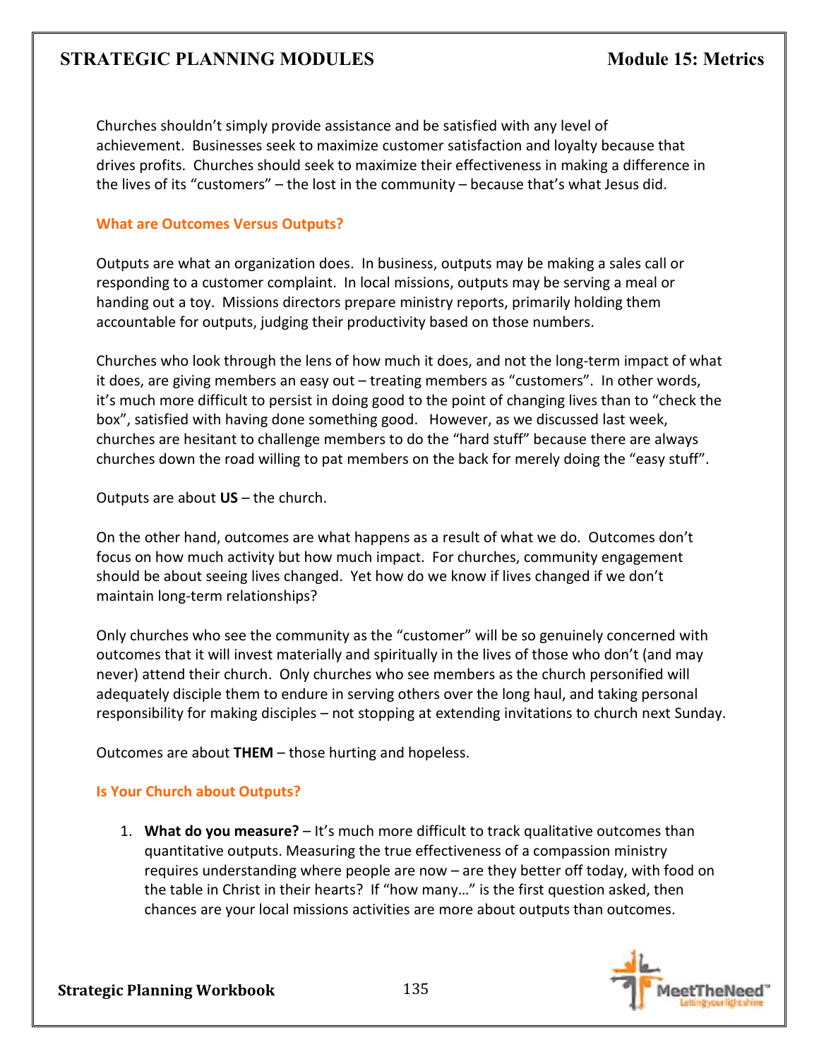Churches shouldn't simply provide assistance and be satisfied with any level of achievement. Businesses seek to maximize customer satisfaction and loyalty because that drives profits. Churches should seek to maximize their effectiveness in making a difference in the lives of its "customers" – the lost in the community – because that's what Jesus did.

## What are Outcomes Versus Outputs?

Outputs are what an organization does. In business, outputs may be making a sales call or responding to a customer complaint. In local missions, outputs may be serving a meal or handing out a toy. Missions directors prepare ministry reports, primarily holding them accountable for outputs, judging their productivity based on those numbers.

Churches who look through the lens of how much it does, and not the long-term impact of what it does, are giving members an easy out – treating members as "customers". In other words, it's much more difficult to persist in doing good to the point of changing lives than to "check the box", satisfied with having done something good. However, as we discussed last week, churches are hesitant to challenge members to do the "hard stuff" because there are always churches down the road willing to pat members on the back for merely doing the "easy stuff".

Outputs are about **US** – the church.

On the other hand, outcomes are what happens as a result of what we do. Outcomes don't focus on how much activity but how much impact. For churches, community engagement should be about seeing lives changed. Yet how do we know if lives changed if we don't maintain long-term relationships?

Only churches who see the community as the "customer" will be so genuinely concerned with outcomes that it will invest materially and spiritually in the lives of those who don't (and may never) attend their church. Only churches who see members as the church personified will adequately disciple them to endure in serving others over the long haul, and taking personal responsibility for making disciples – not stopping at extending invitations to church next Sunday.

Outcomes are about **THEM** – those hurting and hopeless.

## Is Your Church about Outputs?

1. **What do you measure?** – It's much more difficult to track qualitative outcomes than quantitative outputs. Measuring the true effectiveness of a compassion ministry requires understanding where people are now – are they better off today, with food on the table in Christ in their hearts? If "how many…" is the first question asked, then chances are your local missions activities are more about outputs than outcomes.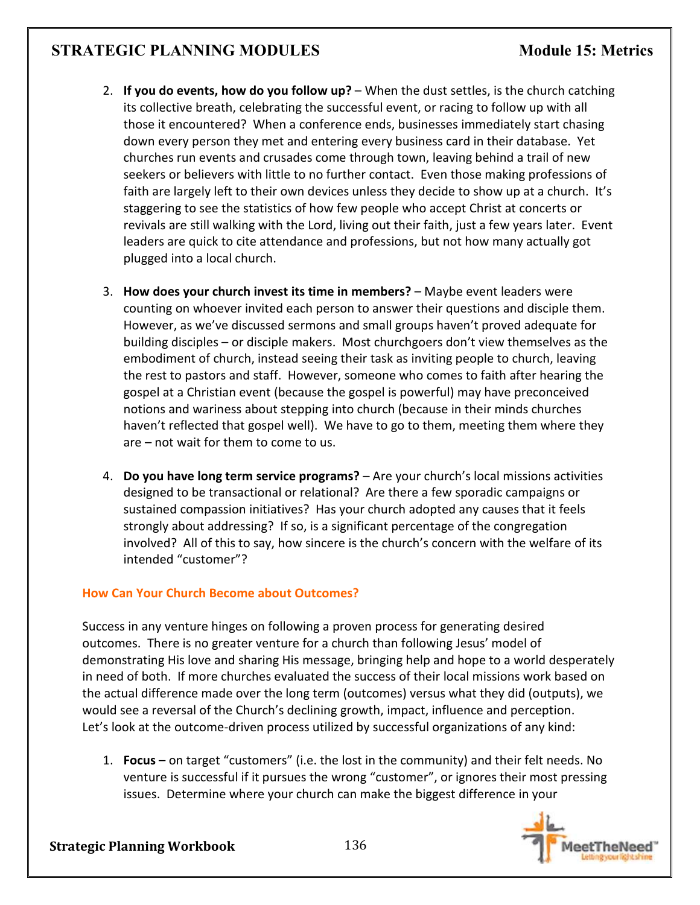2. **If you do events, how do you follow up?** – When the dust settles, is the church catching its collective breath, celebrating the successful event, or racing to follow up with all those it encountered? When a conference ends, businesses immediately start chasing down every person they met and entering every business card in their database. Yet churches run events and crusades come through town, leaving behind a trail of new seekers or believers with little to no further contact. Even those making professions of faith are largely left to their own devices unless they decide to show up at a church. It's staggering to see the statistics of how few people who accept Christ at concerts or revivals are still walking with the Lord, living out their faith, just a few years later. Event leaders are quick to cite attendance and professions, but not how many actually got plugged into a local church.

3. **How does your church invest its time in members?** – Maybe event leaders were counting on whoever invited each person to answer their questions and disciple them. However, as we've discussed sermons and small groups haven't proved adequate for building disciples – or disciple makers. Most churchgoers don't view themselves as the embodiment of church, instead seeing their task as inviting people to church, leaving the rest to pastors and staff. However, someone who comes to faith after hearing the gospel at a Christian event (because the gospel is powerful) may have preconceived notions and wariness about stepping into church (because in their minds churches haven't reflected that gospel well). We have to go to them, meeting them where they are – not wait for them to come to us.

4. **Do you have long term service programs?** – Are your church's local missions activities designed to be transactional or relational? Are there a few sporadic campaigns or sustained compassion initiatives? Has your church adopted any causes that it feels strongly about addressing? If so, is a significant percentage of the congregation involved? All of this to say, how sincere is the church's concern with the welfare of its intended "customer"?

### How Can Your Church Become about Outcomes?

Success in any venture hinges on following a proven process for generating desired outcomes. There is no greater venture for a church than following Jesus' model of demonstrating His love and sharing His message, bringing help and hope to a world desperately in need of both. If more churches evaluated the success of their local missions work based on the actual difference made over the long term (outcomes) versus what they did (outputs), we would see a reversal of the Church's declining growth, impact, influence and perception. Let's look at the outcome-driven process utilized by successful organizations of any kind:

1. **Focus** – on target "customers" (i.e. the lost in the community) and their felt needs. No venture is successful if it pursues the wrong "customer", or ignores their most pressing issues. Determine where your church can make the biggest difference in your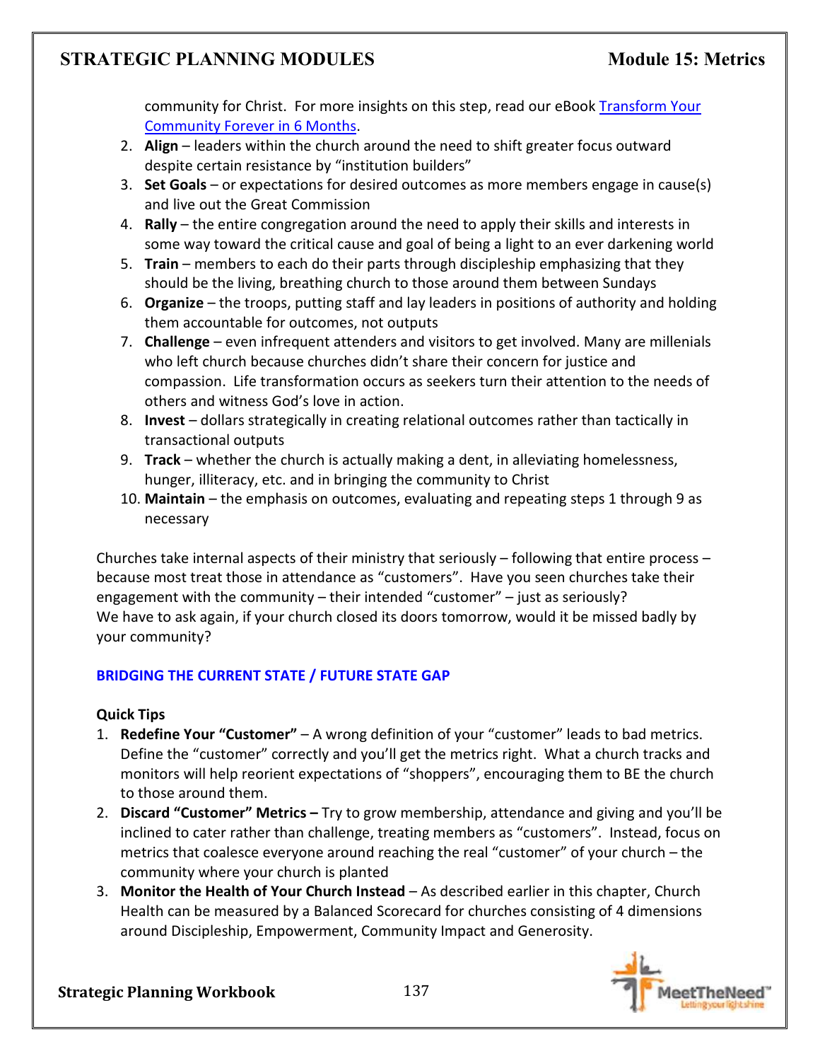community for Christ. For more insights on this step, read our eBook [Transform Your Community Forever in 6 Months](#).

2. **Align** – leaders within the church around the need to shift greater focus outward despite certain resistance by "institution builders"
3. **Set Goals** – or expectations for desired outcomes as more members engage in cause(s) and live out the Great Commission
4. **Rally** – the entire congregation around the need to apply their skills and interests in some way toward the critical cause and goal of being a light to an ever darkening world
5. **Train** – members to each do their parts through discipleship emphasizing that they should be the living, breathing church to those around them between Sundays
6. **Organize** – the troops, putting staff and lay leaders in positions of authority and holding them accountable for outcomes, not outputs
7. **Challenge** – even infrequent attenders and visitors to get involved. Many are millenials who left church because churches didn't share their concern for justice and compassion. Life transformation occurs as seekers turn their attention to the needs of others and witness God's love in action.
8. **Invest** – dollars strategically in creating relational outcomes rather than tactically in transactional outputs
9. **Track** – whether the church is actually making a dent, in alleviating homelessness, hunger, illiteracy, etc. and in bringing the community to Christ
10. **Maintain** – the emphasis on outcomes, evaluating and repeating steps 1 through 9 as necessary

Churches take internal aspects of their ministry that seriously – following that entire process – because most treat those in attendance as "customers". Have you seen churches take their engagement with the community – their intended "customer" – just as seriously? We have to ask again, if your church closed its doors tomorrow, would it be missed badly by your community?

## BRIDGING THE CURRENT STATE / FUTURE STATE GAP

**Quick Tips**

1. **Redefine Your "Customer"** – A wrong definition of your "customer" leads to bad metrics. Define the "customer" correctly and you'll get the metrics right. What a church tracks and monitors will help reorient expectations of "shoppers", encouraging them to BE the church to those around them.
2. **Discard "Customer" Metrics –** Try to grow membership, attendance and giving and you'll be inclined to cater rather than challenge, treating members as "customers". Instead, focus on metrics that coalesce everyone around reaching the real "customer" of your church – the community where your church is planted
3. **Monitor the Health of Your Church Instead** – As described earlier in this chapter, Church Health can be measured by a Balanced Scorecard for churches consisting of 4 dimensions around Discipleship, Empowerment, Community Impact and Generosity.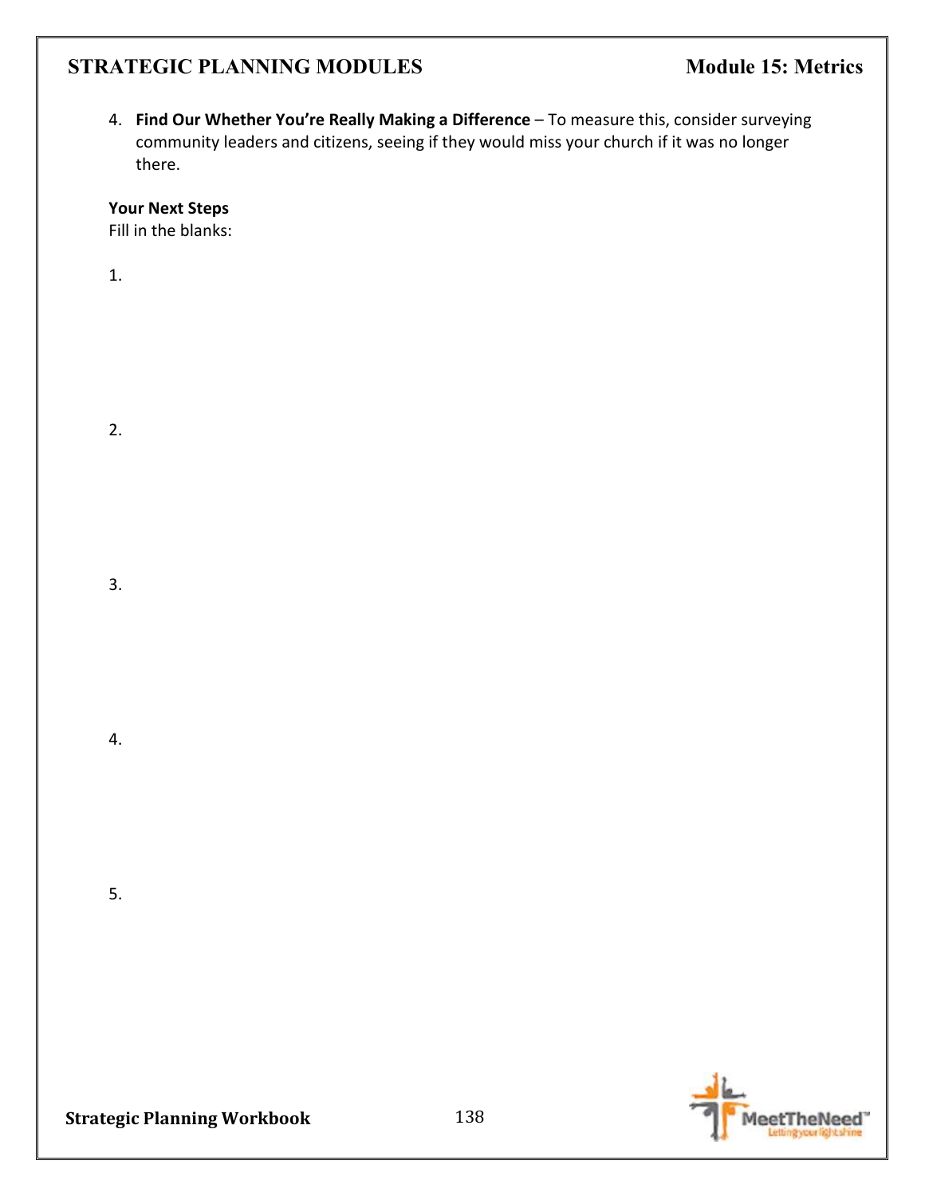4. **Find Our Whether You're Really Making a Difference** – To measure this, consider surveying community leaders and citizens, seeing if they would miss your church if it was no longer there.

**Your Next Steps**
Fill in the blanks:

1.

2.

3.

4.

5.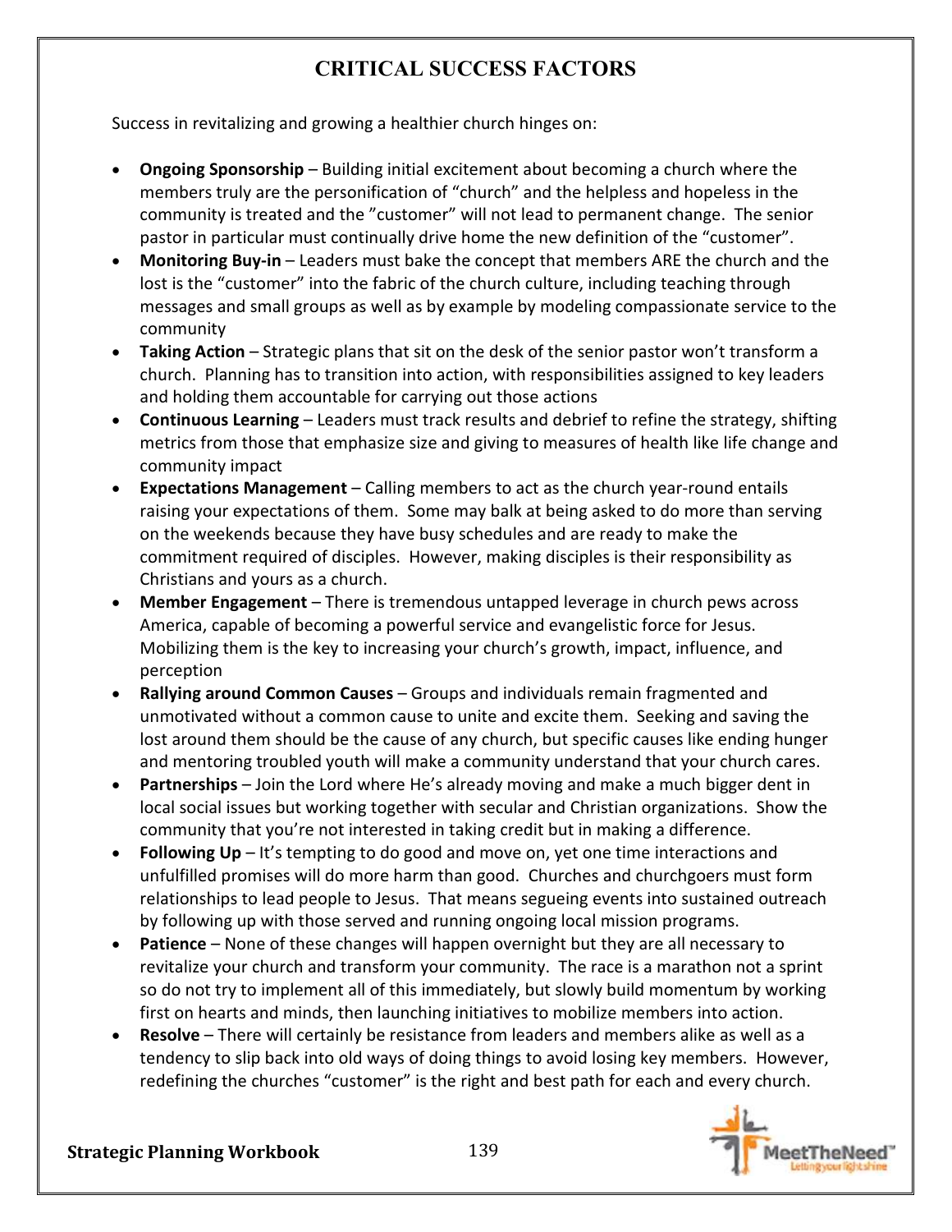# CRITICAL SUCCESS FACTORS

Success in revitalizing and growing a healthier church hinges on:

- **Ongoing Sponsorship** – Building initial excitement about becoming a church where the members truly are the personification of "church" and the helpless and hopeless in the community is treated and the "customer" will not lead to permanent change. The senior pastor in particular must continually drive home the new definition of the "customer".
- **Monitoring Buy-in** – Leaders must bake the concept that members ARE the church and the lost is the "customer" into the fabric of the church culture, including teaching through messages and small groups as well as by example by modeling compassionate service to the community
- **Taking Action** – Strategic plans that sit on the desk of the senior pastor won't transform a church. Planning has to transition into action, with responsibilities assigned to key leaders and holding them accountable for carrying out those actions
- **Continuous Learning** – Leaders must track results and debrief to refine the strategy, shifting metrics from those that emphasize size and giving to measures of health like life change and community impact
- **Expectations Management** – Calling members to act as the church year-round entails raising your expectations of them. Some may balk at being asked to do more than serving on the weekends because they have busy schedules and are ready to make the commitment required of disciples. However, making disciples is their responsibility as Christians and yours as a church.
- **Member Engagement** – There is tremendous untapped leverage in church pews across America, capable of becoming a powerful service and evangelistic force for Jesus. Mobilizing them is the key to increasing your church's growth, impact, influence, and perception
- **Rallying around Common Causes** – Groups and individuals remain fragmented and unmotivated without a common cause to unite and excite them. Seeking and saving the lost around them should be the cause of any church, but specific causes like ending hunger and mentoring troubled youth will make a community understand that your church cares.
- **Partnerships** – Join the Lord where He's already moving and make a much bigger dent in local social issues but working together with secular and Christian organizations. Show the community that you're not interested in taking credit but in making a difference.
- **Following Up** – It's tempting to do good and move on, yet one time interactions and unfulfilled promises will do more harm than good. Churches and churchgoers must form relationships to lead people to Jesus. That means segueing events into sustained outreach by following up with those served and running ongoing local mission programs.
- **Patience** – None of these changes will happen overnight but they are all necessary to revitalize your church and transform your community. The race is a marathon not a sprint so do not try to implement all of this immediately, but slowly build momentum by working first on hearts and minds, then launching initiatives to mobilize members into action.
- **Resolve** – There will certainly be resistance from leaders and members alike as well as a tendency to slip back into old ways of doing things to avoid losing key members. However, redefining the churches "customer" is the right and best path for each and every church.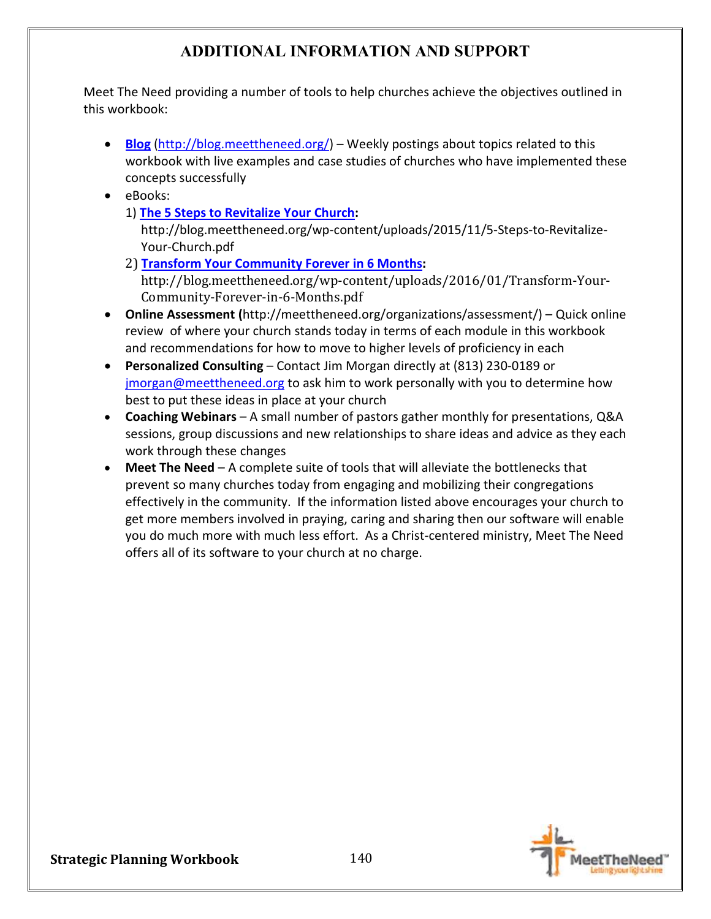# ADDITIONAL INFORMATION AND SUPPORT

Meet The Need providing a number of tools to help churches achieve the objectives outlined in this workbook:

- **Blog** (http://blog.meettheneed.org/) – Weekly postings about topics related to this workbook with live examples and case studies of churches who have implemented these concepts successfully
- eBooks:
  1) **The 5 Steps to Revitalize Your Church:** http://blog.meettheneed.org/wp-content/uploads/2015/11/5-Steps-to-Revitalize-Your-Church.pdf
  2) **Transform Your Community Forever in 6 Months:** http://blog.meettheneed.org/wp-content/uploads/2016/01/Transform-Your-Community-Forever-in-6-Months.pdf
- **Online Assessment (**http://meettheneed.org/organizations/assessment/) – Quick online review of where your church stands today in terms of each module in this workbook and recommendations for how to move to higher levels of proficiency in each
- **Personalized Consulting** – Contact Jim Morgan directly at (813) 230-0189 or jmorgan@meettheneed.org to ask him to work personally with you to determine how best to put these ideas in place at your church
- **Coaching Webinars** – A small number of pastors gather monthly for presentations, Q&A sessions, group discussions and new relationships to share ideas and advice as they each work through these changes
- **Meet The Need** – A complete suite of tools that will alleviate the bottlenecks that prevent so many churches today from engaging and mobilizing their congregations effectively in the community. If the information listed above encourages your church to get more members involved in praying, caring and sharing then our software will enable you do much more with much less effort. As a Christ-centered ministry, Meet The Need offers all of its software to your church at no charge.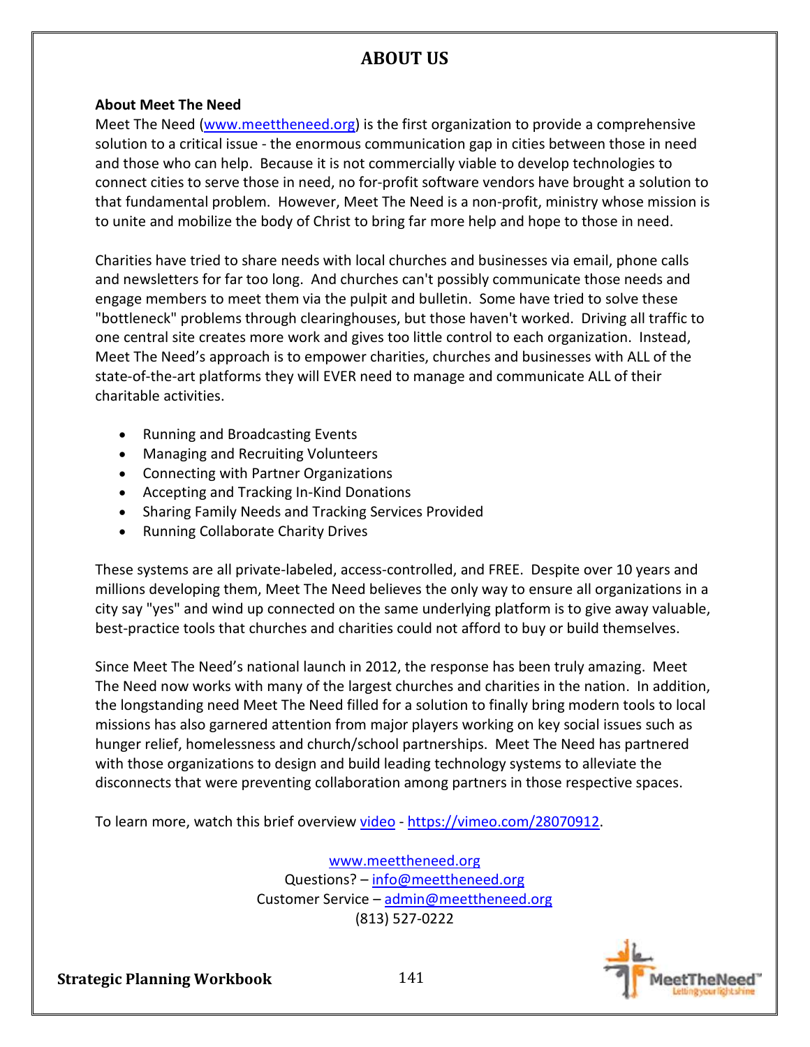# ABOUT US

**About Meet The Need**

Meet The Need (www.meettheneed.org) is the first organization to provide a comprehensive solution to a critical issue - the enormous communication gap in cities between those in need and those who can help. Because it is not commercially viable to develop technologies to connect cities to serve those in need, no for-profit software vendors have brought a solution to that fundamental problem. However, Meet The Need is a non-profit, ministry whose mission is to unite and mobilize the body of Christ to bring far more help and hope to those in need.

Charities have tried to share needs with local churches and businesses via email, phone calls and newsletters for far too long. And churches can't possibly communicate those needs and engage members to meet them via the pulpit and bulletin. Some have tried to solve these "bottleneck" problems through clearinghouses, but those haven't worked. Driving all traffic to one central site creates more work and gives too little control to each organization. Instead, Meet The Need's approach is to empower charities, churches and businesses with ALL of the state-of-the-art platforms they will EVER need to manage and communicate ALL of their charitable activities.

- Running and Broadcasting Events
- Managing and Recruiting Volunteers
- Connecting with Partner Organizations
- Accepting and Tracking In-Kind Donations
- Sharing Family Needs and Tracking Services Provided
- Running Collaborate Charity Drives

These systems are all private-labeled, access-controlled, and FREE. Despite over 10 years and millions developing them, Meet The Need believes the only way to ensure all organizations in a city say "yes" and wind up connected on the same underlying platform is to give away valuable, best-practice tools that churches and charities could not afford to buy or build themselves.

Since Meet The Need's national launch in 2012, the response has been truly amazing. Meet The Need now works with many of the largest churches and charities in the nation. In addition, the longstanding need Meet The Need filled for a solution to finally bring modern tools to local missions has also garnered attention from major players working on key social issues such as hunger relief, homelessness and church/school partnerships. Meet The Need has partnered with those organizations to design and build leading technology systems to alleviate the disconnects that were preventing collaboration among partners in those respective spaces.

To learn more, watch this brief overview video - https://vimeo.com/28070912.

www.meettheneed.org
Questions? – info@meettheneed.org
Customer Service – admin@meettheneed.org
(813) 527-0222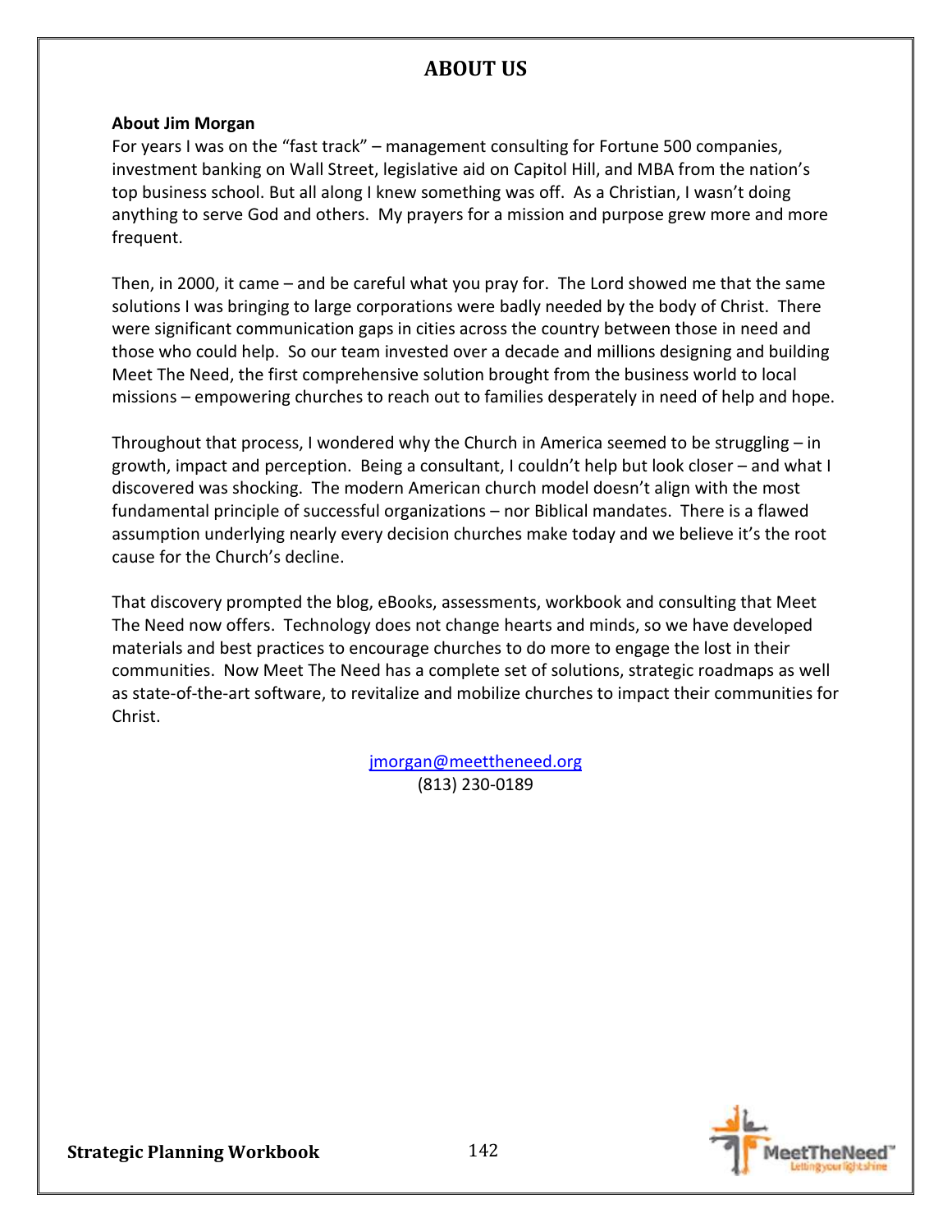# ABOUT US

**About Jim Morgan**

For years I was on the "fast track" – management consulting for Fortune 500 companies, investment banking on Wall Street, legislative aid on Capitol Hill, and MBA from the nation's top business school. But all along I knew something was off. As a Christian, I wasn't doing anything to serve God and others. My prayers for a mission and purpose grew more and more frequent.

Then, in 2000, it came – and be careful what you pray for. The Lord showed me that the same solutions I was bringing to large corporations were badly needed by the body of Christ. There were significant communication gaps in cities across the country between those in need and those who could help. So our team invested over a decade and millions designing and building Meet The Need, the first comprehensive solution brought from the business world to local missions – empowering churches to reach out to families desperately in need of help and hope.

Throughout that process, I wondered why the Church in America seemed to be struggling – in growth, impact and perception. Being a consultant, I couldn't help but look closer – and what I discovered was shocking. The modern American church model doesn't align with the most fundamental principle of successful organizations – nor Biblical mandates. There is a flawed assumption underlying nearly every decision churches make today and we believe it's the root cause for the Church's decline.

That discovery prompted the blog, eBooks, assessments, workbook and consulting that Meet The Need now offers. Technology does not change hearts and minds, so we have developed materials and best practices to encourage churches to do more to engage the lost in their communities. Now Meet The Need has a complete set of solutions, strategic roadmaps as well as state-of-the-art software, to revitalize and mobilize churches to impact their communities for Christ.

jmorgan@meettheneed.org
(813) 230-0189